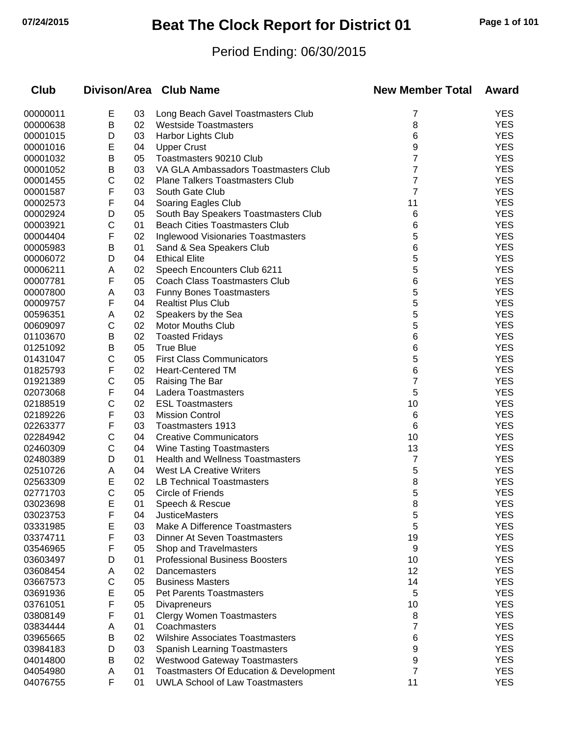# Beat The Clock Report for District 01

Period Ending: 06/30/2015

| Club | Divison/Area | | Club Name | New Member Total | Award |
|---|---|---|---|---|---|
| 00000011 | E | 03 | Long Beach Gavel Toastmasters Club | 7 | YES |
| 00000638 | B | 02 | Westside Toastmasters | 8 | YES |
| 00001015 | D | 03 | Harbor Lights Club | 6 | YES |
| 00001016 | E | 04 | Upper Crust | 9 | YES |
| 00001032 | B | 05 | Toastmasters 90210 Club | 7 | YES |
| 00001052 | B | 03 | VA GLA Ambassadors Toastmasters Club | 7 | YES |
| 00001455 | C | 02 | Plane Talkers Toastmasters Club | 7 | YES |
| 00001587 | F | 03 | South Gate Club | 7 | YES |
| 00002573 | F | 04 | Soaring Eagles Club | 11 | YES |
| 00002924 | D | 05 | South Bay Speakers Toastmasters Club | 6 | YES |
| 00003921 | C | 01 | Beach Cities Toastmasters Club | 6 | YES |
| 00004404 | F | 02 | Inglewood Visionaries Toastmasters | 5 | YES |
| 00005983 | B | 01 | Sand & Sea Speakers Club | 6 | YES |
| 00006072 | D | 04 | Ethical Elite | 5 | YES |
| 00006211 | A | 02 | Speech Encounters Club 6211 | 5 | YES |
| 00007781 | F | 05 | Coach Class Toastmasters Club | 6 | YES |
| 00007800 | A | 03 | Funny Bones Toastmasters | 5 | YES |
| 00009757 | F | 04 | Realtist Plus Club | 5 | YES |
| 00596351 | A | 02 | Speakers by the Sea | 5 | YES |
| 00609097 | C | 02 | Motor Mouths Club | 5 | YES |
| 01103670 | B | 02 | Toasted Fridays | 6 | YES |
| 01251092 | B | 05 | True Blue | 6 | YES |
| 01431047 | C | 05 | First Class Communicators | 5 | YES |
| 01825793 | F | 02 | Heart-Centered TM | 6 | YES |
| 01921389 | C | 05 | Raising The Bar | 7 | YES |
| 02073068 | F | 04 | Ladera Toastmasters | 5 | YES |
| 02188519 | C | 02 | ESL Toastmasters | 10 | YES |
| 02189226 | F | 03 | Mission Control | 6 | YES |
| 02263377 | F | 03 | Toastmasters 1913 | 6 | YES |
| 02284942 | C | 04 | Creative Communicators | 10 | YES |
| 02460309 | C | 04 | Wine Tasting Toastmasters | 13 | YES |
| 02480389 | D | 01 | Health and Wellness Toastmasters | 7 | YES |
| 02510726 | A | 04 | West LA Creative Writers | 5 | YES |
| 02563309 | E | 02 | LB Technical Toastmasters | 8 | YES |
| 02771703 | C | 05 | Circle of Friends | 5 | YES |
| 03023698 | E | 01 | Speech & Rescue | 8 | YES |
| 03023753 | F | 04 | JusticeMasters | 5 | YES |
| 03331985 | E | 03 | Make A Difference Toastmasters | 5 | YES |
| 03374711 | F | 03 | Dinner At Seven Toastmasters | 19 | YES |
| 03546965 | F | 05 | Shop and Travelmasters | 9 | YES |
| 03603497 | D | 01 | Professional Business Boosters | 10 | YES |
| 03608454 | A | 02 | Dancemasters | 12 | YES |
| 03667573 | C | 05 | Business Masters | 14 | YES |
| 03691936 | E | 05 | Pet Parents Toastmasters | 5 | YES |
| 03761051 | F | 05 | Divapreneurs | 10 | YES |
| 03808149 | F | 01 | Clergy Women Toastmasters | 8 | YES |
| 03834444 | A | 01 | Coachmasters | 7 | YES |
| 03965665 | B | 02 | Wilshire Associates Toastmasters | 6 | YES |
| 03984183 | D | 03 | Spanish Learning Toastmasters | 9 | YES |
| 04014800 | B | 02 | Westwood Gateway Toastmasters | 9 | YES |
| 04054980 | A | 01 | Toastmasters Of Education & Development | 7 | YES |
| 04076755 | F | 01 | UWLA School of Law Toastmasters | 11 | YES |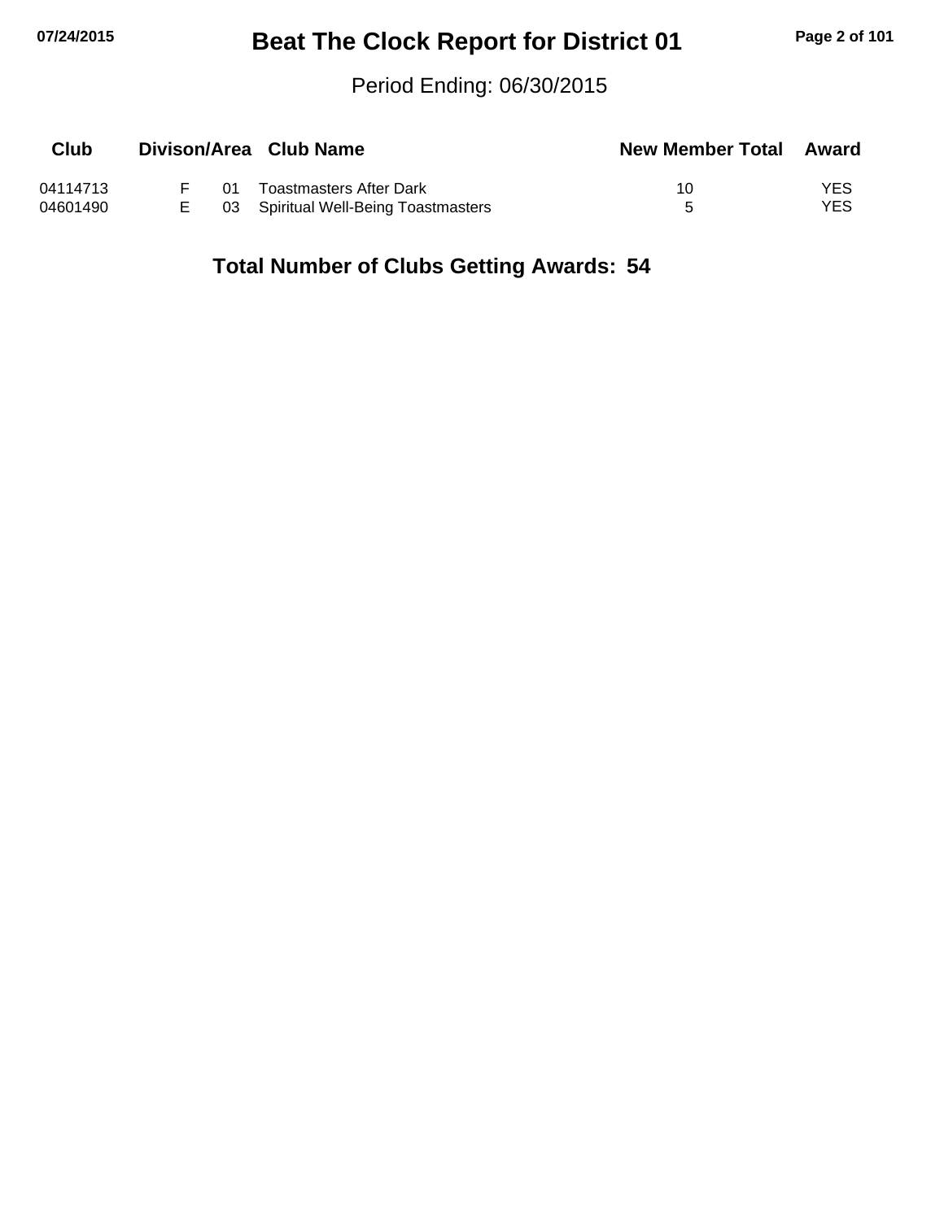# Beat The Clock Report for District 01

Period Ending: 06/30/2015

| Club | Divison/Area | | Club Name | New Member Total | Award |
|---|---|---|---|---|---|
| 04114713 | F | 01 | Toastmasters After Dark | 10 | YES |
| 04601490 | E | 03 | Spiritual Well-Being Toastmasters | 5 | YES |

**Total Number of Clubs Getting Awards: 54**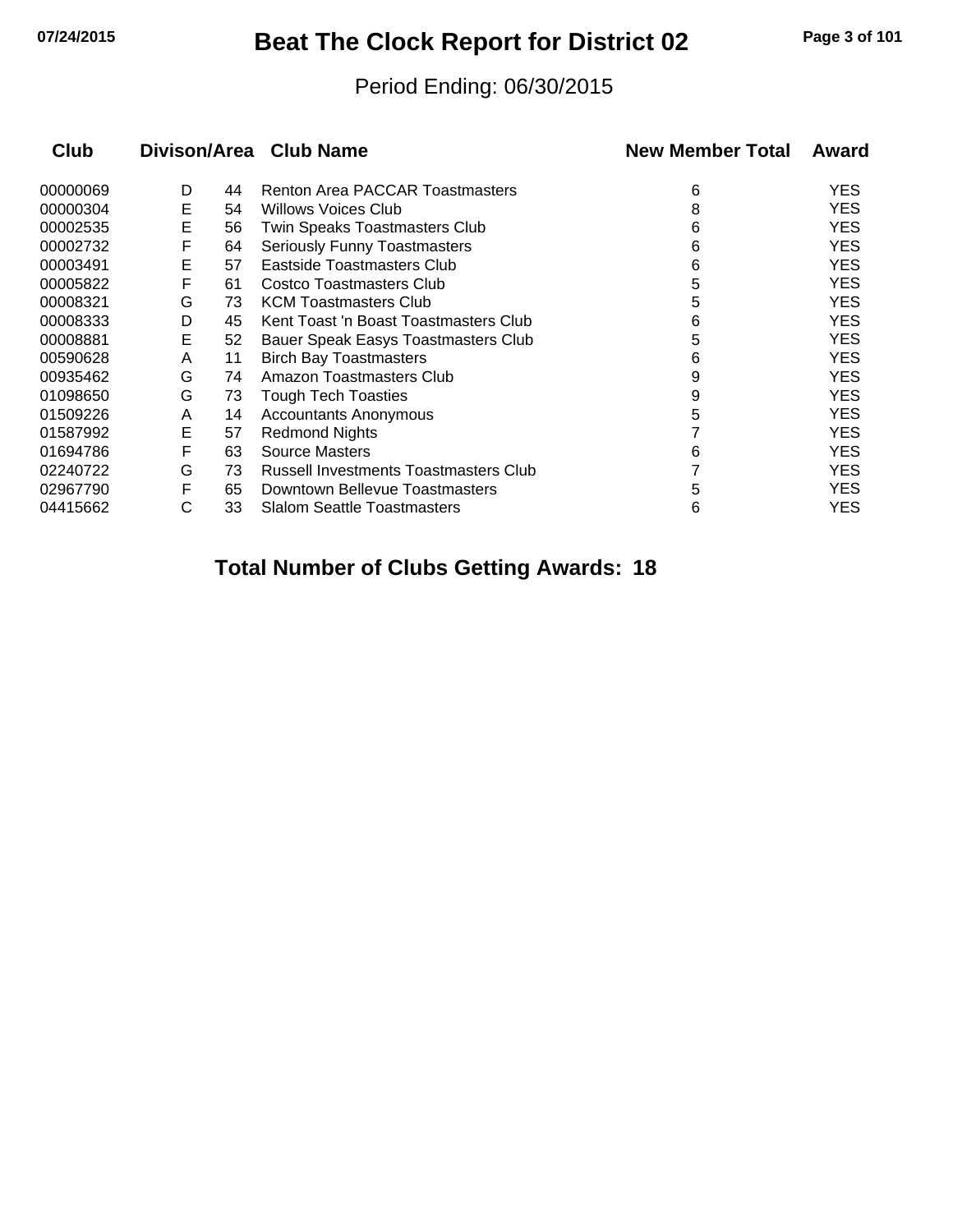# Beat The Clock Report for District 02

Period Ending: 06/30/2015

| Club | Divison/Area | | Club Name | New Member Total | Award |
|---|---|---|---|---|---|
| 00000069 | D | 44 | Renton Area PACCAR Toastmasters | 6 | YES |
| 00000304 | E | 54 | Willows Voices Club | 8 | YES |
| 00002535 | E | 56 | Twin Speaks Toastmasters Club | 6 | YES |
| 00002732 | F | 64 | Seriously Funny Toastmasters | 6 | YES |
| 00003491 | E | 57 | Eastside Toastmasters Club | 6 | YES |
| 00005822 | F | 61 | Costco Toastmasters Club | 5 | YES |
| 00008321 | G | 73 | KCM Toastmasters Club | 5 | YES |
| 00008333 | D | 45 | Kent Toast 'n Boast Toastmasters Club | 6 | YES |
| 00008881 | E | 52 | Bauer Speak Easys Toastmasters Club | 5 | YES |
| 00590628 | A | 11 | Birch Bay Toastmasters | 6 | YES |
| 00935462 | G | 74 | Amazon Toastmasters Club | 9 | YES |
| 01098650 | G | 73 | Tough Tech Toasties | 9 | YES |
| 01509226 | A | 14 | Accountants Anonymous | 5 | YES |
| 01587992 | E | 57 | Redmond Nights | 7 | YES |
| 01694786 | F | 63 | Source Masters | 6 | YES |
| 02240722 | G | 73 | Russell Investments Toastmasters Club | 7 | YES |
| 02967790 | F | 65 | Downtown Bellevue Toastmasters | 5 | YES |
| 04415662 | C | 33 | Slalom Seattle Toastmasters | 6 | YES |

**Total Number of Clubs Getting Awards: 18**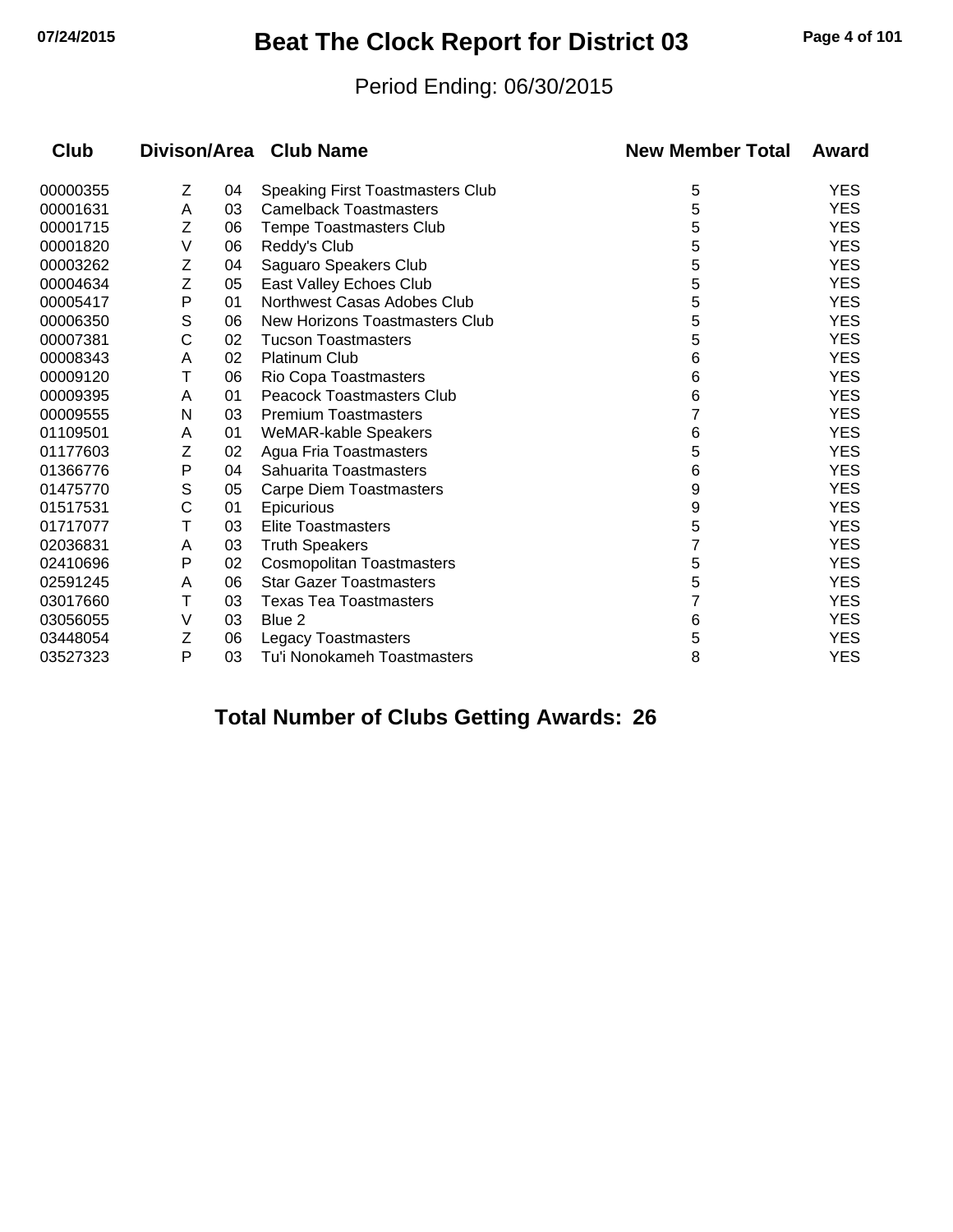# Beat The Clock Report for District 03

Period Ending: 06/30/2015

| Club | Divison/Area | | Club Name | New Member Total | Award |
|---|---|---|---|---|---|
| 00000355 | Z | 04 | Speaking First Toastmasters Club | 5 | YES |
| 00001631 | A | 03 | Camelback Toastmasters | 5 | YES |
| 00001715 | Z | 06 | Tempe Toastmasters Club | 5 | YES |
| 00001820 | V | 06 | Reddy's Club | 5 | YES |
| 00003262 | Z | 04 | Saguaro Speakers Club | 5 | YES |
| 00004634 | Z | 05 | East Valley Echoes Club | 5 | YES |
| 00005417 | P | 01 | Northwest Casas Adobes Club | 5 | YES |
| 00006350 | S | 06 | New Horizons Toastmasters Club | 5 | YES |
| 00007381 | C | 02 | Tucson Toastmasters | 5 | YES |
| 00008343 | A | 02 | Platinum Club | 6 | YES |
| 00009120 | T | 06 | Rio Copa Toastmasters | 6 | YES |
| 00009395 | A | 01 | Peacock Toastmasters Club | 6 | YES |
| 00009555 | N | 03 | Premium Toastmasters | 7 | YES |
| 01109501 | A | 01 | WeMAR-kable Speakers | 6 | YES |
| 01177603 | Z | 02 | Agua Fria Toastmasters | 5 | YES |
| 01366776 | P | 04 | Sahuarita Toastmasters | 6 | YES |
| 01475770 | S | 05 | Carpe Diem Toastmasters | 9 | YES |
| 01517531 | C | 01 | Epicurious | 9 | YES |
| 01717077 | T | 03 | Elite Toastmasters | 5 | YES |
| 02036831 | A | 03 | Truth Speakers | 7 | YES |
| 02410696 | P | 02 | Cosmopolitan Toastmasters | 5 | YES |
| 02591245 | A | 06 | Star Gazer Toastmasters | 5 | YES |
| 03017660 | T | 03 | Texas Tea Toastmasters | 7 | YES |
| 03056055 | V | 03 | Blue 2 | 6 | YES |
| 03448054 | Z | 06 | Legacy Toastmasters | 5 | YES |
| 03527323 | P | 03 | Tu'i Nonokameh Toastmasters | 8 | YES |

**Total Number of Clubs Getting Awards: 26**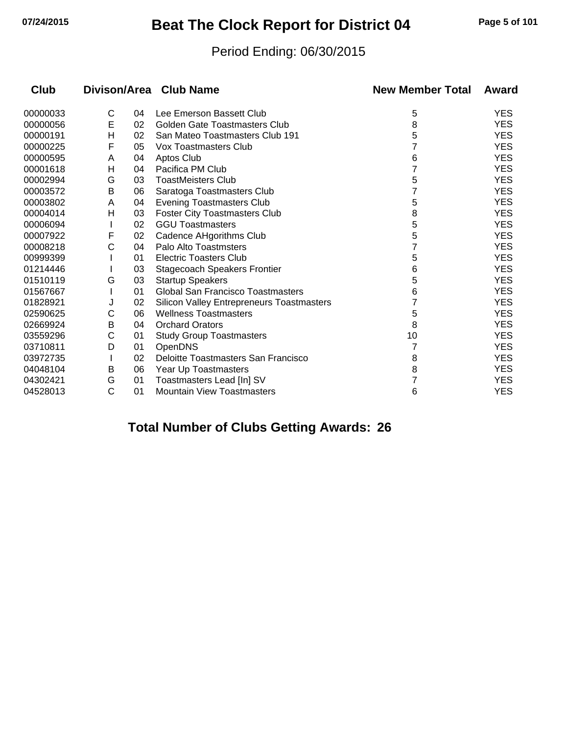# Beat The Clock Report for District 04

Period Ending: 06/30/2015

| Club | Divison | Area | Club Name | New Member Total | Award |
|---|---|---|---|---|---|
| 00000033 | C | 04 | Lee Emerson Bassett Club | 5 | YES |
| 00000056 | E | 02 | Golden Gate Toastmasters Club | 8 | YES |
| 00000191 | H | 02 | San Mateo Toastmasters Club 191 | 5 | YES |
| 00000225 | F | 05 | Vox Toastmasters Club | 7 | YES |
| 00000595 | A | 04 | Aptos Club | 6 | YES |
| 00001618 | H | 04 | Pacifica PM Club | 7 | YES |
| 00002994 | G | 03 | ToastMeisters Club | 5 | YES |
| 00003572 | B | 06 | Saratoga Toastmasters Club | 7 | YES |
| 00003802 | A | 04 | Evening Toastmasters Club | 5 | YES |
| 00004014 | H | 03 | Foster City Toastmasters Club | 8 | YES |
| 00006094 | I | 02 | GGU Toastmasters | 5 | YES |
| 00007922 | F | 02 | Cadence AHgorithms Club | 5 | YES |
| 00008218 | C | 04 | Palo Alto Toastmsters | 7 | YES |
| 00999399 | I | 01 | Electric Toasters Club | 5 | YES |
| 01214446 | I | 03 | Stagecoach Speakers Frontier | 6 | YES |
| 01510119 | G | 03 | Startup Speakers | 5 | YES |
| 01567667 | I | 01 | Global San Francisco Toastmasters | 6 | YES |
| 01828921 | J | 02 | Silicon Valley Entrepreneurs Toastmasters | 7 | YES |
| 02590625 | C | 06 | Wellness Toastmasters | 5 | YES |
| 02669924 | B | 04 | Orchard Orators | 8 | YES |
| 03559296 | C | 01 | Study Group Toastmasters | 10 | YES |
| 03710811 | D | 01 | OpenDNS | 7 | YES |
| 03972735 | I | 02 | Deloitte Toastmasters San Francisco | 8 | YES |
| 04048104 | B | 06 | Year Up Toastmasters | 8 | YES |
| 04302421 | G | 01 | Toastmasters Lead [In] SV | 7 | YES |
| 04528013 | C | 01 | Mountain View Toastmasters | 6 | YES |

**Total Number of Clubs Getting Awards: 26**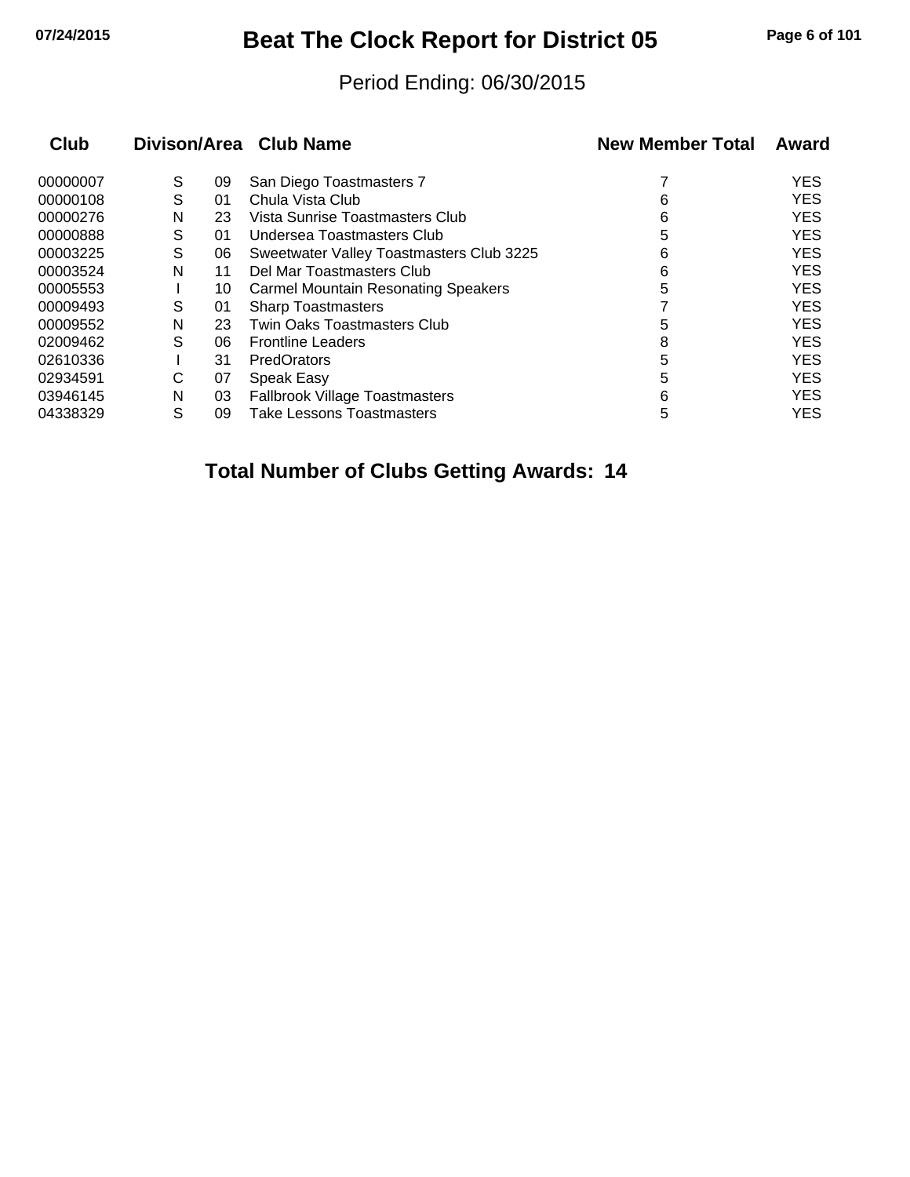# Beat The Clock Report for District 05

Period Ending: 06/30/2015

| Club | Divison/Area | | Club Name | New Member Total | Award |
|---|---|---|---|---|---|
| 00000007 | S | 09 | San Diego Toastmasters 7 | 7 | YES |
| 00000108 | S | 01 | Chula Vista Club | 6 | YES |
| 00000276 | N | 23 | Vista Sunrise Toastmasters Club | 6 | YES |
| 00000888 | S | 01 | Undersea Toastmasters Club | 5 | YES |
| 00003225 | S | 06 | Sweetwater Valley Toastmasters Club 3225 | 6 | YES |
| 00003524 | N | 11 | Del Mar Toastmasters Club | 6 | YES |
| 00005553 | I | 10 | Carmel Mountain Resonating Speakers | 5 | YES |
| 00009493 | S | 01 | Sharp Toastmasters | 7 | YES |
| 00009552 | N | 23 | Twin Oaks Toastmasters Club | 5 | YES |
| 02009462 | S | 06 | Frontline Leaders | 8 | YES |
| 02610336 | I | 31 | PredOrators | 5 | YES |
| 02934591 | C | 07 | Speak Easy | 5 | YES |
| 03946145 | N | 03 | Fallbrook Village Toastmasters | 6 | YES |
| 04338329 | S | 09 | Take Lessons Toastmasters | 5 | YES |

**Total Number of Clubs Getting Awards: 14**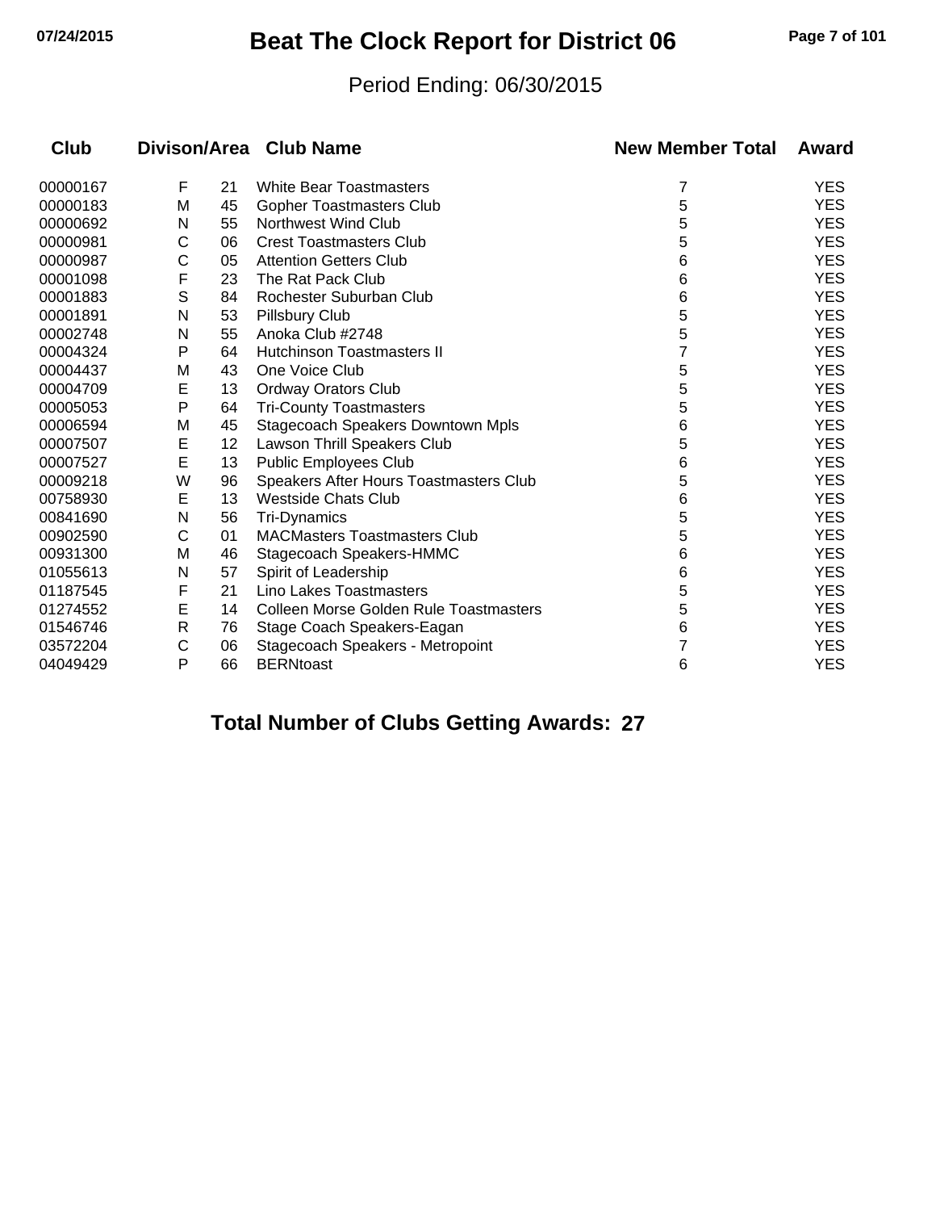# Beat The Clock Report for District 06

07/24/2015

Period Ending: 06/30/2015

| Club | Divison | Area | Club Name | New Member Total | Award |
|---|---|---|---|---|---|
| 00000167 | F | 21 | White Bear Toastmasters | 7 | YES |
| 00000183 | M | 45 | Gopher Toastmasters Club | 5 | YES |
| 00000692 | N | 55 | Northwest Wind Club | 5 | YES |
| 00000981 | C | 06 | Crest Toastmasters Club | 5 | YES |
| 00000987 | C | 05 | Attention Getters Club | 6 | YES |
| 00001098 | F | 23 | The Rat Pack Club | 6 | YES |
| 00001883 | S | 84 | Rochester Suburban Club | 6 | YES |
| 00001891 | N | 53 | Pillsbury Club | 5 | YES |
| 00002748 | N | 55 | Anoka Club #2748 | 5 | YES |
| 00004324 | P | 64 | Hutchinson Toastmasters II | 7 | YES |
| 00004437 | M | 43 | One Voice Club | 5 | YES |
| 00004709 | E | 13 | Ordway Orators Club | 5 | YES |
| 00005053 | P | 64 | Tri-County Toastmasters | 5 | YES |
| 00006594 | M | 45 | Stagecoach Speakers Downtown Mpls | 6 | YES |
| 00007507 | E | 12 | Lawson Thrill Speakers Club | 5 | YES |
| 00007527 | E | 13 | Public Employees Club | 6 | YES |
| 00009218 | W | 96 | Speakers After Hours Toastmasters Club | 5 | YES |
| 00758930 | E | 13 | Westside Chats Club | 6 | YES |
| 00841690 | N | 56 | Tri-Dynamics | 5 | YES |
| 00902590 | C | 01 | MACMasters Toastmasters Club | 5 | YES |
| 00931300 | M | 46 | Stagecoach Speakers-HMMC | 6 | YES |
| 01055613 | N | 57 | Spirit of Leadership | 6 | YES |
| 01187545 | F | 21 | Lino Lakes Toastmasters | 5 | YES |
| 01274552 | E | 14 | Colleen Morse Golden Rule Toastmasters | 5 | YES |
| 01546746 | R | 76 | Stage Coach Speakers-Eagan | 6 | YES |
| 03572204 | C | 06 | Stagecoach Speakers - Metropoint | 7 | YES |
| 04049429 | P | 66 | BERNtoast | 6 | YES |

**Total Number of Clubs Getting Awards: 27**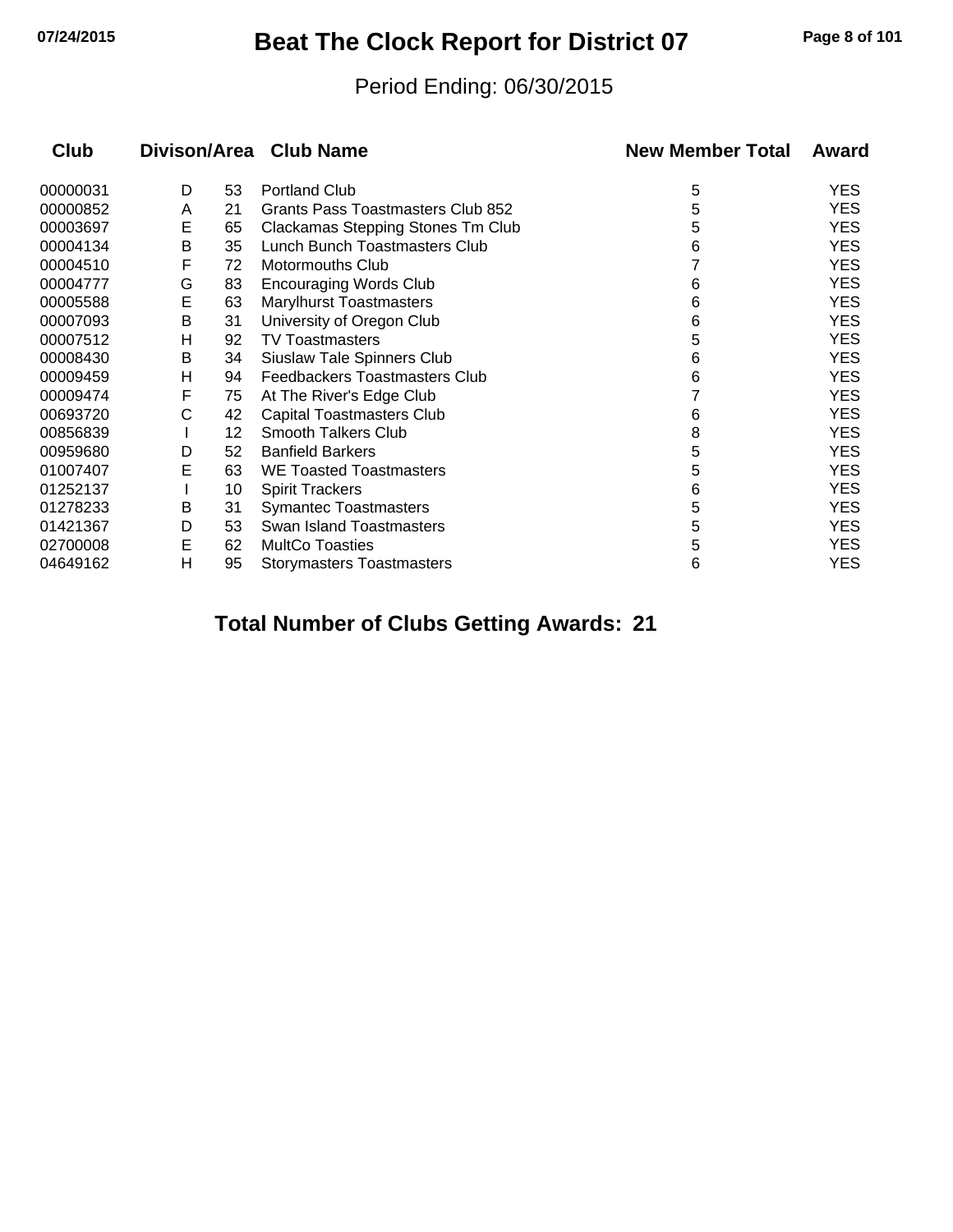# Beat The Clock Report for District 07

Period Ending: 06/30/2015

| Club | Divison | Area | Club Name | New Member Total | Award |
|---|---|---|---|---|---|
| 00000031 | D | 53 | Portland Club | 5 | YES |
| 00000852 | A | 21 | Grants Pass Toastmasters Club 852 | 5 | YES |
| 00003697 | E | 65 | Clackamas Stepping Stones Tm Club | 5 | YES |
| 00004134 | B | 35 | Lunch Bunch Toastmasters Club | 6 | YES |
| 00004510 | F | 72 | Motormouths Club | 7 | YES |
| 00004777 | G | 83 | Encouraging Words Club | 6 | YES |
| 00005588 | E | 63 | Marylhurst Toastmasters | 6 | YES |
| 00007093 | B | 31 | University of Oregon Club | 6 | YES |
| 00007512 | H | 92 | TV Toastmasters | 5 | YES |
| 00008430 | B | 34 | Siuslaw Tale Spinners Club | 6 | YES |
| 00009459 | H | 94 | Feedbackers Toastmasters Club | 6 | YES |
| 00009474 | F | 75 | At The River's Edge Club | 7 | YES |
| 00693720 | C | 42 | Capital Toastmasters Club | 6 | YES |
| 00856839 | I | 12 | Smooth Talkers Club | 8 | YES |
| 00959680 | D | 52 | Banfield Barkers | 5 | YES |
| 01007407 | E | 63 | WE Toasted Toastmasters | 5 | YES |
| 01252137 | I | 10 | Spirit Trackers | 6 | YES |
| 01278233 | B | 31 | Symantec Toastmasters | 5 | YES |
| 01421367 | D | 53 | Swan Island Toastmasters | 5 | YES |
| 02700008 | E | 62 | MultCo Toasties | 5 | YES |
| 04649162 | H | 95 | Storymasters Toastmasters | 6 | YES |

**Total Number of Clubs Getting Awards: 21**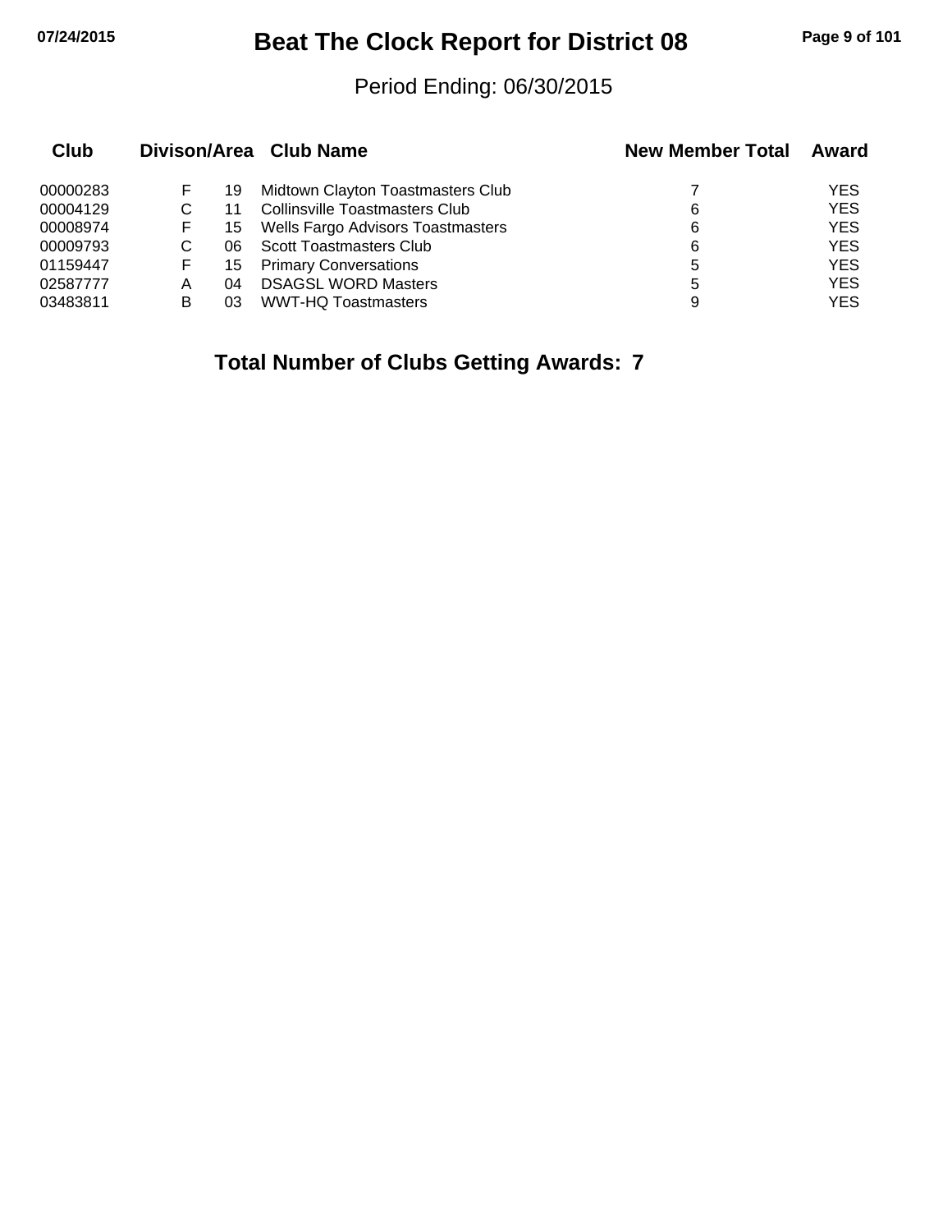# Beat The Clock Report for District 08

Period Ending: 06/30/2015

| Club | Divison/Area | | Club Name | New Member Total | Award |
|---|---|---|---|---|---|
| 00000283 | F | 19 | Midtown Clayton Toastmasters Club | 7 | YES |
| 00004129 | C | 11 | Collinsville Toastmasters Club | 6 | YES |
| 00008974 | F | 15 | Wells Fargo Advisors Toastmasters | 6 | YES |
| 00009793 | C | 06 | Scott Toastmasters Club | 6 | YES |
| 01159447 | F | 15 | Primary Conversations | 5 | YES |
| 02587777 | A | 04 | DSAGSL WORD Masters | 5 | YES |
| 03483811 | B | 03 | WWT-HQ Toastmasters | 9 | YES |

**Total Number of Clubs Getting Awards: 7**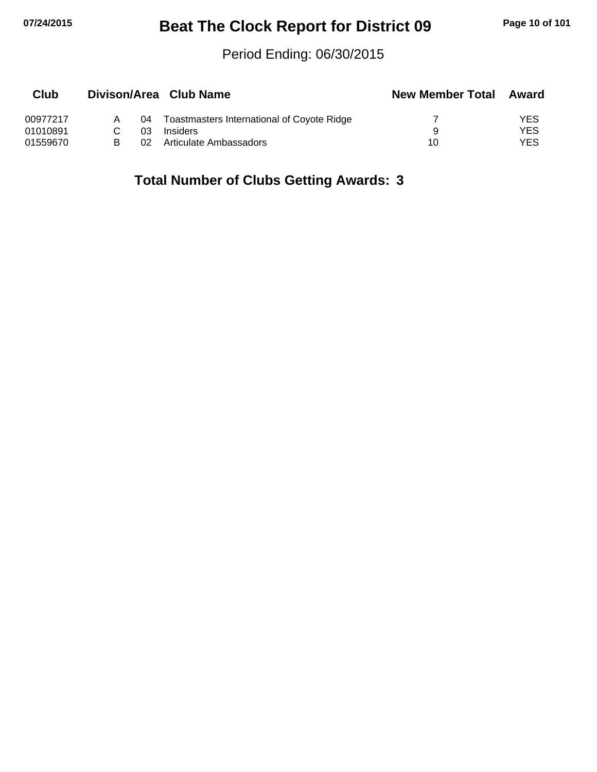# Beat The Clock Report for District 09

Period Ending: 06/30/2015

| Club | Divison/Area | | Club Name | New Member Total | Award |
| --- | --- | --- | --- | --- | --- |
| 00977217 | A | 04 | Toastmasters International of Coyote Ridge | 7 | YES |
| 01010891 | C | 03 | Insiders | 9 | YES |
| 01559670 | B | 02 | Articulate Ambassadors | 10 | YES |

**Total Number of Clubs Getting Awards: 3**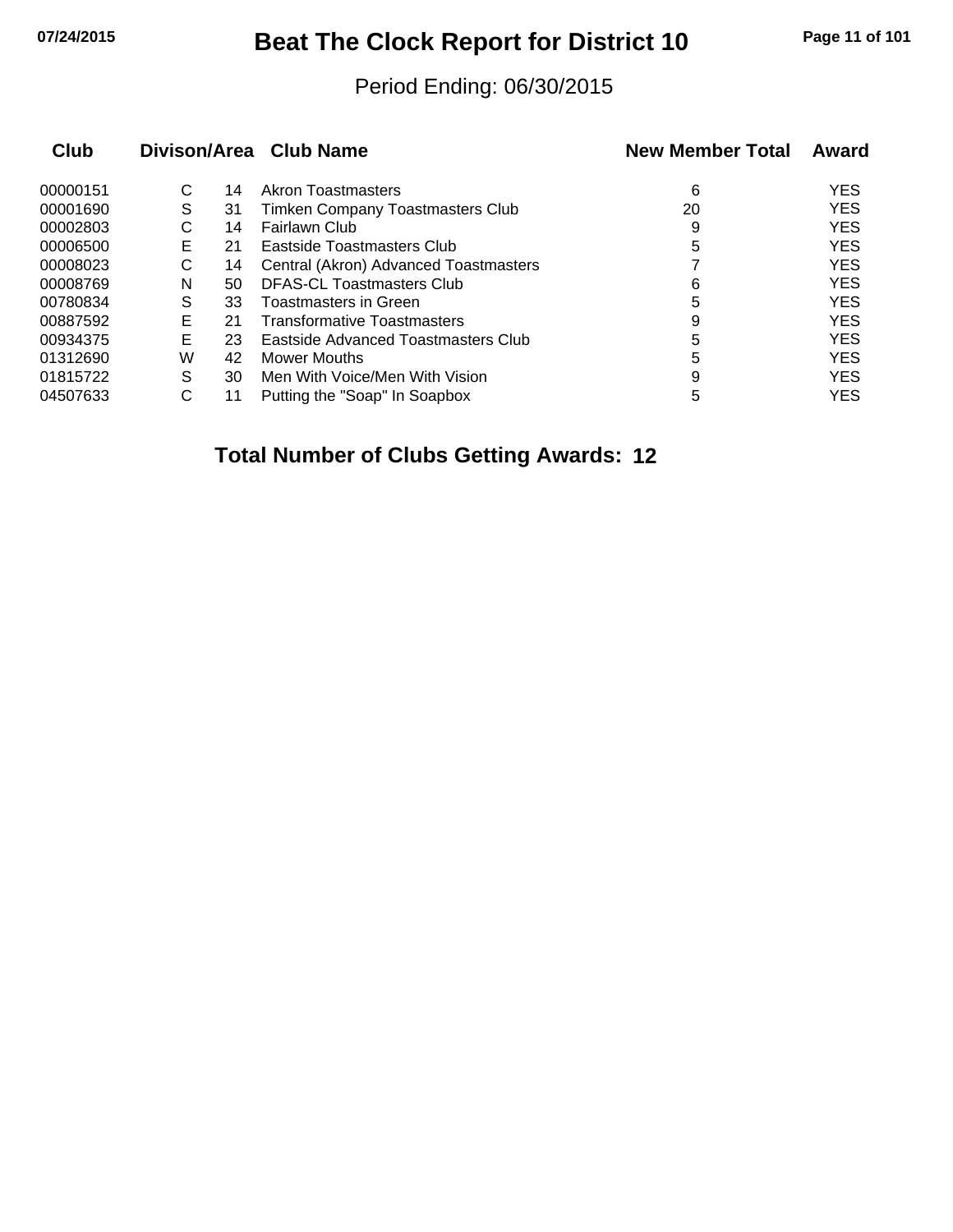# Beat The Clock Report for District 10

Period Ending: 06/30/2015

| Club | Divison | Area | Club Name | New Member Total | Award |
|---|---|---|---|---|---|
| 00000151 | C | 14 | Akron Toastmasters | 6 | YES |
| 00001690 | S | 31 | Timken Company Toastmasters Club | 20 | YES |
| 00002803 | C | 14 | Fairlawn Club | 9 | YES |
| 00006500 | E | 21 | Eastside Toastmasters Club | 5 | YES |
| 00008023 | C | 14 | Central (Akron) Advanced Toastmasters | 7 | YES |
| 00008769 | N | 50 | DFAS-CL Toastmasters Club | 6 | YES |
| 00780834 | S | 33 | Toastmasters in Green | 5 | YES |
| 00887592 | E | 21 | Transformative Toastmasters | 9 | YES |
| 00934375 | E | 23 | Eastside Advanced Toastmasters Club | 5 | YES |
| 01312690 | W | 42 | Mower Mouths | 5 | YES |
| 01815722 | S | 30 | Men With Voice/Men With Vision | 9 | YES |
| 04507633 | C | 11 | Putting the "Soap" In Soapbox | 5 | YES |

**Total Number of Clubs Getting Awards: 12**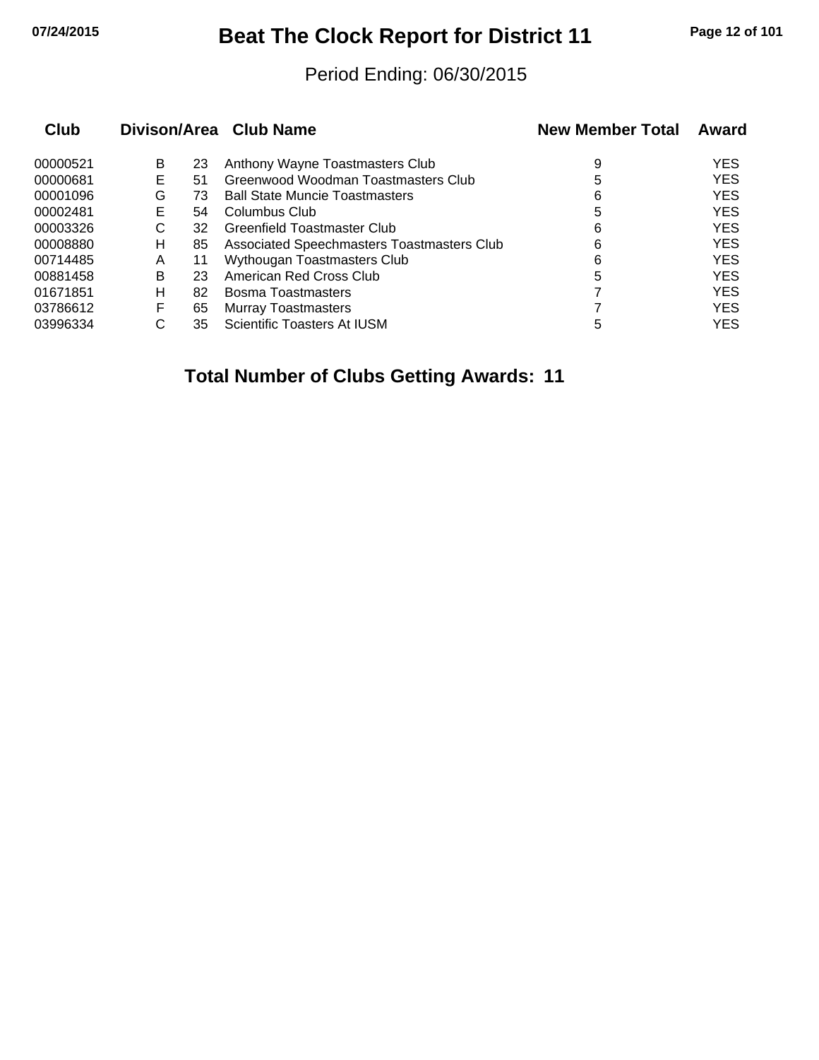# Beat The Clock Report for District 11

Period Ending: 06/30/2015

| Club | Divison | Area | Club Name | New Member Total | Award |
|---|---|---|---|---|---|
| 00000521 | B | 23 | Anthony Wayne Toastmasters Club | 9 | YES |
| 00000681 | E | 51 | Greenwood Woodman Toastmasters Club | 5 | YES |
| 00001096 | G | 73 | Ball State Muncie Toastmasters | 6 | YES |
| 00002481 | E | 54 | Columbus Club | 5 | YES |
| 00003326 | C | 32 | Greenfield Toastmaster Club | 6 | YES |
| 00008880 | H | 85 | Associated Speechmasters Toastmasters Club | 6 | YES |
| 00714485 | A | 11 | Wythougan Toastmasters Club | 6 | YES |
| 00881458 | B | 23 | American Red Cross Club | 5 | YES |
| 01671851 | H | 82 | Bosma Toastmasters | 7 | YES |
| 03786612 | F | 65 | Murray Toastmasters | 7 | YES |
| 03996334 | C | 35 | Scientific Toasters At IUSM | 5 | YES |

**Total Number of Clubs Getting Awards: 11**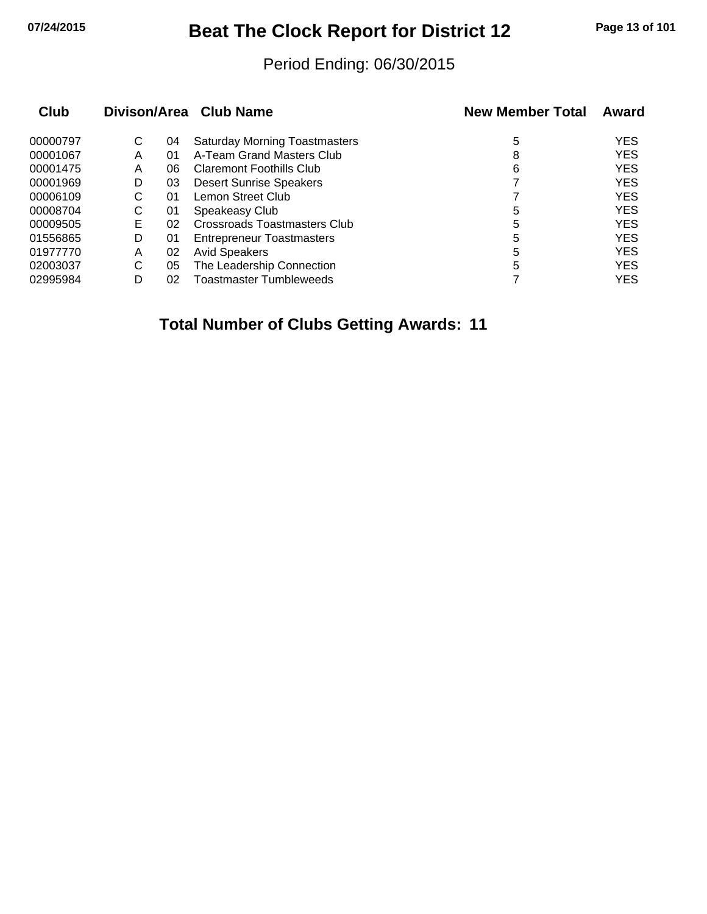# Beat The Clock Report for District 12

Period Ending: 06/30/2015

| Club | Divison/Area | | Club Name | New Member Total | Award |
|---|---|---|---|---|---|
| 00000797 | C | 04 | Saturday Morning Toastmasters | 5 | YES |
| 00001067 | A | 01 | A-Team Grand Masters Club | 8 | YES |
| 00001475 | A | 06 | Claremont Foothills Club | 6 | YES |
| 00001969 | D | 03 | Desert Sunrise Speakers | 7 | YES |
| 00006109 | C | 01 | Lemon Street Club | 7 | YES |
| 00008704 | C | 01 | Speakeasy Club | 5 | YES |
| 00009505 | E | 02 | Crossroads Toastmasters Club | 5 | YES |
| 01556865 | D | 01 | Entrepreneur Toastmasters | 5 | YES |
| 01977770 | A | 02 | Avid Speakers | 5 | YES |
| 02003037 | C | 05 | The Leadership Connection | 5 | YES |
| 02995984 | D | 02 | Toastmaster Tumbleweeds | 7 | YES |

**Total Number of Clubs Getting Awards: 11**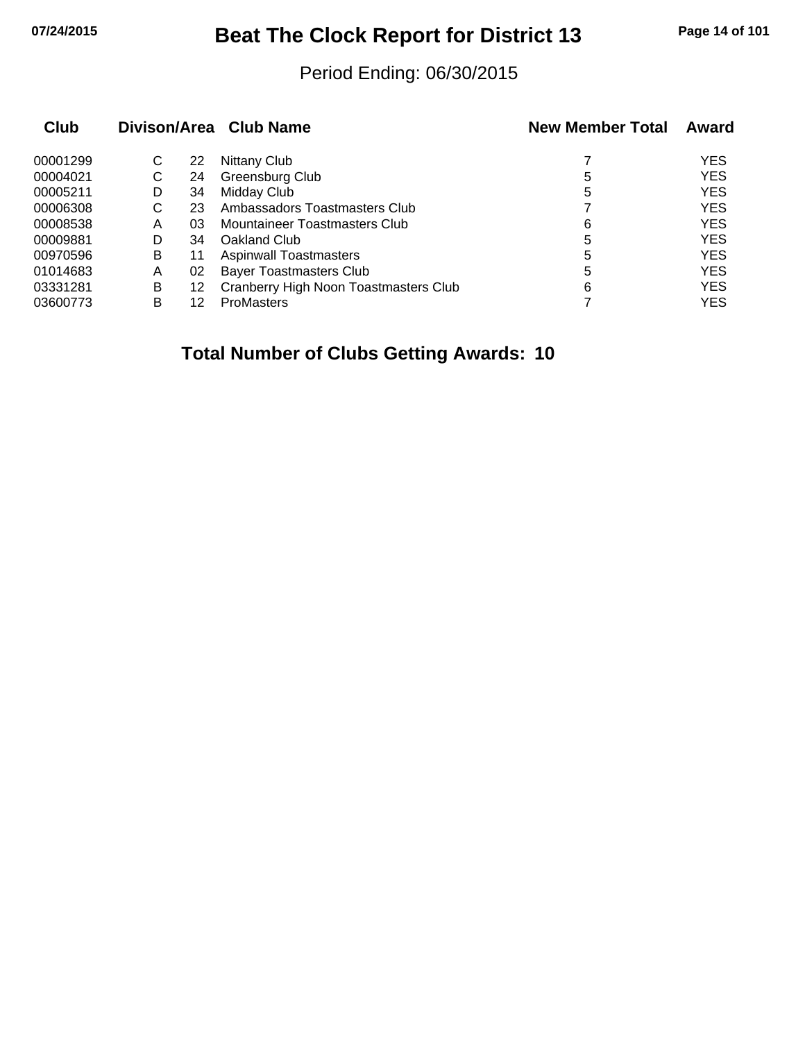# Beat The Clock Report for District 13

Period Ending: 06/30/2015

| Club | Divison/Area | | Club Name | New Member Total | Award |
|---|---|---|---|---|---|
| 00001299 | C | 22 | Nittany Club | 7 | YES |
| 00004021 | C | 24 | Greensburg Club | 5 | YES |
| 00005211 | D | 34 | Midday Club | 5 | YES |
| 00006308 | C | 23 | Ambassadors Toastmasters Club | 7 | YES |
| 00008538 | A | 03 | Mountaineer Toastmasters Club | 6 | YES |
| 00009881 | D | 34 | Oakland Club | 5 | YES |
| 00970596 | B | 11 | Aspinwall Toastmasters | 5 | YES |
| 01014683 | A | 02 | Bayer Toastmasters Club | 5 | YES |
| 03331281 | B | 12 | Cranberry High Noon Toastmasters Club | 6 | YES |
| 03600773 | B | 12 | ProMasters | 7 | YES |

**Total Number of Clubs Getting Awards: 10**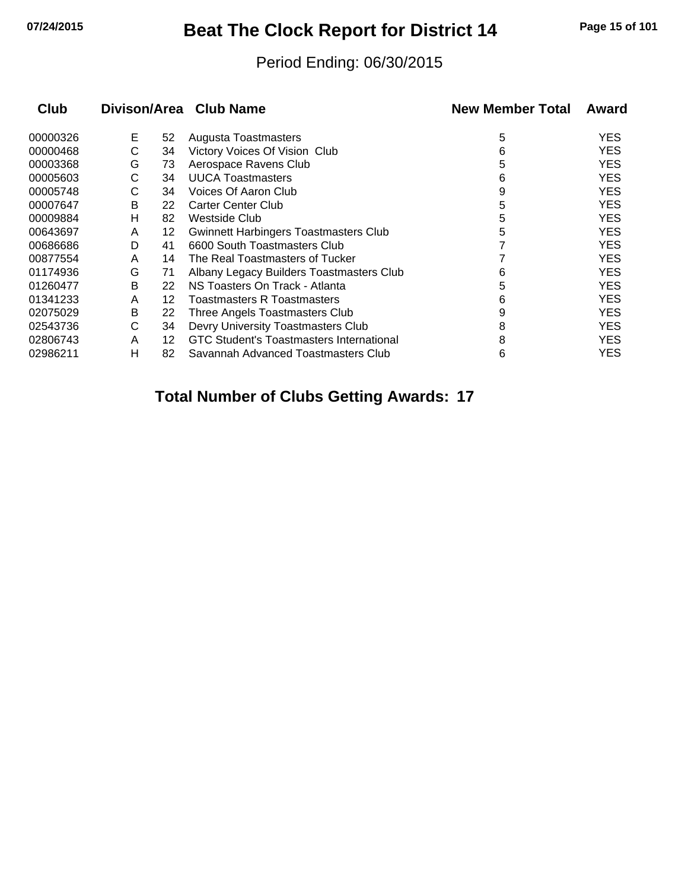# Beat The Clock Report for District 14

Period Ending: 06/30/2015

| Club | Divison/Area | | Club Name | New Member Total | Award |
|---|---|---|---|---|---|
| 00000326 | E | 52 | Augusta Toastmasters | 5 | YES |
| 00000468 | C | 34 | Victory Voices Of Vision Club | 6 | YES |
| 00003368 | G | 73 | Aerospace Ravens Club | 5 | YES |
| 00005603 | C | 34 | UUCA Toastmasters | 6 | YES |
| 00005748 | C | 34 | Voices Of Aaron Club | 9 | YES |
| 00007647 | B | 22 | Carter Center Club | 5 | YES |
| 00009884 | H | 82 | Westside Club | 5 | YES |
| 00643697 | A | 12 | Gwinnett Harbingers Toastmasters Club | 5 | YES |
| 00686686 | D | 41 | 6600 South Toastmasters Club | 7 | YES |
| 00877554 | A | 14 | The Real Toastmasters of Tucker | 7 | YES |
| 01174936 | G | 71 | Albany Legacy Builders Toastmasters Club | 6 | YES |
| 01260477 | B | 22 | NS Toasters On Track - Atlanta | 5 | YES |
| 01341233 | A | 12 | Toastmasters R Toastmasters | 6 | YES |
| 02075029 | B | 22 | Three Angels Toastmasters Club | 9 | YES |
| 02543736 | C | 34 | Devry University Toastmasters Club | 8 | YES |
| 02806743 | A | 12 | GTC Student's Toastmasters International | 8 | YES |
| 02986211 | H | 82 | Savannah Advanced Toastmasters Club | 6 | YES |

**Total Number of Clubs Getting Awards: 17**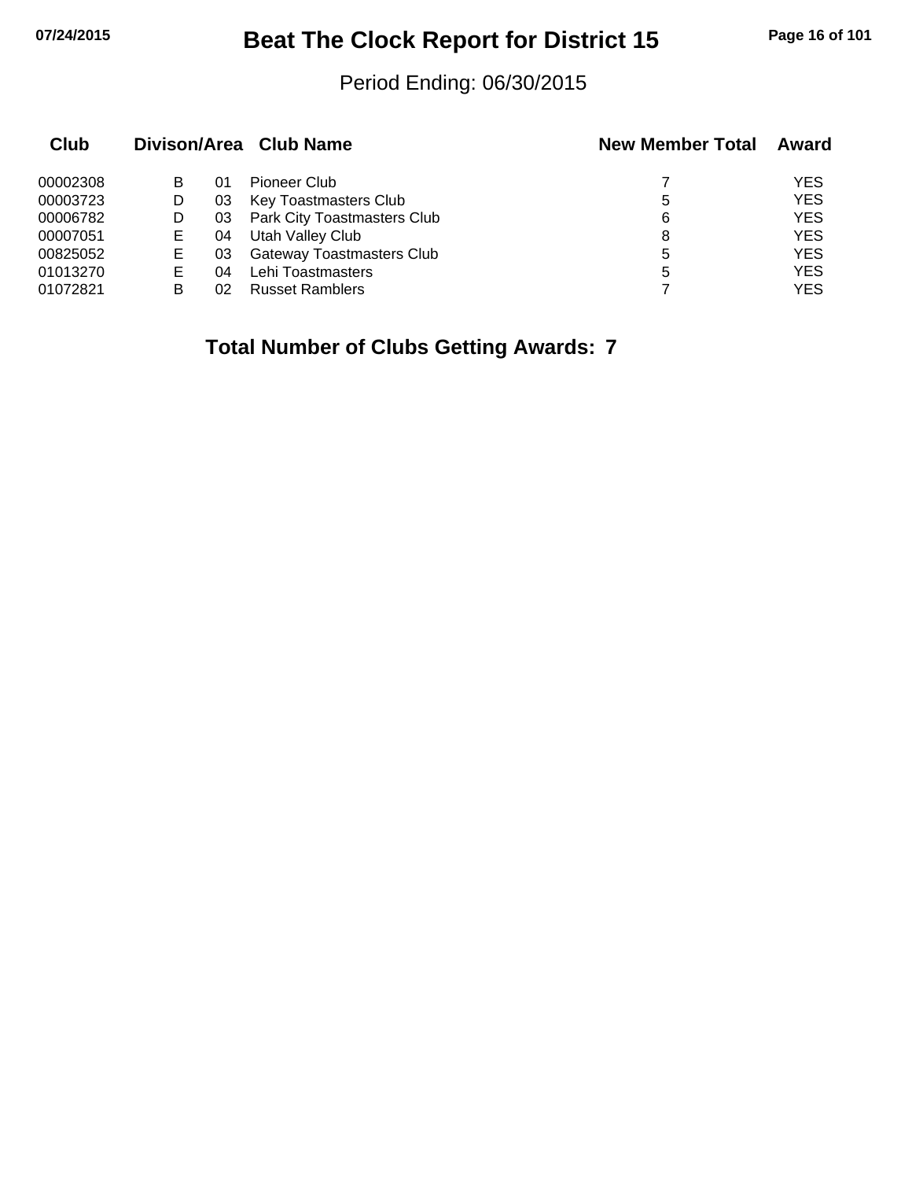# Beat The Clock Report for District 15

Period Ending: 06/30/2015

| Club | Divison/Area | | Club Name | New Member Total | Award |
|---|---|---|---|---|---|
| 00002308 | B | 01 | Pioneer Club | 7 | YES |
| 00003723 | D | 03 | Key Toastmasters Club | 5 | YES |
| 00006782 | D | 03 | Park City Toastmasters Club | 6 | YES |
| 00007051 | E | 04 | Utah Valley Club | 8 | YES |
| 00825052 | E | 03 | Gateway Toastmasters Club | 5 | YES |
| 01013270 | E | 04 | Lehi Toastmasters | 5 | YES |
| 01072821 | B | 02 | Russet Ramblers | 7 | YES |

**Total Number of Clubs Getting Awards: 7**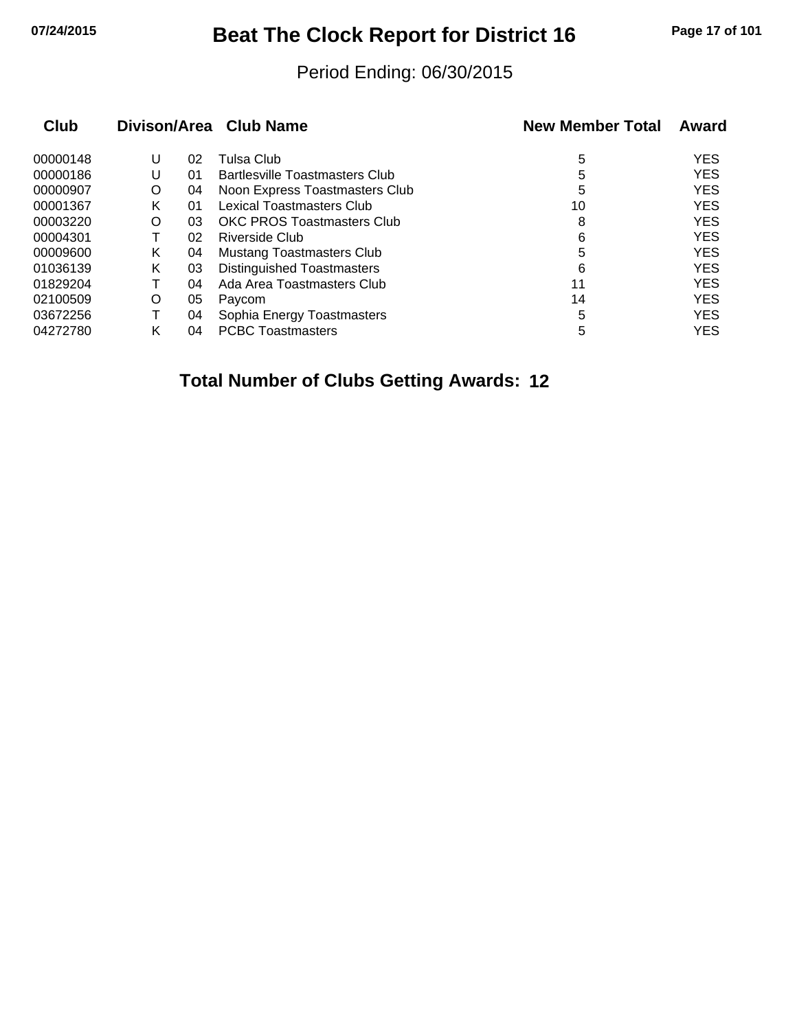# Beat The Clock Report for District 16

Period Ending: 06/30/2015

| Club | Divison/Area | | Club Name | New Member Total | Award |
|---|---|---|---|---|---|
| 00000148 | U | 02 | Tulsa Club | 5 | YES |
| 00000186 | U | 01 | Bartlesville Toastmasters Club | 5 | YES |
| 00000907 | O | 04 | Noon Express Toastmasters Club | 5 | YES |
| 00001367 | K | 01 | Lexical Toastmasters Club | 10 | YES |
| 00003220 | O | 03 | OKC PROS Toastmasters Club | 8 | YES |
| 00004301 | T | 02 | Riverside Club | 6 | YES |
| 00009600 | K | 04 | Mustang Toastmasters Club | 5 | YES |
| 01036139 | K | 03 | Distinguished Toastmasters | 6 | YES |
| 01829204 | T | 04 | Ada Area Toastmasters Club | 11 | YES |
| 02100509 | O | 05 | Paycom | 14 | YES |
| 03672256 | T | 04 | Sophia Energy Toastmasters | 5 | YES |
| 04272780 | K | 04 | PCBC Toastmasters | 5 | YES |

**Total Number of Clubs Getting Awards: 12**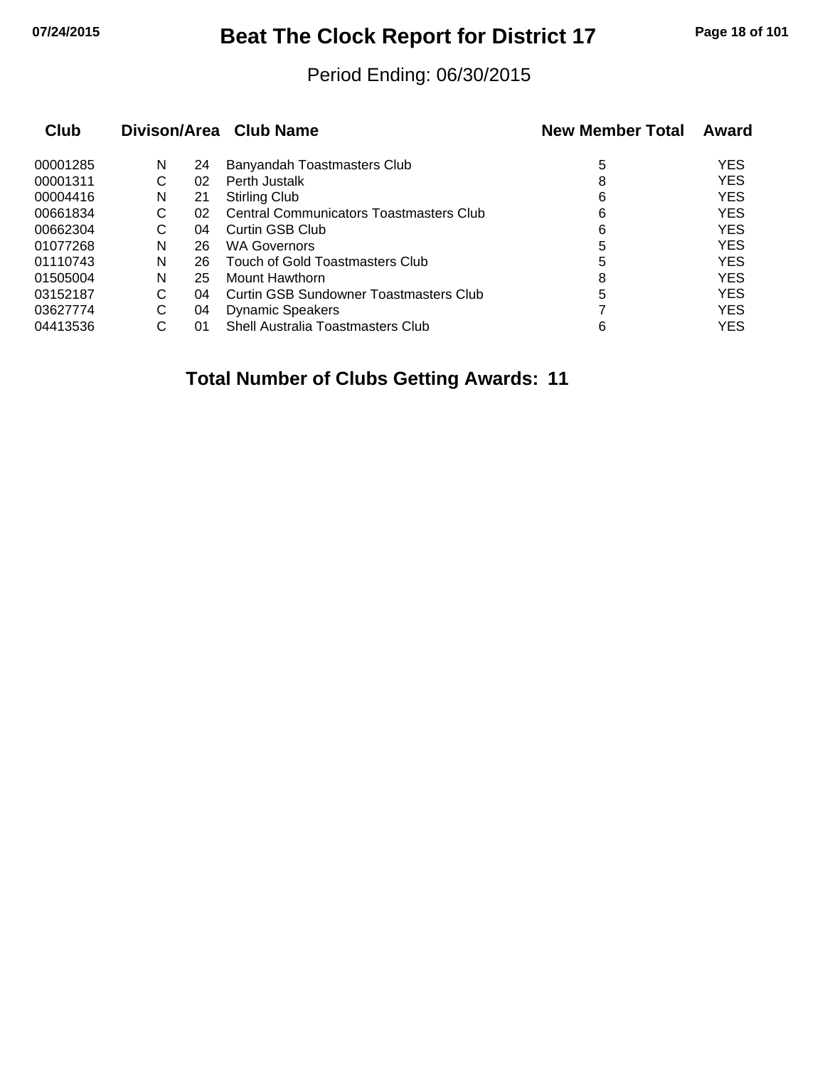# Beat The Clock Report for District 17

Period Ending: 06/30/2015

| Club | Divison | Area | Club Name | New Member Total | Award |
|---|---|---|---|---|---|
| 00001285 | N | 24 | Banyandah Toastmasters Club | 5 | YES |
| 00001311 | C | 02 | Perth Justalk | 8 | YES |
| 00004416 | N | 21 | Stirling Club | 6 | YES |
| 00661834 | C | 02 | Central Communicators Toastmasters Club | 6 | YES |
| 00662304 | C | 04 | Curtin GSB Club | 6 | YES |
| 01077268 | N | 26 | WA Governors | 5 | YES |
| 01110743 | N | 26 | Touch of Gold Toastmasters Club | 5 | YES |
| 01505004 | N | 25 | Mount Hawthorn | 8 | YES |
| 03152187 | C | 04 | Curtin GSB Sundowner Toastmasters Club | 5 | YES |
| 03627774 | C | 04 | Dynamic Speakers | 7 | YES |
| 04413536 | C | 01 | Shell Australia Toastmasters Club | 6 | YES |

**Total Number of Clubs Getting Awards: 11**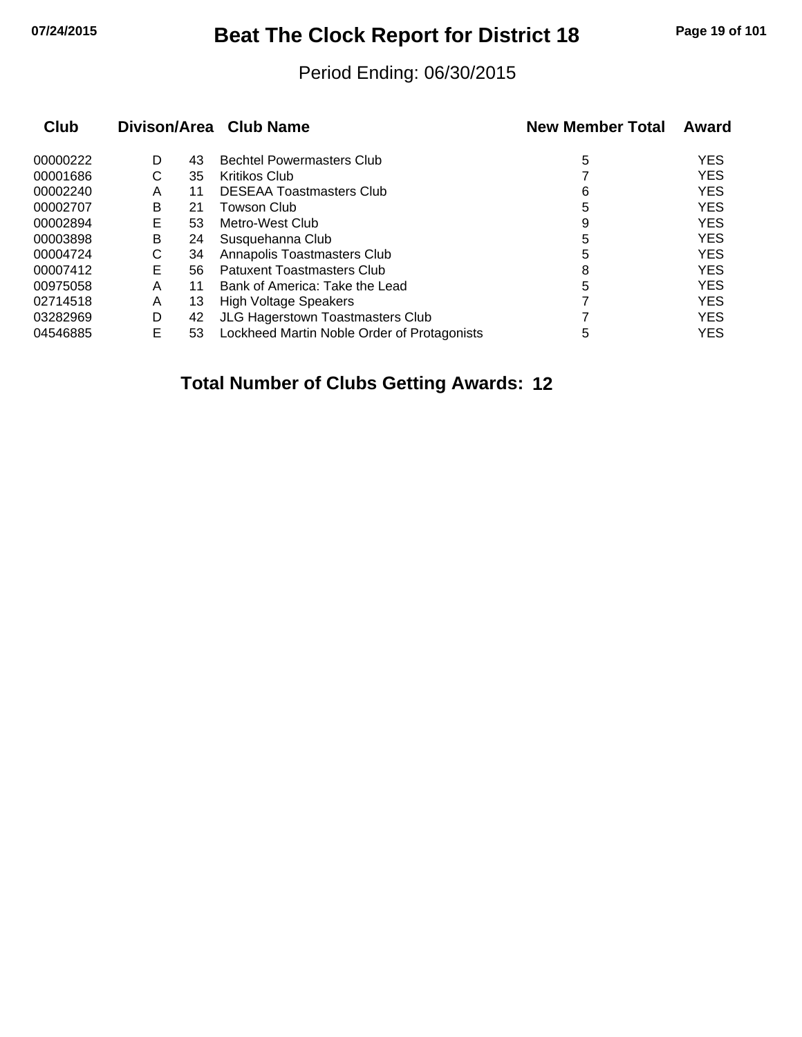# Beat The Clock Report for District 18

Period Ending: 06/30/2015

| Club | Divison | Area | Club Name | New Member Total | Award |
|---|---|---|---|---|---|
| 00000222 | D | 43 | Bechtel Powermasters Club | 5 | YES |
| 00001686 | C | 35 | Kritikos Club | 7 | YES |
| 00002240 | A | 11 | DESEAA Toastmasters Club | 6 | YES |
| 00002707 | B | 21 | Towson Club | 5 | YES |
| 00002894 | E | 53 | Metro-West Club | 9 | YES |
| 00003898 | B | 24 | Susquehanna Club | 5 | YES |
| 00004724 | C | 34 | Annapolis Toastmasters Club | 5 | YES |
| 00007412 | E | 56 | Patuxent Toastmasters Club | 8 | YES |
| 00975058 | A | 11 | Bank of America: Take the Lead | 5 | YES |
| 02714518 | A | 13 | High Voltage Speakers | 7 | YES |
| 03282969 | D | 42 | JLG Hagerstown Toastmasters Club | 7 | YES |
| 04546885 | E | 53 | Lockheed Martin Noble Order of Protagonists | 5 | YES |

**Total Number of Clubs Getting Awards: 12**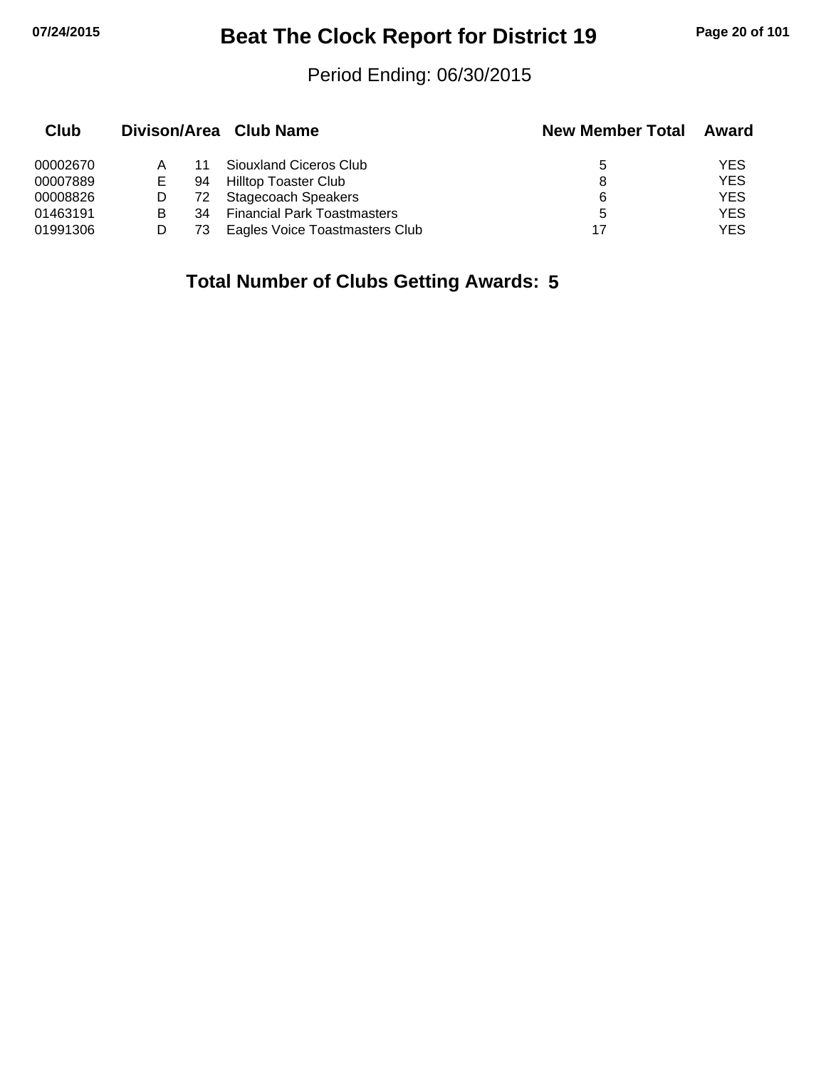# Beat The Clock Report for District 19

Period Ending: 06/30/2015

| Club | Divison/Area | | Club Name | New Member Total | Award |
|---|---|---|---|---|---|
| 00002670 | A | 11 | Siouxland Ciceros Club | 5 | YES |
| 00007889 | E | 94 | Hilltop Toaster Club | 8 | YES |
| 00008826 | D | 72 | Stagecoach Speakers | 6 | YES |
| 01463191 | B | 34 | Financial Park Toastmasters | 5 | YES |
| 01991306 | D | 73 | Eagles Voice Toastmasters Club | 17 | YES |

**Total Number of Clubs Getting Awards: 5**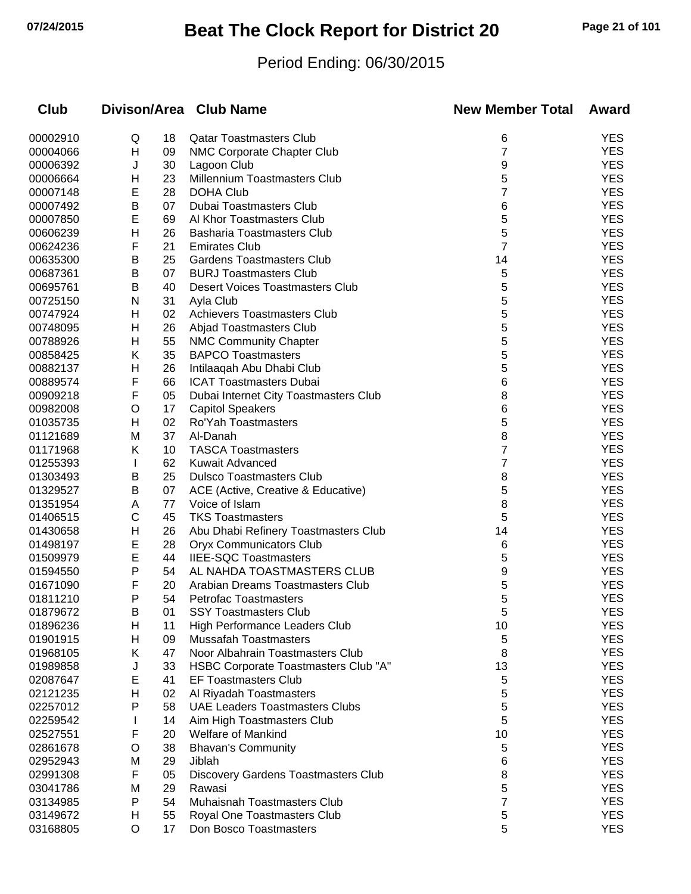# Beat The Clock Report for District 20

Period Ending: 06/30/2015

| Club | Divison/Area | | Club Name | New Member Total | Award |
|---|---|---|---|---|---|
| 00002910 | Q | 18 | Qatar Toastmasters Club | 6 | YES |
| 00004066 | H | 09 | NMC Corporate Chapter Club | 7 | YES |
| 00006392 | J | 30 | Lagoon Club | 9 | YES |
| 00006664 | H | 23 | Millennium Toastmasters Club | 5 | YES |
| 00007148 | E | 28 | DOHA Club | 7 | YES |
| 00007492 | B | 07 | Dubai Toastmasters Club | 6 | YES |
| 00007850 | E | 69 | Al Khor Toastmasters Club | 5 | YES |
| 00606239 | H | 26 | Basharia Toastmasters Club | 5 | YES |
| 00624236 | F | 21 | Emirates Club | 7 | YES |
| 00635300 | B | 25 | Gardens Toastmasters Club | 14 | YES |
| 00687361 | B | 07 | BURJ Toastmasters Club | 5 | YES |
| 00695761 | B | 40 | Desert Voices Toastmasters Club | 5 | YES |
| 00725150 | N | 31 | Ayla Club | 5 | YES |
| 00747924 | H | 02 | Achievers Toastmasters Club | 5 | YES |
| 00748095 | H | 26 | Abjad Toastmasters Club | 5 | YES |
| 00788926 | H | 55 | NMC Community Chapter | 5 | YES |
| 00858425 | K | 35 | BAPCO Toastmasters | 5 | YES |
| 00882137 | H | 26 | Intilaaqah Abu Dhabi Club | 5 | YES |
| 00889574 | F | 66 | ICAT Toastmasters Dubai | 6 | YES |
| 00909218 | F | 05 | Dubai Internet City Toastmasters Club | 8 | YES |
| 00982008 | O | 17 | Capitol Speakers | 6 | YES |
| 01035735 | H | 02 | Ro'Yah Toastmasters | 5 | YES |
| 01121689 | M | 37 | Al-Danah | 8 | YES |
| 01171968 | K | 10 | TASCA Toastmasters | 7 | YES |
| 01255393 | I | 62 | Kuwait Advanced | 7 | YES |
| 01303493 | B | 25 | Dulsco Toastmasters Club | 8 | YES |
| 01329527 | B | 07 | ACE (Active, Creative & Educative) | 5 | YES |
| 01351954 | A | 77 | Voice of Islam | 8 | YES |
| 01406515 | C | 45 | TKS Toastmasters | 5 | YES |
| 01430658 | H | 26 | Abu Dhabi Refinery Toastmasters Club | 14 | YES |
| 01498197 | E | 28 | Oryx Communicators Club | 6 | YES |
| 01509979 | E | 44 | IIEE-SQC Toastmasters | 5 | YES |
| 01594550 | P | 54 | AL NAHDA TOASTMASTERS CLUB | 9 | YES |
| 01671090 | F | 20 | Arabian Dreams Toastmasters Club | 5 | YES |
| 01811210 | P | 54 | Petrofac Toastmasters | 5 | YES |
| 01879672 | B | 01 | SSY Toastmasters Club | 5 | YES |
| 01896236 | H | 11 | High Performance Leaders Club | 10 | YES |
| 01901915 | H | 09 | Mussafah Toastmasters | 5 | YES |
| 01968105 | K | 47 | Noor Albahrain Toastmasters Club | 8 | YES |
| 01989858 | J | 33 | HSBC Corporate Toastmasters Club "A" | 13 | YES |
| 02087647 | E | 41 | EF Toastmasters Club | 5 | YES |
| 02121235 | H | 02 | Al Riyadah Toastmasters | 5 | YES |
| 02257012 | P | 58 | UAE Leaders Toastmasters Clubs | 5 | YES |
| 02259542 | I | 14 | Aim High Toastmasters Club | 5 | YES |
| 02527551 | F | 20 | Welfare of Mankind | 10 | YES |
| 02861678 | O | 38 | Bhavan's Community | 5 | YES |
| 02952943 | M | 29 | Jiblah | 6 | YES |
| 02991308 | F | 05 | Discovery Gardens Toastmasters Club | 8 | YES |
| 03041786 | M | 29 | Rawasi | 5 | YES |
| 03134985 | P | 54 | Muhaisnah Toastmasters Club | 7 | YES |
| 03149672 | H | 55 | Royal One Toastmasters Club | 5 | YES |
| 03168805 | O | 17 | Don Bosco Toastmasters | 5 | YES |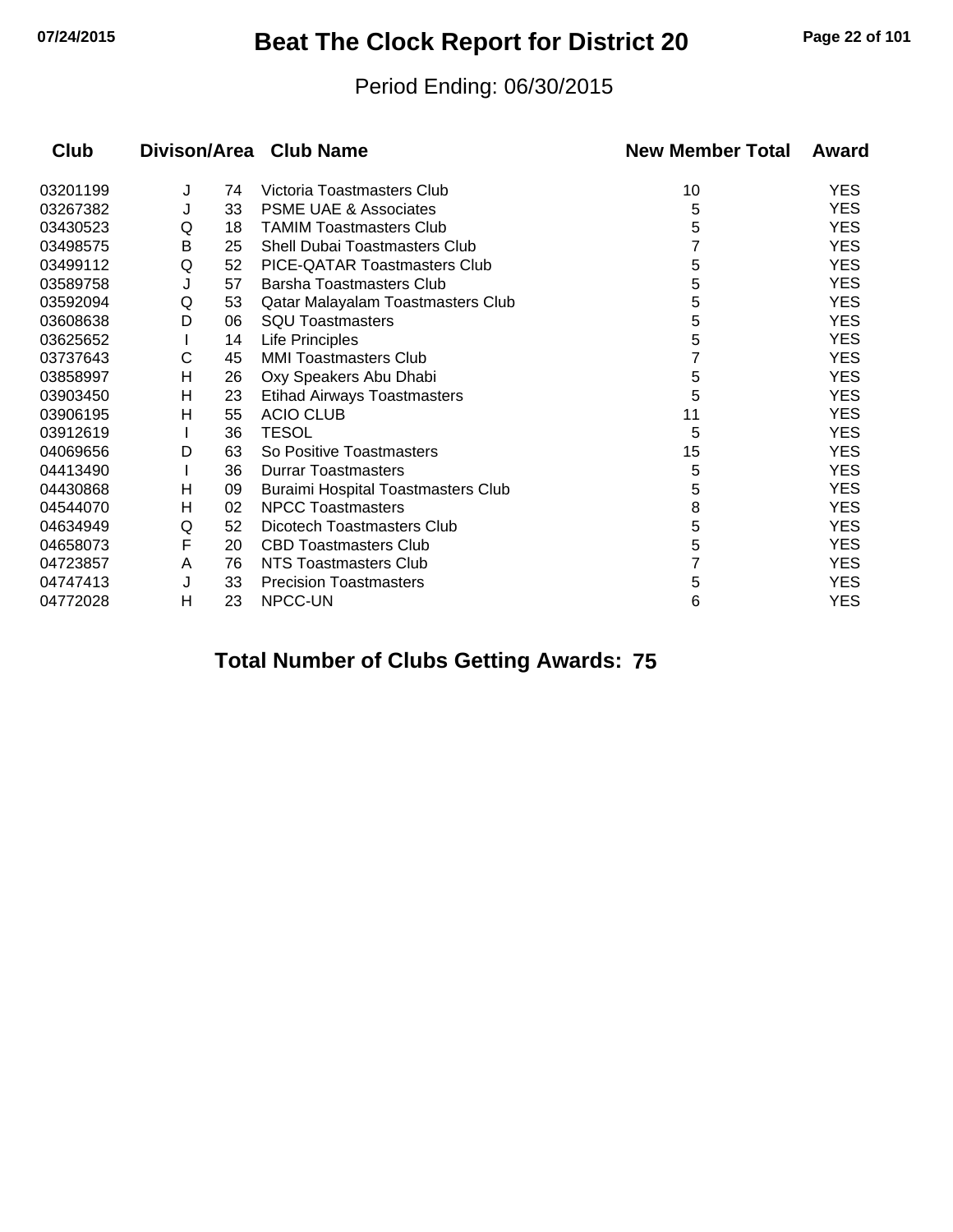# Beat The Clock Report for District 20

Period Ending: 06/30/2015

| Club | Divison/Area | | Club Name | New Member Total | Award |
|---|---|---|---|---|---|
| 03201199 | J | 74 | Victoria Toastmasters Club | 10 | YES |
| 03267382 | J | 33 | PSME UAE & Associates | 5 | YES |
| 03430523 | Q | 18 | TAMIM Toastmasters Club | 5 | YES |
| 03498575 | B | 25 | Shell Dubai Toastmasters Club | 7 | YES |
| 03499112 | Q | 52 | PICE-QATAR Toastmasters Club | 5 | YES |
| 03589758 | J | 57 | Barsha Toastmasters Club | 5 | YES |
| 03592094 | Q | 53 | Qatar Malayalam Toastmasters Club | 5 | YES |
| 03608638 | D | 06 | SQU Toastmasters | 5 | YES |
| 03625652 | I | 14 | Life Principles | 5 | YES |
| 03737643 | C | 45 | MMI Toastmasters Club | 7 | YES |
| 03858997 | H | 26 | Oxy Speakers Abu Dhabi | 5 | YES |
| 03903450 | H | 23 | Etihad Airways Toastmasters | 5 | YES |
| 03906195 | H | 55 | ACIO CLUB | 11 | YES |
| 03912619 | I | 36 | TESOL | 5 | YES |
| 04069656 | D | 63 | So Positive Toastmasters | 15 | YES |
| 04413490 | I | 36 | Durrar Toastmasters | 5 | YES |
| 04430868 | H | 09 | Buraimi Hospital Toastmasters Club | 5 | YES |
| 04544070 | H | 02 | NPCC Toastmasters | 8 | YES |
| 04634949 | Q | 52 | Dicotech Toastmasters Club | 5 | YES |
| 04658073 | F | 20 | CBD Toastmasters Club | 5 | YES |
| 04723857 | A | 76 | NTS Toastmasters Club | 7 | YES |
| 04747413 | J | 33 | Precision Toastmasters | 5 | YES |
| 04772028 | H | 23 | NPCC-UN | 6 | YES |

**Total Number of Clubs Getting Awards: 75**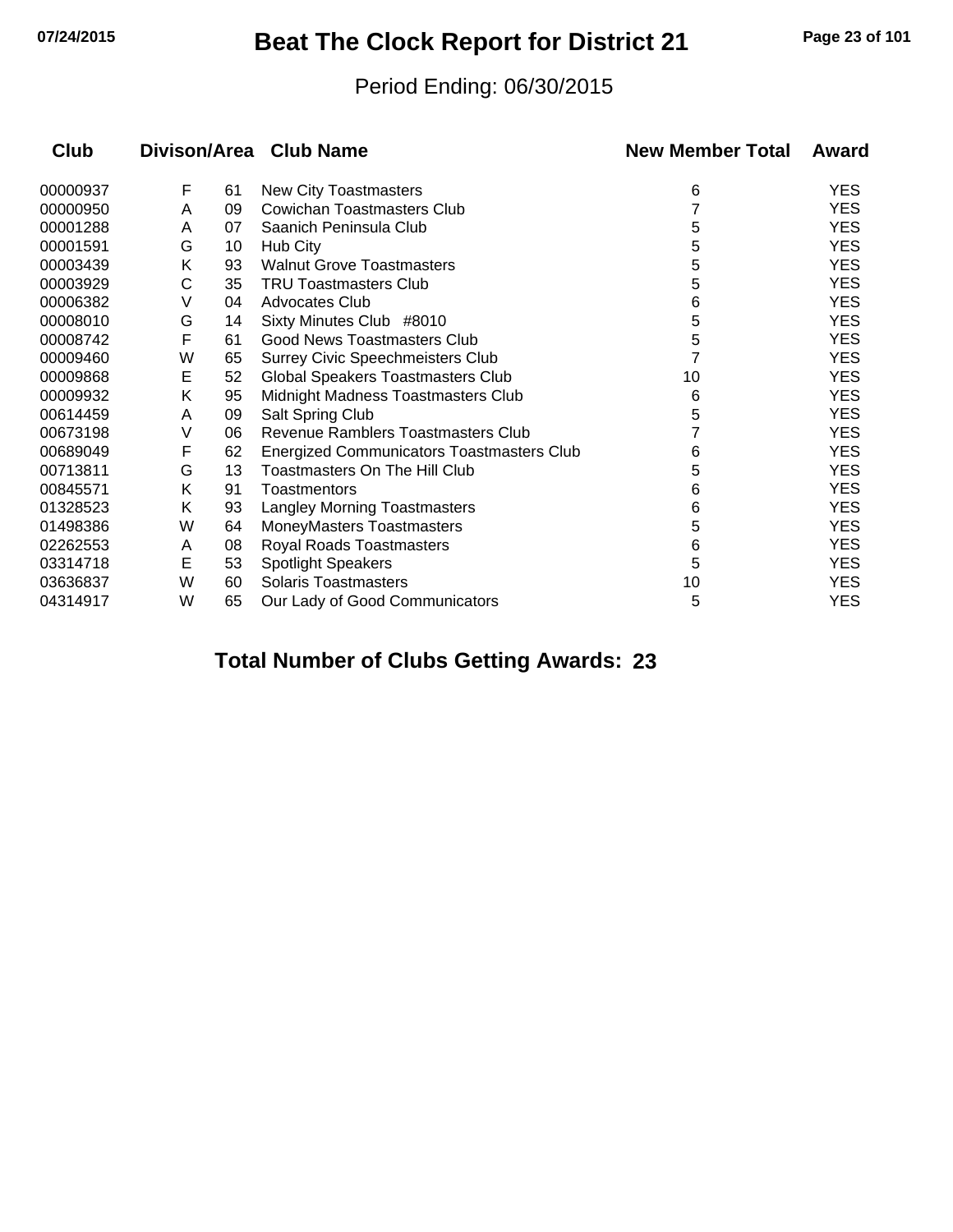# Beat The Clock Report for District 21

Period Ending: 06/30/2015

| Club | Divison/Area | | Club Name | New Member Total | Award |
|---|---|---|---|---|---|
| 00000937 | F | 61 | New City Toastmasters | 6 | YES |
| 00000950 | A | 09 | Cowichan Toastmasters Club | 7 | YES |
| 00001288 | A | 07 | Saanich Peninsula Club | 5 | YES |
| 00001591 | G | 10 | Hub City | 5 | YES |
| 00003439 | K | 93 | Walnut Grove Toastmasters | 5 | YES |
| 00003929 | C | 35 | TRU Toastmasters Club | 5 | YES |
| 00006382 | V | 04 | Advocates Club | 6 | YES |
| 00008010 | G | 14 | Sixty Minutes Club #8010 | 5 | YES |
| 00008742 | F | 61 | Good News Toastmasters Club | 5 | YES |
| 00009460 | W | 65 | Surrey Civic Speechmeisters Club | 7 | YES |
| 00009868 | E | 52 | Global Speakers Toastmasters Club | 10 | YES |
| 00009932 | K | 95 | Midnight Madness Toastmasters Club | 6 | YES |
| 00614459 | A | 09 | Salt Spring Club | 5 | YES |
| 00673198 | V | 06 | Revenue Ramblers Toastmasters Club | 7 | YES |
| 00689049 | F | 62 | Energized Communicators Toastmasters Club | 6 | YES |
| 00713811 | G | 13 | Toastmasters On The Hill Club | 5 | YES |
| 00845571 | K | 91 | Toastmentors | 6 | YES |
| 01328523 | K | 93 | Langley Morning Toastmasters | 6 | YES |
| 01498386 | W | 64 | MoneyMasters Toastmasters | 5 | YES |
| 02262553 | A | 08 | Royal Roads Toastmasters | 6 | YES |
| 03314718 | E | 53 | Spotlight Speakers | 5 | YES |
| 03636837 | W | 60 | Solaris Toastmasters | 10 | YES |
| 04314917 | W | 65 | Our Lady of Good Communicators | 5 | YES |

**Total Number of Clubs Getting Awards: 23**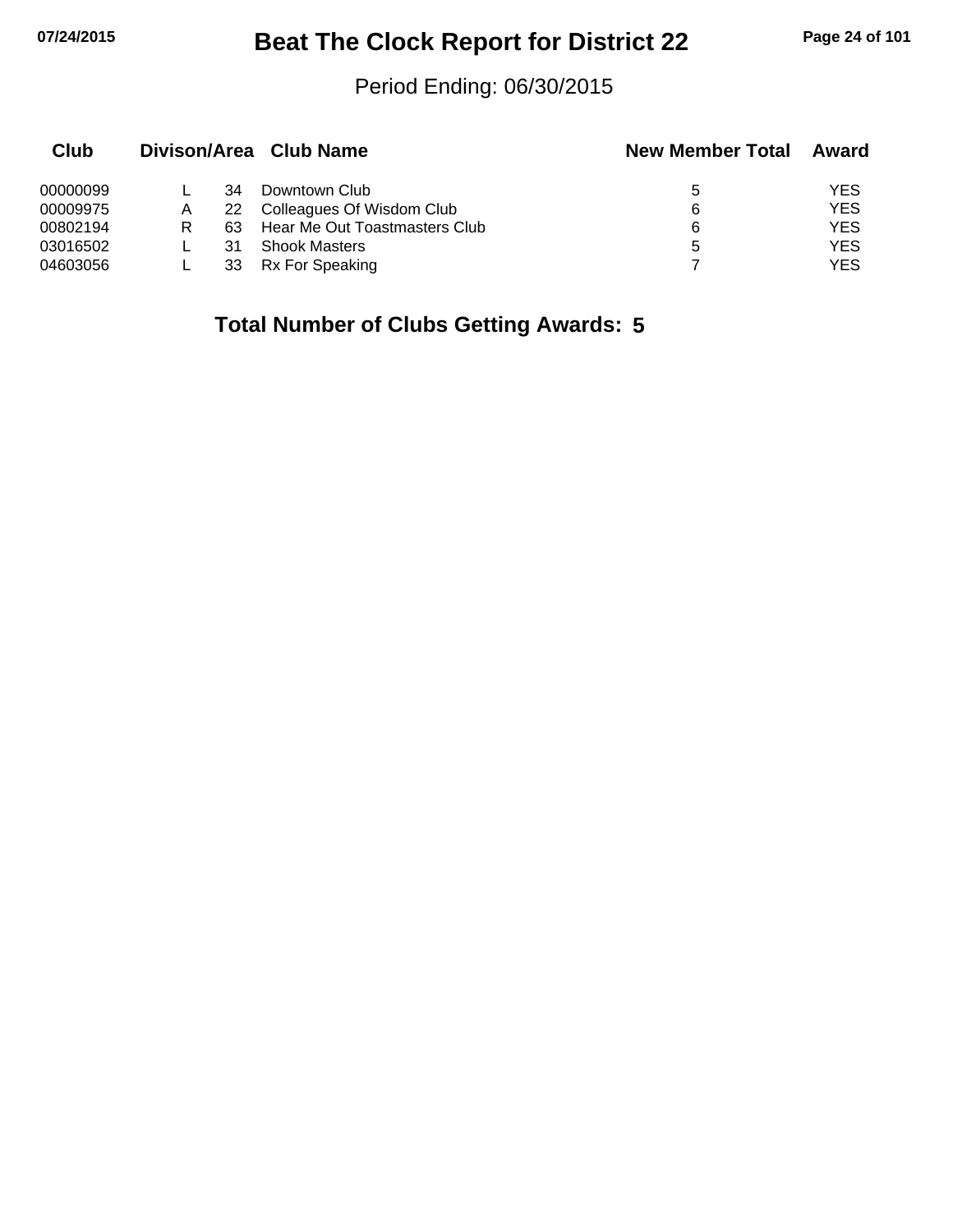# Beat The Clock Report for District 22

Period Ending: 06/30/2015

| Club | Divison/Area | | Club Name | New Member Total | Award |
|---|---|---|---|---|---|
| 00000099 | L | 34 | Downtown Club | 5 | YES |
| 00009975 | A | 22 | Colleagues Of Wisdom Club | 6 | YES |
| 00802194 | R | 63 | Hear Me Out Toastmasters Club | 6 | YES |
| 03016502 | L | 31 | Shook Masters | 5 | YES |
| 04603056 | L | 33 | Rx For Speaking | 7 | YES |

**Total Number of Clubs Getting Awards: 5**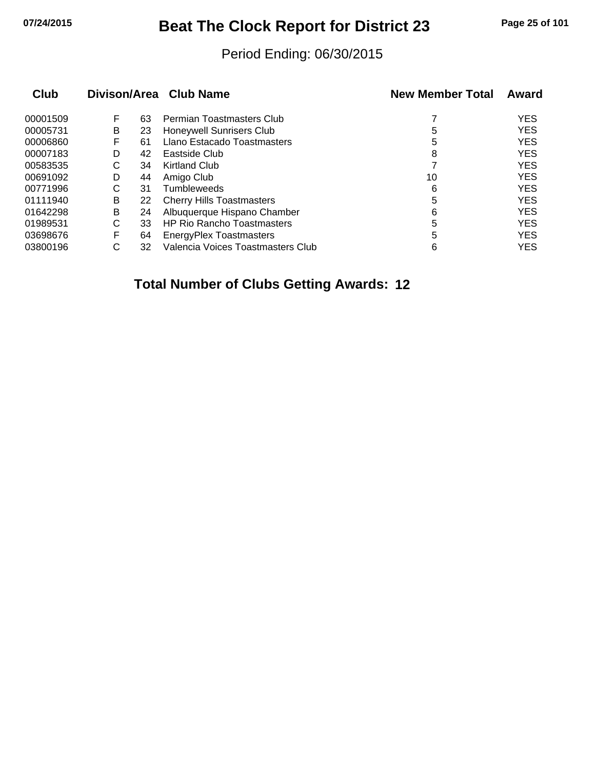# Beat The Clock Report for District 23

Period Ending: 06/30/2015

| Club | Divison/Area | | Club Name | New Member Total | Award |
|---|---|---|---|---|---|
| 00001509 | F | 63 | Permian Toastmasters Club | 7 | YES |
| 00005731 | B | 23 | Honeywell Sunrisers Club | 5 | YES |
| 00006860 | F | 61 | Llano Estacado Toastmasters | 5 | YES |
| 00007183 | D | 42 | Eastside Club | 8 | YES |
| 00583535 | C | 34 | Kirtland Club | 7 | YES |
| 00691092 | D | 44 | Amigo Club | 10 | YES |
| 00771996 | C | 31 | Tumbleweeds | 6 | YES |
| 01111940 | B | 22 | Cherry Hills Toastmasters | 5 | YES |
| 01642298 | B | 24 | Albuquerque Hispano Chamber | 6 | YES |
| 01989531 | C | 33 | HP Rio Rancho Toastmasters | 5 | YES |
| 03698676 | F | 64 | EnergyPlex Toastmasters | 5 | YES |
| 03800196 | C | 32 | Valencia Voices Toastmasters Club | 6 | YES |

**Total Number of Clubs Getting Awards: 12**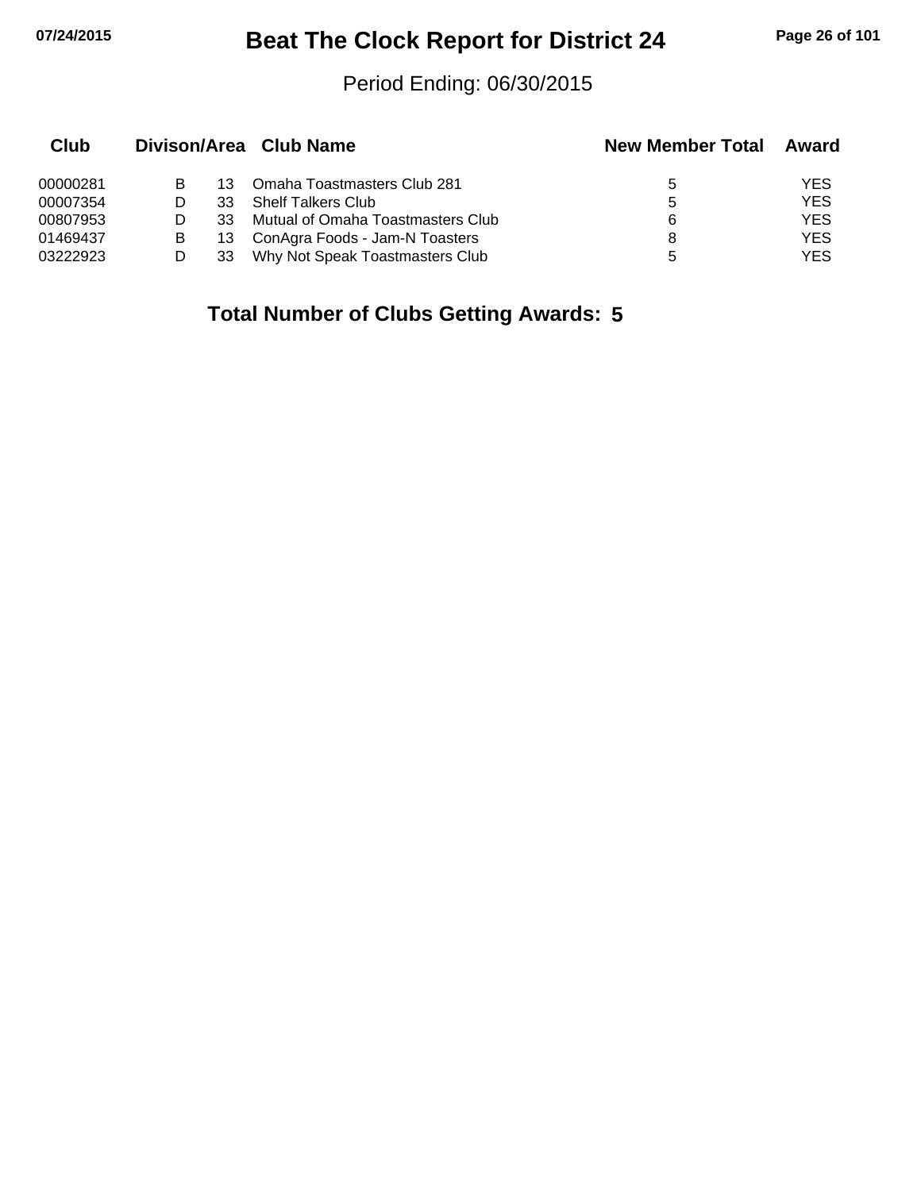# Beat The Clock Report for District 24

Period Ending: 06/30/2015

| Club | Divison/Area | | Club Name | New Member Total | Award |
|---|---|---|---|---|---|
| 00000281 | B | 13 | Omaha Toastmasters Club 281 | 5 | YES |
| 00007354 | D | 33 | Shelf Talkers Club | 5 | YES |
| 00807953 | D | 33 | Mutual of Omaha Toastmasters Club | 6 | YES |
| 01469437 | B | 13 | ConAgra Foods - Jam-N Toasters | 8 | YES |
| 03222923 | D | 33 | Why Not Speak Toastmasters Club | 5 | YES |

**Total Number of Clubs Getting Awards: 5**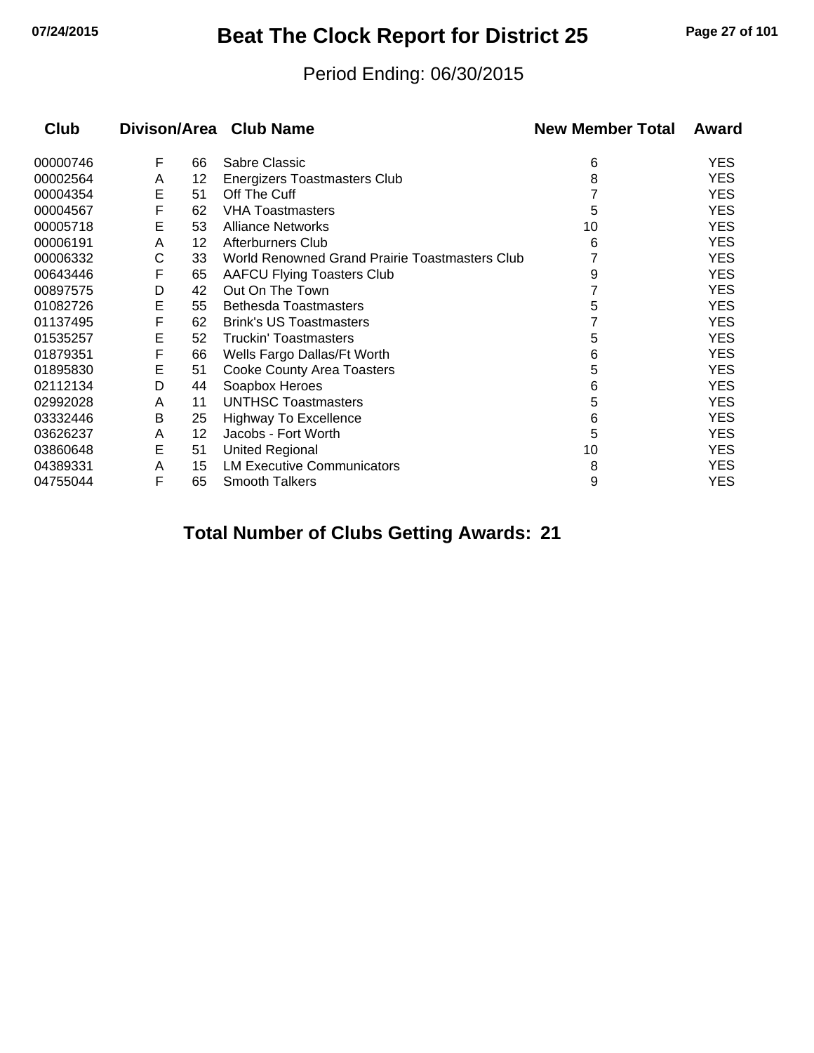# Beat The Clock Report for District 25

Period Ending: 06/30/2015

| Club | Divison/Area | | Club Name | New Member Total | Award |
|---|---|---|---|---|---|
| 00000746 | F | 66 | Sabre Classic | 6 | YES |
| 00002564 | A | 12 | Energizers Toastmasters Club | 8 | YES |
| 00004354 | E | 51 | Off The Cuff | 7 | YES |
| 00004567 | F | 62 | VHA Toastmasters | 5 | YES |
| 00005718 | E | 53 | Alliance Networks | 10 | YES |
| 00006191 | A | 12 | Afterburners Club | 6 | YES |
| 00006332 | C | 33 | World Renowned Grand Prairie Toastmasters Club | 7 | YES |
| 00643446 | F | 65 | AAFCU Flying Toasters Club | 9 | YES |
| 00897575 | D | 42 | Out On The Town | 7 | YES |
| 01082726 | E | 55 | Bethesda Toastmasters | 5 | YES |
| 01137495 | F | 62 | Brink's US Toastmasters | 7 | YES |
| 01535257 | E | 52 | Truckin' Toastmasters | 5 | YES |
| 01879351 | F | 66 | Wells Fargo Dallas/Ft Worth | 6 | YES |
| 01895830 | E | 51 | Cooke County Area Toasters | 5 | YES |
| 02112134 | D | 44 | Soapbox Heroes | 6 | YES |
| 02992028 | A | 11 | UNTHSC Toastmasters | 5 | YES |
| 03332446 | B | 25 | Highway To Excellence | 6 | YES |
| 03626237 | A | 12 | Jacobs - Fort Worth | 5 | YES |
| 03860648 | E | 51 | United Regional | 10 | YES |
| 04389331 | A | 15 | LM Executive Communicators | 8 | YES |
| 04755044 | F | 65 | Smooth Talkers | 9 | YES |

**Total Number of Clubs Getting Awards: 21**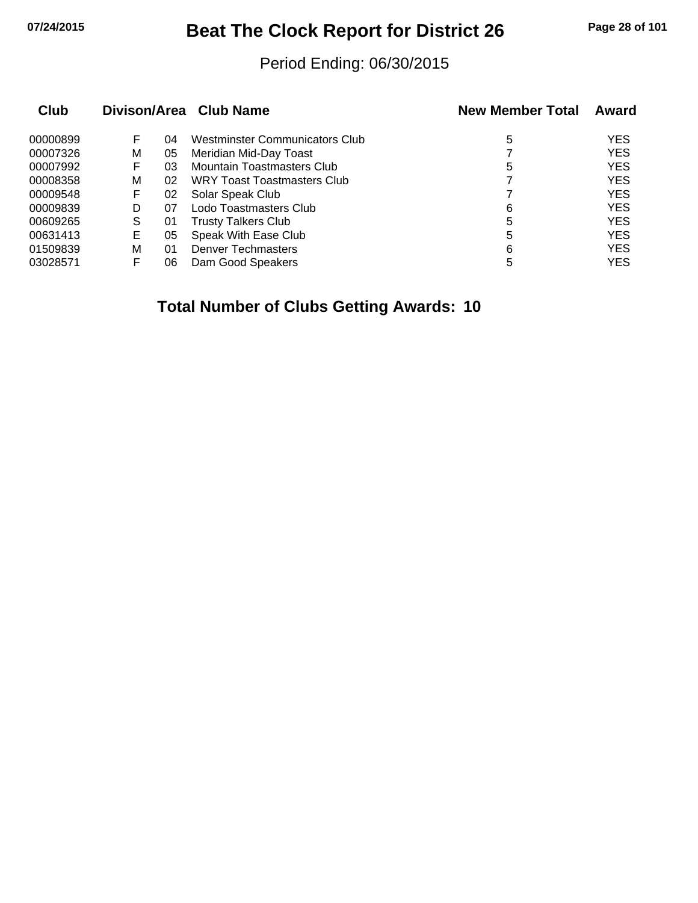# Beat The Clock Report for District 26

Period Ending: 06/30/2015

| Club | Divison/Area | | Club Name | New Member Total | Award |
|---|---|---|---|---|---|
| 00000899 | F | 04 | Westminster Communicators Club | 5 | YES |
| 00007326 | M | 05 | Meridian Mid-Day Toast | 7 | YES |
| 00007992 | F | 03 | Mountain Toastmasters Club | 5 | YES |
| 00008358 | M | 02 | WRY Toast Toastmasters Club | 7 | YES |
| 00009548 | F | 02 | Solar Speak Club | 7 | YES |
| 00009839 | D | 07 | Lodo Toastmasters Club | 6 | YES |
| 00609265 | S | 01 | Trusty Talkers Club | 5 | YES |
| 00631413 | E | 05 | Speak With Ease Club | 5 | YES |
| 01509839 | M | 01 | Denver Techmasters | 6 | YES |
| 03028571 | F | 06 | Dam Good Speakers | 5 | YES |

**Total Number of Clubs Getting Awards: 10**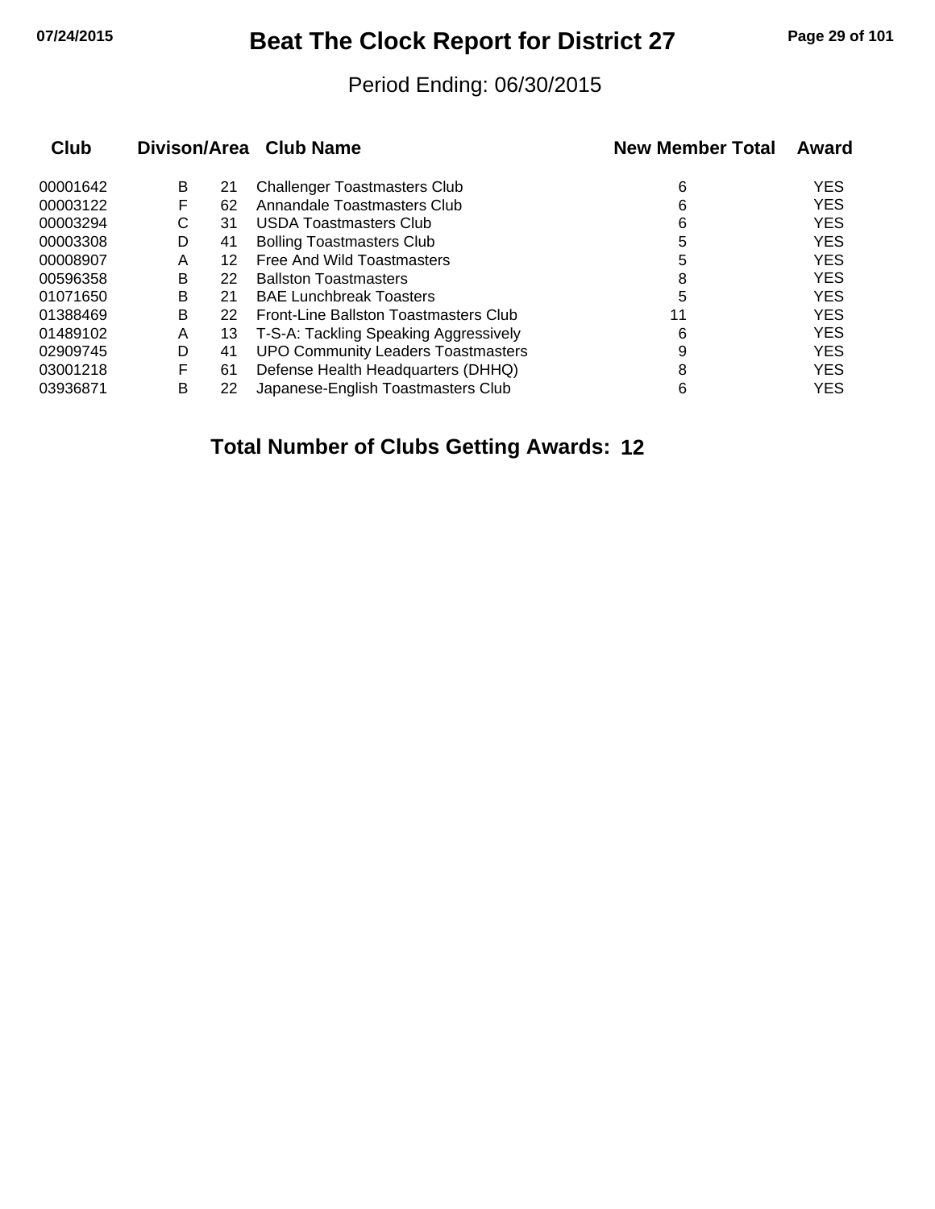# Beat The Clock Report for District 27

Period Ending: 06/30/2015

| Club | Divison/Area | | Club Name | New Member Total | Award |
|---|---|---|---|---|---|
| 00001642 | B | 21 | Challenger Toastmasters Club | 6 | YES |
| 00003122 | F | 62 | Annandale Toastmasters Club | 6 | YES |
| 00003294 | C | 31 | USDA Toastmasters Club | 6 | YES |
| 00003308 | D | 41 | Bolling Toastmasters Club | 5 | YES |
| 00008907 | A | 12 | Free And Wild Toastmasters | 5 | YES |
| 00596358 | B | 22 | Ballston Toastmasters | 8 | YES |
| 01071650 | B | 21 | BAE Lunchbreak Toasters | 5 | YES |
| 01388469 | B | 22 | Front-Line Ballston Toastmasters Club | 11 | YES |
| 01489102 | A | 13 | T-S-A: Tackling Speaking Aggressively | 6 | YES |
| 02909745 | D | 41 | UPO Community Leaders Toastmasters | 9 | YES |
| 03001218 | F | 61 | Defense Health Headquarters (DHHQ) | 8 | YES |
| 03936871 | B | 22 | Japanese-English Toastmasters Club | 6 | YES |

**Total Number of Clubs Getting Awards: 12**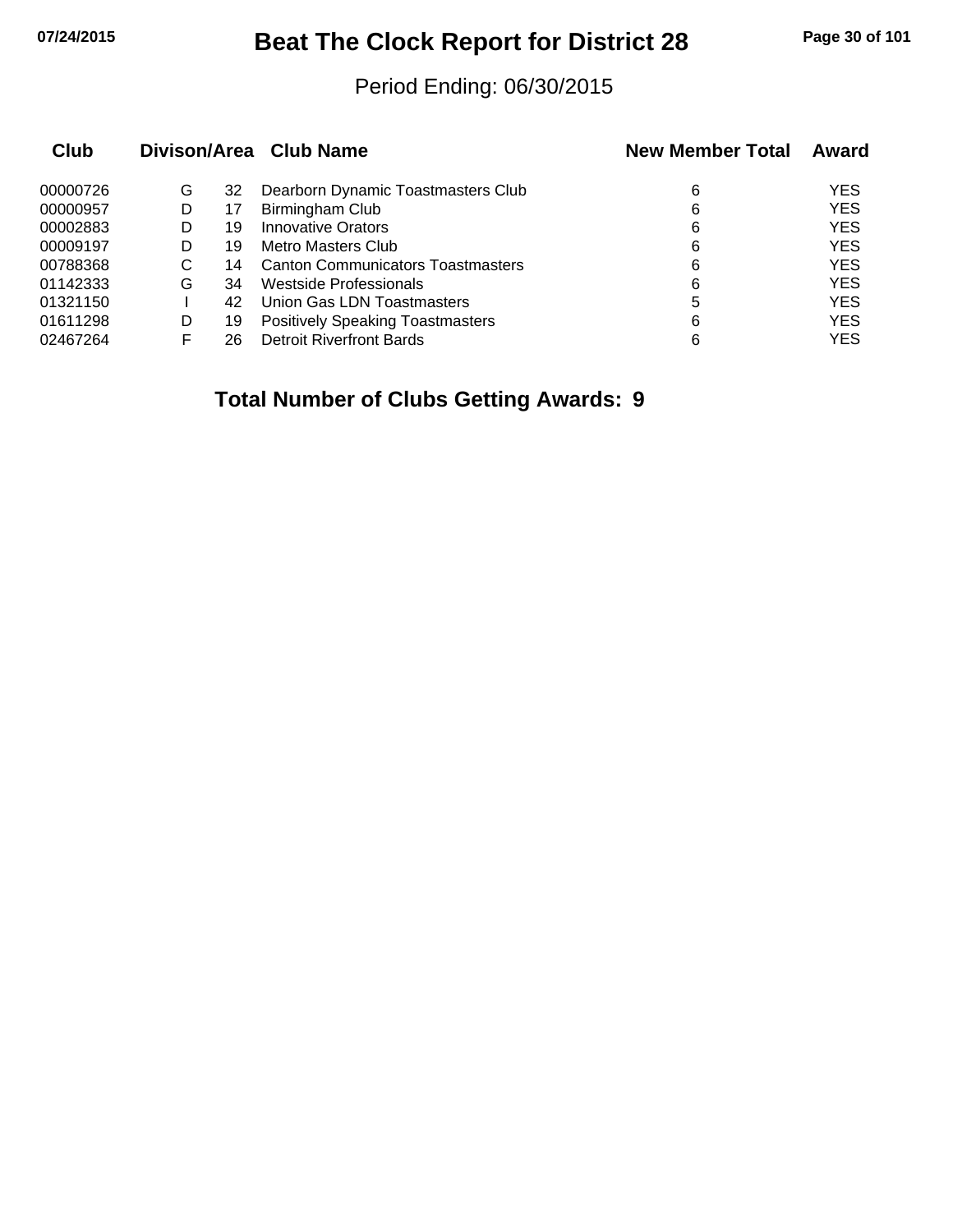# Beat The Clock Report for District 28

Period Ending: 06/30/2015

| Club | Divison/Area | | Club Name | New Member Total | Award |
|---|---|---|---|---|---|
| 00000726 | G | 32 | Dearborn Dynamic Toastmasters Club | 6 | YES |
| 00000957 | D | 17 | Birmingham Club | 6 | YES |
| 00002883 | D | 19 | Innovative Orators | 6 | YES |
| 00009197 | D | 19 | Metro Masters Club | 6 | YES |
| 00788368 | C | 14 | Canton Communicators Toastmasters | 6 | YES |
| 01142333 | G | 34 | Westside Professionals | 6 | YES |
| 01321150 | I | 42 | Union Gas LDN Toastmasters | 5 | YES |
| 01611298 | D | 19 | Positively Speaking Toastmasters | 6 | YES |
| 02467264 | F | 26 | Detroit Riverfront Bards | 6 | YES |

**Total Number of Clubs Getting Awards: 9**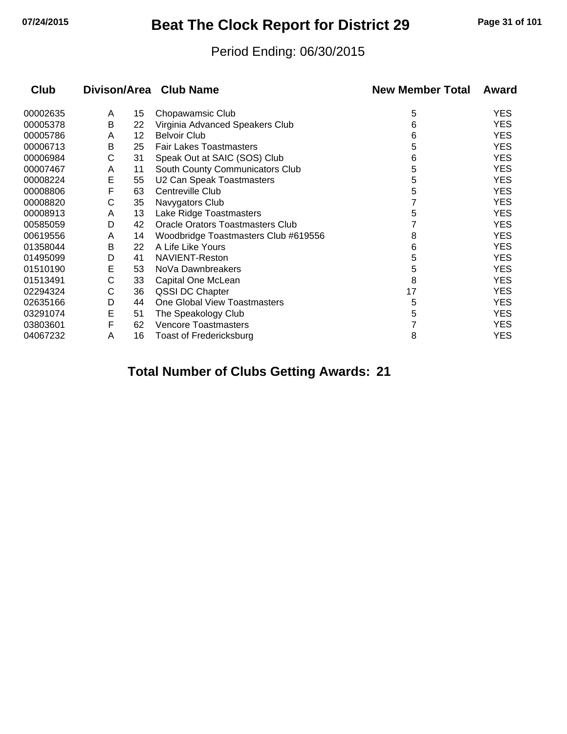# Beat The Clock Report for District 29

Period Ending: 06/30/2015

| Club | Divison/Area | | Club Name | New Member Total | Award |
|---|---|---|---|---|---|
| 00002635 | A | 15 | Chopawamsic Club | 5 | YES |
| 00005378 | B | 22 | Virginia Advanced Speakers Club | 6 | YES |
| 00005786 | A | 12 | Belvoir Club | 6 | YES |
| 00006713 | B | 25 | Fair Lakes Toastmasters | 5 | YES |
| 00006984 | C | 31 | Speak Out at SAIC (SOS) Club | 6 | YES |
| 00007467 | A | 11 | South County Communicators Club | 5 | YES |
| 00008224 | E | 55 | U2 Can Speak Toastmasters | 5 | YES |
| 00008806 | F | 63 | Centreville Club | 5 | YES |
| 00008820 | C | 35 | Navygators Club | 7 | YES |
| 00008913 | A | 13 | Lake Ridge Toastmasters | 5 | YES |
| 00585059 | D | 42 | Oracle Orators Toastmasters Club | 7 | YES |
| 00619556 | A | 14 | Woodbridge Toastmasters Club #619556 | 8 | YES |
| 01358044 | B | 22 | A Life Like Yours | 6 | YES |
| 01495099 | D | 41 | NAVIENT-Reston | 5 | YES |
| 01510190 | E | 53 | NoVa Dawnbreakers | 5 | YES |
| 01513491 | C | 33 | Capital One McLean | 8 | YES |
| 02294324 | C | 36 | QSSI DC Chapter | 17 | YES |
| 02635166 | D | 44 | One Global View Toastmasters | 5 | YES |
| 03291074 | E | 51 | The Speakology Club | 5 | YES |
| 03803601 | F | 62 | Vencore Toastmasters | 7 | YES |
| 04067232 | A | 16 | Toast of Fredericksburg | 8 | YES |

**Total Number of Clubs Getting Awards: 21**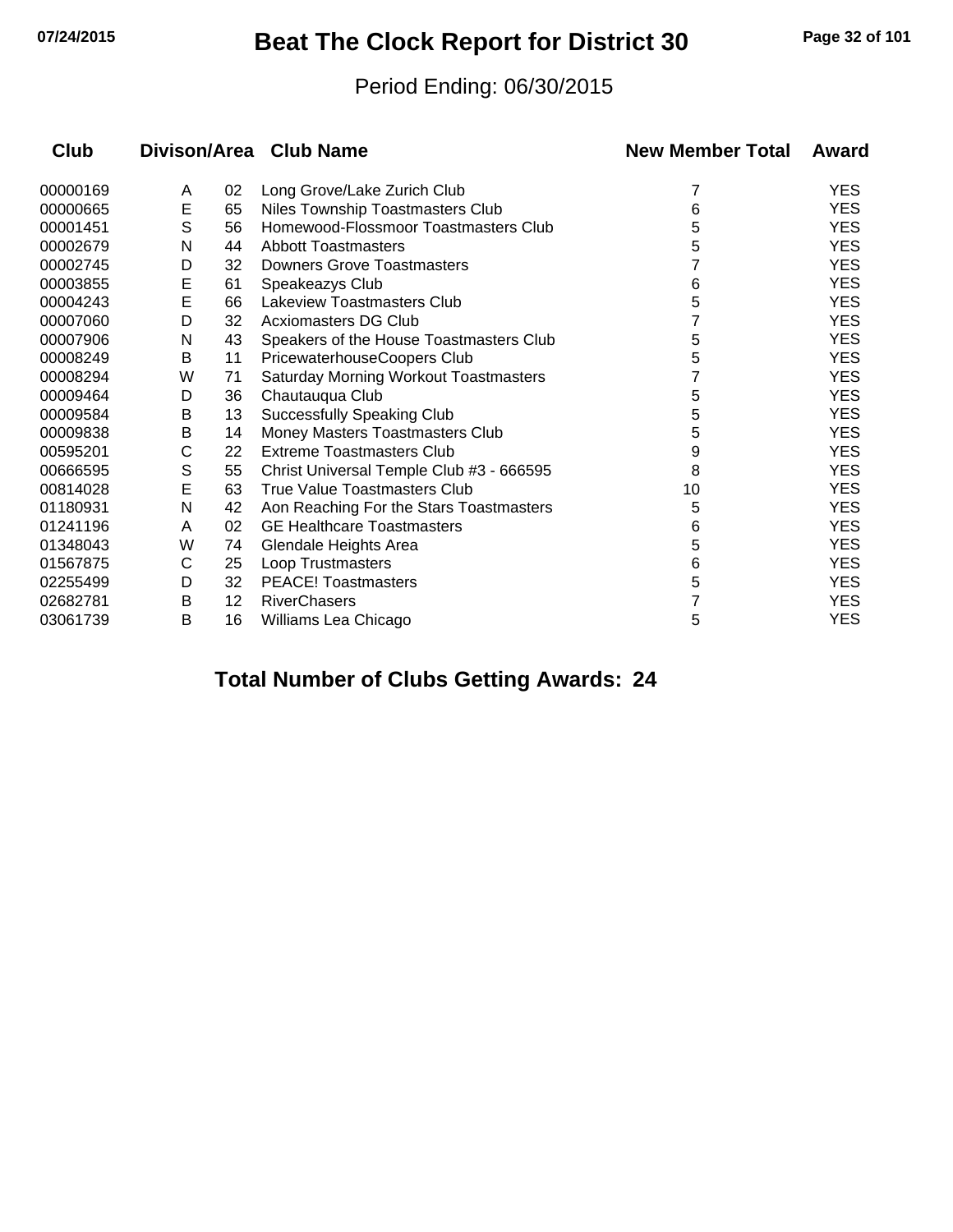# Beat The Clock Report for District 30

Period Ending: 06/30/2015

| Club | Divison/Area | | Club Name | New Member Total | Award |
|---|---|---|---|---|---|
| 00000169 | A | 02 | Long Grove/Lake Zurich Club | 7 | YES |
| 00000665 | E | 65 | Niles Township Toastmasters Club | 6 | YES |
| 00001451 | S | 56 | Homewood-Flossmoor Toastmasters Club | 5 | YES |
| 00002679 | N | 44 | Abbott Toastmasters | 5 | YES |
| 00002745 | D | 32 | Downers Grove Toastmasters | 7 | YES |
| 00003855 | E | 61 | Speakeazys Club | 6 | YES |
| 00004243 | E | 66 | Lakeview Toastmasters Club | 5 | YES |
| 00007060 | D | 32 | Acxiomasters DG Club | 7 | YES |
| 00007906 | N | 43 | Speakers of the House Toastmasters Club | 5 | YES |
| 00008249 | B | 11 | PricewaterhouseCoopers Club | 5 | YES |
| 00008294 | W | 71 | Saturday Morning Workout Toastmasters | 7 | YES |
| 00009464 | D | 36 | Chautauqua Club | 5 | YES |
| 00009584 | B | 13 | Successfully Speaking Club | 5 | YES |
| 00009838 | B | 14 | Money Masters Toastmasters Club | 5 | YES |
| 00595201 | C | 22 | Extreme Toastmasters Club | 9 | YES |
| 00666595 | S | 55 | Christ Universal Temple Club #3 - 666595 | 8 | YES |
| 00814028 | E | 63 | True Value Toastmasters Club | 10 | YES |
| 01180931 | N | 42 | Aon Reaching For the Stars Toastmasters | 5 | YES |
| 01241196 | A | 02 | GE Healthcare Toastmasters | 6 | YES |
| 01348043 | W | 74 | Glendale Heights Area | 5 | YES |
| 01567875 | C | 25 | Loop Trustmasters | 6 | YES |
| 02255499 | D | 32 | PEACE! Toastmasters | 5 | YES |
| 02682781 | B | 12 | RiverChasers | 7 | YES |
| 03061739 | B | 16 | Williams Lea Chicago | 5 | YES |

**Total Number of Clubs Getting Awards: 24**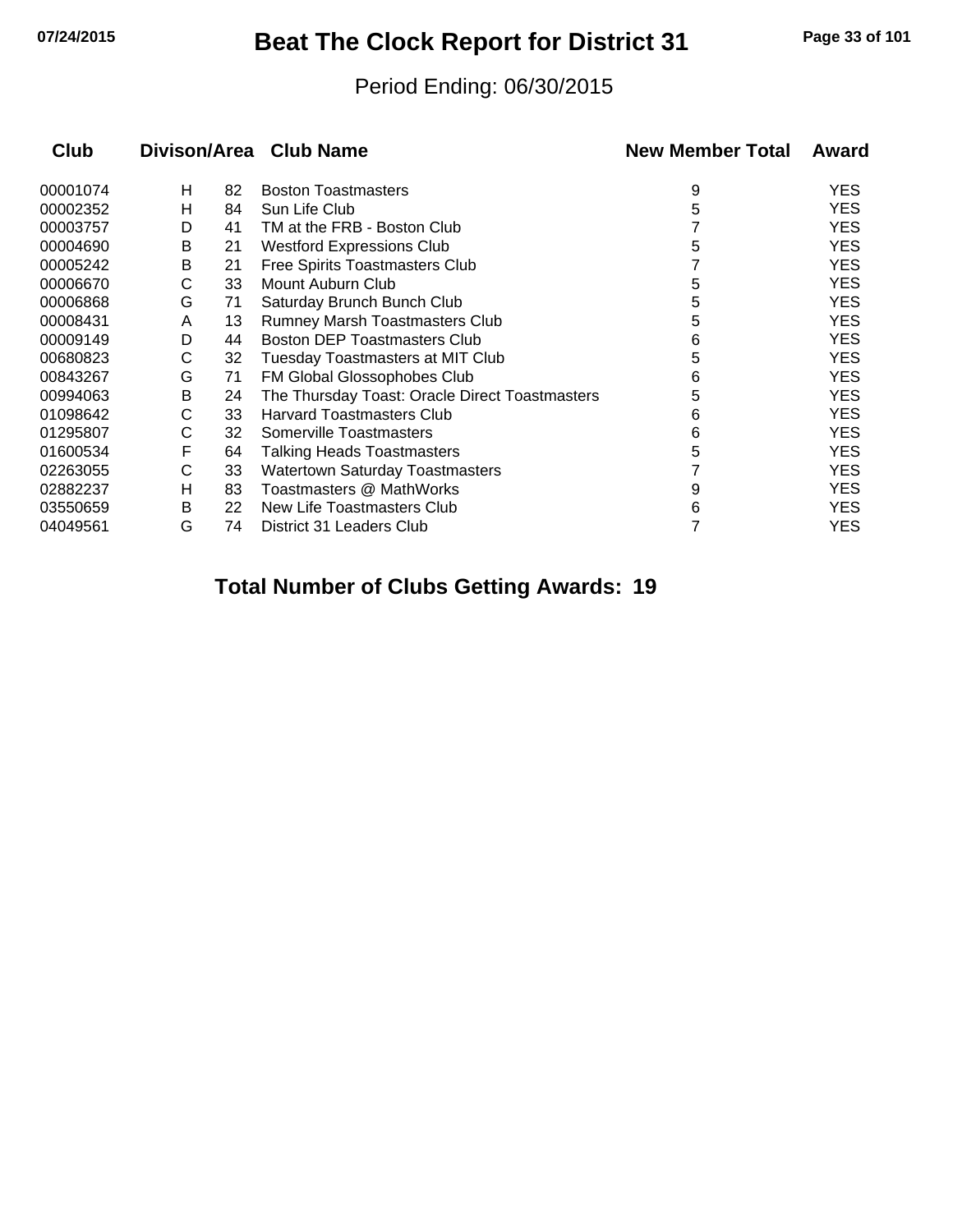# Beat The Clock Report for District 31

Period Ending: 06/30/2015

| Club | Divison | Area | Club Name | New Member Total | Award |
|---|---|---|---|---|---|
| 00001074 | H | 82 | Boston Toastmasters | 9 | YES |
| 00002352 | H | 84 | Sun Life Club | 5 | YES |
| 00003757 | D | 41 | TM at the FRB - Boston Club | 7 | YES |
| 00004690 | B | 21 | Westford Expressions Club | 5 | YES |
| 00005242 | B | 21 | Free Spirits Toastmasters Club | 7 | YES |
| 00006670 | C | 33 | Mount Auburn Club | 5 | YES |
| 00006868 | G | 71 | Saturday Brunch Bunch Club | 5 | YES |
| 00008431 | A | 13 | Rumney Marsh Toastmasters Club | 5 | YES |
| 00009149 | D | 44 | Boston DEP Toastmasters Club | 6 | YES |
| 00680823 | C | 32 | Tuesday Toastmasters at MIT Club | 5 | YES |
| 00843267 | G | 71 | FM Global Glossophobes Club | 6 | YES |
| 00994063 | B | 24 | The Thursday Toast: Oracle Direct Toastmasters | 5 | YES |
| 01098642 | C | 33 | Harvard Toastmasters Club | 6 | YES |
| 01295807 | C | 32 | Somerville Toastmasters | 6 | YES |
| 01600534 | F | 64 | Talking Heads Toastmasters | 5 | YES |
| 02263055 | C | 33 | Watertown Saturday Toastmasters | 7 | YES |
| 02882237 | H | 83 | Toastmasters @ MathWorks | 9 | YES |
| 03550659 | B | 22 | New Life Toastmasters Club | 6 | YES |
| 04049561 | G | 74 | District 31 Leaders Club | 7 | YES |

**Total Number of Clubs Getting Awards: 19**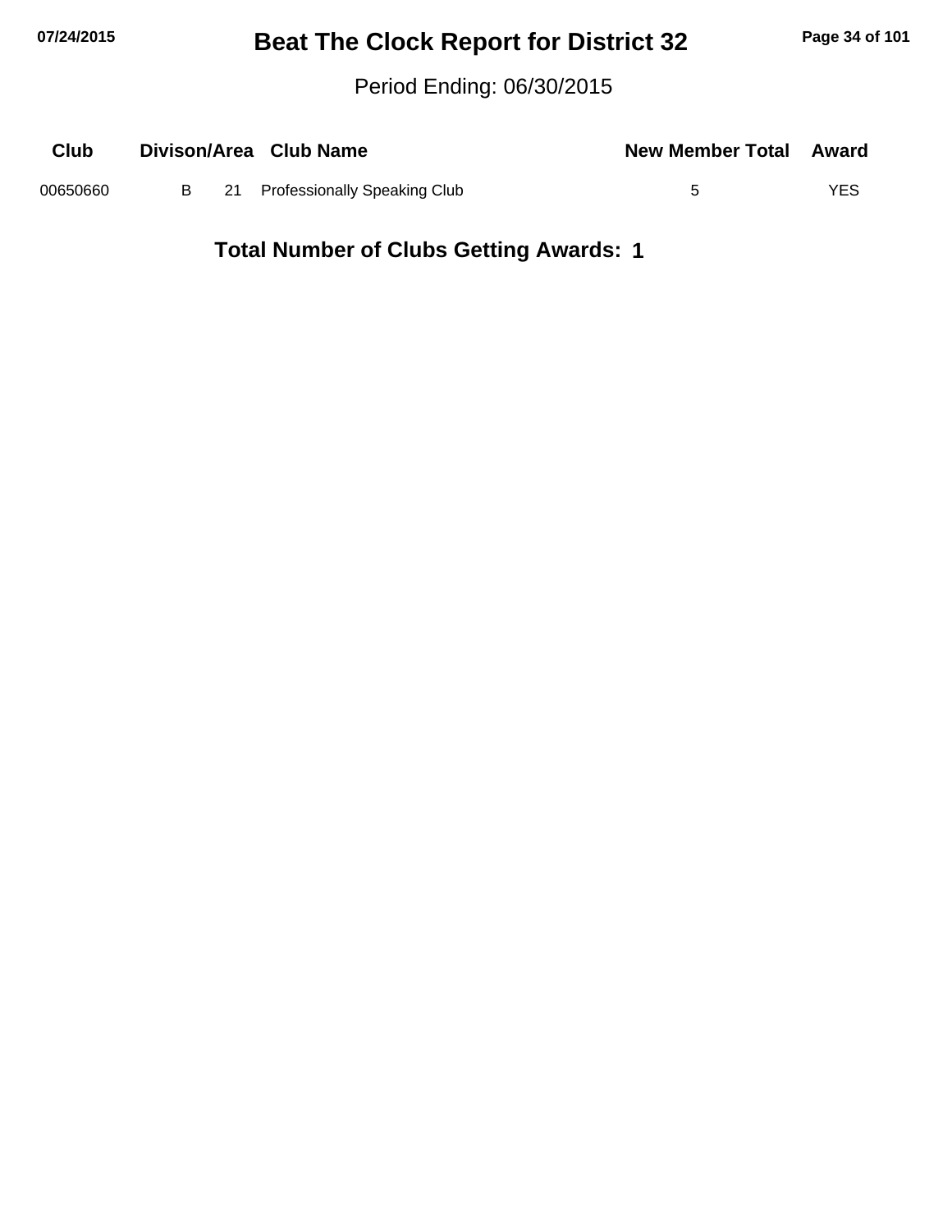# Beat The Clock Report for District 32

Period Ending: 06/30/2015

| Club | Divison/Area | | Club Name | New Member Total | Award |
|---|---|---|---|---|---|
| 00650660 | B | 21 | Professionally Speaking Club | 5 | YES |

**Total Number of Clubs Getting Awards: 1**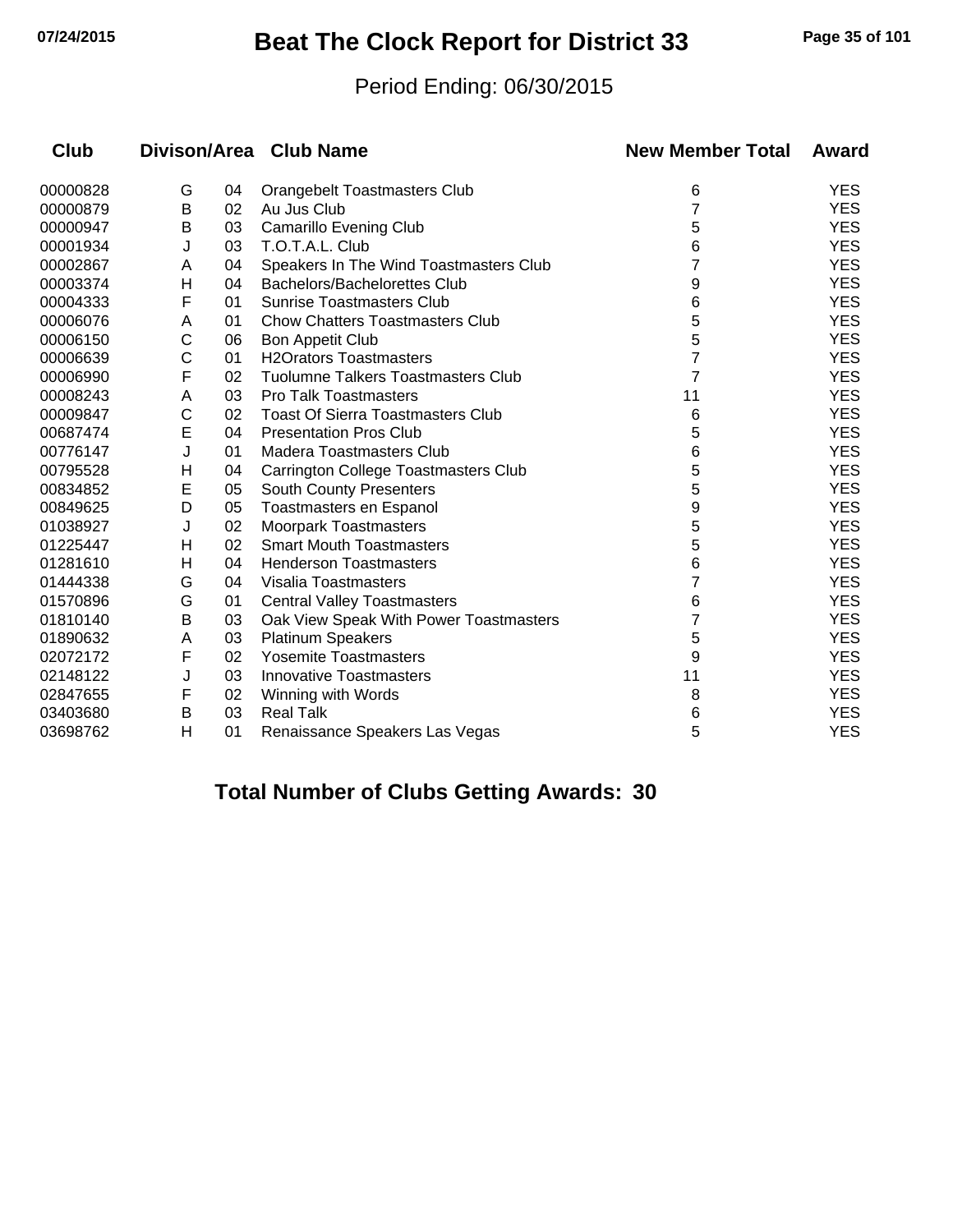# Beat The Clock Report for District 33

Period Ending: 06/30/2015

| Club | Divison/Area | | Club Name | New Member Total | Award |
|---|---|---|---|---|---|
| 00000828 | G | 04 | Orangebelt Toastmasters Club | 6 | YES |
| 00000879 | B | 02 | Au Jus Club | 7 | YES |
| 00000947 | B | 03 | Camarillo Evening Club | 5 | YES |
| 00001934 | J | 03 | T.O.T.A.L. Club | 6 | YES |
| 00002867 | A | 04 | Speakers In The Wind Toastmasters Club | 7 | YES |
| 00003374 | H | 04 | Bachelors/Bachelorettes Club | 9 | YES |
| 00004333 | F | 01 | Sunrise Toastmasters Club | 6 | YES |
| 00006076 | A | 01 | Chow Chatters Toastmasters Club | 5 | YES |
| 00006150 | C | 06 | Bon Appetit Club | 5 | YES |
| 00006639 | C | 01 | H2Orators Toastmasters | 7 | YES |
| 00006990 | F | 02 | Tuolumne Talkers Toastmasters Club | 7 | YES |
| 00008243 | A | 03 | Pro Talk Toastmasters | 11 | YES |
| 00009847 | C | 02 | Toast Of Sierra Toastmasters Club | 6 | YES |
| 00687474 | E | 04 | Presentation Pros Club | 5 | YES |
| 00776147 | J | 01 | Madera Toastmasters Club | 6 | YES |
| 00795528 | H | 04 | Carrington College Toastmasters Club | 5 | YES |
| 00834852 | E | 05 | South County Presenters | 5 | YES |
| 00849625 | D | 05 | Toastmasters en Espanol | 9 | YES |
| 01038927 | J | 02 | Moorpark Toastmasters | 5 | YES |
| 01225447 | H | 02 | Smart Mouth Toastmasters | 5 | YES |
| 01281610 | H | 04 | Henderson Toastmasters | 6 | YES |
| 01444338 | G | 04 | Visalia Toastmasters | 7 | YES |
| 01570896 | G | 01 | Central Valley Toastmasters | 6 | YES |
| 01810140 | B | 03 | Oak View Speak With Power Toastmasters | 7 | YES |
| 01890632 | A | 03 | Platinum Speakers | 5 | YES |
| 02072172 | F | 02 | Yosemite Toastmasters | 9 | YES |
| 02148122 | J | 03 | Innovative Toastmasters | 11 | YES |
| 02847655 | F | 02 | Winning with Words | 8 | YES |
| 03403680 | B | 03 | Real Talk | 6 | YES |
| 03698762 | H | 01 | Renaissance Speakers Las Vegas | 5 | YES |

**Total Number of Clubs Getting Awards: 30**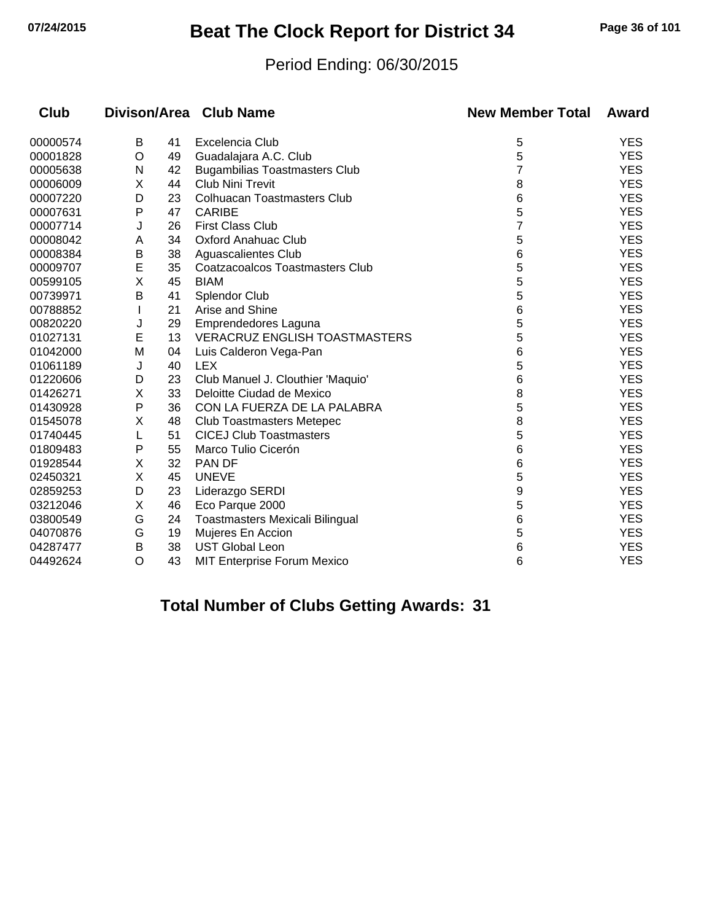# Beat The Clock Report for District 34

Period Ending: 06/30/2015

| Club | Divison | Area | Club Name | New Member Total | Award |
|---|---|---|---|---|---|
| 00000574 | B | 41 | Excelencia Club | 5 | YES |
| 00001828 | O | 49 | Guadalajara A.C. Club | 5 | YES |
| 00005638 | N | 42 | Bugambilias Toastmasters Club | 7 | YES |
| 00006009 | X | 44 | Club Nini Trevit | 8 | YES |
| 00007220 | D | 23 | Colhuacan Toastmasters Club | 6 | YES |
| 00007631 | P | 47 | CARIBE | 5 | YES |
| 00007714 | J | 26 | First Class Club | 7 | YES |
| 00008042 | A | 34 | Oxford Anahuac Club | 5 | YES |
| 00008384 | B | 38 | Aguascalientes Club | 6 | YES |
| 00009707 | E | 35 | Coatzacoalcos Toastmasters Club | 5 | YES |
| 00599105 | X | 45 | BIAM | 5 | YES |
| 00739971 | B | 41 | Splendor Club | 5 | YES |
| 00788852 | I | 21 | Arise and Shine | 6 | YES |
| 00820220 | J | 29 | Emprendedores Laguna | 5 | YES |
| 01027131 | E | 13 | VERACRUZ ENGLISH TOASTMASTERS | 5 | YES |
| 01042000 | M | 04 | Luis Calderon Vega-Pan | 6 | YES |
| 01061189 | J | 40 | LEX | 5 | YES |
| 01220606 | D | 23 | Club Manuel J. Clouthier 'Maquio' | 6 | YES |
| 01426271 | X | 33 | Deloitte Ciudad de Mexico | 8 | YES |
| 01430928 | P | 36 | CON LA FUERZA DE LA PALABRA | 5 | YES |
| 01545078 | X | 48 | Club Toastmasters Metepec | 8 | YES |
| 01740445 | L | 51 | CICEJ Club Toastmasters | 5 | YES |
| 01809483 | P | 55 | Marco Tulio Cicerón | 6 | YES |
| 01928544 | X | 32 | PAN DF | 6 | YES |
| 02450321 | X | 45 | UNEVE | 5 | YES |
| 02859253 | D | 23 | Liderazgo SERDI | 9 | YES |
| 03212046 | X | 46 | Eco Parque 2000 | 5 | YES |
| 03800549 | G | 24 | Toastmasters Mexicali Bilingual | 6 | YES |
| 04070876 | G | 19 | Mujeres En Accion | 5 | YES |
| 04287477 | B | 38 | UST Global Leon | 6 | YES |
| 04492624 | O | 43 | MIT Enterprise Forum Mexico | 6 | YES |

**Total Number of Clubs Getting Awards: 31**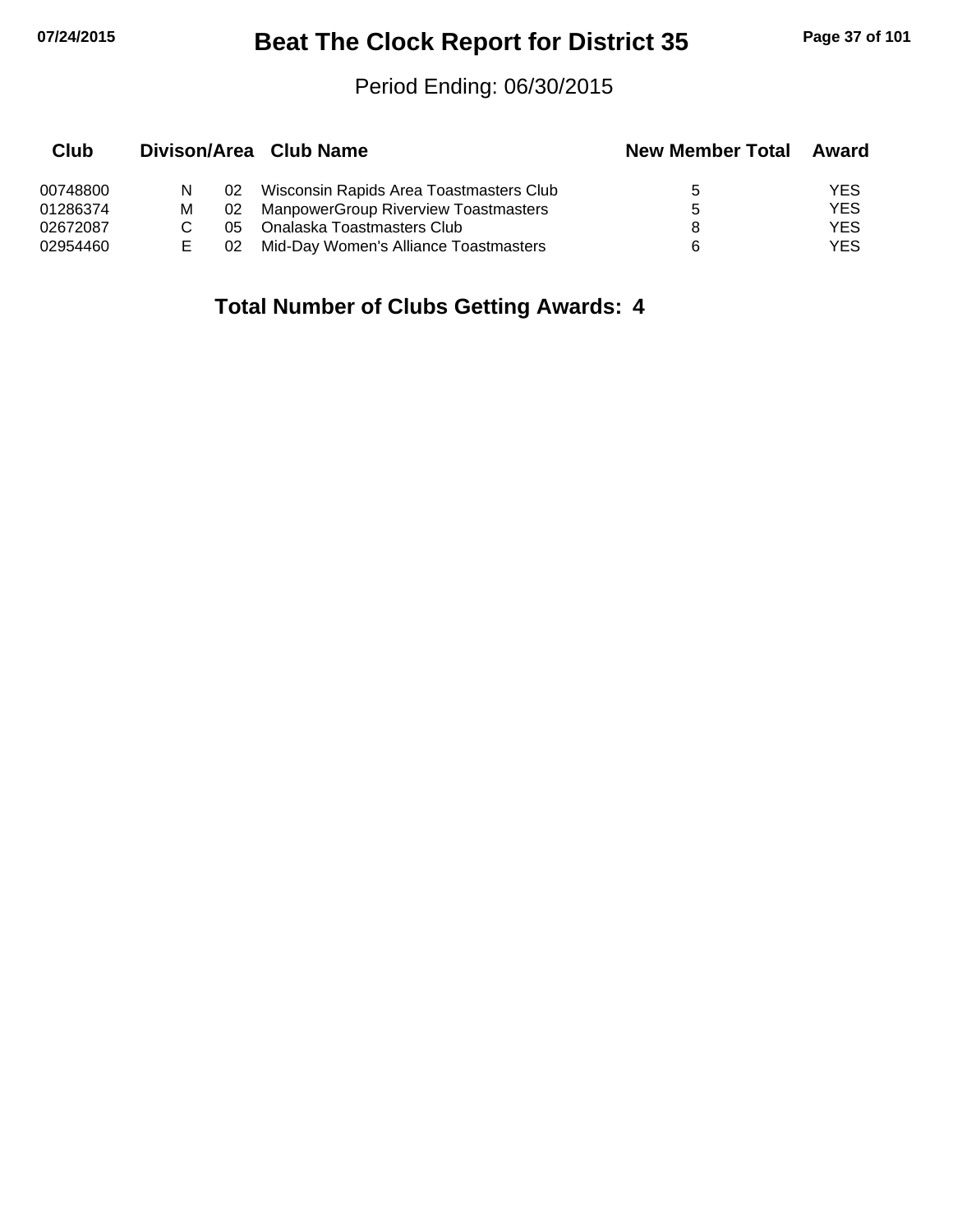# Beat The Clock Report for District 35

Period Ending: 06/30/2015

| Club | Divison | Area | Club Name | New Member Total | Award |
|---|---|---|---|---|---|
| 00748800 | N | 02 | Wisconsin Rapids Area Toastmasters Club | 5 | YES |
| 01286374 | M | 02 | ManpowerGroup Riverview Toastmasters | 5 | YES |
| 02672087 | C | 05 | Onalaska Toastmasters Club | 8 | YES |
| 02954460 | E | 02 | Mid-Day Women's Alliance Toastmasters | 6 | YES |

**Total Number of Clubs Getting Awards: 4**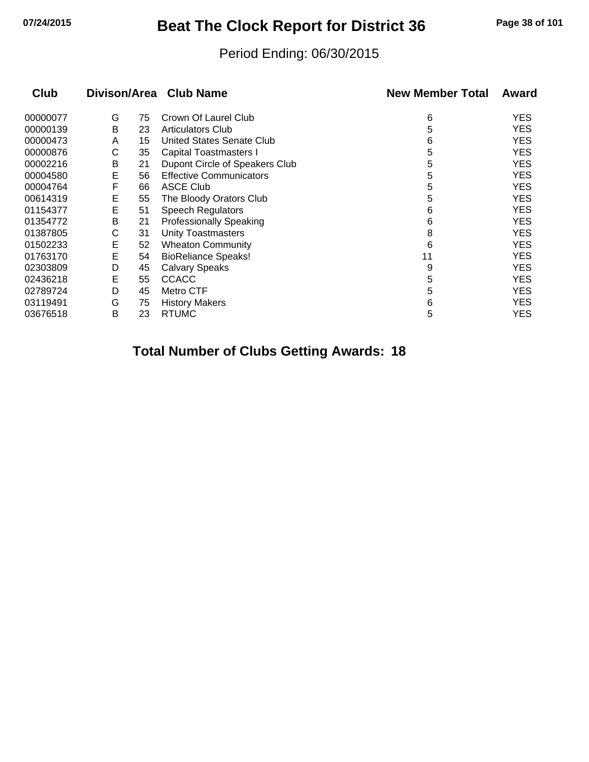# Beat The Clock Report for District 36

Period Ending: 06/30/2015

| Club | Divison | Area | Club Name | New Member Total | Award |
|---|---|---|---|---|---|
| 00000077 | G | 75 | Crown Of Laurel Club | 6 | YES |
| 00000139 | B | 23 | Articulators Club | 5 | YES |
| 00000473 | A | 15 | United States Senate Club | 6 | YES |
| 00000876 | C | 35 | Capital Toastmasters I | 5 | YES |
| 00002216 | B | 21 | Dupont Circle of Speakers Club | 5 | YES |
| 00004580 | E | 56 | Effective Communicators | 5 | YES |
| 00004764 | F | 66 | ASCE Club | 5 | YES |
| 00614319 | E | 55 | The Bloody Orators Club | 5 | YES |
| 01154377 | E | 51 | Speech Regulators | 6 | YES |
| 01354772 | B | 21 | Professionally Speaking | 6 | YES |
| 01387805 | C | 31 | Unity Toastmasters | 8 | YES |
| 01502233 | E | 52 | Wheaton Community | 6 | YES |
| 01763170 | E | 54 | BioReliance Speaks! | 11 | YES |
| 02303809 | D | 45 | Calvary Speaks | 9 | YES |
| 02436218 | E | 55 | CCACC | 5 | YES |
| 02789724 | D | 45 | Metro CTF | 5 | YES |
| 03119491 | G | 75 | History Makers | 6 | YES |
| 03676518 | B | 23 | RTUMC | 5 | YES |

**Total Number of Clubs Getting Awards: 18**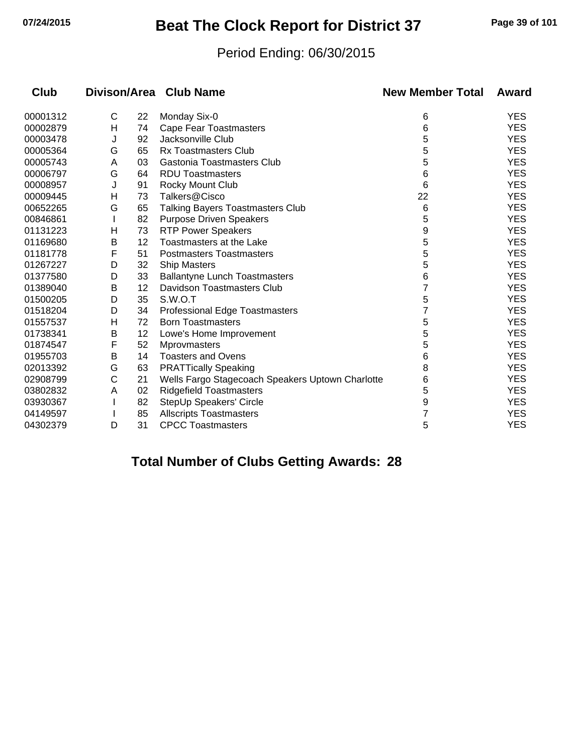# Beat The Clock Report for District 37

Period Ending: 06/30/2015

| Club | Divison | Area | Club Name | New Member Total | Award |
|---|---|---|---|---|---|
| 00001312 | C | 22 | Monday Six-0 | 6 | YES |
| 00002879 | H | 74 | Cape Fear Toastmasters | 6 | YES |
| 00003478 | J | 92 | Jacksonville Club | 5 | YES |
| 00005364 | G | 65 | Rx Toastmasters Club | 5 | YES |
| 00005743 | A | 03 | Gastonia Toastmasters Club | 5 | YES |
| 00006797 | G | 64 | RDU Toastmasters | 6 | YES |
| 00008957 | J | 91 | Rocky Mount Club | 6 | YES |
| 00009445 | H | 73 | Talkers@Cisco | 22 | YES |
| 00652265 | G | 65 | Talking Bayers Toastmasters Club | 6 | YES |
| 00846861 | I | 82 | Purpose Driven Speakers | 5 | YES |
| 01131223 | H | 73 | RTP Power Speakers | 9 | YES |
| 01169680 | B | 12 | Toastmasters at the Lake | 5 | YES |
| 01181778 | F | 51 | Postmasters Toastmasters | 5 | YES |
| 01267227 | D | 32 | Ship Masters | 5 | YES |
| 01377580 | D | 33 | Ballantyne Lunch Toastmasters | 6 | YES |
| 01389040 | B | 12 | Davidson Toastmasters Club | 7 | YES |
| 01500205 | D | 35 | S.W.O.T | 5 | YES |
| 01518204 | D | 34 | Professional Edge Toastmasters | 7 | YES |
| 01557537 | H | 72 | Born Toastmasters | 5 | YES |
| 01738341 | B | 12 | Lowe's Home Improvement | 5 | YES |
| 01874547 | F | 52 | Mprovmasters | 5 | YES |
| 01955703 | B | 14 | Toasters and Ovens | 6 | YES |
| 02013392 | G | 63 | PRATTically Speaking | 8 | YES |
| 02908799 | C | 21 | Wells Fargo Stagecoach Speakers Uptown Charlotte | 6 | YES |
| 03802832 | A | 02 | Ridgefield Toastmasters | 5 | YES |
| 03930367 | I | 82 | StepUp Speakers' Circle | 9 | YES |
| 04149597 | I | 85 | Allscripts Toastmasters | 7 | YES |
| 04302379 | D | 31 | CPCC Toastmasters | 5 | YES |

**Total Number of Clubs Getting Awards: 28**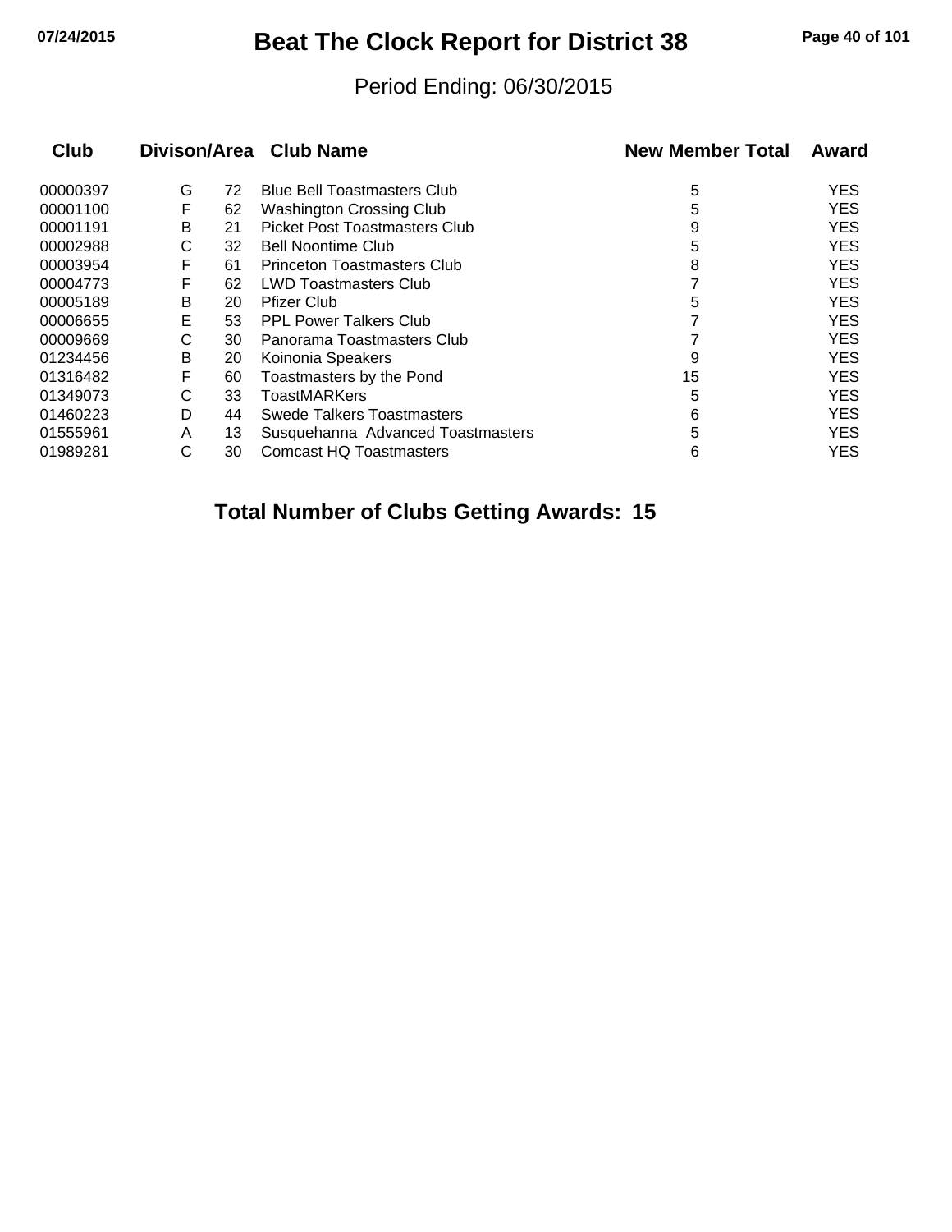# Beat The Clock Report for District 38

Period Ending: 06/30/2015

| Club | Divison | Area | Club Name | New Member Total | Award |
|---|---|---|---|---|---|
| 00000397 | G | 72 | Blue Bell Toastmasters Club | 5 | YES |
| 00001100 | F | 62 | Washington Crossing Club | 5 | YES |
| 00001191 | B | 21 | Picket Post Toastmasters Club | 9 | YES |
| 00002988 | C | 32 | Bell Noontime Club | 5 | YES |
| 00003954 | F | 61 | Princeton Toastmasters Club | 8 | YES |
| 00004773 | F | 62 | LWD Toastmasters Club | 7 | YES |
| 00005189 | B | 20 | Pfizer Club | 5 | YES |
| 00006655 | E | 53 | PPL Power Talkers Club | 7 | YES |
| 00009669 | C | 30 | Panorama Toastmasters Club | 7 | YES |
| 01234456 | B | 20 | Koinonia Speakers | 9 | YES |
| 01316482 | F | 60 | Toastmasters by the Pond | 15 | YES |
| 01349073 | C | 33 | ToastMARKers | 5 | YES |
| 01460223 | D | 44 | Swede Talkers Toastmasters | 6 | YES |
| 01555961 | A | 13 | Susquehanna Advanced Toastmasters | 5 | YES |
| 01989281 | C | 30 | Comcast HQ Toastmasters | 6 | YES |

**Total Number of Clubs Getting Awards: 15**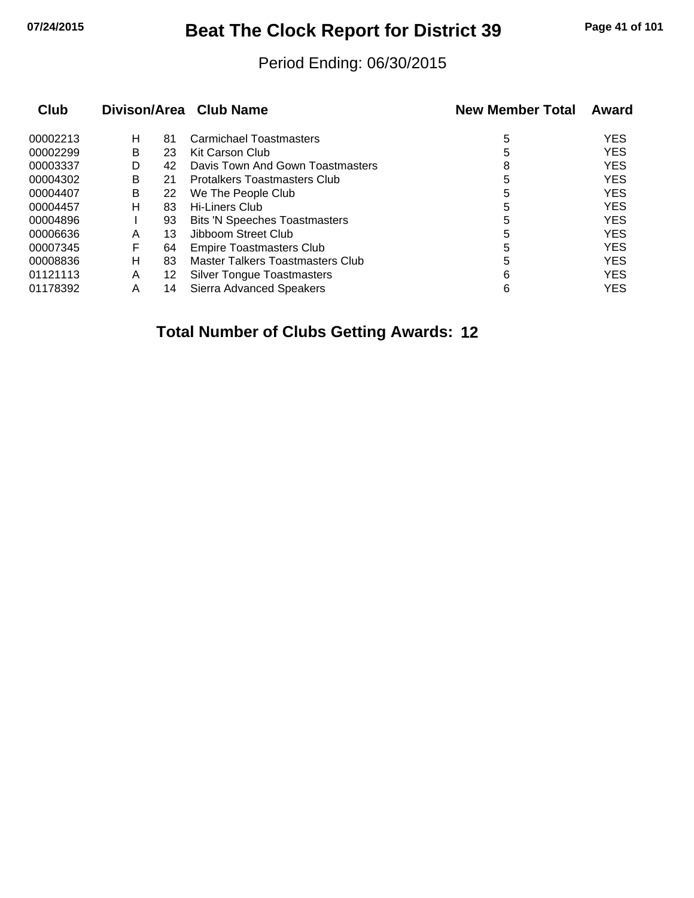# Beat The Clock Report for District 39

Period Ending: 06/30/2015

| Club | Divison/Area | | Club Name | New Member Total | Award |
|---|---|---|---|---|---|
| 00002213 | H | 81 | Carmichael Toastmasters | 5 | YES |
| 00002299 | B | 23 | Kit Carson Club | 5 | YES |
| 00003337 | D | 42 | Davis Town And Gown Toastmasters | 8 | YES |
| 00004302 | B | 21 | Protalkers Toastmasters Club | 5 | YES |
| 00004407 | B | 22 | We The People Club | 5 | YES |
| 00004457 | H | 83 | Hi-Liners Club | 5 | YES |
| 00004896 | I | 93 | Bits 'N Speeches Toastmasters | 5 | YES |
| 00006636 | A | 13 | Jibboom Street Club | 5 | YES |
| 00007345 | F | 64 | Empire Toastmasters Club | 5 | YES |
| 00008836 | H | 83 | Master Talkers Toastmasters Club | 5 | YES |
| 01121113 | A | 12 | Silver Tongue Toastmasters | 6 | YES |
| 01178392 | A | 14 | Sierra Advanced Speakers | 6 | YES |

**Total Number of Clubs Getting Awards: 12**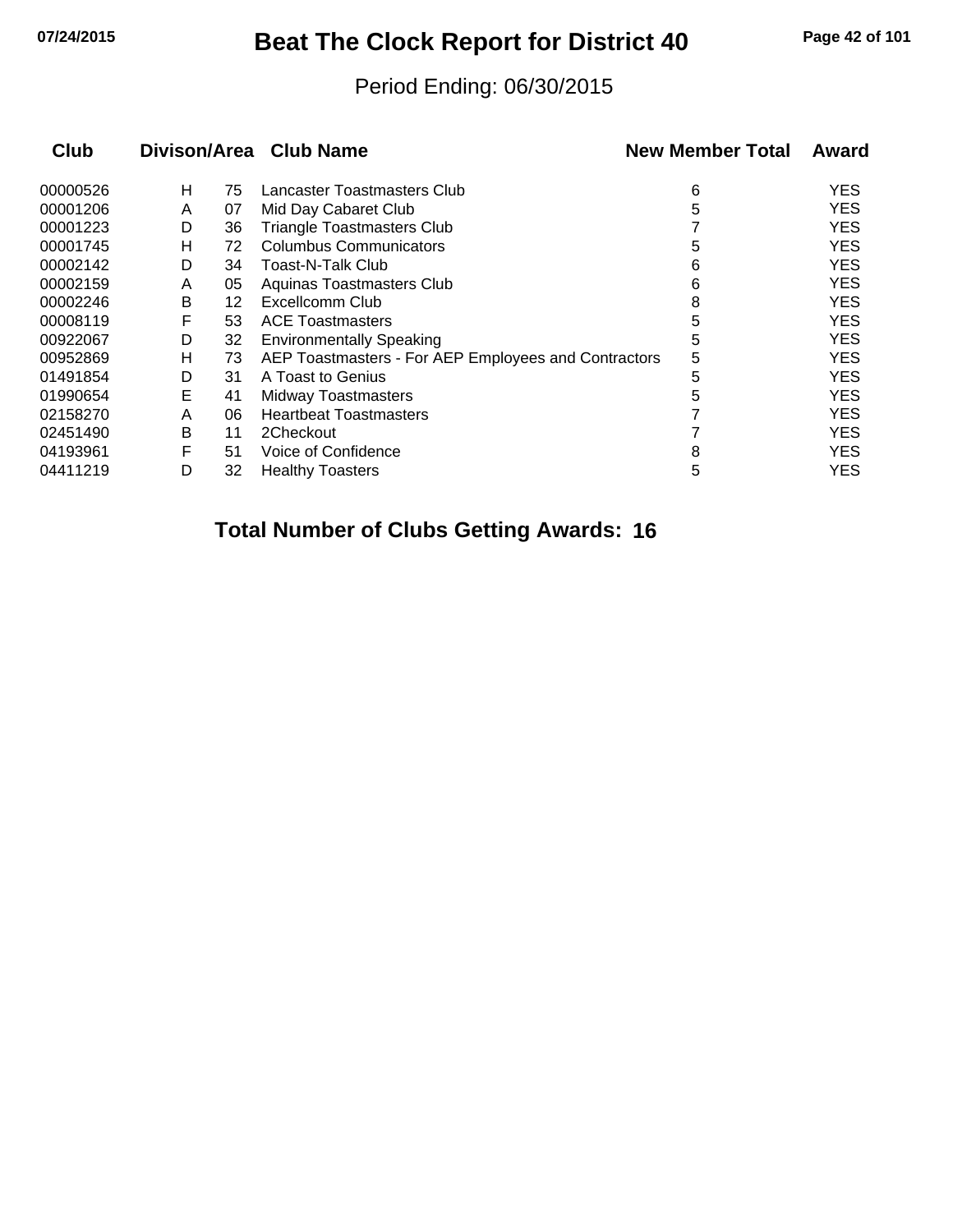# Beat The Clock Report for District 40

Period Ending: 06/30/2015

| Club | Divison | Area | Club Name | New Member Total | Award |
|---|---|---|---|---|---|
| 00000526 | H | 75 | Lancaster Toastmasters Club | 6 | YES |
| 00001206 | A | 07 | Mid Day Cabaret Club | 5 | YES |
| 00001223 | D | 36 | Triangle Toastmasters Club | 7 | YES |
| 00001745 | H | 72 | Columbus Communicators | 5 | YES |
| 00002142 | D | 34 | Toast-N-Talk Club | 6 | YES |
| 00002159 | A | 05 | Aquinas Toastmasters Club | 6 | YES |
| 00002246 | B | 12 | Excellcomm Club | 8 | YES |
| 00008119 | F | 53 | ACE Toastmasters | 5 | YES |
| 00922067 | D | 32 | Environmentally Speaking | 5 | YES |
| 00952869 | H | 73 | AEP Toastmasters - For AEP Employees and Contractors | 5 | YES |
| 01491854 | D | 31 | A Toast to Genius | 5 | YES |
| 01990654 | E | 41 | Midway Toastmasters | 5 | YES |
| 02158270 | A | 06 | Heartbeat Toastmasters | 7 | YES |
| 02451490 | B | 11 | 2Checkout | 7 | YES |
| 04193961 | F | 51 | Voice of Confidence | 8 | YES |
| 04411219 | D | 32 | Healthy Toasters | 5 | YES |

**Total Number of Clubs Getting Awards: 16**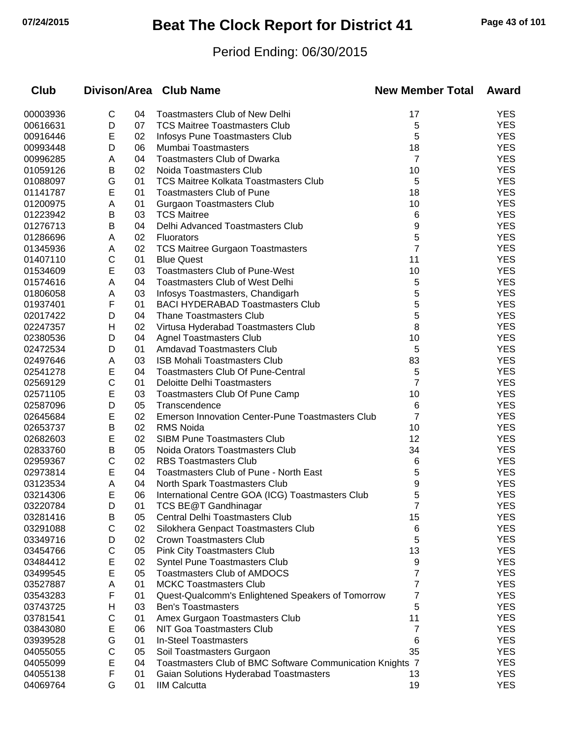# Beat The Clock Report for District 41

Period Ending: 06/30/2015

| Club | Divison/Area | | Club Name | New Member Total | Award |
|---|---|---|---|---|---|
| 00003936 | C | 04 | Toastmasters Club of New Delhi | 17 | YES |
| 00616631 | D | 07 | TCS Maitree Toastmasters Club | 5 | YES |
| 00916446 | E | 02 | Infosys Pune Toastmasters Club | 5 | YES |
| 00993448 | D | 06 | Mumbai Toastmasters | 18 | YES |
| 00996285 | A | 04 | Toastmasters Club of Dwarka | 7 | YES |
| 01059126 | B | 02 | Noida Toastmasters Club | 10 | YES |
| 01088097 | G | 01 | TCS Maitree Kolkata Toastmasters Club | 5 | YES |
| 01141787 | E | 01 | Toastmasters Club of Pune | 18 | YES |
| 01200975 | A | 01 | Gurgaon Toastmasters Club | 10 | YES |
| 01223942 | B | 03 | TCS Maitree | 6 | YES |
| 01276713 | B | 04 | Delhi Advanced Toastmasters Club | 9 | YES |
| 01286696 | A | 02 | Fluorators | 5 | YES |
| 01345936 | A | 02 | TCS Maitree Gurgaon Toastmasters | 7 | YES |
| 01407110 | C | 01 | Blue Quest | 11 | YES |
| 01534609 | E | 03 | Toastmasters Club of Pune-West | 10 | YES |
| 01574616 | A | 04 | Toastmasters Club of West Delhi | 5 | YES |
| 01806058 | A | 03 | Infosys Toastmasters, Chandigarh | 5 | YES |
| 01937401 | F | 01 | BACI HYDERABAD Toastmasters Club | 5 | YES |
| 02017422 | D | 04 | Thane Toastmasters Club | 5 | YES |
| 02247357 | H | 02 | Virtusa Hyderabad Toastmasters Club | 8 | YES |
| 02380536 | D | 04 | Agnel Toastmasters Club | 10 | YES |
| 02472534 | D | 01 | Amdavad Toastmasters Club | 5 | YES |
| 02497646 | A | 03 | ISB Mohali Toastmasters Club | 83 | YES |
| 02541278 | E | 04 | Toastmasters Club Of Pune-Central | 5 | YES |
| 02569129 | C | 01 | Deloitte Delhi Toastmasters | 7 | YES |
| 02571105 | E | 03 | Toastmasters Club Of Pune Camp | 10 | YES |
| 02587096 | D | 05 | Transcendence | 6 | YES |
| 02645684 | E | 02 | Emerson Innovation Center-Pune Toastmasters Club | 7 | YES |
| 02653737 | B | 02 | RMS Noida | 10 | YES |
| 02682603 | E | 02 | SIBM Pune Toastmasters Club | 12 | YES |
| 02833760 | B | 05 | Noida Orators Toastmasters Club | 34 | YES |
| 02959367 | C | 02 | RBS Toastmasters Club | 6 | YES |
| 02973814 | E | 04 | Toastmasters Club of Pune - North East | 5 | YES |
| 03123534 | A | 04 | North Spark Toastmasters Club | 9 | YES |
| 03214306 | E | 06 | International Centre GOA (ICG) Toastmasters Club | 5 | YES |
| 03220784 | D | 01 | TCS BE@T Gandhinagar | 7 | YES |
| 03281416 | B | 05 | Central Delhi Toastmasters Club | 15 | YES |
| 03291088 | C | 02 | Silokhera Genpact Toastmasters Club | 6 | YES |
| 03349716 | D | 02 | Crown Toastmasters Club | 5 | YES |
| 03454766 | C | 05 | Pink City Toastmasters Club | 13 | YES |
| 03484412 | E | 02 | Syntel Pune Toastmasters Club | 9 | YES |
| 03499545 | E | 05 | Toastmasters Club of AMDOCS | 7 | YES |
| 03527887 | A | 01 | MCKC Toastmasters Club | 7 | YES |
| 03543283 | F | 01 | Quest-Qualcomm's Enlightened Speakers of Tomorrow | 7 | YES |
| 03743725 | H | 03 | Ben's Toastmasters | 5 | YES |
| 03781541 | C | 01 | Amex Gurgaon Toastmasters Club | 11 | YES |
| 03843080 | E | 06 | NIT Goa Toastmasters Club | 7 | YES |
| 03939528 | G | 01 | In-Steel Toastmasters | 6 | YES |
| 04055055 | C | 05 | Soil Toastmasters Gurgaon | 35 | YES |
| 04055099 | E | 04 | Toastmasters Club of BMC Software Communication Knights | 7 | YES |
| 04055138 | F | 01 | Gaian Solutions Hyderabad Toastmasters | 13 | YES |
| 04069764 | G | 01 | IIM Calcutta | 19 | YES |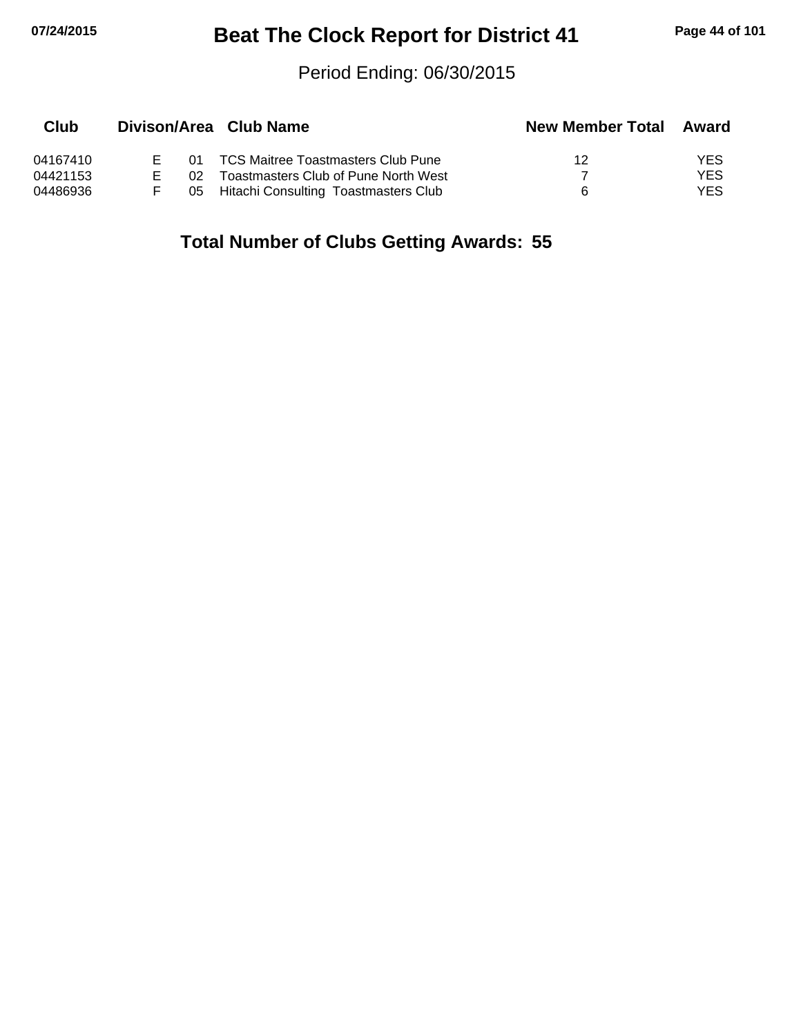# Beat The Clock Report for District 41

Period Ending: 06/30/2015

| Club | Divison/Area | | Club Name | New Member Total | Award |
|---|---|---|---|---|---|
| 04167410 | E | 01 | TCS Maitree Toastmasters Club Pune | 12 | YES |
| 04421153 | E | 02 | Toastmasters Club of Pune North West | 7 | YES |
| 04486936 | F | 05 | Hitachi Consulting Toastmasters Club | 6 | YES |

**Total Number of Clubs Getting Awards: 55**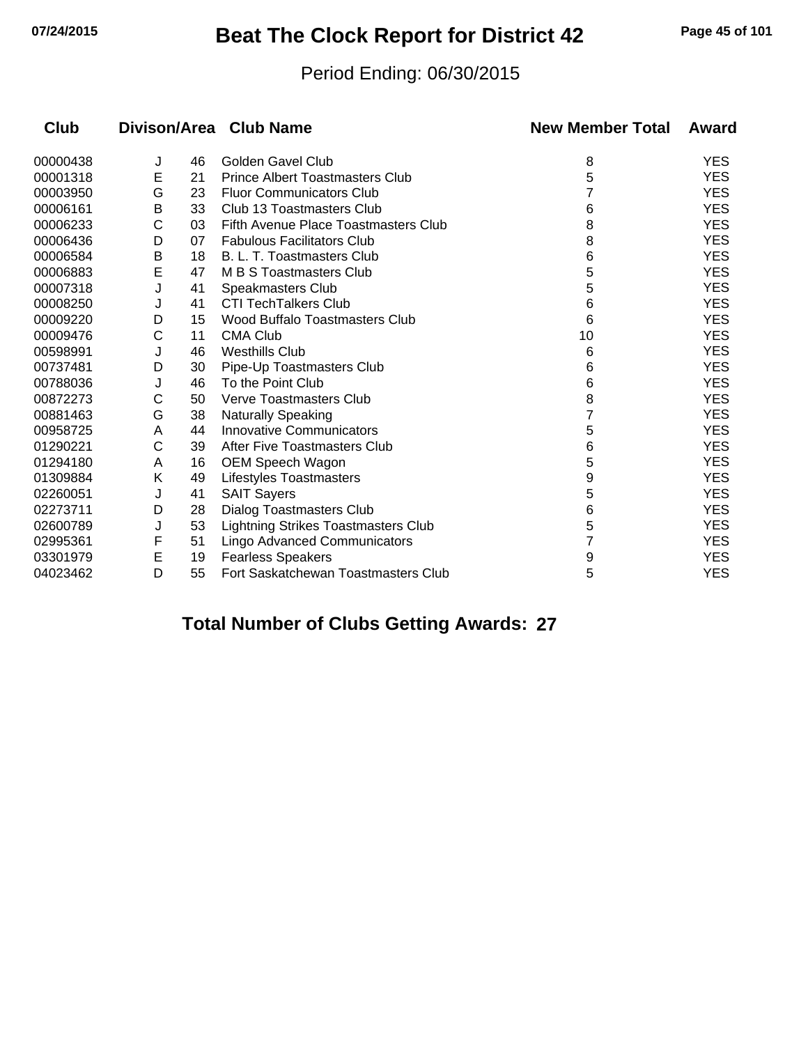# Beat The Clock Report for District 42

Period Ending: 06/30/2015

| Club | Divison | Area | Club Name | New Member Total | Award |
|---|---|---|---|---|---|
| 00000438 | J | 46 | Golden Gavel Club | 8 | YES |
| 00001318 | E | 21 | Prince Albert Toastmasters Club | 5 | YES |
| 00003950 | G | 23 | Fluor Communicators Club | 7 | YES |
| 00006161 | B | 33 | Club 13 Toastmasters Club | 6 | YES |
| 00006233 | C | 03 | Fifth Avenue Place Toastmasters Club | 8 | YES |
| 00006436 | D | 07 | Fabulous Facilitators Club | 8 | YES |
| 00006584 | B | 18 | B. L. T. Toastmasters Club | 6 | YES |
| 00006883 | E | 47 | M B S Toastmasters Club | 5 | YES |
| 00007318 | J | 41 | Speakmasters Club | 5 | YES |
| 00008250 | J | 41 | CTI TechTalkers Club | 6 | YES |
| 00009220 | D | 15 | Wood Buffalo Toastmasters Club | 6 | YES |
| 00009476 | C | 11 | CMA Club | 10 | YES |
| 00598991 | J | 46 | Westhills Club | 6 | YES |
| 00737481 | D | 30 | Pipe-Up Toastmasters Club | 6 | YES |
| 00788036 | J | 46 | To the Point Club | 6 | YES |
| 00872273 | C | 50 | Verve Toastmasters Club | 8 | YES |
| 00881463 | G | 38 | Naturally Speaking | 7 | YES |
| 00958725 | A | 44 | Innovative Communicators | 5 | YES |
| 01290221 | C | 39 | After Five Toastmasters Club | 6 | YES |
| 01294180 | A | 16 | OEM Speech Wagon | 5 | YES |
| 01309884 | K | 49 | Lifestyles Toastmasters | 9 | YES |
| 02260051 | J | 41 | SAIT Sayers | 5 | YES |
| 02273711 | D | 28 | Dialog Toastmasters Club | 6 | YES |
| 02600789 | J | 53 | Lightning Strikes Toastmasters Club | 5 | YES |
| 02995361 | F | 51 | Lingo Advanced Communicators | 7 | YES |
| 03301979 | E | 19 | Fearless Speakers | 9 | YES |
| 04023462 | D | 55 | Fort Saskatchewan Toastmasters Club | 5 | YES |

**Total Number of Clubs Getting Awards: 27**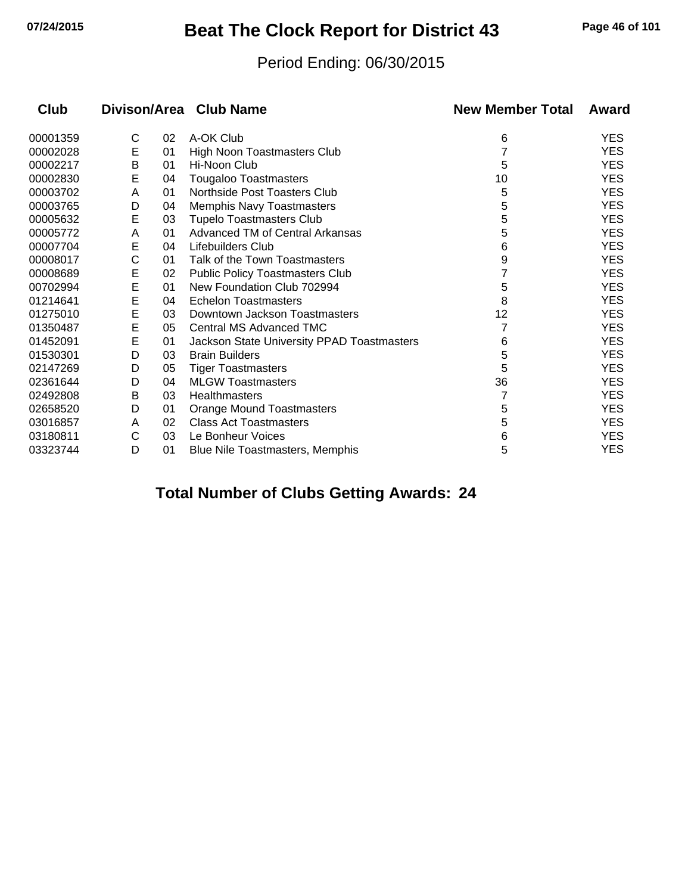# Beat The Clock Report for District 43

Period Ending: 06/30/2015

| Club | Divison | Area | Club Name | New Member Total | Award |
|---|---|---|---|---|---|
| 00001359 | C | 02 | A-OK Club | 6 | YES |
| 00002028 | E | 01 | High Noon Toastmasters Club | 7 | YES |
| 00002217 | B | 01 | Hi-Noon Club | 5 | YES |
| 00002830 | E | 04 | Tougaloo Toastmasters | 10 | YES |
| 00003702 | A | 01 | Northside Post Toasters Club | 5 | YES |
| 00003765 | D | 04 | Memphis Navy Toastmasters | 5 | YES |
| 00005632 | E | 03 | Tupelo Toastmasters Club | 5 | YES |
| 00005772 | A | 01 | Advanced TM of Central Arkansas | 5 | YES |
| 00007704 | E | 04 | Lifebuilders Club | 6 | YES |
| 00008017 | C | 01 | Talk of the Town Toastmasters | 9 | YES |
| 00008689 | E | 02 | Public Policy Toastmasters Club | 7 | YES |
| 00702994 | E | 01 | New Foundation Club 702994 | 5 | YES |
| 01214641 | E | 04 | Echelon Toastmasters | 8 | YES |
| 01275010 | E | 03 | Downtown Jackson Toastmasters | 12 | YES |
| 01350487 | E | 05 | Central MS Advanced TMC | 7 | YES |
| 01452091 | E | 01 | Jackson State University PPAD Toastmasters | 6 | YES |
| 01530301 | D | 03 | Brain Builders | 5 | YES |
| 02147269 | D | 05 | Tiger Toastmasters | 5 | YES |
| 02361644 | D | 04 | MLGW Toastmasters | 36 | YES |
| 02492808 | B | 03 | Healthmasters | 7 | YES |
| 02658520 | D | 01 | Orange Mound Toastmasters | 5 | YES |
| 03016857 | A | 02 | Class Act Toastmasters | 5 | YES |
| 03180811 | C | 03 | Le Bonheur Voices | 6 | YES |
| 03323744 | D | 01 | Blue Nile Toastmasters, Memphis | 5 | YES |

**Total Number of Clubs Getting Awards: 24**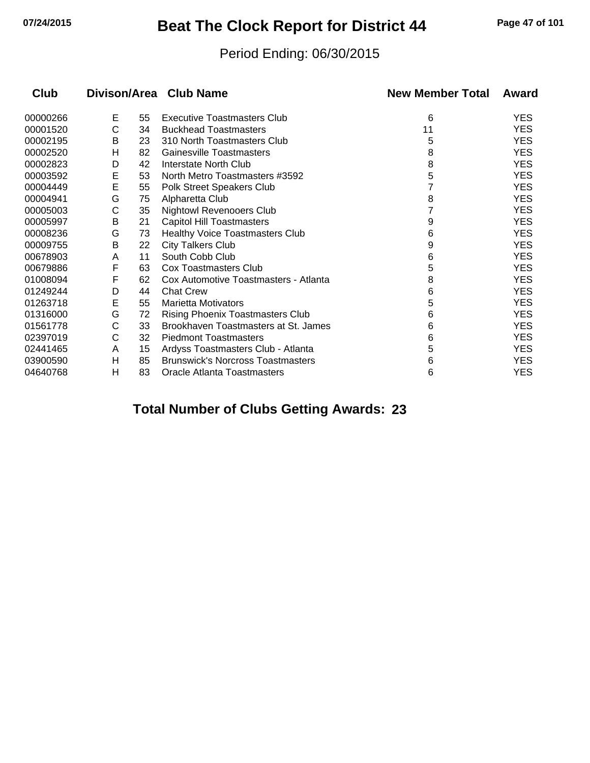# Beat The Clock Report for District 44

Period Ending: 06/30/2015

| Club | Divison | Area | Club Name | New Member Total | Award |
|---|---|---|---|---|---|
| 00000266 | E | 55 | Executive Toastmasters Club | 6 | YES |
| 00001520 | C | 34 | Buckhead Toastmasters | 11 | YES |
| 00002195 | B | 23 | 310 North Toastmasters Club | 5 | YES |
| 00002520 | H | 82 | Gainesville Toastmasters | 8 | YES |
| 00002823 | D | 42 | Interstate North Club | 8 | YES |
| 00003592 | E | 53 | North Metro Toastmasters #3592 | 5 | YES |
| 00004449 | E | 55 | Polk Street Speakers Club | 7 | YES |
| 00004941 | G | 75 | Alpharetta Club | 8 | YES |
| 00005003 | C | 35 | Nightowl Revenooers Club | 7 | YES |
| 00005997 | B | 21 | Capitol Hill Toastmasters | 9 | YES |
| 00008236 | G | 73 | Healthy Voice Toastmasters Club | 6 | YES |
| 00009755 | B | 22 | City Talkers Club | 9 | YES |
| 00678903 | A | 11 | South Cobb Club | 6 | YES |
| 00679886 | F | 63 | Cox Toastmasters Club | 5 | YES |
| 01008094 | F | 62 | Cox Automotive Toastmasters - Atlanta | 8 | YES |
| 01249244 | D | 44 | Chat Crew | 6 | YES |
| 01263718 | E | 55 | Marietta Motivators | 5 | YES |
| 01316000 | G | 72 | Rising Phoenix Toastmasters Club | 6 | YES |
| 01561778 | C | 33 | Brookhaven Toastmasters at St. James | 6 | YES |
| 02397019 | C | 32 | Piedmont Toastmasters | 6 | YES |
| 02441465 | A | 15 | Ardyss Toastmasters Club - Atlanta | 5 | YES |
| 03900590 | H | 85 | Brunswick's Norcross Toastmasters | 6 | YES |
| 04640768 | H | 83 | Oracle Atlanta Toastmasters | 6 | YES |

**Total Number of Clubs Getting Awards: 23**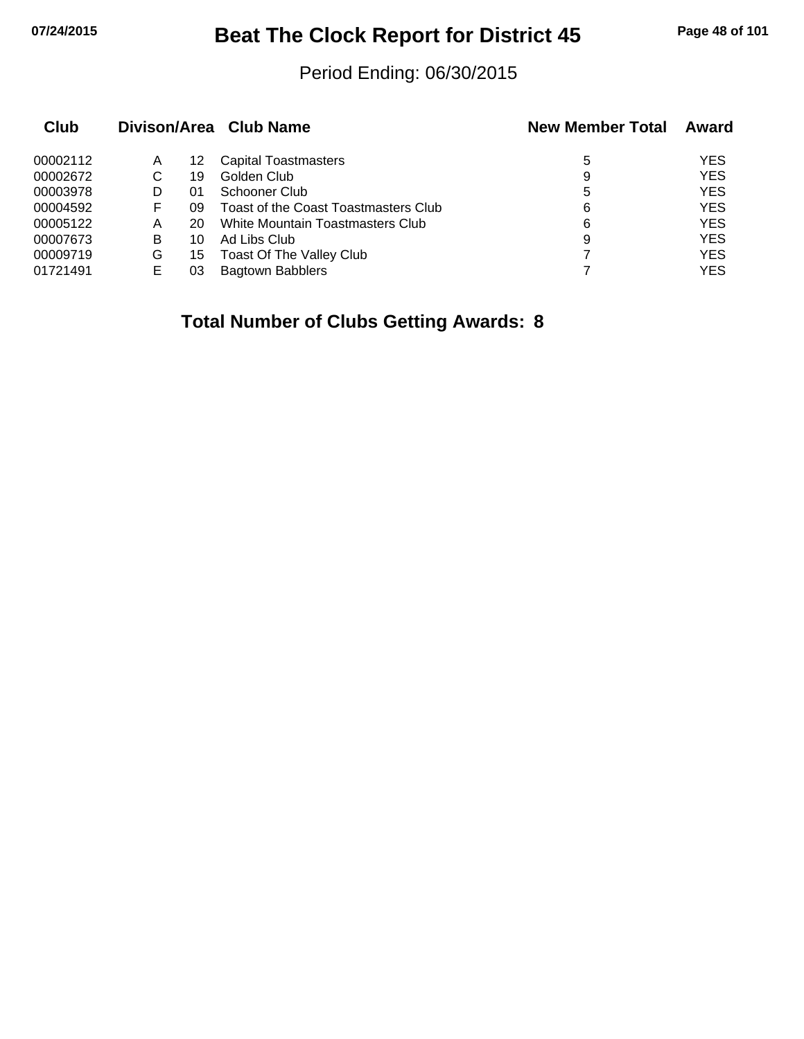# Beat The Clock Report for District 45

Period Ending: 06/30/2015

| Club | Divison | Area | Club Name | New Member Total | Award |
|---|---|---|---|---|---|
| 00002112 | A | 12 | Capital Toastmasters | 5 | YES |
| 00002672 | C | 19 | Golden Club | 9 | YES |
| 00003978 | D | 01 | Schooner Club | 5 | YES |
| 00004592 | F | 09 | Toast of the Coast Toastmasters Club | 6 | YES |
| 00005122 | A | 20 | White Mountain Toastmasters Club | 6 | YES |
| 00007673 | B | 10 | Ad Libs Club | 9 | YES |
| 00009719 | G | 15 | Toast Of The Valley Club | 7 | YES |
| 01721491 | E | 03 | Bagtown Babblers | 7 | YES |

**Total Number of Clubs Getting Awards: 8**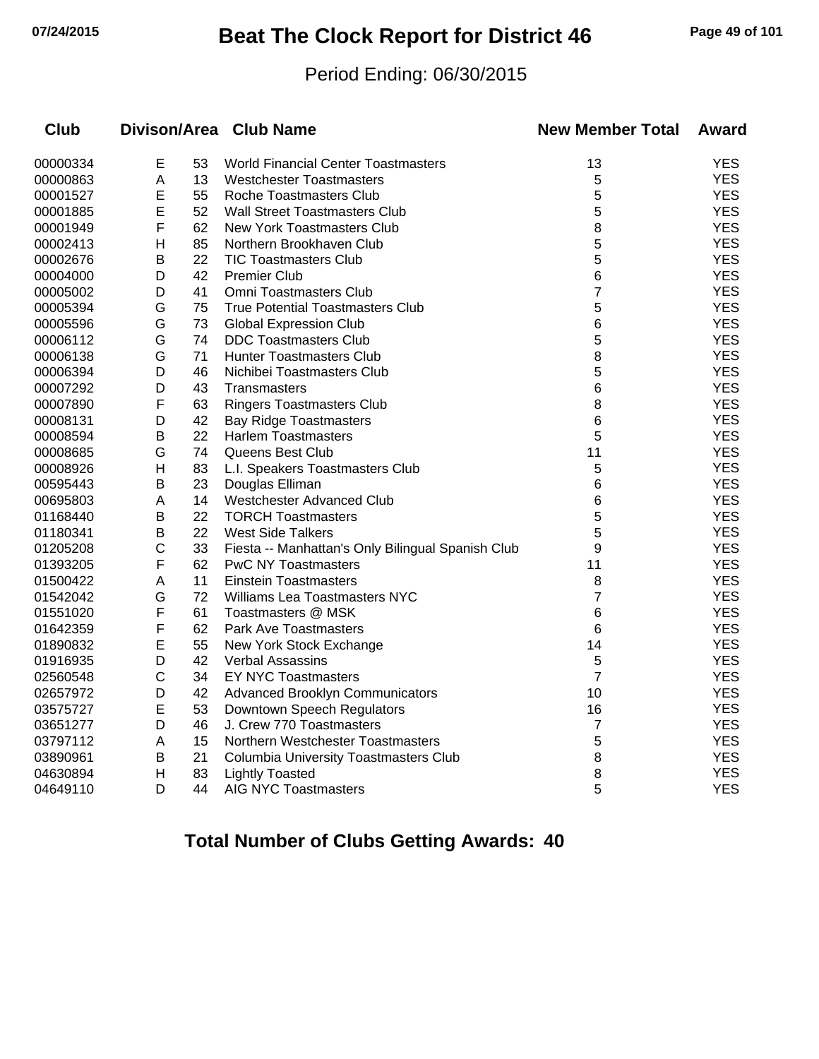# Beat The Clock Report for District 46

07/24/2015

Period Ending: 06/30/2015

| Club | Divison/Area | | Club Name | New Member Total | Award |
|---|---|---|---|---|---|
| 00000334 | E | 53 | World Financial Center Toastmasters | 13 | YES |
| 00000863 | A | 13 | Westchester Toastmasters | 5 | YES |
| 00001527 | E | 55 | Roche Toastmasters Club | 5 | YES |
| 00001885 | E | 52 | Wall Street Toastmasters Club | 5 | YES |
| 00001949 | F | 62 | New York Toastmasters Club | 8 | YES |
| 00002413 | H | 85 | Northern Brookhaven Club | 5 | YES |
| 00002676 | B | 22 | TIC Toastmasters Club | 5 | YES |
| 00004000 | D | 42 | Premier Club | 6 | YES |
| 00005002 | D | 41 | Omni Toastmasters Club | 7 | YES |
| 00005394 | G | 75 | True Potential Toastmasters Club | 5 | YES |
| 00005596 | G | 73 | Global Expression Club | 6 | YES |
| 00006112 | G | 74 | DDC Toastmasters Club | 5 | YES |
| 00006138 | G | 71 | Hunter Toastmasters Club | 8 | YES |
| 00006394 | D | 46 | Nichibei Toastmasters Club | 5 | YES |
| 00007292 | D | 43 | Transmasters | 6 | YES |
| 00007890 | F | 63 | Ringers Toastmasters Club | 8 | YES |
| 00008131 | D | 42 | Bay Ridge Toastmasters | 6 | YES |
| 00008594 | B | 22 | Harlem Toastmasters | 5 | YES |
| 00008685 | G | 74 | Queens Best Club | 11 | YES |
| 00008926 | H | 83 | L.I. Speakers Toastmasters Club | 5 | YES |
| 00595443 | B | 23 | Douglas Elliman | 6 | YES |
| 00695803 | A | 14 | Westchester Advanced Club | 6 | YES |
| 01168440 | B | 22 | TORCH Toastmasters | 5 | YES |
| 01180341 | B | 22 | West Side Talkers | 5 | YES |
| 01205208 | C | 33 | Fiesta -- Manhattan's Only Bilingual Spanish Club | 9 | YES |
| 01393205 | F | 62 | PwC NY Toastmasters | 11 | YES |
| 01500422 | A | 11 | Einstein Toastmasters | 8 | YES |
| 01542042 | G | 72 | Williams Lea Toastmasters NYC | 7 | YES |
| 01551020 | F | 61 | Toastmasters @ MSK | 6 | YES |
| 01642359 | F | 62 | Park Ave Toastmasters | 6 | YES |
| 01890832 | E | 55 | New York Stock Exchange | 14 | YES |
| 01916935 | D | 42 | Verbal Assassins | 5 | YES |
| 02560548 | C | 34 | EY NYC Toastmasters | 7 | YES |
| 02657972 | D | 42 | Advanced Brooklyn Communicators | 10 | YES |
| 03575727 | E | 53 | Downtown Speech Regulators | 16 | YES |
| 03651277 | D | 46 | J. Crew 770 Toastmasters | 7 | YES |
| 03797112 | A | 15 | Northern Westchester Toastmasters | 5 | YES |
| 03890961 | B | 21 | Columbia University Toastmasters Club | 8 | YES |
| 04630894 | H | 83 | Lightly Toasted | 8 | YES |
| 04649110 | D | 44 | AIG NYC Toastmasters | 5 | YES |

**Total Number of Clubs Getting Awards: 40**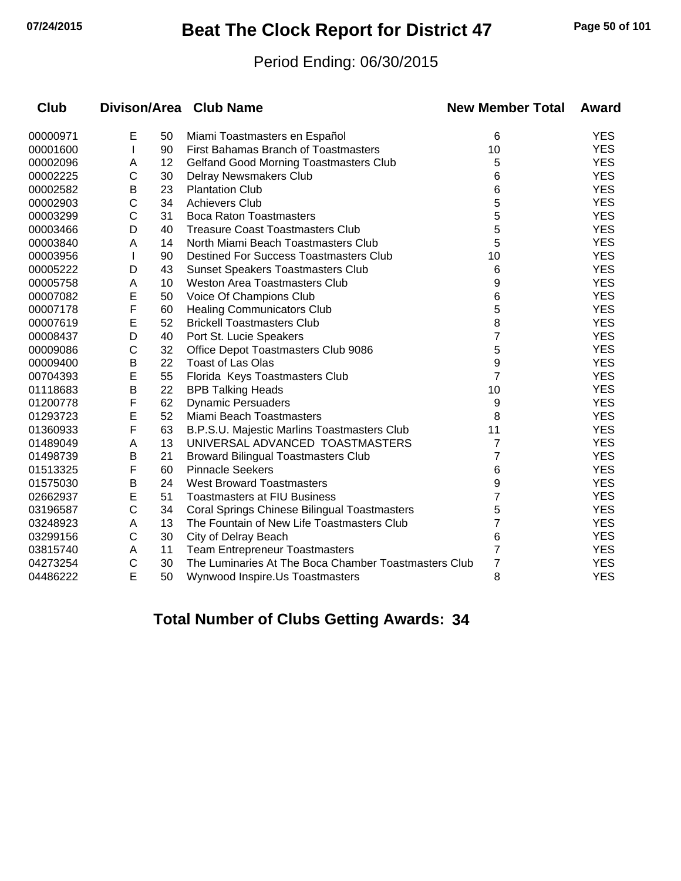# Beat The Clock Report for District 47

Period Ending: 06/30/2015

| Club | Divison/Area | | Club Name | New Member Total | Award |
|---|---|---|---|---|---|
| 00000971 | E | 50 | Miami Toastmasters en Español | 6 | YES |
| 00001600 | I | 90 | First Bahamas Branch of Toastmasters | 10 | YES |
| 00002096 | A | 12 | Gelfand Good Morning Toastmasters Club | 5 | YES |
| 00002225 | C | 30 | Delray Newsmakers Club | 6 | YES |
| 00002582 | B | 23 | Plantation Club | 6 | YES |
| 00002903 | C | 34 | Achievers Club | 5 | YES |
| 00003299 | C | 31 | Boca Raton Toastmasters | 5 | YES |
| 00003466 | D | 40 | Treasure Coast Toastmasters Club | 5 | YES |
| 00003840 | A | 14 | North Miami Beach Toastmasters Club | 5 | YES |
| 00003956 | I | 90 | Destined For Success Toastmasters Club | 10 | YES |
| 00005222 | D | 43 | Sunset Speakers Toastmasters Club | 6 | YES |
| 00005758 | A | 10 | Weston Area Toastmasters Club | 9 | YES |
| 00007082 | E | 50 | Voice Of Champions Club | 6 | YES |
| 00007178 | F | 60 | Healing Communicators Club | 5 | YES |
| 00007619 | E | 52 | Brickell Toastmasters Club | 8 | YES |
| 00008437 | D | 40 | Port St. Lucie Speakers | 7 | YES |
| 00009086 | C | 32 | Office Depot Toastmasters Club 9086 | 5 | YES |
| 00009400 | B | 22 | Toast of Las Olas | 9 | YES |
| 00704393 | E | 55 | Florida Keys Toastmasters Club | 7 | YES |
| 01118683 | B | 22 | BPB Talking Heads | 10 | YES |
| 01200778 | F | 62 | Dynamic Persuaders | 9 | YES |
| 01293723 | E | 52 | Miami Beach Toastmasters | 8 | YES |
| 01360933 | F | 63 | B.P.S.U. Majestic Marlins Toastmasters Club | 11 | YES |
| 01489049 | A | 13 | UNIVERSAL ADVANCED TOASTMASTERS | 7 | YES |
| 01498739 | B | 21 | Broward Bilingual Toastmasters Club | 7 | YES |
| 01513325 | F | 60 | Pinnacle Seekers | 6 | YES |
| 01575030 | B | 24 | West Broward Toastmasters | 9 | YES |
| 02662937 | E | 51 | Toastmasters at FIU Business | 7 | YES |
| 03196587 | C | 34 | Coral Springs Chinese Bilingual Toastmasters | 5 | YES |
| 03248923 | A | 13 | The Fountain of New Life Toastmasters Club | 7 | YES |
| 03299156 | C | 30 | City of Delray Beach | 6 | YES |
| 03815740 | A | 11 | Team Entrepreneur Toastmasters | 7 | YES |
| 04273254 | C | 30 | The Luminaries At The Boca Chamber Toastmasters Club | 7 | YES |
| 04486222 | E | 50 | Wynwood Inspire.Us Toastmasters | 8 | YES |

**Total Number of Clubs Getting Awards: 34**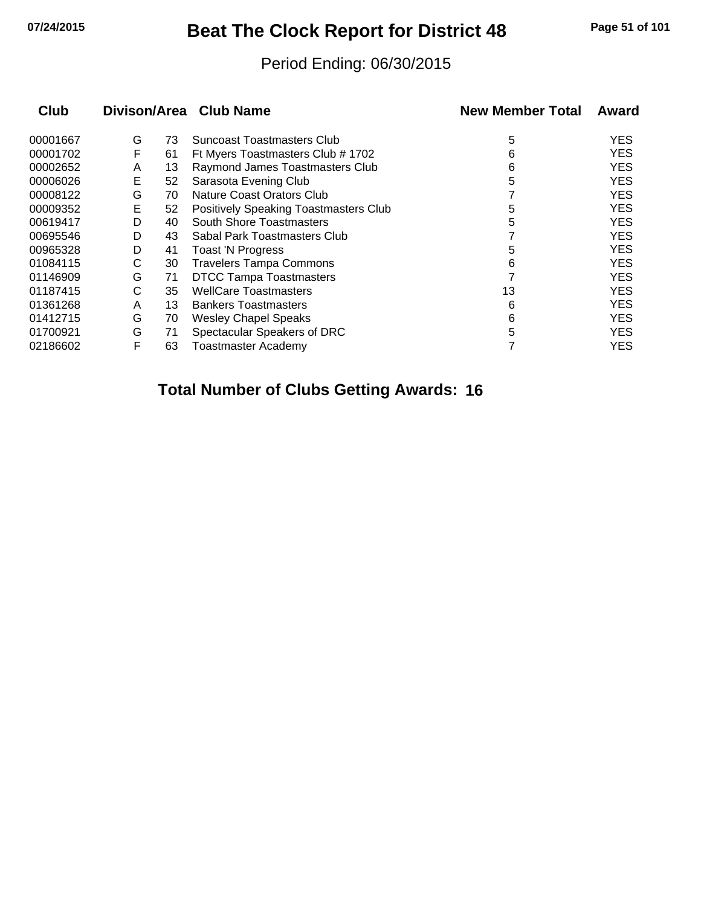# Beat The Clock Report for District 48

Period Ending: 06/30/2015

| Club | Divison/Area | | Club Name | New Member Total | Award |
|---|---|---|---|---|---|
| 00001667 | G | 73 | Suncoast Toastmasters Club | 5 | YES |
| 00001702 | F | 61 | Ft Myers Toastmasters Club # 1702 | 6 | YES |
| 00002652 | A | 13 | Raymond James Toastmasters Club | 6 | YES |
| 00006026 | E | 52 | Sarasota Evening Club | 5 | YES |
| 00008122 | G | 70 | Nature Coast Orators Club | 7 | YES |
| 00009352 | E | 52 | Positively Speaking Toastmasters Club | 5 | YES |
| 00619417 | D | 40 | South Shore Toastmasters | 5 | YES |
| 00695546 | D | 43 | Sabal Park Toastmasters Club | 7 | YES |
| 00965328 | D | 41 | Toast 'N Progress | 5 | YES |
| 01084115 | C | 30 | Travelers Tampa Commons | 6 | YES |
| 01146909 | G | 71 | DTCC Tampa Toastmasters | 7 | YES |
| 01187415 | C | 35 | WellCare Toastmasters | 13 | YES |
| 01361268 | A | 13 | Bankers Toastmasters | 6 | YES |
| 01412715 | G | 70 | Wesley Chapel Speaks | 6 | YES |
| 01700921 | G | 71 | Spectacular Speakers of DRC | 5 | YES |
| 02186602 | F | 63 | Toastmaster Academy | 7 | YES |

**Total Number of Clubs Getting Awards: 16**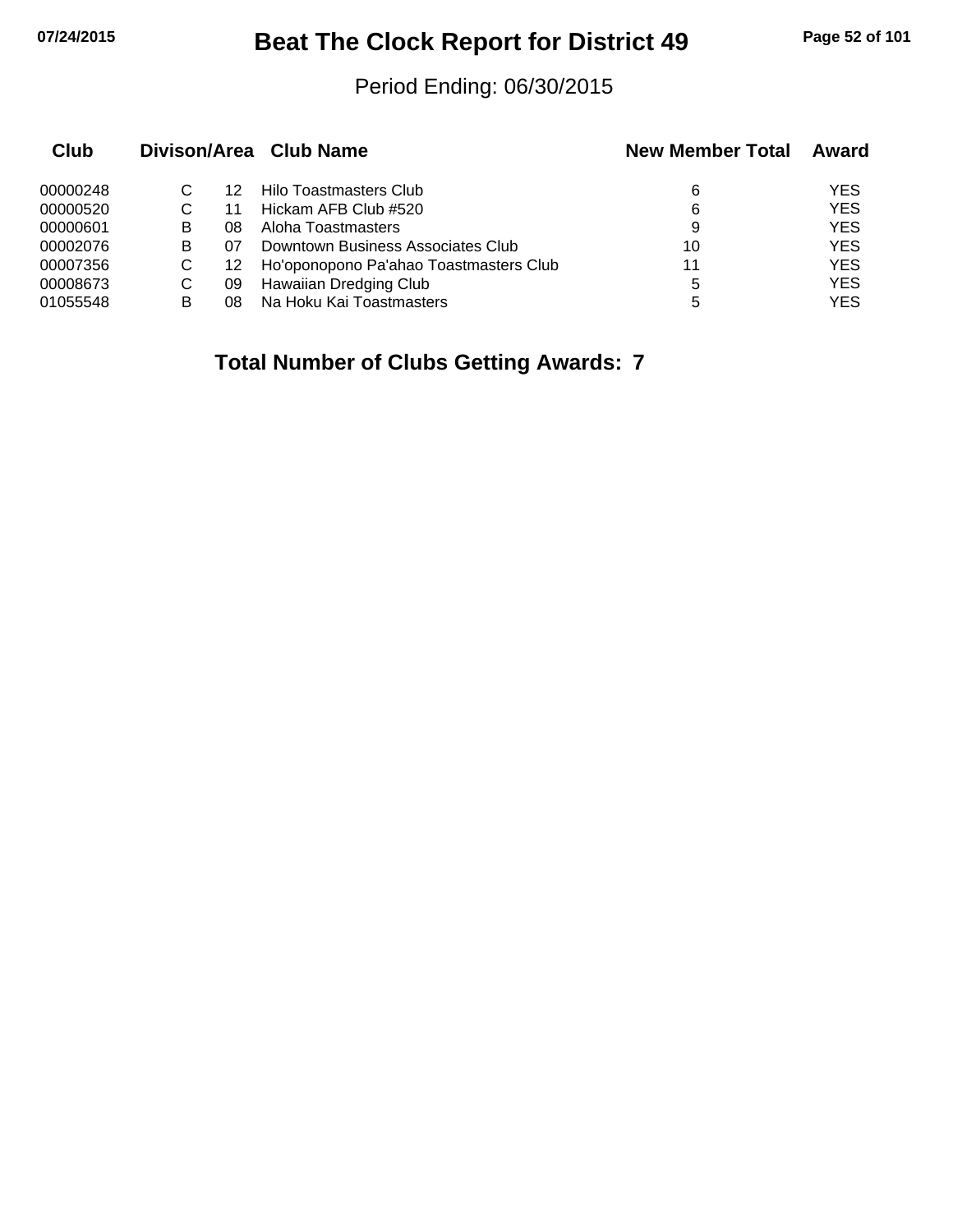# Beat The Clock Report for District 49

Period Ending: 06/30/2015

| Club | Divison/Area | | Club Name | New Member Total | Award |
|---|---|---|---|---|---|
| 00000248 | C | 12 | Hilo Toastmasters Club | 6 | YES |
| 00000520 | C | 11 | Hickam AFB Club #520 | 6 | YES |
| 00000601 | B | 08 | Aloha Toastmasters | 9 | YES |
| 00002076 | B | 07 | Downtown Business Associates Club | 10 | YES |
| 00007356 | C | 12 | Ho'oponopono Pa'ahao Toastmasters Club | 11 | YES |
| 00008673 | C | 09 | Hawaiian Dredging Club | 5 | YES |
| 01055548 | B | 08 | Na Hoku Kai Toastmasters | 5 | YES |

**Total Number of Clubs Getting Awards: 7**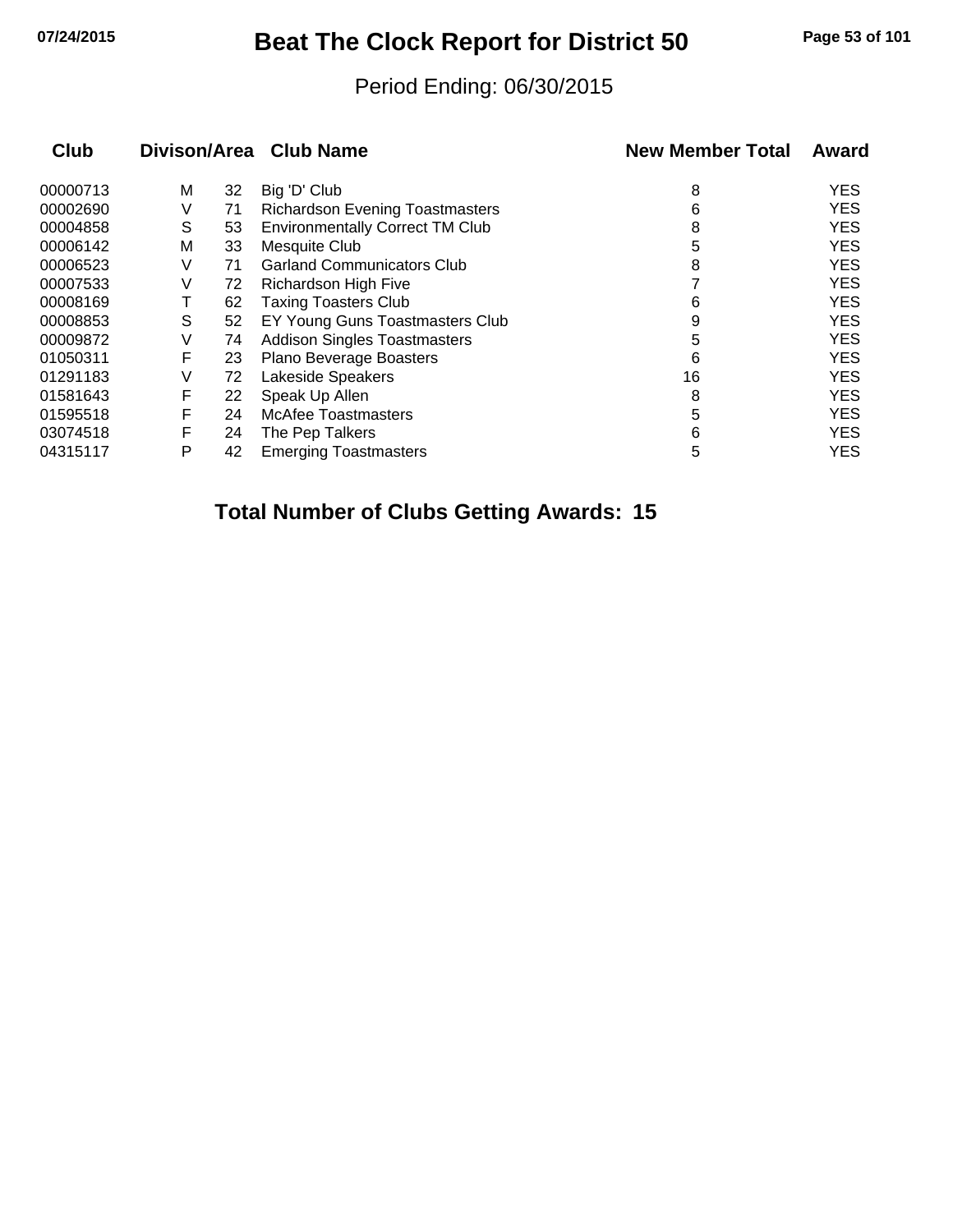# Beat The Clock Report for District 50

Period Ending: 06/30/2015

| Club | Divison/Area | | Club Name | New Member Total | Award |
|---|---|---|---|---|---|
| 00000713 | M | 32 | Big 'D' Club | 8 | YES |
| 00002690 | V | 71 | Richardson Evening Toastmasters | 6 | YES |
| 00004858 | S | 53 | Environmentally Correct TM Club | 8 | YES |
| 00006142 | M | 33 | Mesquite Club | 5 | YES |
| 00006523 | V | 71 | Garland Communicators Club | 8 | YES |
| 00007533 | V | 72 | Richardson High Five | 7 | YES |
| 00008169 | T | 62 | Taxing Toasters Club | 6 | YES |
| 00008853 | S | 52 | EY Young Guns Toastmasters Club | 9 | YES |
| 00009872 | V | 74 | Addison Singles Toastmasters | 5 | YES |
| 01050311 | F | 23 | Plano Beverage Boasters | 6 | YES |
| 01291183 | V | 72 | Lakeside Speakers | 16 | YES |
| 01581643 | F | 22 | Speak Up Allen | 8 | YES |
| 01595518 | F | 24 | McAfee Toastmasters | 5 | YES |
| 03074518 | F | 24 | The Pep Talkers | 6 | YES |
| 04315117 | P | 42 | Emerging Toastmasters | 5 | YES |

**Total Number of Clubs Getting Awards: 15**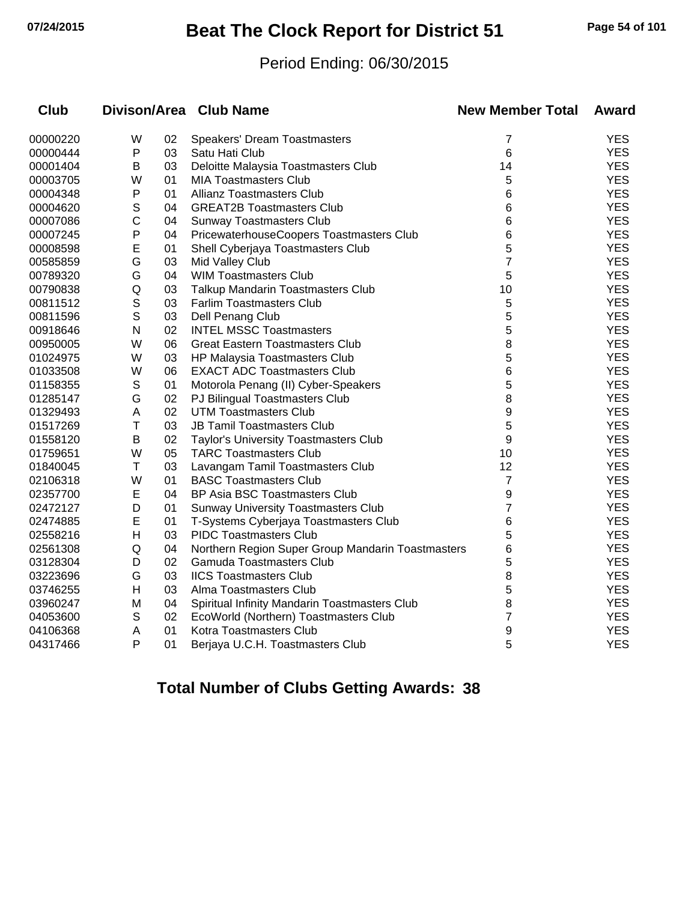# Beat The Clock Report for District 51

Period Ending: 06/30/2015

| Club | Divison/Area | | Club Name | New Member Total | Award |
|---|---|---|---|---|---|
| 00000220 | W | 02 | Speakers' Dream Toastmasters | 7 | YES |
| 00000444 | P | 03 | Satu Hati Club | 6 | YES |
| 00001404 | B | 03 | Deloitte Malaysia Toastmasters Club | 14 | YES |
| 00003705 | W | 01 | MIA Toastmasters Club | 5 | YES |
| 00004348 | P | 01 | Allianz Toastmasters Club | 6 | YES |
| 00004620 | S | 04 | GREAT2B Toastmasters Club | 6 | YES |
| 00007086 | C | 04 | Sunway Toastmasters Club | 6 | YES |
| 00007245 | P | 04 | PricewaterhouseCoopers Toastmasters Club | 6 | YES |
| 00008598 | E | 01 | Shell Cyberjaya Toastmasters Club | 5 | YES |
| 00585859 | G | 03 | Mid Valley Club | 7 | YES |
| 00789320 | G | 04 | WIM Toastmasters Club | 5 | YES |
| 00790838 | Q | 03 | Talkup Mandarin Toastmasters Club | 10 | YES |
| 00811512 | S | 03 | Farlim Toastmasters Club | 5 | YES |
| 00811596 | S | 03 | Dell Penang Club | 5 | YES |
| 00918646 | N | 02 | INTEL MSSC Toastmasters | 5 | YES |
| 00950005 | W | 06 | Great Eastern Toastmasters Club | 8 | YES |
| 01024975 | W | 03 | HP Malaysia Toastmasters Club | 5 | YES |
| 01033508 | W | 06 | EXACT ADC Toastmasters Club | 6 | YES |
| 01158355 | S | 01 | Motorola Penang (II) Cyber-Speakers | 5 | YES |
| 01285147 | G | 02 | PJ Bilingual Toastmasters Club | 8 | YES |
| 01329493 | A | 02 | UTM Toastmasters Club | 9 | YES |
| 01517269 | T | 03 | JB Tamil Toastmasters Club | 5 | YES |
| 01558120 | B | 02 | Taylor's University Toastmasters Club | 9 | YES |
| 01759651 | W | 05 | TARC Toastmasters Club | 10 | YES |
| 01840045 | T | 03 | Lavangam Tamil Toastmasters Club | 12 | YES |
| 02106318 | W | 01 | BASC Toastmasters Club | 7 | YES |
| 02357700 | E | 04 | BP Asia BSC Toastmasters Club | 9 | YES |
| 02472127 | D | 01 | Sunway University Toastmasters Club | 7 | YES |
| 02474885 | E | 01 | T-Systems Cyberjaya Toastmasters Club | 6 | YES |
| 02558216 | H | 03 | PIDC Toastmasters Club | 5 | YES |
| 02561308 | Q | 04 | Northern Region Super Group Mandarin Toastmasters | 6 | YES |
| 03128304 | D | 02 | Gamuda Toastmasters Club | 5 | YES |
| 03223696 | G | 03 | IICS Toastmasters Club | 8 | YES |
| 03746255 | H | 03 | Alma Toastmasters Club | 5 | YES |
| 03960247 | M | 04 | Spiritual Infinity Mandarin Toastmasters Club | 8 | YES |
| 04053600 | S | 02 | EcoWorld (Northern) Toastmasters Club | 7 | YES |
| 04106368 | A | 01 | Kotra Toastmasters Club | 9 | YES |
| 04317466 | P | 01 | Berjaya U.C.H. Toastmasters Club | 5 | YES |

**Total Number of Clubs Getting Awards: 38**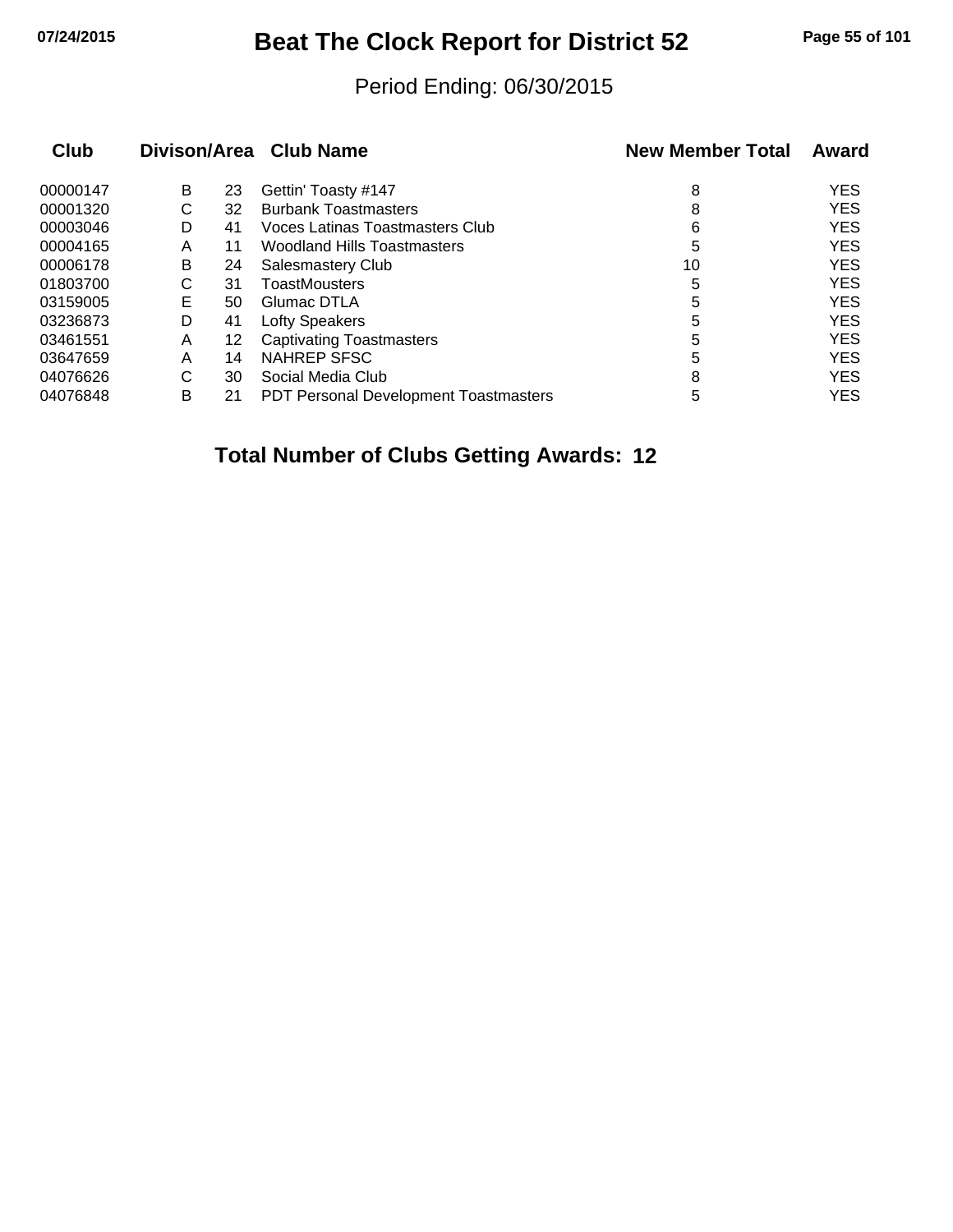# Beat The Clock Report for District 52

Period Ending: 06/30/2015

| Club | Divison/Area | | Club Name | New Member Total | Award |
|---|---|---|---|---|---|
| 00000147 | B | 23 | Gettin' Toasty #147 | 8 | YES |
| 00001320 | C | 32 | Burbank Toastmasters | 8 | YES |
| 00003046 | D | 41 | Voces Latinas Toastmasters Club | 6 | YES |
| 00004165 | A | 11 | Woodland Hills Toastmasters | 5 | YES |
| 00006178 | B | 24 | Salesmastery Club | 10 | YES |
| 01803700 | C | 31 | ToastMousters | 5 | YES |
| 03159005 | E | 50 | Glumac DTLA | 5 | YES |
| 03236873 | D | 41 | Lofty Speakers | 5 | YES |
| 03461551 | A | 12 | Captivating Toastmasters | 5 | YES |
| 03647659 | A | 14 | NAHREP SFSC | 5 | YES |
| 04076626 | C | 30 | Social Media Club | 8 | YES |
| 04076848 | B | 21 | PDT Personal Development Toastmasters | 5 | YES |

**Total Number of Clubs Getting Awards: 12**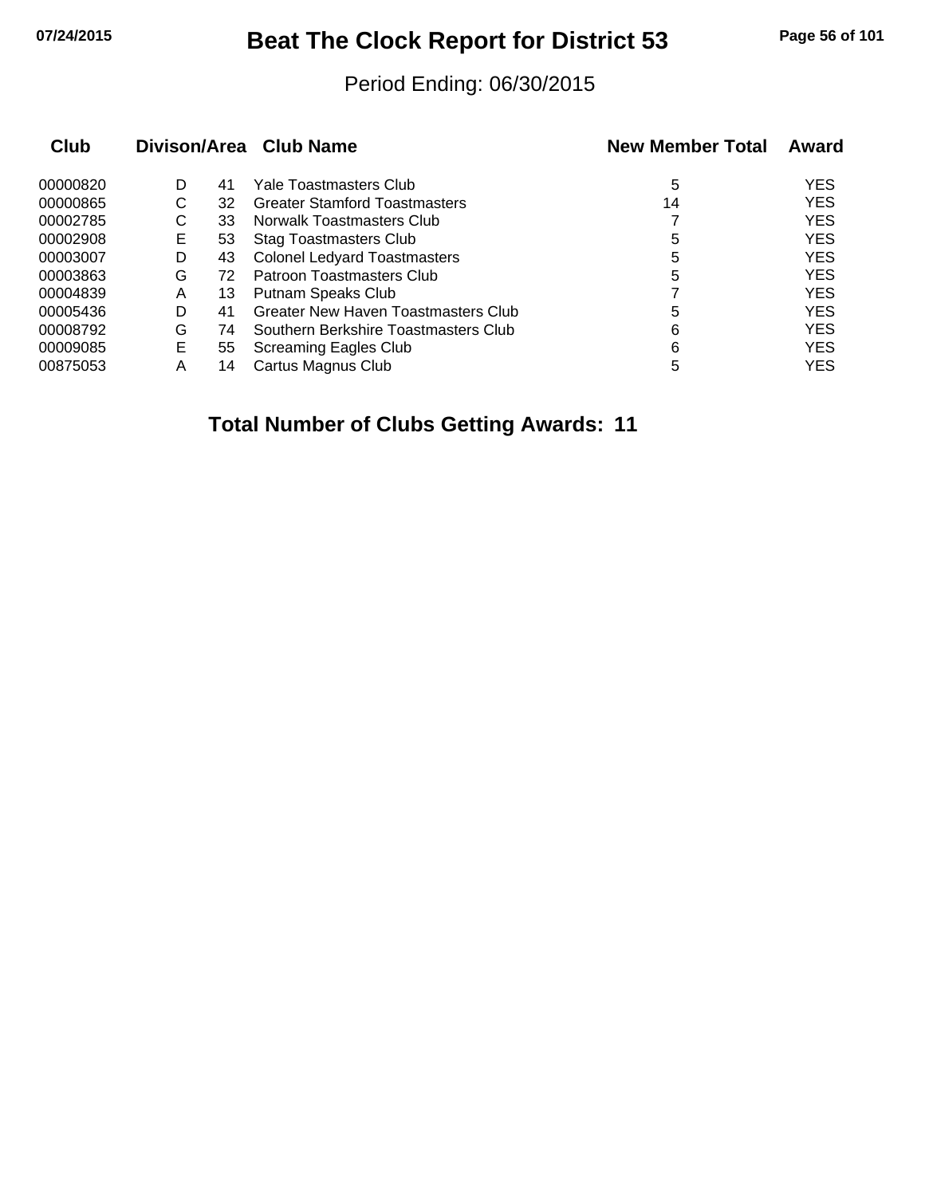# Beat The Clock Report for District 53

Period Ending: 06/30/2015

| Club | Divison | Area | Club Name | New Member Total | Award |
|---|---|---|---|---|---|
| 00000820 | D | 41 | Yale Toastmasters Club | 5 | YES |
| 00000865 | C | 32 | Greater Stamford Toastmasters | 14 | YES |
| 00002785 | C | 33 | Norwalk Toastmasters Club | 7 | YES |
| 00002908 | E | 53 | Stag Toastmasters Club | 5 | YES |
| 00003007 | D | 43 | Colonel Ledyard Toastmasters | 5 | YES |
| 00003863 | G | 72 | Patroon Toastmasters Club | 5 | YES |
| 00004839 | A | 13 | Putnam Speaks Club | 7 | YES |
| 00005436 | D | 41 | Greater New Haven Toastmasters Club | 5 | YES |
| 00008792 | G | 74 | Southern Berkshire Toastmasters Club | 6 | YES |
| 00009085 | E | 55 | Screaming Eagles Club | 6 | YES |
| 00875053 | A | 14 | Cartus Magnus Club | 5 | YES |

**Total Number of Clubs Getting Awards: 11**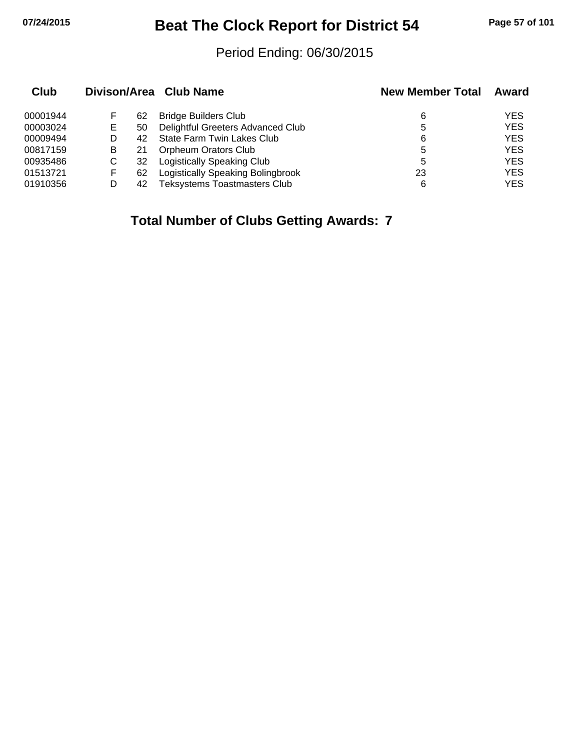# Beat The Clock Report for District 54

Period Ending: 06/30/2015

| Club | Divison/Area | | Club Name | New Member Total | Award |
|---|---|---|---|---|---|
| 00001944 | F | 62 | Bridge Builders Club | 6 | YES |
| 00003024 | E | 50 | Delightful Greeters Advanced Club | 5 | YES |
| 00009494 | D | 42 | State Farm Twin Lakes Club | 6 | YES |
| 00817159 | B | 21 | Orpheum Orators Club | 5 | YES |
| 00935486 | C | 32 | Logistically Speaking Club | 5 | YES |
| 01513721 | F | 62 | Logistically Speaking Bolingbrook | 23 | YES |
| 01910356 | D | 42 | Teksystems Toastmasters Club | 6 | YES |

**Total Number of Clubs Getting Awards: 7**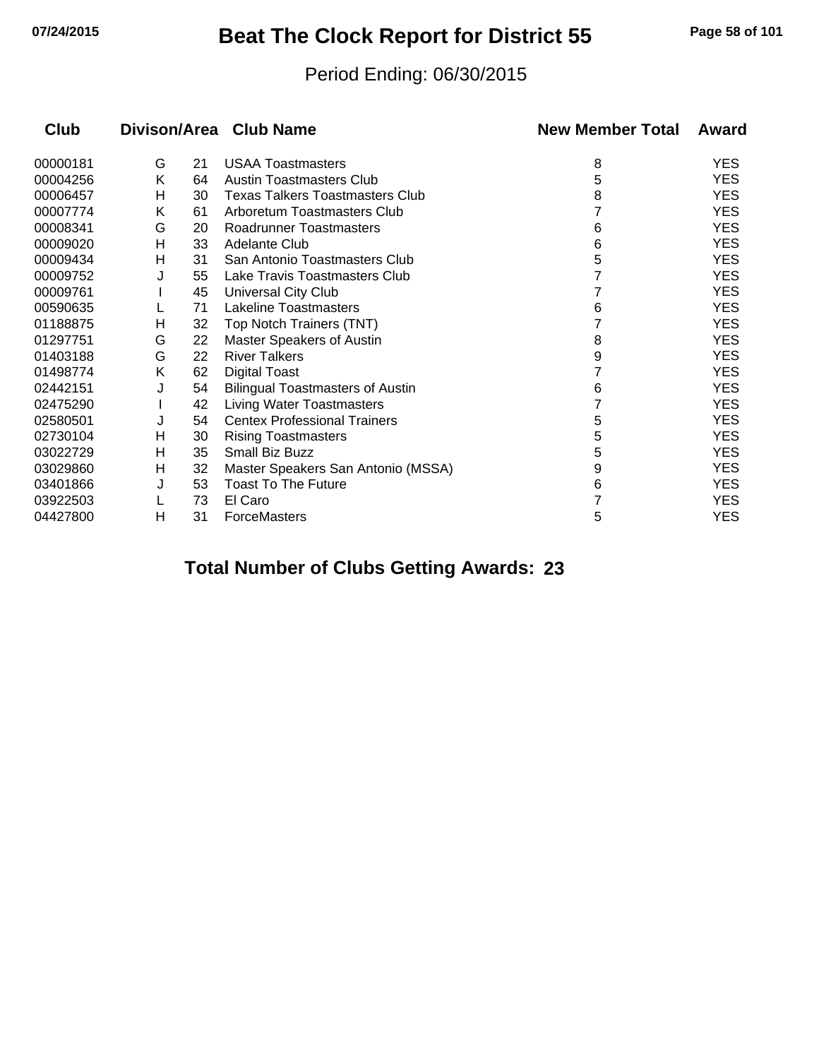# Beat The Clock Report for District 55

Period Ending: 06/30/2015

| Club | Divison | Area | Club Name | New Member Total | Award |
|---|---|---|---|---|---|
| 00000181 | G | 21 | USAA Toastmasters | 8 | YES |
| 00004256 | K | 64 | Austin Toastmasters Club | 5 | YES |
| 00006457 | H | 30 | Texas Talkers Toastmasters Club | 8 | YES |
| 00007774 | K | 61 | Arboretum Toastmasters Club | 7 | YES |
| 00008341 | G | 20 | Roadrunner Toastmasters | 6 | YES |
| 00009020 | H | 33 | Adelante Club | 6 | YES |
| 00009434 | H | 31 | San Antonio Toastmasters Club | 5 | YES |
| 00009752 | J | 55 | Lake Travis Toastmasters Club | 7 | YES |
| 00009761 | I | 45 | Universal City Club | 7 | YES |
| 00590635 | L | 71 | Lakeline Toastmasters | 6 | YES |
| 01188875 | H | 32 | Top Notch Trainers (TNT) | 7 | YES |
| 01297751 | G | 22 | Master Speakers of Austin | 8 | YES |
| 01403188 | G | 22 | River Talkers | 9 | YES |
| 01498774 | K | 62 | Digital Toast | 7 | YES |
| 02442151 | J | 54 | Bilingual Toastmasters of Austin | 6 | YES |
| 02475290 | I | 42 | Living Water Toastmasters | 7 | YES |
| 02580501 | J | 54 | Centex Professional Trainers | 5 | YES |
| 02730104 | H | 30 | Rising Toastmasters | 5 | YES |
| 03022729 | H | 35 | Small Biz Buzz | 5 | YES |
| 03029860 | H | 32 | Master Speakers San Antonio (MSSA) | 9 | YES |
| 03401866 | J | 53 | Toast To The Future | 6 | YES |
| 03922503 | L | 73 | El Caro | 7 | YES |
| 04427800 | H | 31 | ForceMasters | 5 | YES |

**Total Number of Clubs Getting Awards: 23**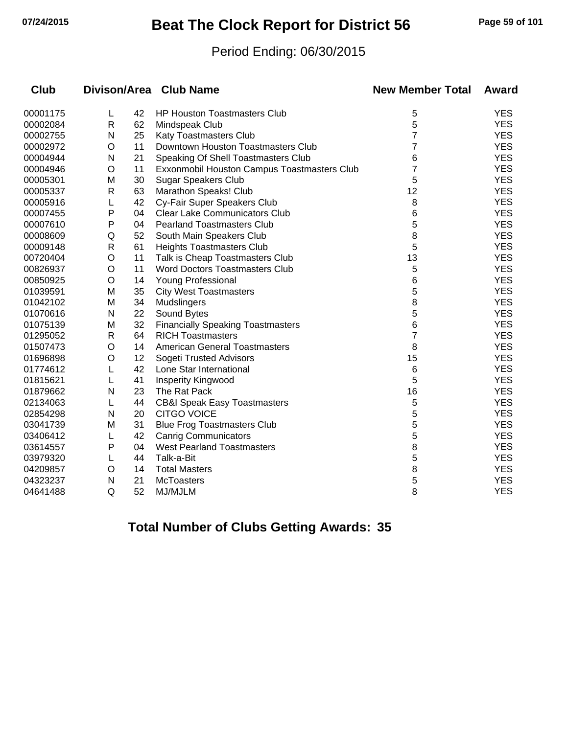# Beat The Clock Report for District 56

Period Ending: 06/30/2015

| Club | Divison/Area | | Club Name | New Member Total | Award |
|---|---|---|---|---|---|
| 00001175 | L | 42 | HP Houston Toastmasters Club | 5 | YES |
| 00002084 | R | 62 | Mindspeak Club | 5 | YES |
| 00002755 | N | 25 | Katy Toastmasters Club | 7 | YES |
| 00002972 | O | 11 | Downtown Houston Toastmasters Club | 7 | YES |
| 00004944 | N | 21 | Speaking Of Shell Toastmasters Club | 6 | YES |
| 00004946 | O | 11 | Exxonmobil Houston Campus Toastmasters Club | 7 | YES |
| 00005301 | M | 30 | Sugar Speakers Club | 5 | YES |
| 00005337 | R | 63 | Marathon Speaks! Club | 12 | YES |
| 00005916 | L | 42 | Cy-Fair Super Speakers Club | 8 | YES |
| 00007455 | P | 04 | Clear Lake Communicators Club | 6 | YES |
| 00007610 | P | 04 | Pearland Toastmasters Club | 5 | YES |
| 00008609 | Q | 52 | South Main Speakers Club | 8 | YES |
| 00009148 | R | 61 | Heights Toastmasters Club | 5 | YES |
| 00720404 | O | 11 | Talk is Cheap Toastmasters Club | 13 | YES |
| 00826937 | O | 11 | Word Doctors Toastmasters Club | 5 | YES |
| 00850925 | O | 14 | Young Professional | 6 | YES |
| 01039591 | M | 35 | City West Toastmasters | 5 | YES |
| 01042102 | M | 34 | Mudslingers | 8 | YES |
| 01070616 | N | 22 | Sound Bytes | 5 | YES |
| 01075139 | M | 32 | Financially Speaking Toastmasters | 6 | YES |
| 01295052 | R | 64 | RICH Toastmasters | 7 | YES |
| 01507473 | O | 14 | American General Toastmasters | 8 | YES |
| 01696898 | O | 12 | Sogeti Trusted Advisors | 15 | YES |
| 01774612 | L | 42 | Lone Star International | 6 | YES |
| 01815621 | L | 41 | Insperity Kingwood | 5 | YES |
| 01879662 | N | 23 | The Rat Pack | 16 | YES |
| 02134063 | L | 44 | CB&I Speak Easy Toastmasters | 5 | YES |
| 02854298 | N | 20 | CITGO VOICE | 5 | YES |
| 03041739 | M | 31 | Blue Frog Toastmasters Club | 5 | YES |
| 03406412 | L | 42 | Canrig Communicators | 5 | YES |
| 03614557 | P | 04 | West Pearland Toastmasters | 8 | YES |
| 03979320 | L | 44 | Talk-a-Bit | 5 | YES |
| 04209857 | O | 14 | Total Masters | 8 | YES |
| 04323237 | N | 21 | McToasters | 5 | YES |
| 04641488 | Q | 52 | MJ/MJLM | 8 | YES |

**Total Number of Clubs Getting Awards: 35**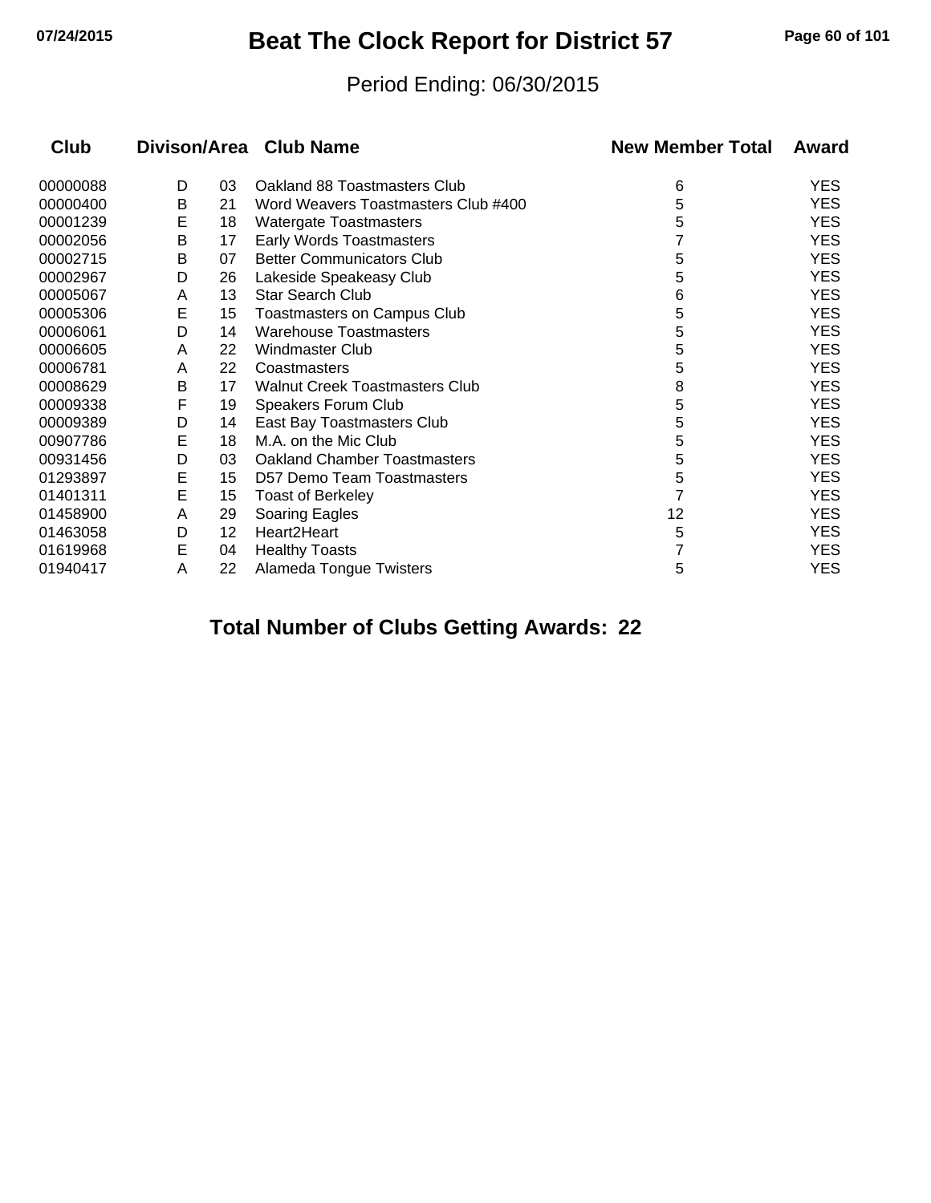# Beat The Clock Report for District 57

Period Ending: 06/30/2015

| Club | Divison/Area | | Club Name | New Member Total | Award |
|---|---|---|---|---|---|
| 00000088 | D | 03 | Oakland 88 Toastmasters Club | 6 | YES |
| 00000400 | B | 21 | Word Weavers Toastmasters Club #400 | 5 | YES |
| 00001239 | E | 18 | Watergate Toastmasters | 5 | YES |
| 00002056 | B | 17 | Early Words Toastmasters | 7 | YES |
| 00002715 | B | 07 | Better Communicators Club | 5 | YES |
| 00002967 | D | 26 | Lakeside Speakeasy Club | 5 | YES |
| 00005067 | A | 13 | Star Search Club | 6 | YES |
| 00005306 | E | 15 | Toastmasters on Campus Club | 5 | YES |
| 00006061 | D | 14 | Warehouse Toastmasters | 5 | YES |
| 00006605 | A | 22 | Windmaster Club | 5 | YES |
| 00006781 | A | 22 | Coastmasters | 5 | YES |
| 00008629 | B | 17 | Walnut Creek Toastmasters Club | 8 | YES |
| 00009338 | F | 19 | Speakers Forum Club | 5 | YES |
| 00009389 | D | 14 | East Bay Toastmasters Club | 5 | YES |
| 00907786 | E | 18 | M.A. on the Mic Club | 5 | YES |
| 00931456 | D | 03 | Oakland Chamber Toastmasters | 5 | YES |
| 01293897 | E | 15 | D57 Demo Team Toastmasters | 5 | YES |
| 01401311 | E | 15 | Toast of Berkeley | 7 | YES |
| 01458900 | A | 29 | Soaring Eagles | 12 | YES |
| 01463058 | D | 12 | Heart2Heart | 5 | YES |
| 01619968 | E | 04 | Healthy Toasts | 7 | YES |
| 01940417 | A | 22 | Alameda Tongue Twisters | 5 | YES |

**Total Number of Clubs Getting Awards: 22**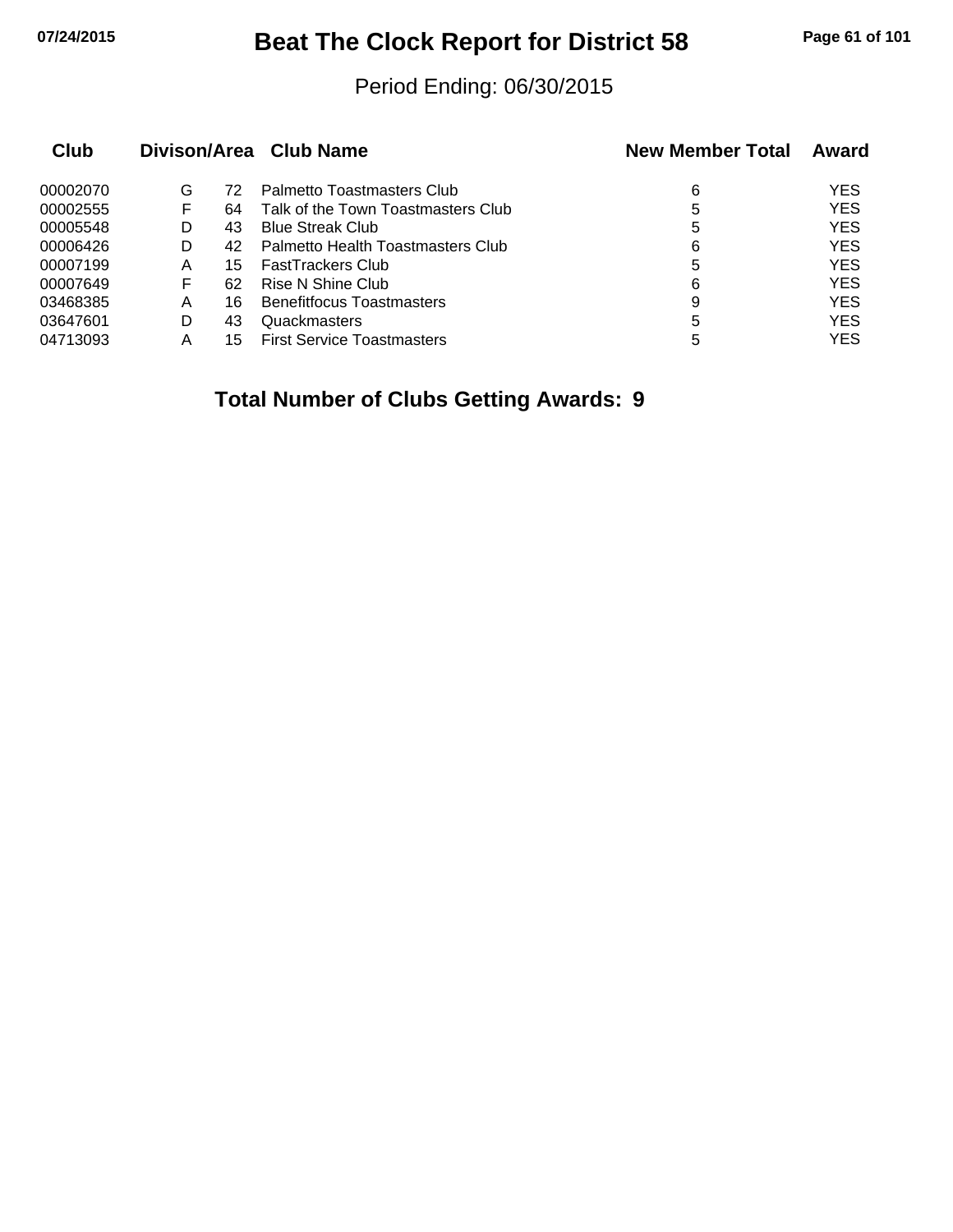# Beat The Clock Report for District 58

Period Ending: 06/30/2015

| Club | Divison/Area | | Club Name | New Member Total | Award |
|---|---|---|---|---|---|
| 00002070 | G | 72 | Palmetto Toastmasters Club | 6 | YES |
| 00002555 | F | 64 | Talk of the Town Toastmasters Club | 5 | YES |
| 00005548 | D | 43 | Blue Streak Club | 5 | YES |
| 00006426 | D | 42 | Palmetto Health Toastmasters Club | 6 | YES |
| 00007199 | A | 15 | FastTrackers Club | 5 | YES |
| 00007649 | F | 62 | Rise N Shine Club | 6 | YES |
| 03468385 | A | 16 | Benefitfocus Toastmasters | 9 | YES |
| 03647601 | D | 43 | Quackmasters | 5 | YES |
| 04713093 | A | 15 | First Service Toastmasters | 5 | YES |

**Total Number of Clubs Getting Awards: 9**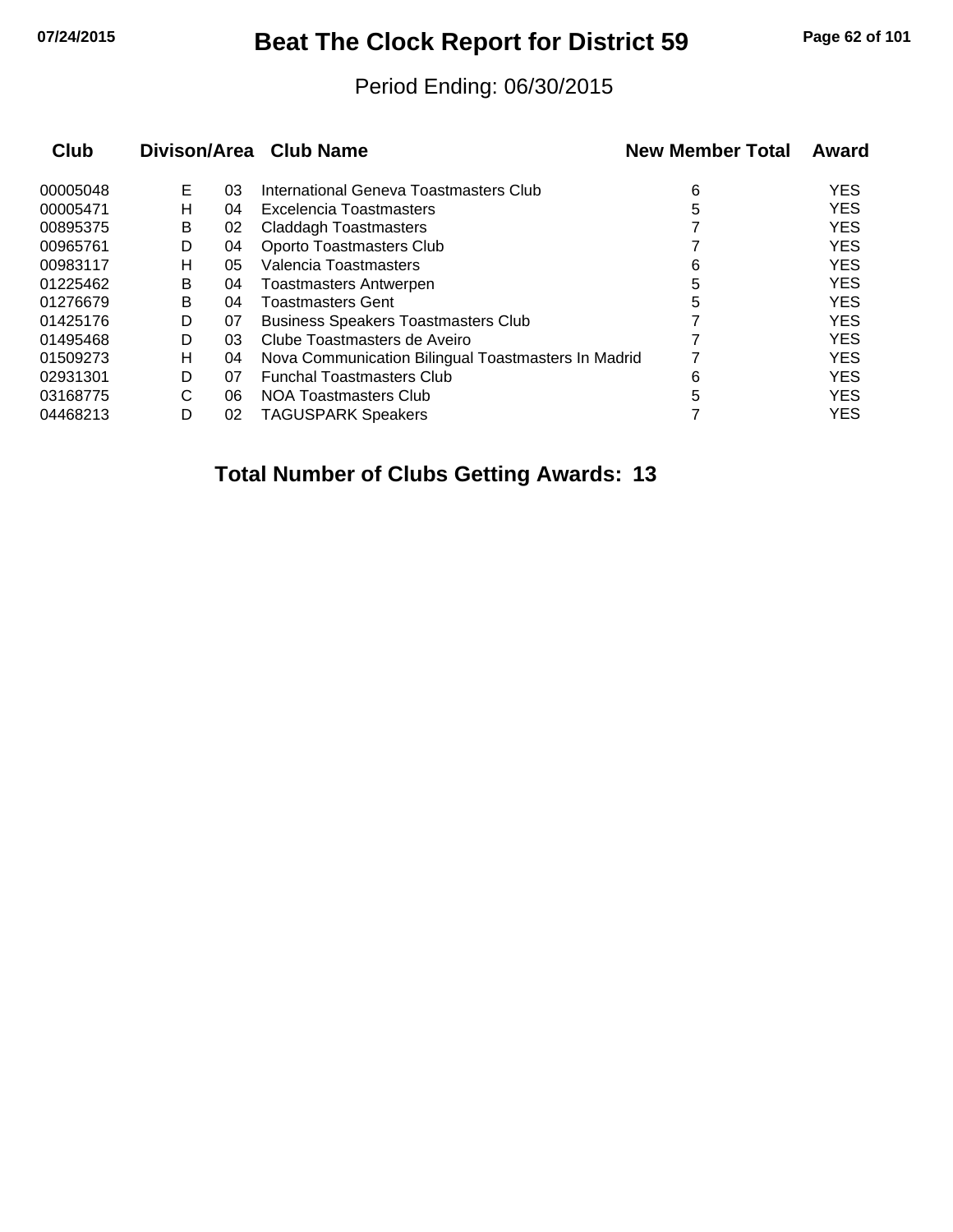# Beat The Clock Report for District 59

Period Ending: 06/30/2015

| Club | Divison/Area | | Club Name | New Member Total | Award |
|---|---|---|---|---|---|
| 00005048 | E | 03 | International Geneva Toastmasters Club | 6 | YES |
| 00005471 | H | 04 | Excelencia Toastmasters | 5 | YES |
| 00895375 | B | 02 | Claddagh Toastmasters | 7 | YES |
| 00965761 | D | 04 | Oporto Toastmasters Club | 7 | YES |
| 00983117 | H | 05 | Valencia Toastmasters | 6 | YES |
| 01225462 | B | 04 | Toastmasters Antwerpen | 5 | YES |
| 01276679 | B | 04 | Toastmasters Gent | 5 | YES |
| 01425176 | D | 07 | Business Speakers Toastmasters Club | 7 | YES |
| 01495468 | D | 03 | Clube Toastmasters de Aveiro | 7 | YES |
| 01509273 | H | 04 | Nova Communication Bilingual Toastmasters In Madrid | 7 | YES |
| 02931301 | D | 07 | Funchal Toastmasters Club | 6 | YES |
| 03168775 | C | 06 | NOA Toastmasters Club | 5 | YES |
| 04468213 | D | 02 | TAGUSPARK Speakers | 7 | YES |

**Total Number of Clubs Getting Awards: 13**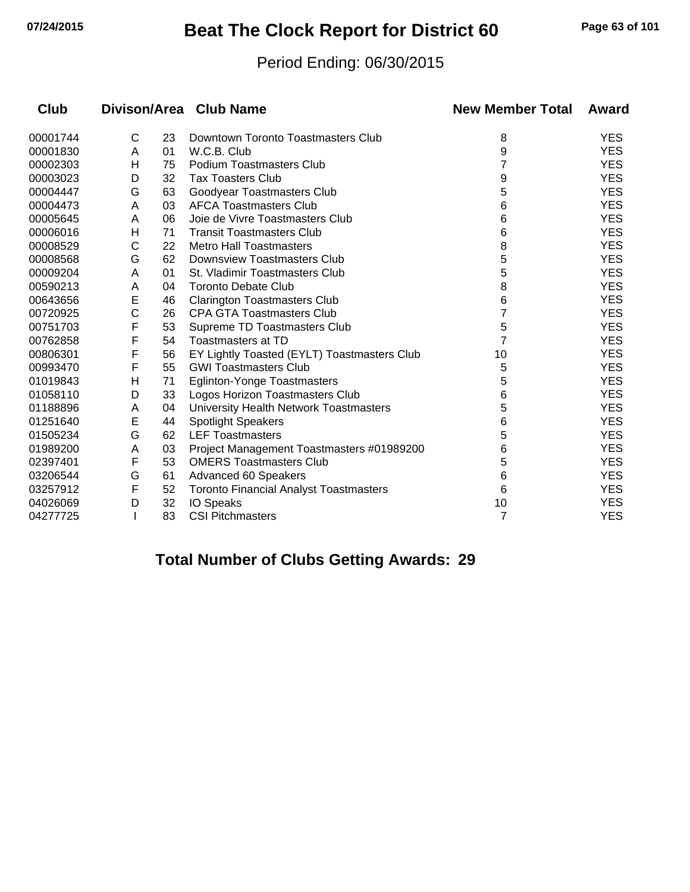# Beat The Clock Report for District 60

Period Ending: 06/30/2015

| Club | Divison/Area | | Club Name | New Member Total | Award |
|---|---|---|---|---|---|
| 00001744 | C | 23 | Downtown Toronto Toastmasters Club | 8 | YES |
| 00001830 | A | 01 | W.C.B. Club | 9 | YES |
| 00002303 | H | 75 | Podium Toastmasters Club | 7 | YES |
| 00003023 | D | 32 | Tax Toasters Club | 9 | YES |
| 00004447 | G | 63 | Goodyear Toastmasters Club | 5 | YES |
| 00004473 | A | 03 | AFCA Toastmasters Club | 6 | YES |
| 00005645 | A | 06 | Joie de Vivre Toastmasters Club | 6 | YES |
| 00006016 | H | 71 | Transit Toastmasters Club | 6 | YES |
| 00008529 | C | 22 | Metro Hall Toastmasters | 8 | YES |
| 00008568 | G | 62 | Downsview Toastmasters Club | 5 | YES |
| 00009204 | A | 01 | St. Vladimir Toastmasters Club | 5 | YES |
| 00590213 | A | 04 | Toronto Debate Club | 8 | YES |
| 00643656 | E | 46 | Clarington Toastmasters Club | 6 | YES |
| 00720925 | C | 26 | CPA GTA Toastmasters Club | 7 | YES |
| 00751703 | F | 53 | Supreme TD Toastmasters Club | 5 | YES |
| 00762858 | F | 54 | Toastmasters at TD | 7 | YES |
| 00806301 | F | 56 | EY Lightly Toasted (EYLT) Toastmasters Club | 10 | YES |
| 00993470 | F | 55 | GWI Toastmasters Club | 5 | YES |
| 01019843 | H | 71 | Eglinton-Yonge Toastmasters | 5 | YES |
| 01058110 | D | 33 | Logos Horizon Toastmasters Club | 6 | YES |
| 01188896 | A | 04 | University Health Network Toastmasters | 5 | YES |
| 01251640 | E | 44 | Spotlight Speakers | 6 | YES |
| 01505234 | G | 62 | LEF Toastmasters | 5 | YES |
| 01989200 | A | 03 | Project Management Toastmasters #01989200 | 6 | YES |
| 02397401 | F | 53 | OMERS Toastmasters Club | 5 | YES |
| 03206544 | G | 61 | Advanced 60 Speakers | 6 | YES |
| 03257912 | F | 52 | Toronto Financial Analyst Toastmasters | 6 | YES |
| 04026069 | D | 32 | IO Speaks | 10 | YES |
| 04277725 | I | 83 | CSI Pitchmasters | 7 | YES |

**Total Number of Clubs Getting Awards: 29**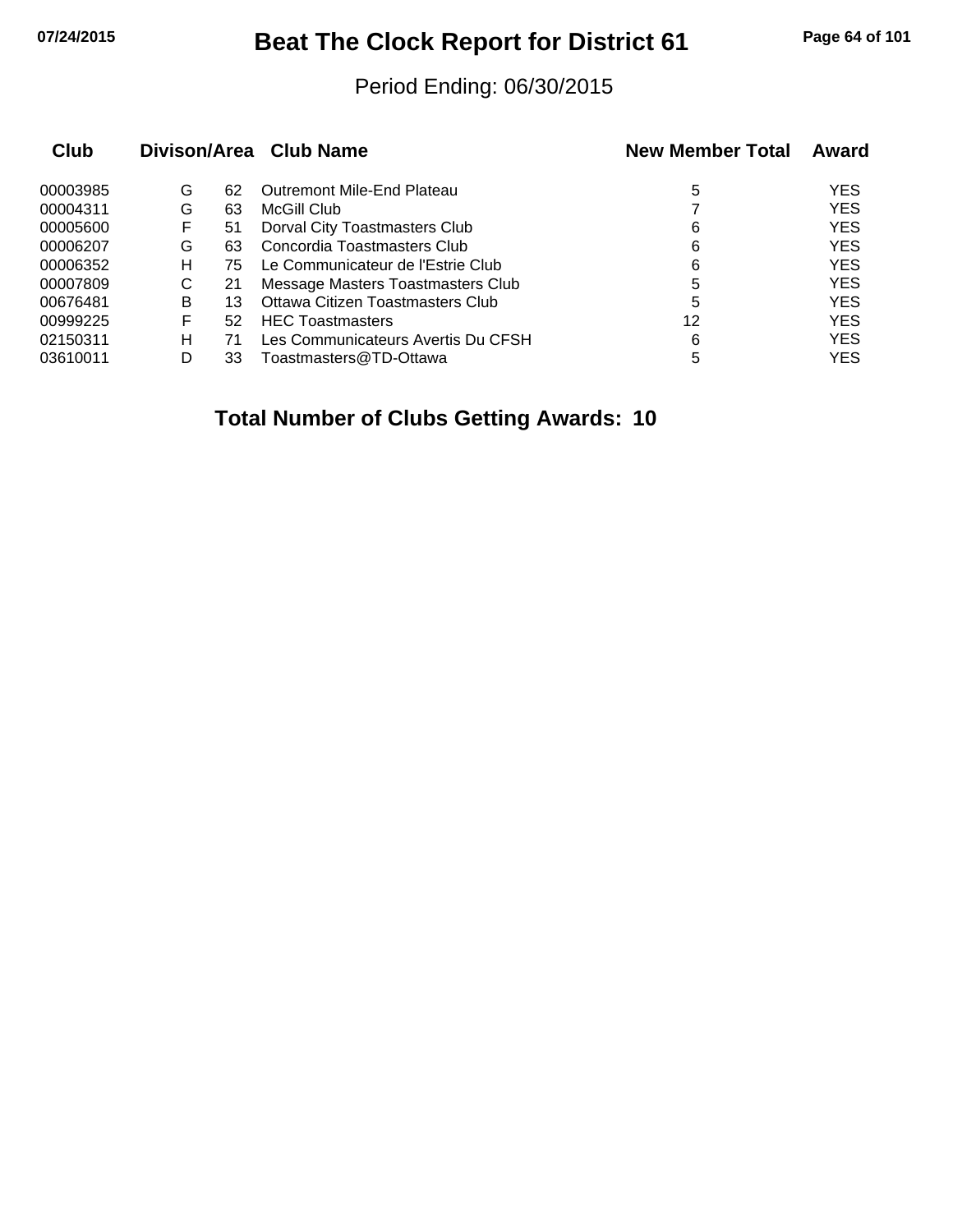# Beat The Clock Report for District 61

Period Ending: 06/30/2015

| Club | Divison/Area | | Club Name | New Member Total | Award |
|---|---|---|---|---|---|
| 00003985 | G | 62 | Outremont Mile-End Plateau | 5 | YES |
| 00004311 | G | 63 | McGill Club | 7 | YES |
| 00005600 | F | 51 | Dorval City Toastmasters Club | 6 | YES |
| 00006207 | G | 63 | Concordia Toastmasters Club | 6 | YES |
| 00006352 | H | 75 | Le Communicateur de l'Estrie Club | 6 | YES |
| 00007809 | C | 21 | Message Masters Toastmasters Club | 5 | YES |
| 00676481 | B | 13 | Ottawa Citizen Toastmasters Club | 5 | YES |
| 00999225 | F | 52 | HEC Toastmasters | 12 | YES |
| 02150311 | H | 71 | Les Communicateurs Avertis Du CFSH | 6 | YES |
| 03610011 | D | 33 | Toastmasters@TD-Ottawa | 5 | YES |

**Total Number of Clubs Getting Awards: 10**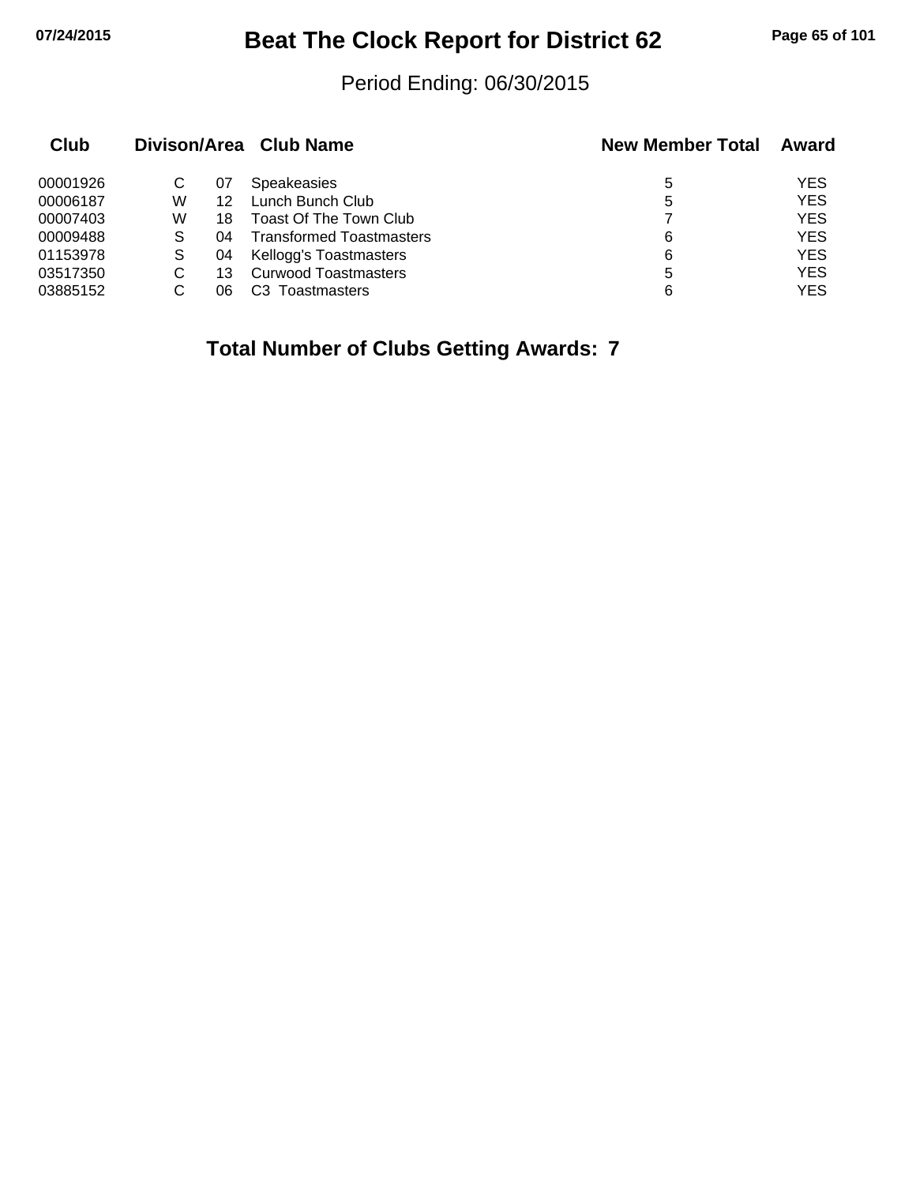# Beat The Clock Report for District 62

Period Ending: 06/30/2015

| Club | Divison/Area | | Club Name | New Member Total | Award |
|---|---|---|---|---|---|
| 00001926 | C | 07 | Speakeasies | 5 | YES |
| 00006187 | W | 12 | Lunch Bunch Club | 5 | YES |
| 00007403 | W | 18 | Toast Of The Town Club | 7 | YES |
| 00009488 | S | 04 | Transformed Toastmasters | 6 | YES |
| 01153978 | S | 04 | Kellogg's Toastmasters | 6 | YES |
| 03517350 | C | 13 | Curwood Toastmasters | 5 | YES |
| 03885152 | C | 06 | C3 Toastmasters | 6 | YES |

**Total Number of Clubs Getting Awards: 7**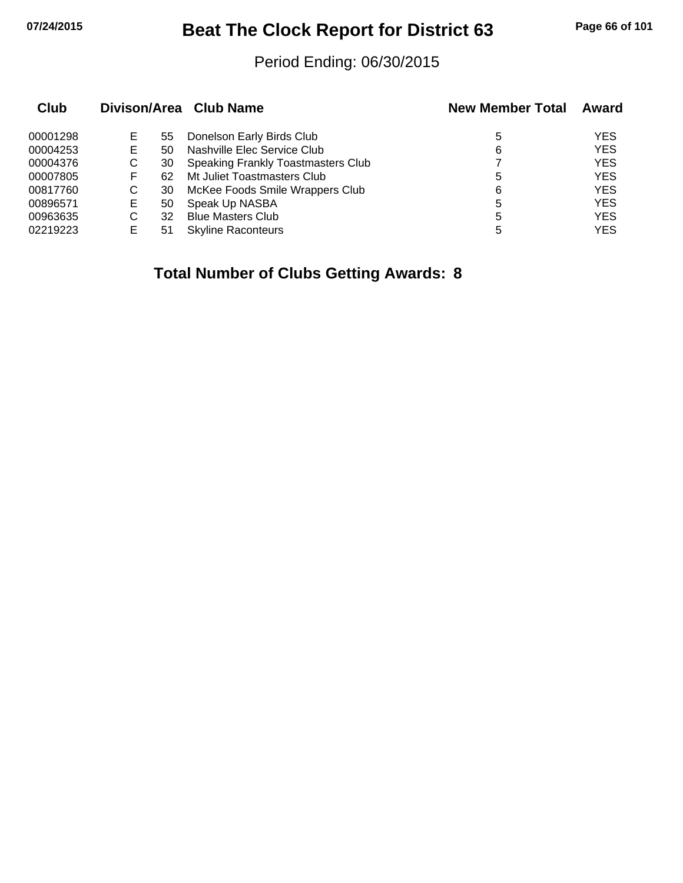# Beat The Clock Report for District 63

Period Ending: 06/30/2015

| Club | Divison | Area | Club Name | New Member Total | Award |
|---|---|---|---|---|---|
| 00001298 | E | 55 | Donelson Early Birds Club | 5 | YES |
| 00004253 | E | 50 | Nashville Elec Service Club | 6 | YES |
| 00004376 | C | 30 | Speaking Frankly Toastmasters Club | 7 | YES |
| 00007805 | F | 62 | Mt Juliet Toastmasters Club | 5 | YES |
| 00817760 | C | 30 | McKee Foods Smile Wrappers Club | 6 | YES |
| 00896571 | E | 50 | Speak Up NASBA | 5 | YES |
| 00963635 | C | 32 | Blue Masters Club | 5 | YES |
| 02219223 | E | 51 | Skyline Raconteurs | 5 | YES |

**Total Number of Clubs Getting Awards: 8**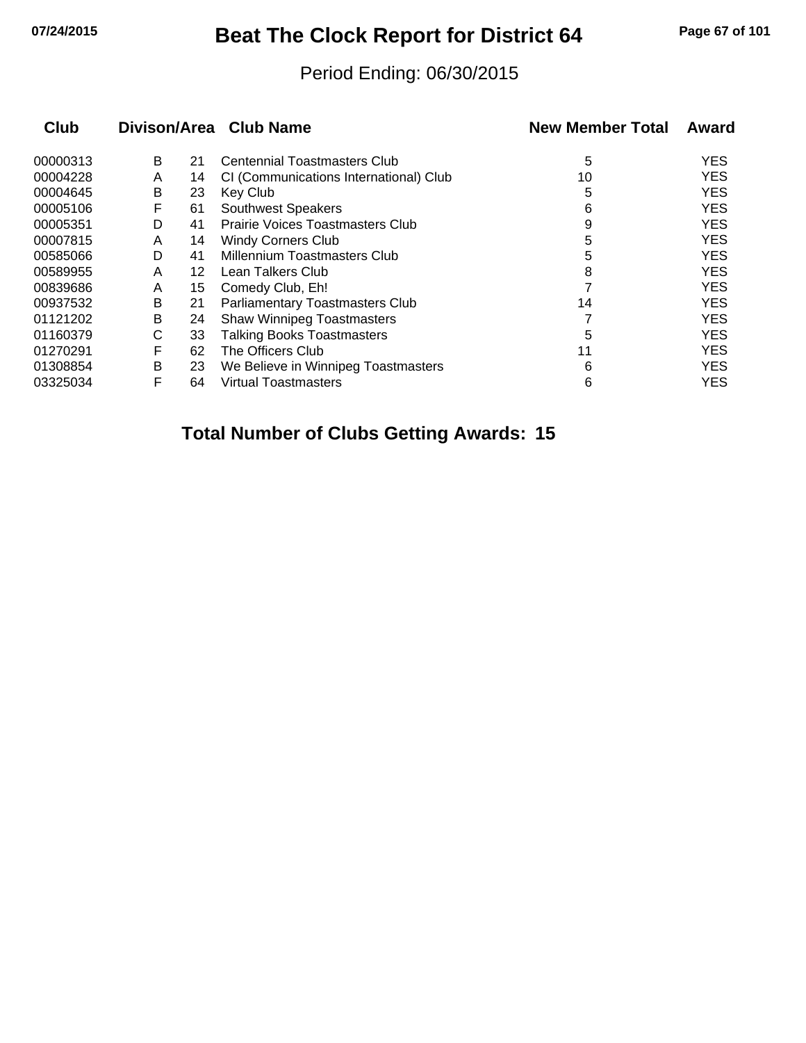# Beat The Clock Report for District 64

Period Ending: 06/30/2015

| Club | Divison | Area | Club Name | New Member Total | Award |
|---|---|---|---|---|---|
| 00000313 | B | 21 | Centennial Toastmasters Club | 5 | YES |
| 00004228 | A | 14 | CI (Communications International) Club | 10 | YES |
| 00004645 | B | 23 | Key Club | 5 | YES |
| 00005106 | F | 61 | Southwest Speakers | 6 | YES |
| 00005351 | D | 41 | Prairie Voices Toastmasters Club | 9 | YES |
| 00007815 | A | 14 | Windy Corners Club | 5 | YES |
| 00585066 | D | 41 | Millennium Toastmasters Club | 5 | YES |
| 00589955 | A | 12 | Lean Talkers Club | 8 | YES |
| 00839686 | A | 15 | Comedy Club, Eh! | 7 | YES |
| 00937532 | B | 21 | Parliamentary Toastmasters Club | 14 | YES |
| 01121202 | B | 24 | Shaw Winnipeg Toastmasters | 7 | YES |
| 01160379 | C | 33 | Talking Books Toastmasters | 5 | YES |
| 01270291 | F | 62 | The Officers Club | 11 | YES |
| 01308854 | B | 23 | We Believe in Winnipeg Toastmasters | 6 | YES |
| 03325034 | F | 64 | Virtual Toastmasters | 6 | YES |

**Total Number of Clubs Getting Awards: 15**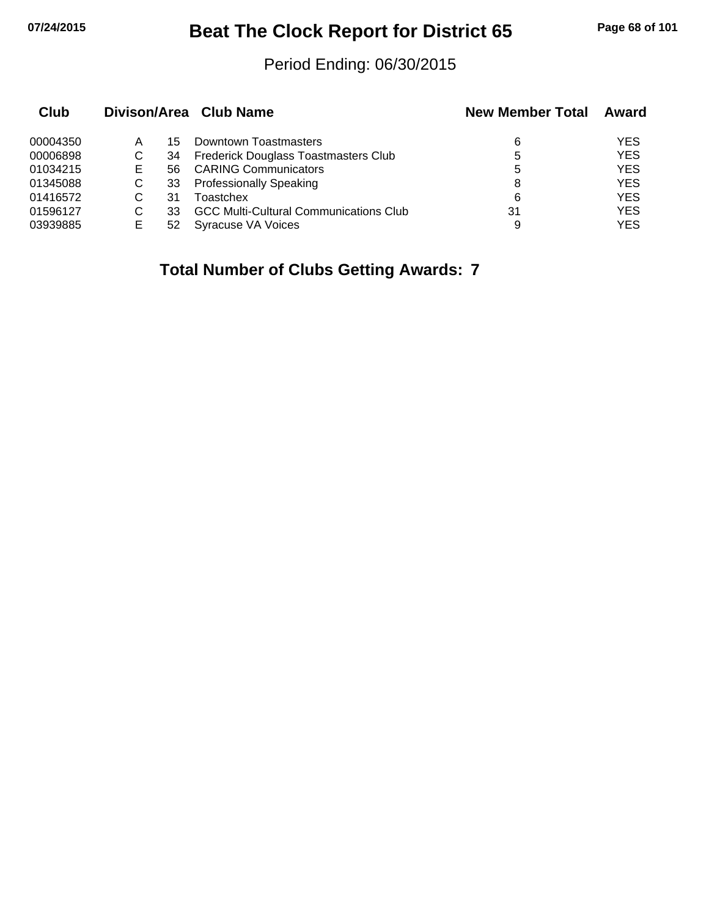# Beat The Clock Report for District 65

Period Ending: 06/30/2015

| Club | Divison/Area | | Club Name | New Member Total | Award |
|---|---|---|---|---|---|
| 00004350 | A | 15 | Downtown Toastmasters | 6 | YES |
| 00006898 | C | 34 | Frederick Douglass Toastmasters Club | 5 | YES |
| 01034215 | E | 56 | CARING Communicators | 5 | YES |
| 01345088 | C | 33 | Professionally Speaking | 8 | YES |
| 01416572 | C | 31 | Toastchex | 6 | YES |
| 01596127 | C | 33 | GCC Multi-Cultural Communications Club | 31 | YES |
| 03939885 | E | 52 | Syracuse VA Voices | 9 | YES |

**Total Number of Clubs Getting Awards: 7**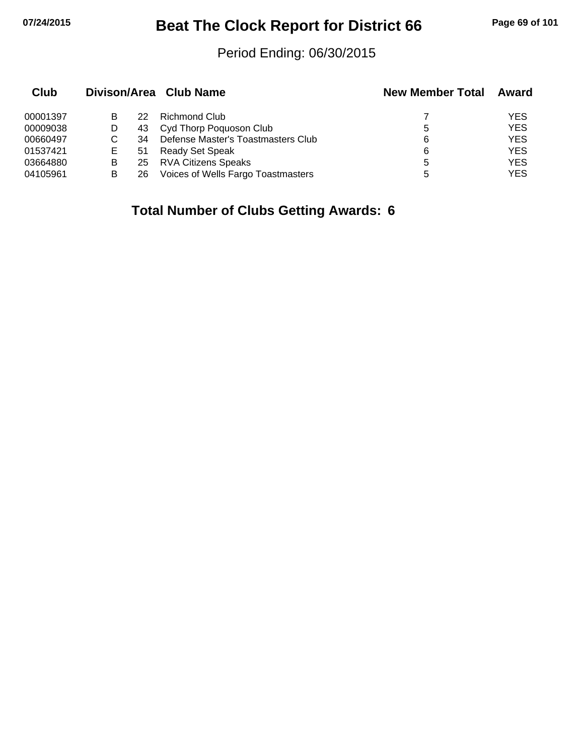# Beat The Clock Report for District 66

Period Ending: 06/30/2015

| Club | Divison/Area | | Club Name | New Member Total | Award |
|---|---|---|---|---|---|
| 00001397 | B | 22 | Richmond Club | 7 | YES |
| 00009038 | D | 43 | Cyd Thorp Poquoson Club | 5 | YES |
| 00660497 | C | 34 | Defense Master's Toastmasters Club | 6 | YES |
| 01537421 | E | 51 | Ready Set Speak | 6 | YES |
| 03664880 | B | 25 | RVA Citizens Speaks | 5 | YES |
| 04105961 | B | 26 | Voices of Wells Fargo Toastmasters | 5 | YES |

**Total Number of Clubs Getting Awards: 6**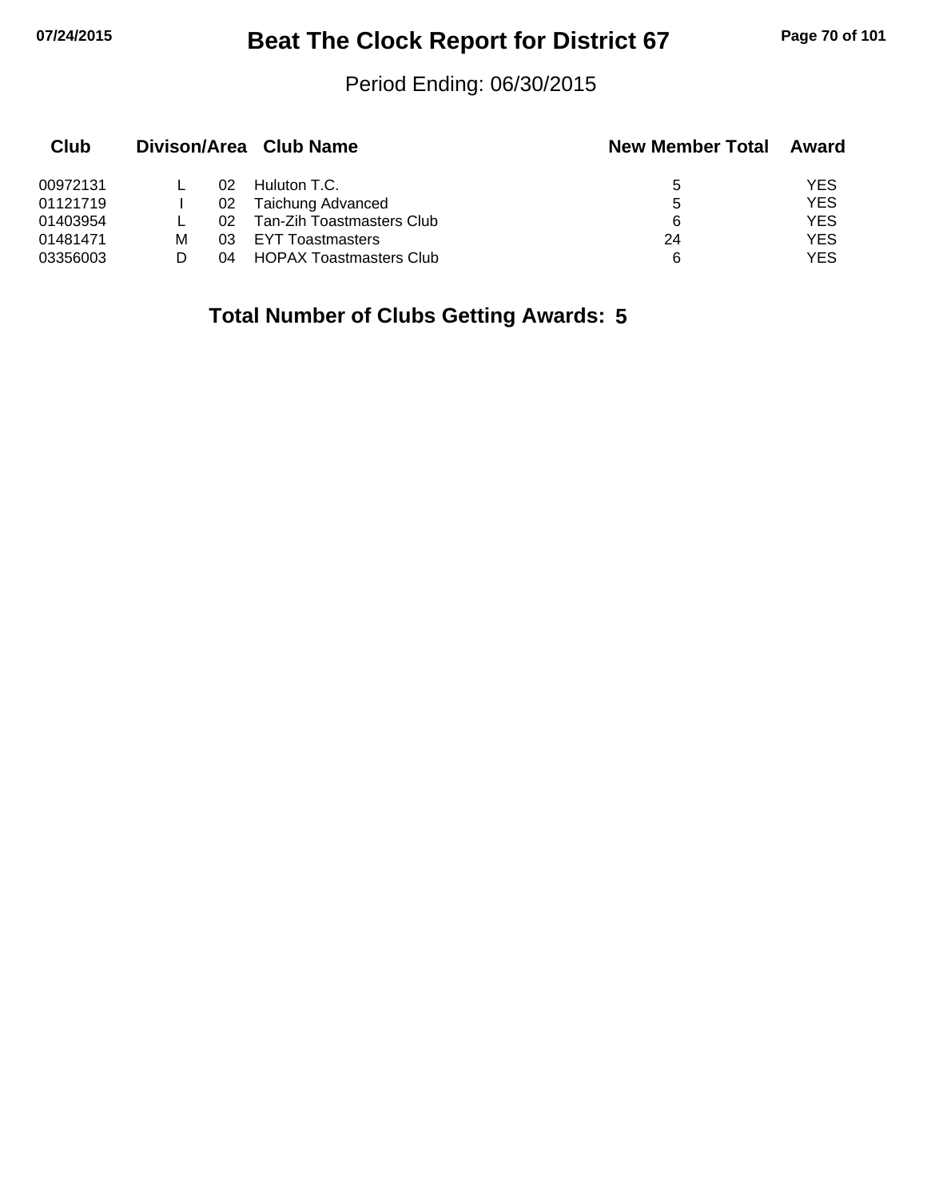# Beat The Clock Report for District 67

Period Ending: 06/30/2015

| Club | Divison | Area | Club Name | New Member Total | Award |
|---|---|---|---|---|---|
| 00972131 | L | 02 | Huluton T.C. | 5 | YES |
| 01121719 | I | 02 | Taichung Advanced | 5 | YES |
| 01403954 | L | 02 | Tan-Zih Toastmasters Club | 6 | YES |
| 01481471 | M | 03 | EYT Toastmasters | 24 | YES |
| 03356003 | D | 04 | HOPAX Toastmasters Club | 6 | YES |

**Total Number of Clubs Getting Awards: 5**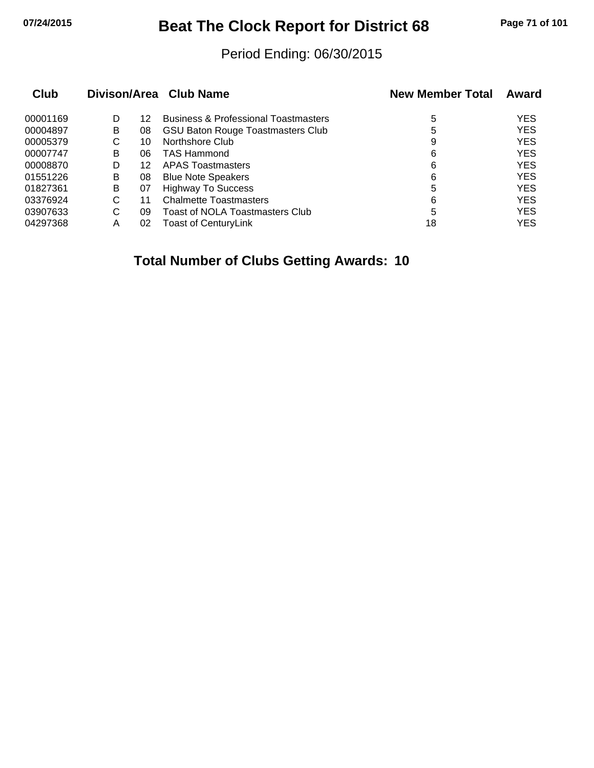# Beat The Clock Report for District 68

Period Ending: 06/30/2015

| Club | Divison | Area | Club Name | New Member Total | Award |
|---|---|---|---|---|---|
| 00001169 | D | 12 | Business & Professional Toastmasters | 5 | YES |
| 00004897 | B | 08 | GSU Baton Rouge Toastmasters Club | 5 | YES |
| 00005379 | C | 10 | Northshore Club | 9 | YES |
| 00007747 | B | 06 | TAS Hammond | 6 | YES |
| 00008870 | D | 12 | APAS Toastmasters | 6 | YES |
| 01551226 | B | 08 | Blue Note Speakers | 6 | YES |
| 01827361 | B | 07 | Highway To Success | 5 | YES |
| 03376924 | C | 11 | Chalmette Toastmasters | 6 | YES |
| 03907633 | C | 09 | Toast of NOLA Toastmasters Club | 5 | YES |
| 04297368 | A | 02 | Toast of CenturyLink | 18 | YES |

**Total Number of Clubs Getting Awards: 10**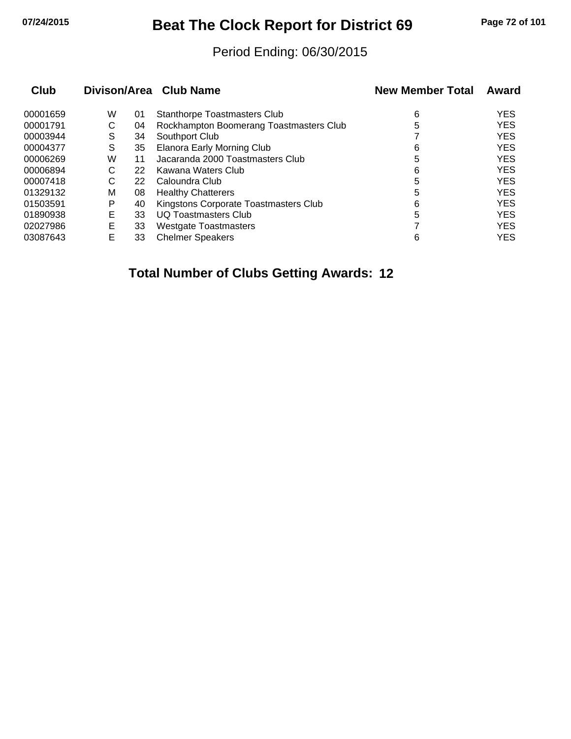# Beat The Clock Report for District 69

Period Ending: 06/30/2015

| Club | Divison/Area | | Club Name | New Member Total | Award |
|---|---|---|---|---|---|
| 00001659 | W | 01 | Stanthorpe Toastmasters Club | 6 | YES |
| 00001791 | C | 04 | Rockhampton Boomerang Toastmasters Club | 5 | YES |
| 00003944 | S | 34 | Southport Club | 7 | YES |
| 00004377 | S | 35 | Elanora Early Morning Club | 6 | YES |
| 00006269 | W | 11 | Jacaranda 2000 Toastmasters Club | 5 | YES |
| 00006894 | C | 22 | Kawana Waters Club | 6 | YES |
| 00007418 | C | 22 | Caloundra Club | 5 | YES |
| 01329132 | M | 08 | Healthy Chatterers | 5 | YES |
| 01503591 | P | 40 | Kingstons Corporate Toastmasters Club | 6 | YES |
| 01890938 | E | 33 | UQ Toastmasters Club | 5 | YES |
| 02027986 | E | 33 | Westgate Toastmasters | 7 | YES |
| 03087643 | E | 33 | Chelmer Speakers | 6 | YES |

**Total Number of Clubs Getting Awards: 12**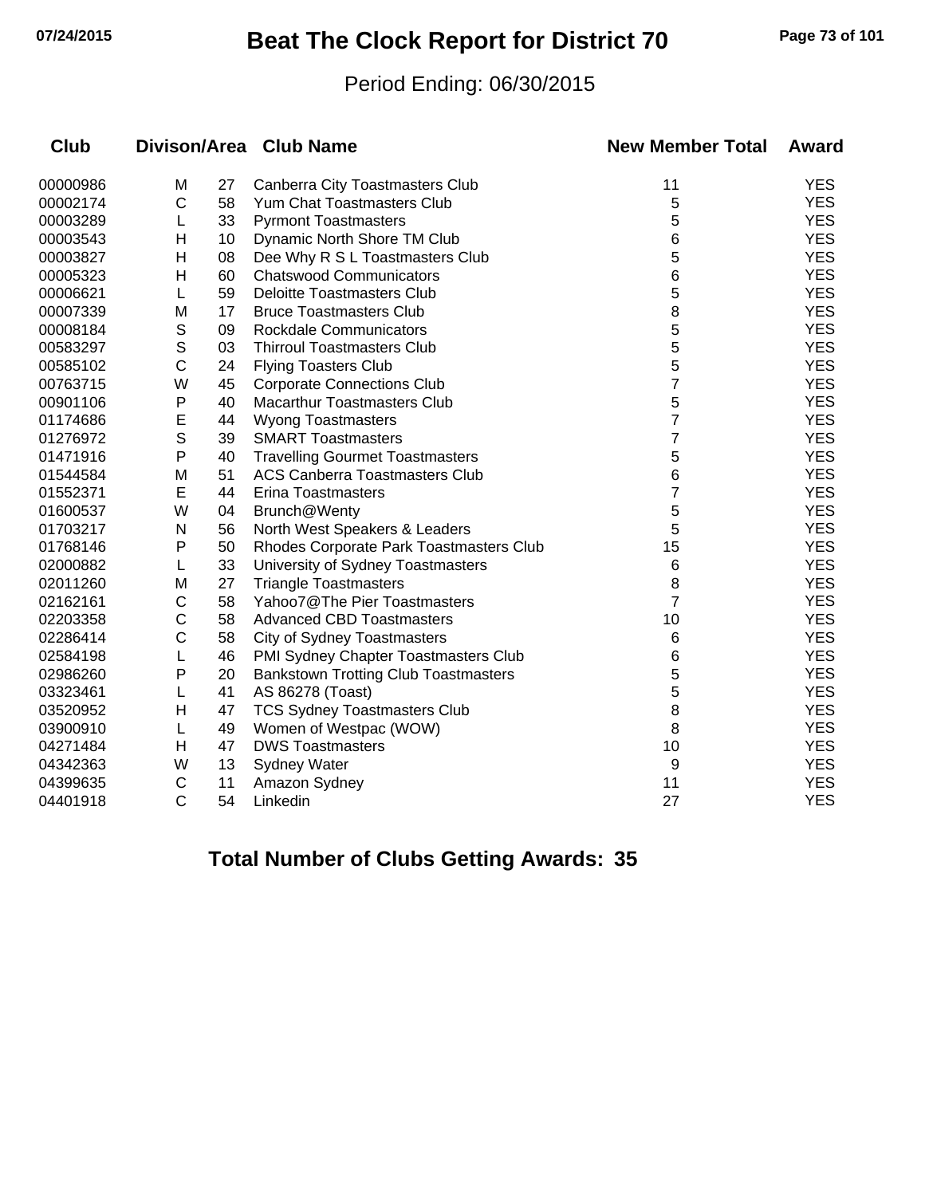# Beat The Clock Report for District 70

Period Ending: 06/30/2015

| Club | Divison/Area | | Club Name | New Member Total | Award |
|---|---|---|---|---|---|
| 00000986 | M | 27 | Canberra City Toastmasters Club | 11 | YES |
| 00002174 | C | 58 | Yum Chat Toastmasters Club | 5 | YES |
| 00003289 | L | 33 | Pyrmont Toastmasters | 5 | YES |
| 00003543 | H | 10 | Dynamic North Shore TM Club | 6 | YES |
| 00003827 | H | 08 | Dee Why R S L Toastmasters Club | 5 | YES |
| 00005323 | H | 60 | Chatswood Communicators | 6 | YES |
| 00006621 | L | 59 | Deloitte Toastmasters Club | 5 | YES |
| 00007339 | M | 17 | Bruce Toastmasters Club | 8 | YES |
| 00008184 | S | 09 | Rockdale Communicators | 5 | YES |
| 00583297 | S | 03 | Thirroul Toastmasters Club | 5 | YES |
| 00585102 | C | 24 | Flying Toasters Club | 5 | YES |
| 00763715 | W | 45 | Corporate Connections Club | 7 | YES |
| 00901106 | P | 40 | Macarthur Toastmasters Club | 5 | YES |
| 01174686 | E | 44 | Wyong Toastmasters | 7 | YES |
| 01276972 | S | 39 | SMART Toastmasters | 7 | YES |
| 01471916 | P | 40 | Travelling Gourmet Toastmasters | 5 | YES |
| 01544584 | M | 51 | ACS Canberra Toastmasters Club | 6 | YES |
| 01552371 | E | 44 | Erina Toastmasters | 7 | YES |
| 01600537 | W | 04 | Brunch@Wenty | 5 | YES |
| 01703217 | N | 56 | North West Speakers & Leaders | 5 | YES |
| 01768146 | P | 50 | Rhodes Corporate Park Toastmasters Club | 15 | YES |
| 02000882 | L | 33 | University of Sydney Toastmasters | 6 | YES |
| 02011260 | M | 27 | Triangle Toastmasters | 8 | YES |
| 02162161 | C | 58 | Yahoo7@The Pier Toastmasters | 7 | YES |
| 02203358 | C | 58 | Advanced CBD Toastmasters | 10 | YES |
| 02286414 | C | 58 | City of Sydney Toastmasters | 6 | YES |
| 02584198 | L | 46 | PMI Sydney Chapter Toastmasters Club | 6 | YES |
| 02986260 | P | 20 | Bankstown Trotting Club Toastmasters | 5 | YES |
| 03323461 | L | 41 | AS 86278 (Toast) | 5 | YES |
| 03520952 | H | 47 | TCS Sydney Toastmasters Club | 8 | YES |
| 03900910 | L | 49 | Women of Westpac (WOW) | 8 | YES |
| 04271484 | H | 47 | DWS Toastmasters | 10 | YES |
| 04342363 | W | 13 | Sydney Water | 9 | YES |
| 04399635 | C | 11 | Amazon Sydney | 11 | YES |
| 04401918 | C | 54 | Linkedin | 27 | YES |

**Total Number of Clubs Getting Awards: 35**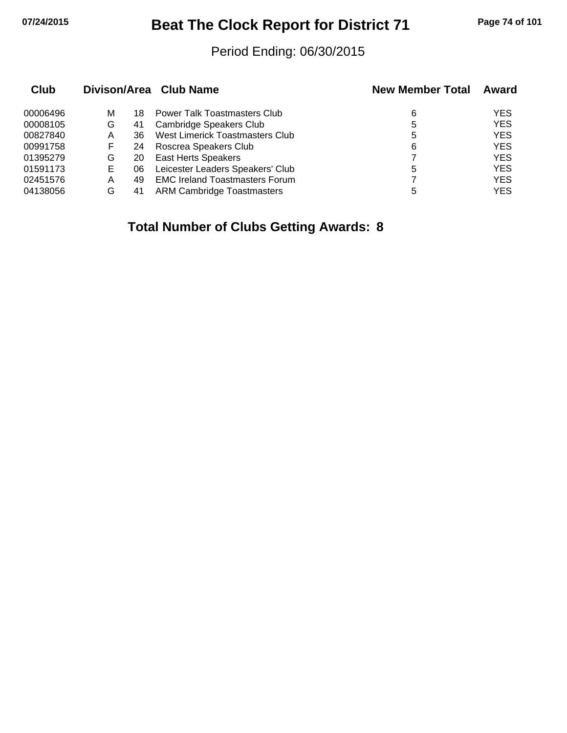# Beat The Clock Report for District 71

Period Ending: 06/30/2015

| Club | Divison | Area | Club Name | New Member Total | Award |
|---|---|---|---|---|---|
| 00006496 | M | 18 | Power Talk Toastmasters Club | 6 | YES |
| 00008105 | G | 41 | Cambridge Speakers Club | 5 | YES |
| 00827840 | A | 36 | West Limerick Toastmasters Club | 5 | YES |
| 00991758 | F | 24 | Roscrea Speakers Club | 6 | YES |
| 01395279 | G | 20 | East Herts Speakers | 7 | YES |
| 01591173 | E | 06 | Leicester Leaders Speakers' Club | 5 | YES |
| 02451576 | A | 49 | EMC Ireland Toastmasters Forum | 7 | YES |
| 04138056 | G | 41 | ARM Cambridge Toastmasters | 5 | YES |

**Total Number of Clubs Getting Awards: 8**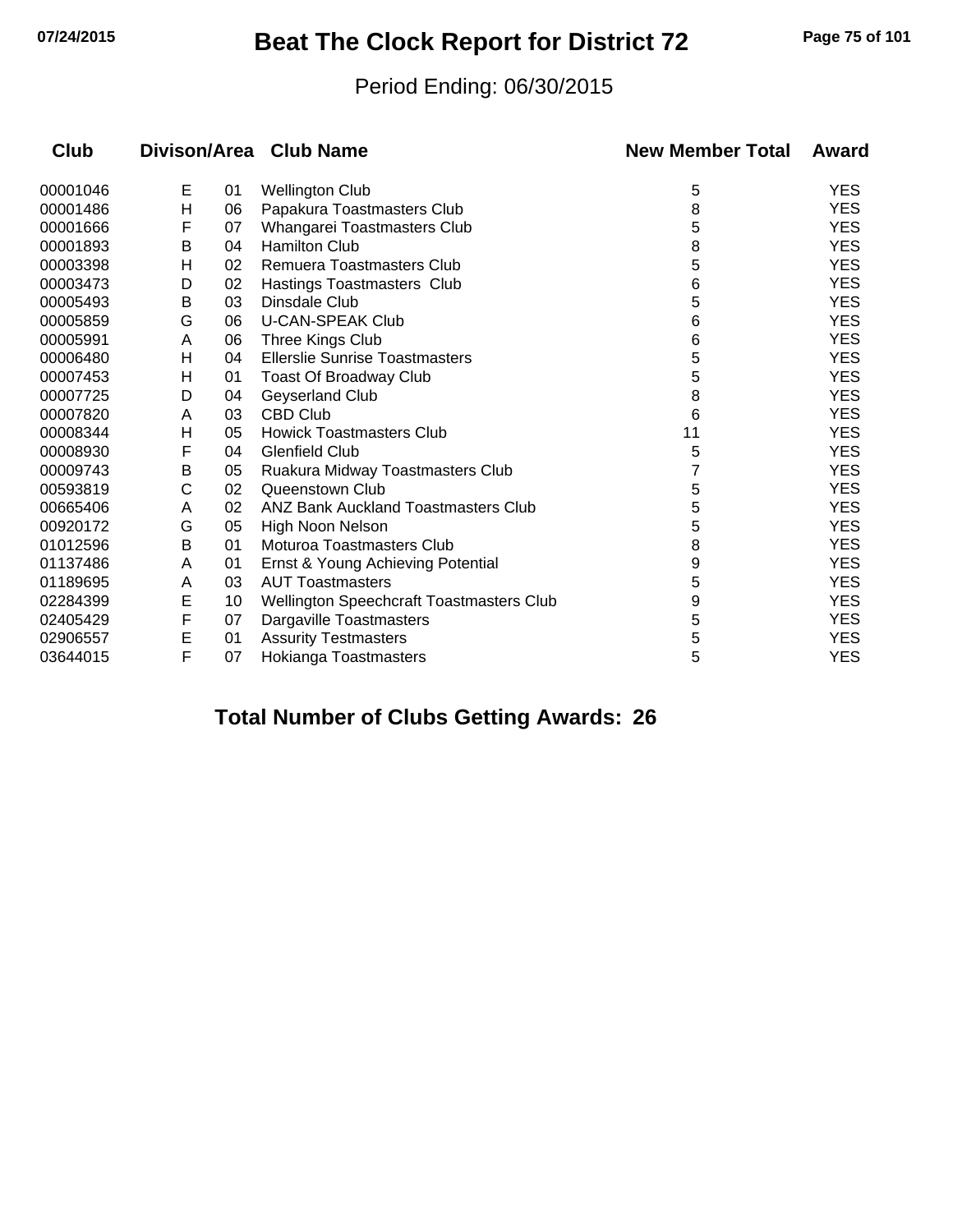# Beat The Clock Report for District 72

Period Ending: 06/30/2015

| Club | Divison | Area | Club Name | New Member Total | Award |
|---|---|---|---|---|---|
| 00001046 | E | 01 | Wellington Club | 5 | YES |
| 00001486 | H | 06 | Papakura Toastmasters Club | 8 | YES |
| 00001666 | F | 07 | Whangarei Toastmasters Club | 5 | YES |
| 00001893 | B | 04 | Hamilton Club | 8 | YES |
| 00003398 | H | 02 | Remuera Toastmasters Club | 5 | YES |
| 00003473 | D | 02 | Hastings Toastmasters Club | 6 | YES |
| 00005493 | B | 03 | Dinsdale Club | 5 | YES |
| 00005859 | G | 06 | U-CAN-SPEAK Club | 6 | YES |
| 00005991 | A | 06 | Three Kings Club | 6 | YES |
| 00006480 | H | 04 | Ellerslie Sunrise Toastmasters | 5 | YES |
| 00007453 | H | 01 | Toast Of Broadway Club | 5 | YES |
| 00007725 | D | 04 | Geyserland Club | 8 | YES |
| 00007820 | A | 03 | CBD Club | 6 | YES |
| 00008344 | H | 05 | Howick Toastmasters Club | 11 | YES |
| 00008930 | F | 04 | Glenfield Club | 5 | YES |
| 00009743 | B | 05 | Ruakura Midway Toastmasters Club | 7 | YES |
| 00593819 | C | 02 | Queenstown Club | 5 | YES |
| 00665406 | A | 02 | ANZ Bank Auckland Toastmasters Club | 5 | YES |
| 00920172 | G | 05 | High Noon Nelson | 5 | YES |
| 01012596 | B | 01 | Moturoa Toastmasters Club | 8 | YES |
| 01137486 | A | 01 | Ernst & Young Achieving Potential | 9 | YES |
| 01189695 | A | 03 | AUT Toastmasters | 5 | YES |
| 02284399 | E | 10 | Wellington Speechcraft Toastmasters Club | 9 | YES |
| 02405429 | F | 07 | Dargaville Toastmasters | 5 | YES |
| 02906557 | E | 01 | Assurity Testmasters | 5 | YES |
| 03644015 | F | 07 | Hokianga Toastmasters | 5 | YES |

**Total Number of Clubs Getting Awards: 26**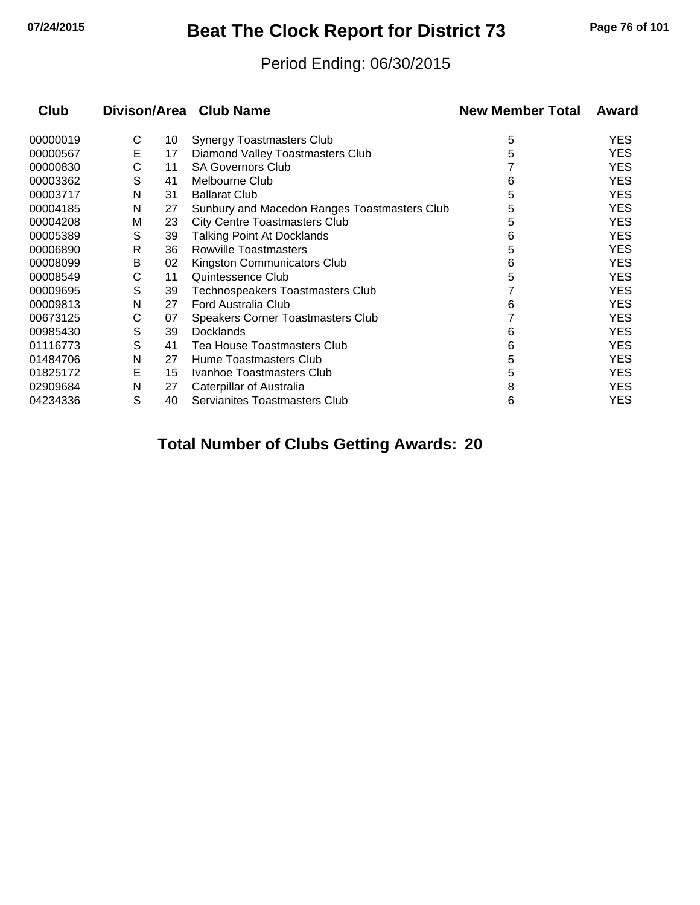# Beat The Clock Report for District 73

Period Ending: 06/30/2015

| Club | Divison/Area | | Club Name | New Member Total | Award |
|---|---|---|---|---|---|
| 00000019 | C | 10 | Synergy Toastmasters Club | 5 | YES |
| 00000567 | E | 17 | Diamond Valley Toastmasters Club | 5 | YES |
| 00000830 | C | 11 | SA Governors Club | 7 | YES |
| 00003362 | S | 41 | Melbourne Club | 6 | YES |
| 00003717 | N | 31 | Ballarat Club | 5 | YES |
| 00004185 | N | 27 | Sunbury and Macedon Ranges Toastmasters Club | 5 | YES |
| 00004208 | M | 23 | City Centre Toastmasters Club | 5 | YES |
| 00005389 | S | 39 | Talking Point At Docklands | 6 | YES |
| 00006890 | R | 36 | Rowville Toastmasters | 5 | YES |
| 00008099 | B | 02 | Kingston Communicators Club | 6 | YES |
| 00008549 | C | 11 | Quintessence Club | 5 | YES |
| 00009695 | S | 39 | Technospeakers Toastmasters Club | 7 | YES |
| 00009813 | N | 27 | Ford Australia Club | 6 | YES |
| 00673125 | C | 07 | Speakers Corner Toastmasters Club | 7 | YES |
| 00985430 | S | 39 | Docklands | 6 | YES |
| 01116773 | S | 41 | Tea House Toastmasters Club | 6 | YES |
| 01484706 | N | 27 | Hume Toastmasters Club | 5 | YES |
| 01825172 | E | 15 | Ivanhoe Toastmasters Club | 5 | YES |
| 02909684 | N | 27 | Caterpillar of Australia | 8 | YES |
| 04234336 | S | 40 | Servianites Toastmasters Club | 6 | YES |

**Total Number of Clubs Getting Awards: 20**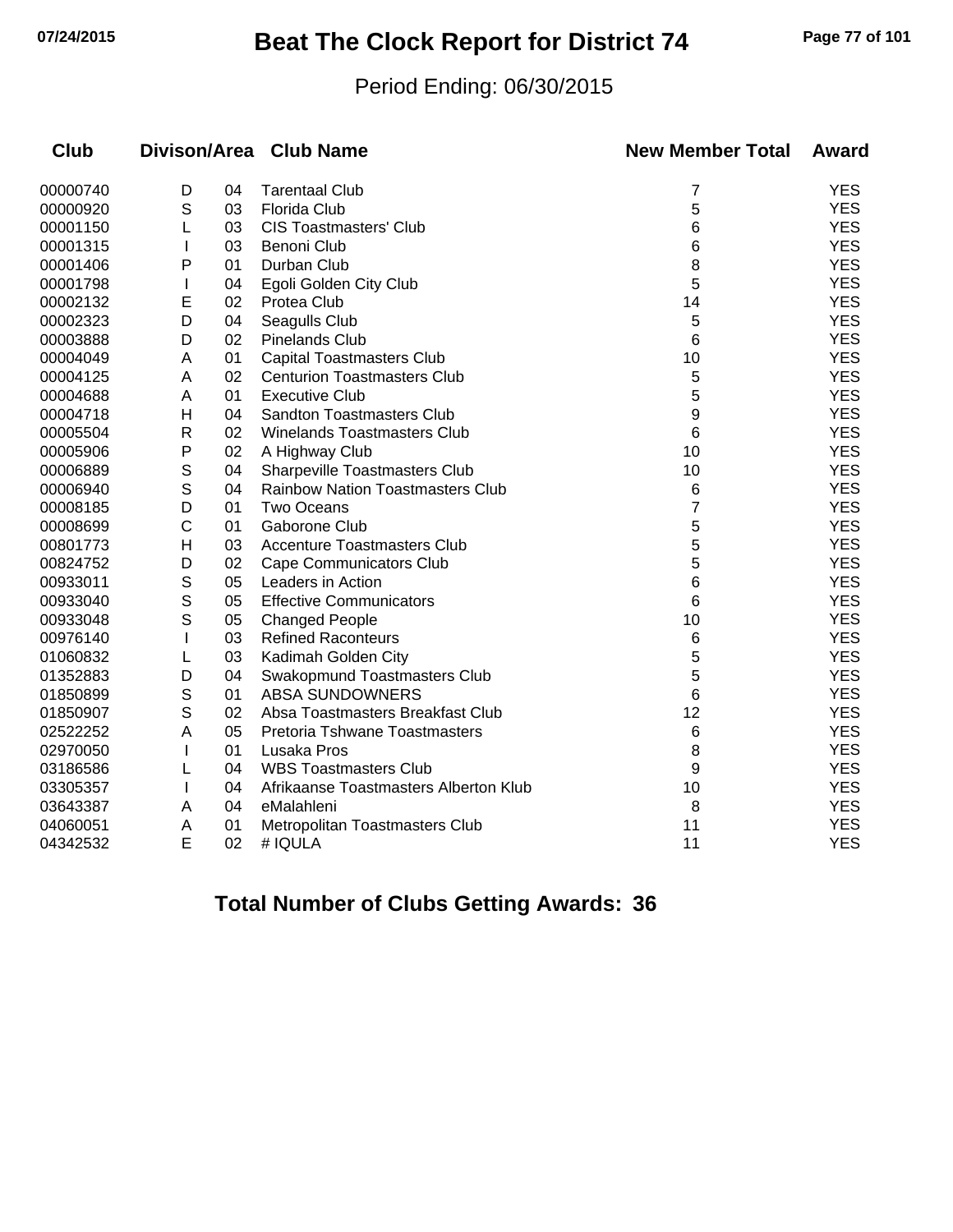# Beat The Clock Report for District 74

Period Ending: 06/30/2015

| Club | Divison/Area | | Club Name | New Member Total | Award |
|---|---|---|---|---|---|
| 00000740 | D | 04 | Tarentaal Club | 7 | YES |
| 00000920 | S | 03 | Florida Club | 5 | YES |
| 00001150 | L | 03 | CIS Toastmasters' Club | 6 | YES |
| 00001315 | I | 03 | Benoni Club | 6 | YES |
| 00001406 | P | 01 | Durban Club | 8 | YES |
| 00001798 | I | 04 | Egoli Golden City Club | 5 | YES |
| 00002132 | E | 02 | Protea Club | 14 | YES |
| 00002323 | D | 04 | Seagulls Club | 5 | YES |
| 00003888 | D | 02 | Pinelands Club | 6 | YES |
| 00004049 | A | 01 | Capital Toastmasters Club | 10 | YES |
| 00004125 | A | 02 | Centurion Toastmasters Club | 5 | YES |
| 00004688 | A | 01 | Executive Club | 5 | YES |
| 00004718 | H | 04 | Sandton Toastmasters Club | 9 | YES |
| 00005504 | R | 02 | Winelands Toastmasters Club | 6 | YES |
| 00005906 | P | 02 | A Highway Club | 10 | YES |
| 00006889 | S | 04 | Sharpeville Toastmasters Club | 10 | YES |
| 00006940 | S | 04 | Rainbow Nation Toastmasters Club | 6 | YES |
| 00008185 | D | 01 | Two Oceans | 7 | YES |
| 00008699 | C | 01 | Gaborone Club | 5 | YES |
| 00801773 | H | 03 | Accenture Toastmasters Club | 5 | YES |
| 00824752 | D | 02 | Cape Communicators Club | 5 | YES |
| 00933011 | S | 05 | Leaders in Action | 6 | YES |
| 00933040 | S | 05 | Effective Communicators | 6 | YES |
| 00933048 | S | 05 | Changed People | 10 | YES |
| 00976140 | I | 03 | Refined Raconteurs | 6 | YES |
| 01060832 | L | 03 | Kadimah Golden City | 5 | YES |
| 01352883 | D | 04 | Swakopmund Toastmasters Club | 5 | YES |
| 01850899 | S | 01 | ABSA SUNDOWNERS | 6 | YES |
| 01850907 | S | 02 | Absa Toastmasters Breakfast Club | 12 | YES |
| 02522252 | A | 05 | Pretoria Tshwane Toastmasters | 6 | YES |
| 02970050 | I | 01 | Lusaka Pros | 8 | YES |
| 03186586 | L | 04 | WBS Toastmasters Club | 9 | YES |
| 03305357 | I | 04 | Afrikaanse Toastmasters Alberton Klub | 10 | YES |
| 03643387 | A | 04 | eMalahleni | 8 | YES |
| 04060051 | A | 01 | Metropolitan Toastmasters Club | 11 | YES |
| 04342532 | E | 02 | # IQULA | 11 | YES |

**Total Number of Clubs Getting Awards: 36**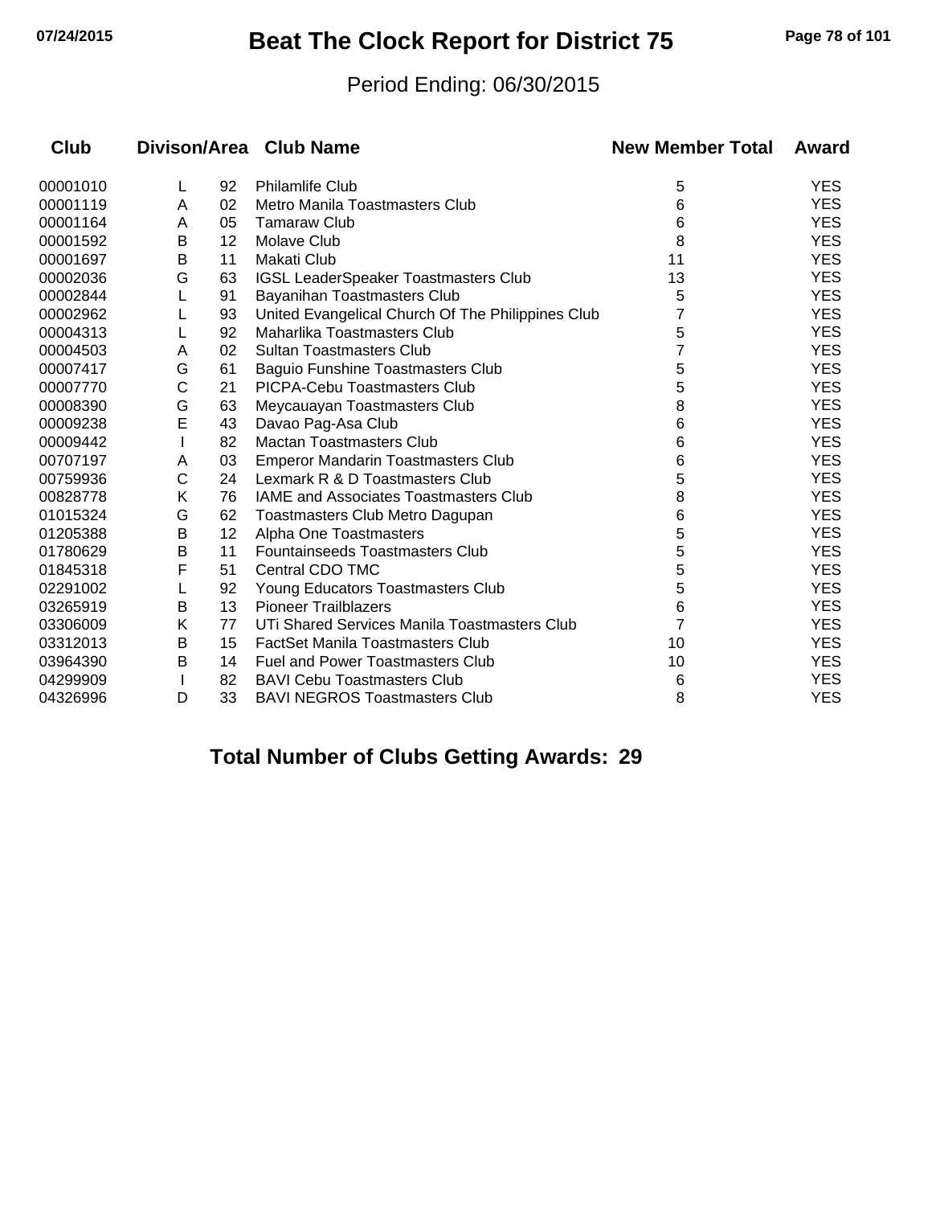# Beat The Clock Report for District 75

Period Ending: 06/30/2015

| Club | Divison/Area | | Club Name | New Member Total | Award |
|---|---|---|---|---|---|
| 00001010 | L | 92 | Philamlife Club | 5 | YES |
| 00001119 | A | 02 | Metro Manila Toastmasters Club | 6 | YES |
| 00001164 | A | 05 | Tamaraw Club | 6 | YES |
| 00001592 | B | 12 | Molave Club | 8 | YES |
| 00001697 | B | 11 | Makati Club | 11 | YES |
| 00002036 | G | 63 | IGSL LeaderSpeaker Toastmasters Club | 13 | YES |
| 00002844 | L | 91 | Bayanihan Toastmasters Club | 5 | YES |
| 00002962 | L | 93 | United Evangelical Church Of The Philippines Club | 7 | YES |
| 00004313 | L | 92 | Maharlika Toastmasters Club | 5 | YES |
| 00004503 | A | 02 | Sultan Toastmasters Club | 7 | YES |
| 00007417 | G | 61 | Baguio Funshine Toastmasters Club | 5 | YES |
| 00007770 | C | 21 | PICPA-Cebu Toastmasters Club | 5 | YES |
| 00008390 | G | 63 | Meycauayan Toastmasters Club | 8 | YES |
| 00009238 | E | 43 | Davao Pag-Asa Club | 6 | YES |
| 00009442 | I | 82 | Mactan Toastmasters Club | 6 | YES |
| 00707197 | A | 03 | Emperor Mandarin Toastmasters Club | 6 | YES |
| 00759936 | C | 24 | Lexmark R & D Toastmasters Club | 5 | YES |
| 00828778 | K | 76 | IAME and Associates Toastmasters Club | 8 | YES |
| 01015324 | G | 62 | Toastmasters Club Metro Dagupan | 6 | YES |
| 01205388 | B | 12 | Alpha One Toastmasters | 5 | YES |
| 01780629 | B | 11 | Fountainseeds Toastmasters Club | 5 | YES |
| 01845318 | F | 51 | Central CDO TMC | 5 | YES |
| 02291002 | L | 92 | Young Educators Toastmasters Club | 5 | YES |
| 03265919 | B | 13 | Pioneer Trailblazers | 6 | YES |
| 03306009 | K | 77 | UTi Shared Services Manila Toastmasters Club | 7 | YES |
| 03312013 | B | 15 | FactSet Manila Toastmasters Club | 10 | YES |
| 03964390 | B | 14 | Fuel and Power Toastmasters Club | 10 | YES |
| 04299909 | I | 82 | BAVI Cebu Toastmasters Club | 6 | YES |
| 04326996 | D | 33 | BAVI NEGROS Toastmasters Club | 8 | YES |

**Total Number of Clubs Getting Awards: 29**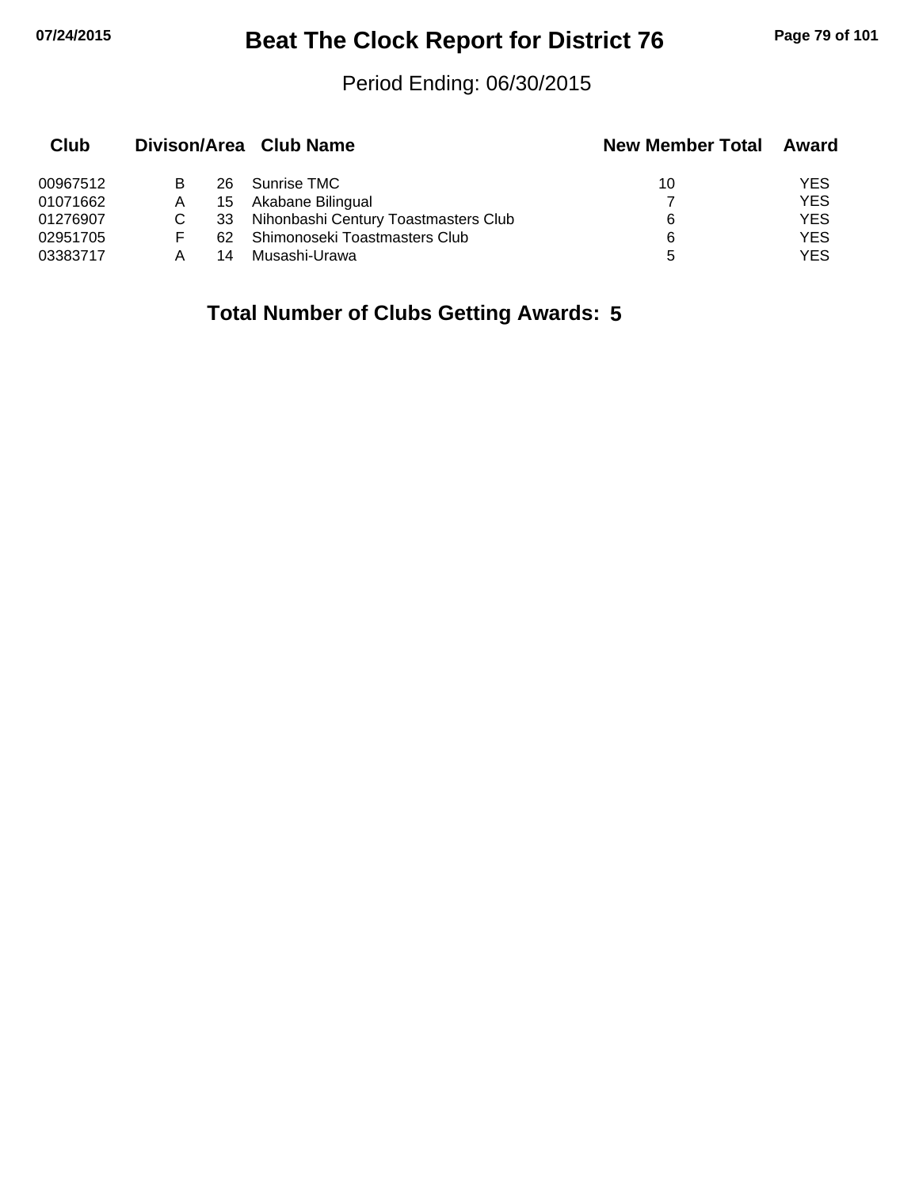# Beat The Clock Report for District 76

Period Ending: 06/30/2015

| Club | Divison | Area | Club Name | New Member Total | Award |
|---|---|---|---|---|---|
| 00967512 | B | 26 | Sunrise TMC | 10 | YES |
| 01071662 | A | 15 | Akabane Bilingual | 7 | YES |
| 01276907 | C | 33 | Nihonbashi Century Toastmasters Club | 6 | YES |
| 02951705 | F | 62 | Shimonoseki Toastmasters Club | 6 | YES |
| 03383717 | A | 14 | Musashi-Urawa | 5 | YES |

**Total Number of Clubs Getting Awards: 5**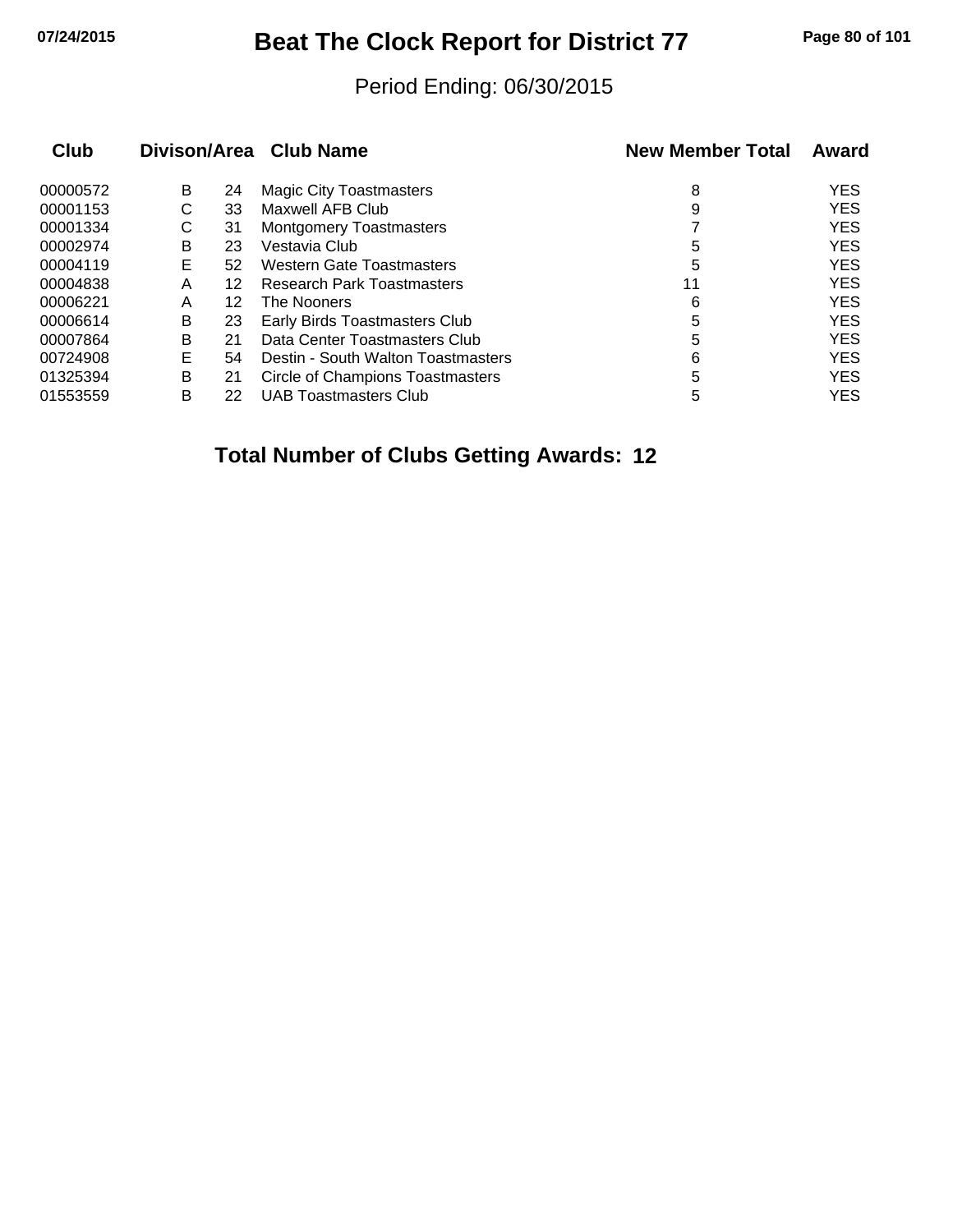# Beat The Clock Report for District 77

Period Ending: 06/30/2015

| Club | Divison/Area | | Club Name | New Member Total | Award |
|---|---|---|---|---|---|
| 00000572 | B | 24 | Magic City Toastmasters | 8 | YES |
| 00001153 | C | 33 | Maxwell AFB Club | 9 | YES |
| 00001334 | C | 31 | Montgomery Toastmasters | 7 | YES |
| 00002974 | B | 23 | Vestavia Club | 5 | YES |
| 00004119 | E | 52 | Western Gate Toastmasters | 5 | YES |
| 00004838 | A | 12 | Research Park Toastmasters | 11 | YES |
| 00006221 | A | 12 | The Nooners | 6 | YES |
| 00006614 | B | 23 | Early Birds Toastmasters Club | 5 | YES |
| 00007864 | B | 21 | Data Center Toastmasters Club | 5 | YES |
| 00724908 | E | 54 | Destin - South Walton Toastmasters | 6 | YES |
| 01325394 | B | 21 | Circle of Champions Toastmasters | 5 | YES |
| 01553559 | B | 22 | UAB Toastmasters Club | 5 | YES |

**Total Number of Clubs Getting Awards: 12**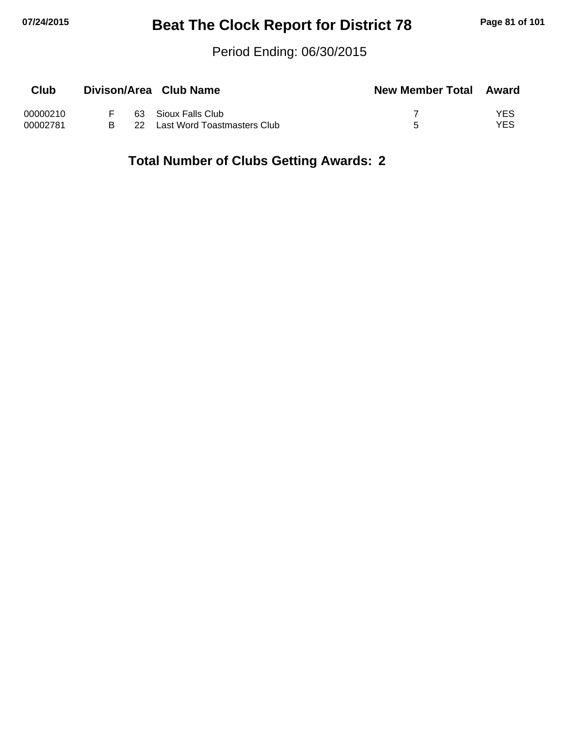# Beat The Clock Report for District 78

Period Ending: 06/30/2015

| Club | Divison/Area | | Club Name | New Member Total | Award |
|---|---|---|---|---|---|
| 00000210 | F | 63 | Sioux Falls Club | 7 | YES |
| 00002781 | B | 22 | Last Word Toastmasters Club | 5 | YES |

**Total Number of Clubs Getting Awards: 2**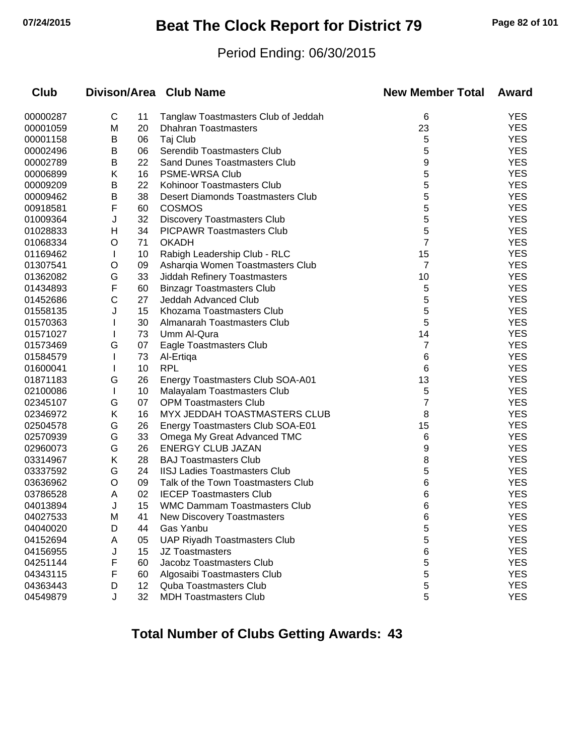# Beat The Clock Report for District 79

Period Ending: 06/30/2015

| Club | Divison/Area | | Club Name | New Member Total | Award |
|---|---|---|---|---|---|
| 00000287 | C | 11 | Tanglaw Toastmasters Club of Jeddah | 6 | YES |
| 00001059 | M | 20 | Dhahran Toastmasters | 23 | YES |
| 00001158 | B | 06 | Taj Club | 5 | YES |
| 00002496 | B | 06 | Serendib Toastmasters Club | 5 | YES |
| 00002789 | B | 22 | Sand Dunes Toastmasters Club | 9 | YES |
| 00006899 | K | 16 | PSME-WRSA Club | 5 | YES |
| 00009209 | B | 22 | Kohinoor Toastmasters Club | 5 | YES |
| 00009462 | B | 38 | Desert Diamonds Toastmasters Club | 5 | YES |
| 00918581 | F | 60 | COSMOS | 5 | YES |
| 01009364 | J | 32 | Discovery Toastmasters Club | 5 | YES |
| 01028833 | H | 34 | PICPAWR Toastmasters Club | 5 | YES |
| 01068334 | O | 71 | OKADH | 7 | YES |
| 01169462 | I | 10 | Rabigh Leadership Club - RLC | 15 | YES |
| 01307541 | O | 09 | Asharqia Women Toastmasters Club | 7 | YES |
| 01362082 | G | 33 | Jiddah Refinery Toastmasters | 10 | YES |
| 01434893 | F | 60 | Binzagr Toastmasters Club | 5 | YES |
| 01452686 | C | 27 | Jeddah Advanced Club | 5 | YES |
| 01558135 | J | 15 | Khozama Toastmasters Club | 5 | YES |
| 01570363 | I | 30 | Almanarah Toastmasters Club | 5 | YES |
| 01571027 | I | 73 | Umm Al-Qura | 14 | YES |
| 01573469 | G | 07 | Eagle Toastmasters Club | 7 | YES |
| 01584579 | I | 73 | Al-Ertiqa | 6 | YES |
| 01600041 | I | 10 | RPL | 6 | YES |
| 01871183 | G | 26 | Energy Toastmasters Club SOA-A01 | 13 | YES |
| 02100086 | I | 10 | Malayalam Toastmasters Club | 5 | YES |
| 02345107 | G | 07 | OPM Toastmasters Club | 7 | YES |
| 02346972 | K | 16 | MYX JEDDAH TOASTMASTERS CLUB | 8 | YES |
| 02504578 | G | 26 | Energy Toastmasters Club SOA-E01 | 15 | YES |
| 02570939 | G | 33 | Omega My Great Advanced TMC | 6 | YES |
| 02960073 | G | 26 | ENERGY CLUB JAZAN | 9 | YES |
| 03314967 | K | 28 | BAJ Toastmasters Club | 8 | YES |
| 03337592 | G | 24 | IISJ Ladies Toastmasters Club | 5 | YES |
| 03636962 | O | 09 | Talk of the Town Toastmasters Club | 6 | YES |
| 03786528 | A | 02 | IECEP Toastmasters Club | 6 | YES |
| 04013894 | J | 15 | WMC Dammam Toastmasters Club | 6 | YES |
| 04027533 | M | 41 | New Discovery Toastmasters | 6 | YES |
| 04040020 | D | 44 | Gas Yanbu | 5 | YES |
| 04152694 | A | 05 | UAP Riyadh Toastmasters Club | 5 | YES |
| 04156955 | J | 15 | JZ Toastmasters | 6 | YES |
| 04251144 | F | 60 | Jacobz Toastmasters Club | 5 | YES |
| 04343115 | F | 60 | Algosaibi Toastmasters Club | 5 | YES |
| 04363443 | D | 12 | Quba Toastmasters Club | 5 | YES |
| 04549879 | J | 32 | MDH Toastmasters Club | 5 | YES |

**Total Number of Clubs Getting Awards: 43**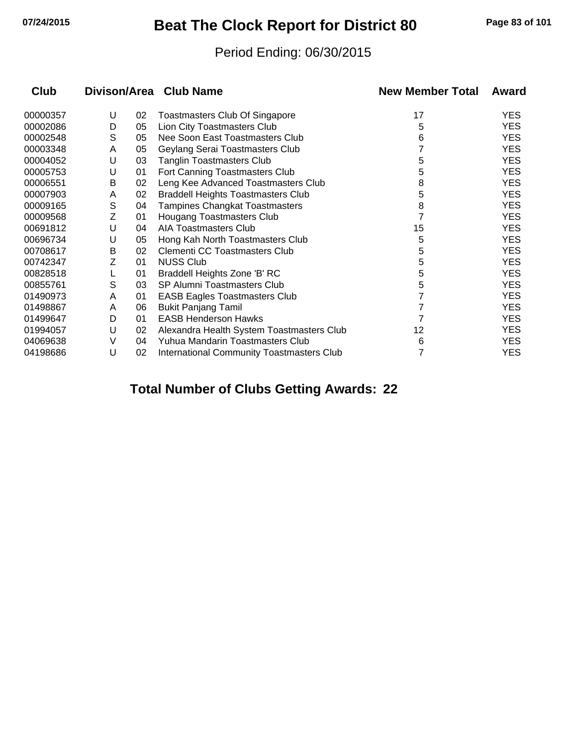# Beat The Clock Report for District 80

Period Ending: 06/30/2015

| Club | Divison/Area | | Club Name | New Member Total | Award |
|---|---|---|---|---|---|
| 00000357 | U | 02 | Toastmasters Club Of Singapore | 17 | YES |
| 00002086 | D | 05 | Lion City Toastmasters Club | 5 | YES |
| 00002548 | S | 05 | Nee Soon East Toastmasters Club | 6 | YES |
| 00003348 | A | 05 | Geylang Serai Toastmasters Club | 7 | YES |
| 00004052 | U | 03 | Tanglin Toastmasters Club | 5 | YES |
| 00005753 | U | 01 | Fort Canning Toastmasters Club | 5 | YES |
| 00006551 | B | 02 | Leng Kee Advanced Toastmasters Club | 8 | YES |
| 00007903 | A | 02 | Braddell Heights Toastmasters Club | 5 | YES |
| 00009165 | S | 04 | Tampines Changkat Toastmasters | 8 | YES |
| 00009568 | Z | 01 | Hougang Toastmasters Club | 7 | YES |
| 00691812 | U | 04 | AIA Toastmasters Club | 15 | YES |
| 00696734 | U | 05 | Hong Kah North Toastmasters Club | 5 | YES |
| 00708617 | B | 02 | Clementi CC Toastmasters Club | 5 | YES |
| 00742347 | Z | 01 | NUSS Club | 5 | YES |
| 00828518 | L | 01 | Braddell Heights Zone 'B' RC | 5 | YES |
| 00855761 | S | 03 | SP Alumni Toastmasters Club | 5 | YES |
| 01490973 | A | 01 | EASB Eagles Toastmasters Club | 7 | YES |
| 01498867 | A | 06 | Bukit Panjang Tamil | 7 | YES |
| 01499647 | D | 01 | EASB Henderson Hawks | 7 | YES |
| 01994057 | U | 02 | Alexandra Health System Toastmasters Club | 12 | YES |
| 04069638 | V | 04 | Yuhua Mandarin Toastmasters Club | 6 | YES |
| 04198686 | U | 02 | International Community Toastmasters Club | 7 | YES |

**Total Number of Clubs Getting Awards: 22**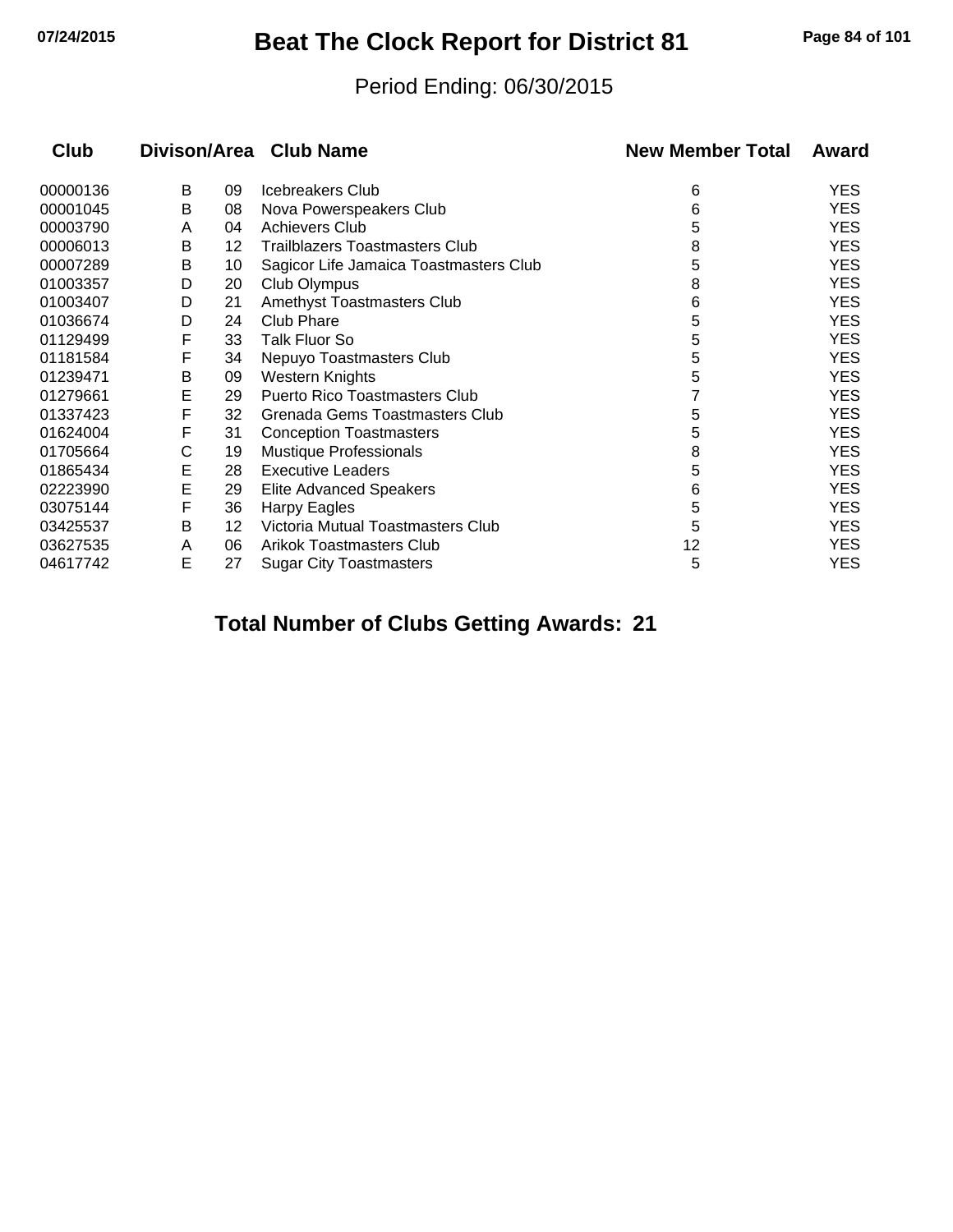# Beat The Clock Report for District 81

Period Ending: 06/30/2015

| Club | Divison | Area | Club Name | New Member Total | Award |
|---|---|---|---|---|---|
| 00000136 | B | 09 | Icebreakers Club | 6 | YES |
| 00001045 | B | 08 | Nova Powerspeakers Club | 6 | YES |
| 00003790 | A | 04 | Achievers Club | 5 | YES |
| 00006013 | B | 12 | Trailblazers Toastmasters Club | 8 | YES |
| 00007289 | B | 10 | Sagicor Life Jamaica Toastmasters Club | 5 | YES |
| 01003357 | D | 20 | Club Olympus | 8 | YES |
| 01003407 | D | 21 | Amethyst Toastmasters Club | 6 | YES |
| 01036674 | D | 24 | Club Phare | 5 | YES |
| 01129499 | F | 33 | Talk Fluor So | 5 | YES |
| 01181584 | F | 34 | Nepuyo Toastmasters Club | 5 | YES |
| 01239471 | B | 09 | Western Knights | 5 | YES |
| 01279661 | E | 29 | Puerto Rico Toastmasters Club | 7 | YES |
| 01337423 | F | 32 | Grenada Gems Toastmasters Club | 5 | YES |
| 01624004 | F | 31 | Conception Toastmasters | 5 | YES |
| 01705664 | C | 19 | Mustique Professionals | 8 | YES |
| 01865434 | E | 28 | Executive Leaders | 5 | YES |
| 02223990 | E | 29 | Elite Advanced Speakers | 6 | YES |
| 03075144 | F | 36 | Harpy Eagles | 5 | YES |
| 03425537 | B | 12 | Victoria Mutual Toastmasters Club | 5 | YES |
| 03627535 | A | 06 | Arikok Toastmasters Club | 12 | YES |
| 04617742 | E | 27 | Sugar City Toastmasters | 5 | YES |

**Total Number of Clubs Getting Awards: 21**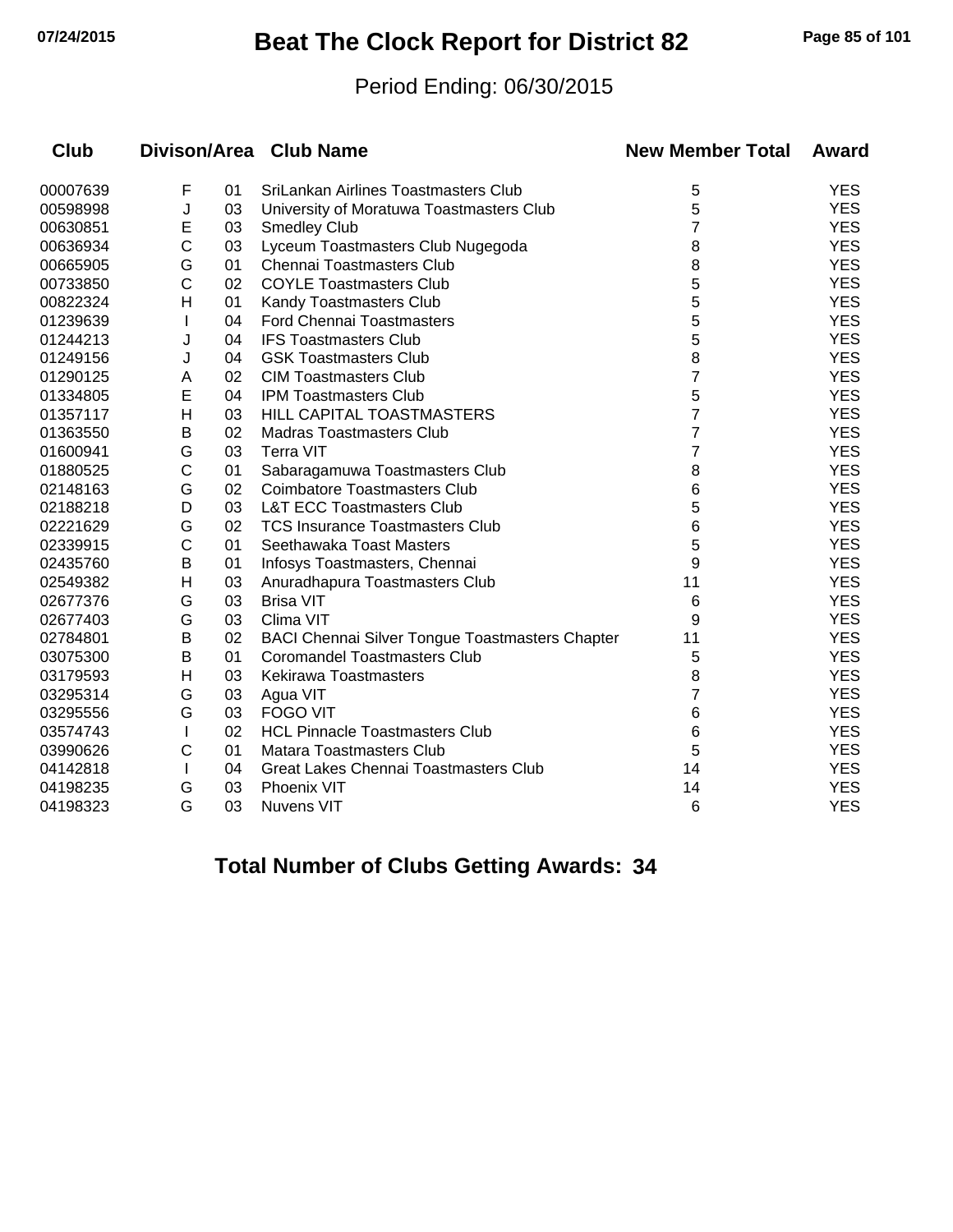# Beat The Clock Report for District 82

Period Ending: 06/30/2015

| Club | Divison/Area | | Club Name | New Member Total | Award |
|---|---|---|---|---|---|
| 00007639 | F | 01 | SriLankan Airlines Toastmasters Club | 5 | YES |
| 00598998 | J | 03 | University of Moratuwa Toastmasters Club | 5 | YES |
| 00630851 | E | 03 | Smedley Club | 7 | YES |
| 00636934 | C | 03 | Lyceum Toastmasters Club Nugegoda | 8 | YES |
| 00665905 | G | 01 | Chennai Toastmasters Club | 8 | YES |
| 00733850 | C | 02 | COYLE Toastmasters Club | 5 | YES |
| 00822324 | H | 01 | Kandy Toastmasters Club | 5 | YES |
| 01239639 | I | 04 | Ford Chennai Toastmasters | 5 | YES |
| 01244213 | J | 04 | IFS Toastmasters Club | 5 | YES |
| 01249156 | J | 04 | GSK Toastmasters Club | 8 | YES |
| 01290125 | A | 02 | CIM Toastmasters Club | 7 | YES |
| 01334805 | E | 04 | IPM Toastmasters Club | 5 | YES |
| 01357117 | H | 03 | HILL CAPITAL TOASTMASTERS | 7 | YES |
| 01363550 | B | 02 | Madras Toastmasters Club | 7 | YES |
| 01600941 | G | 03 | Terra VIT | 7 | YES |
| 01880525 | C | 01 | Sabaragamuwa Toastmasters Club | 8 | YES |
| 02148163 | G | 02 | Coimbatore Toastmasters Club | 6 | YES |
| 02188218 | D | 03 | L&T ECC Toastmasters Club | 5 | YES |
| 02221629 | G | 02 | TCS Insurance Toastmasters Club | 6 | YES |
| 02339915 | C | 01 | Seethawaka Toast Masters | 5 | YES |
| 02435760 | B | 01 | Infosys Toastmasters, Chennai | 9 | YES |
| 02549382 | H | 03 | Anuradhapura Toastmasters Club | 11 | YES |
| 02677376 | G | 03 | Brisa VIT | 6 | YES |
| 02677403 | G | 03 | Clima VIT | 9 | YES |
| 02784801 | B | 02 | BACI Chennai Silver Tongue Toastmasters Chapter | 11 | YES |
| 03075300 | B | 01 | Coromandel Toastmasters Club | 5 | YES |
| 03179593 | H | 03 | Kekirawa Toastmasters | 8 | YES |
| 03295314 | G | 03 | Agua VIT | 7 | YES |
| 03295556 | G | 03 | FOGO VIT | 6 | YES |
| 03574743 | I | 02 | HCL Pinnacle Toastmasters Club | 6 | YES |
| 03990626 | C | 01 | Matara Toastmasters Club | 5 | YES |
| 04142818 | I | 04 | Great Lakes Chennai Toastmasters Club | 14 | YES |
| 04198235 | G | 03 | Phoenix VIT | 14 | YES |
| 04198323 | G | 03 | Nuvens VIT | 6 | YES |

**Total Number of Clubs Getting Awards: 34**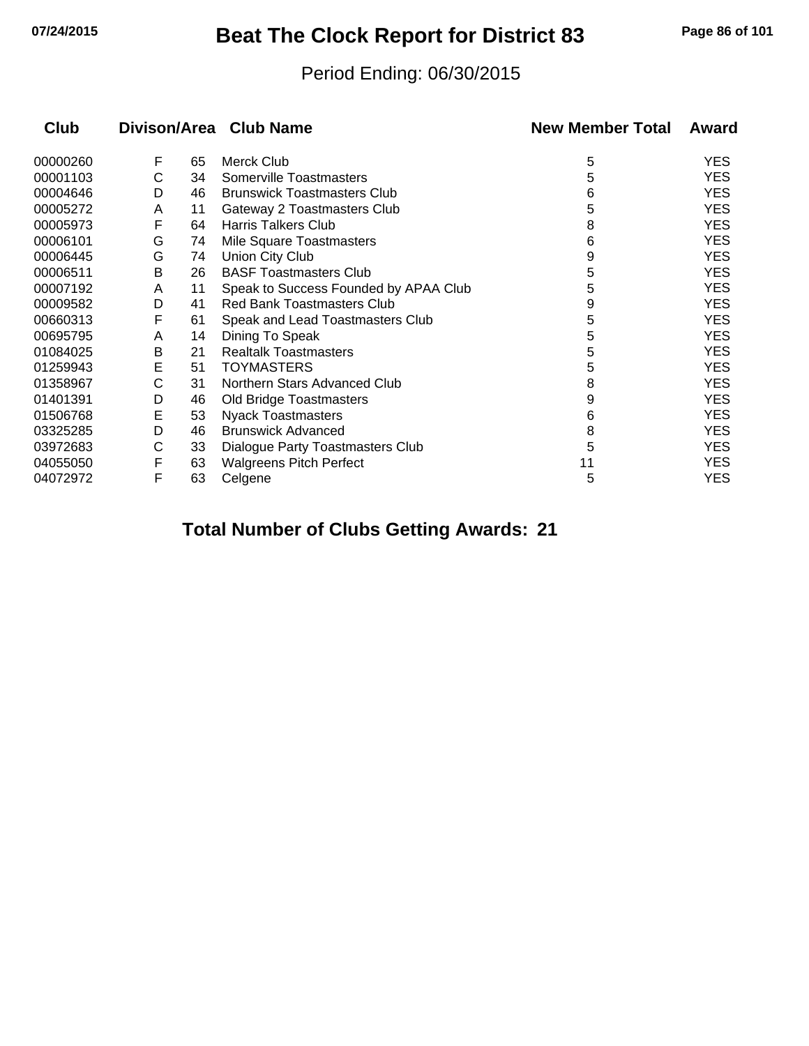# Beat The Clock Report for District 83

Period Ending: 06/30/2015

| Club | Divison/Area | | Club Name | New Member Total | Award |
|---|---|---|---|---|---|
| 00000260 | F | 65 | Merck Club | 5 | YES |
| 00001103 | C | 34 | Somerville Toastmasters | 5 | YES |
| 00004646 | D | 46 | Brunswick Toastmasters Club | 6 | YES |
| 00005272 | A | 11 | Gateway 2 Toastmasters Club | 5 | YES |
| 00005973 | F | 64 | Harris Talkers Club | 8 | YES |
| 00006101 | G | 74 | Mile Square Toastmasters | 6 | YES |
| 00006445 | G | 74 | Union City Club | 9 | YES |
| 00006511 | B | 26 | BASF Toastmasters Club | 5 | YES |
| 00007192 | A | 11 | Speak to Success Founded by APAA Club | 5 | YES |
| 00009582 | D | 41 | Red Bank Toastmasters Club | 9 | YES |
| 00660313 | F | 61 | Speak and Lead Toastmasters Club | 5 | YES |
| 00695795 | A | 14 | Dining To Speak | 5 | YES |
| 01084025 | B | 21 | Realtalk Toastmasters | 5 | YES |
| 01259943 | E | 51 | TOYMASTERS | 5 | YES |
| 01358967 | C | 31 | Northern Stars Advanced Club | 8 | YES |
| 01401391 | D | 46 | Old Bridge Toastmasters | 9 | YES |
| 01506768 | E | 53 | Nyack Toastmasters | 6 | YES |
| 03325285 | D | 46 | Brunswick Advanced | 8 | YES |
| 03972683 | C | 33 | Dialogue Party Toastmasters Club | 5 | YES |
| 04055050 | F | 63 | Walgreens Pitch Perfect | 11 | YES |
| 04072972 | F | 63 | Celgene | 5 | YES |

**Total Number of Clubs Getting Awards: 21**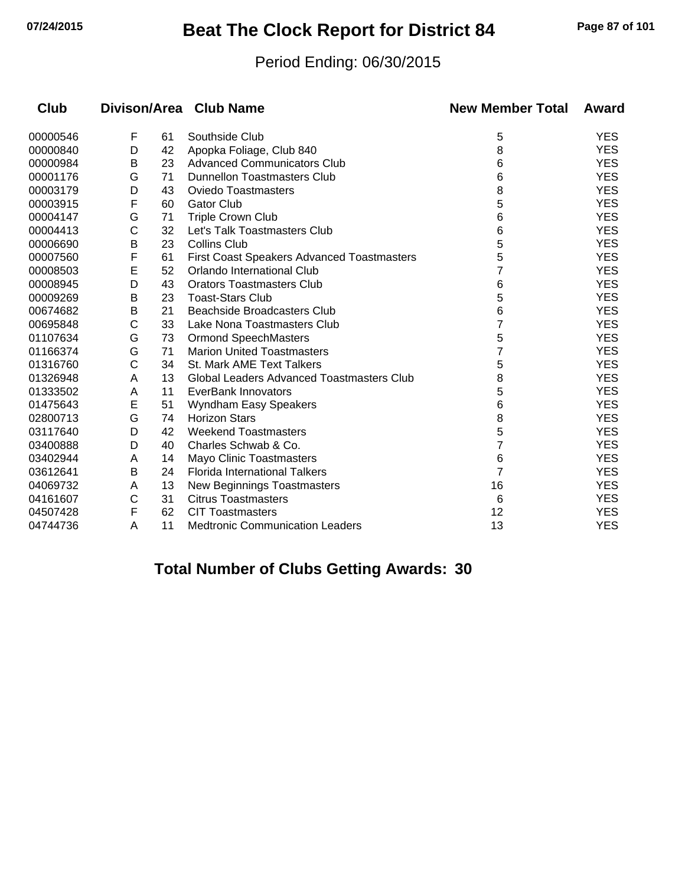# Beat The Clock Report for District 84

Period Ending: 06/30/2015

| Club | Divison/Area | | Club Name | New Member Total | Award |
|---|---|---|---|---|---|
| 00000546 | F | 61 | Southside Club | 5 | YES |
| 00000840 | D | 42 | Apopka Foliage, Club 840 | 8 | YES |
| 00000984 | B | 23 | Advanced Communicators Club | 6 | YES |
| 00001176 | G | 71 | Dunnellon Toastmasters Club | 6 | YES |
| 00003179 | D | 43 | Oviedo Toastmasters | 8 | YES |
| 00003915 | F | 60 | Gator Club | 5 | YES |
| 00004147 | G | 71 | Triple Crown Club | 6 | YES |
| 00004413 | C | 32 | Let's Talk Toastmasters Club | 6 | YES |
| 00006690 | B | 23 | Collins Club | 5 | YES |
| 00007560 | F | 61 | First Coast Speakers Advanced Toastmasters | 5 | YES |
| 00008503 | E | 52 | Orlando International Club | 7 | YES |
| 00008945 | D | 43 | Orators Toastmasters Club | 6 | YES |
| 00009269 | B | 23 | Toast-Stars Club | 5 | YES |
| 00674682 | B | 21 | Beachside Broadcasters Club | 6 | YES |
| 00695848 | C | 33 | Lake Nona Toastmasters Club | 7 | YES |
| 01107634 | G | 73 | Ormond SpeechMasters | 5 | YES |
| 01166374 | G | 71 | Marion United Toastmasters | 7 | YES |
| 01316760 | C | 34 | St. Mark AME Text Talkers | 5 | YES |
| 01326948 | A | 13 | Global Leaders Advanced Toastmasters Club | 8 | YES |
| 01333502 | A | 11 | EverBank Innovators | 5 | YES |
| 01475643 | E | 51 | Wyndham Easy Speakers | 6 | YES |
| 02800713 | G | 74 | Horizon Stars | 8 | YES |
| 03117640 | D | 42 | Weekend Toastmasters | 5 | YES |
| 03400888 | D | 40 | Charles Schwab & Co. | 7 | YES |
| 03402944 | A | 14 | Mayo Clinic Toastmasters | 6 | YES |
| 03612641 | B | 24 | Florida International Talkers | 7 | YES |
| 04069732 | A | 13 | New Beginnings Toastmasters | 16 | YES |
| 04161607 | C | 31 | Citrus Toastmasters | 6 | YES |
| 04507428 | F | 62 | CIT Toastmasters | 12 | YES |
| 04744736 | A | 11 | Medtronic Communication Leaders | 13 | YES |

**Total Number of Clubs Getting Awards: 30**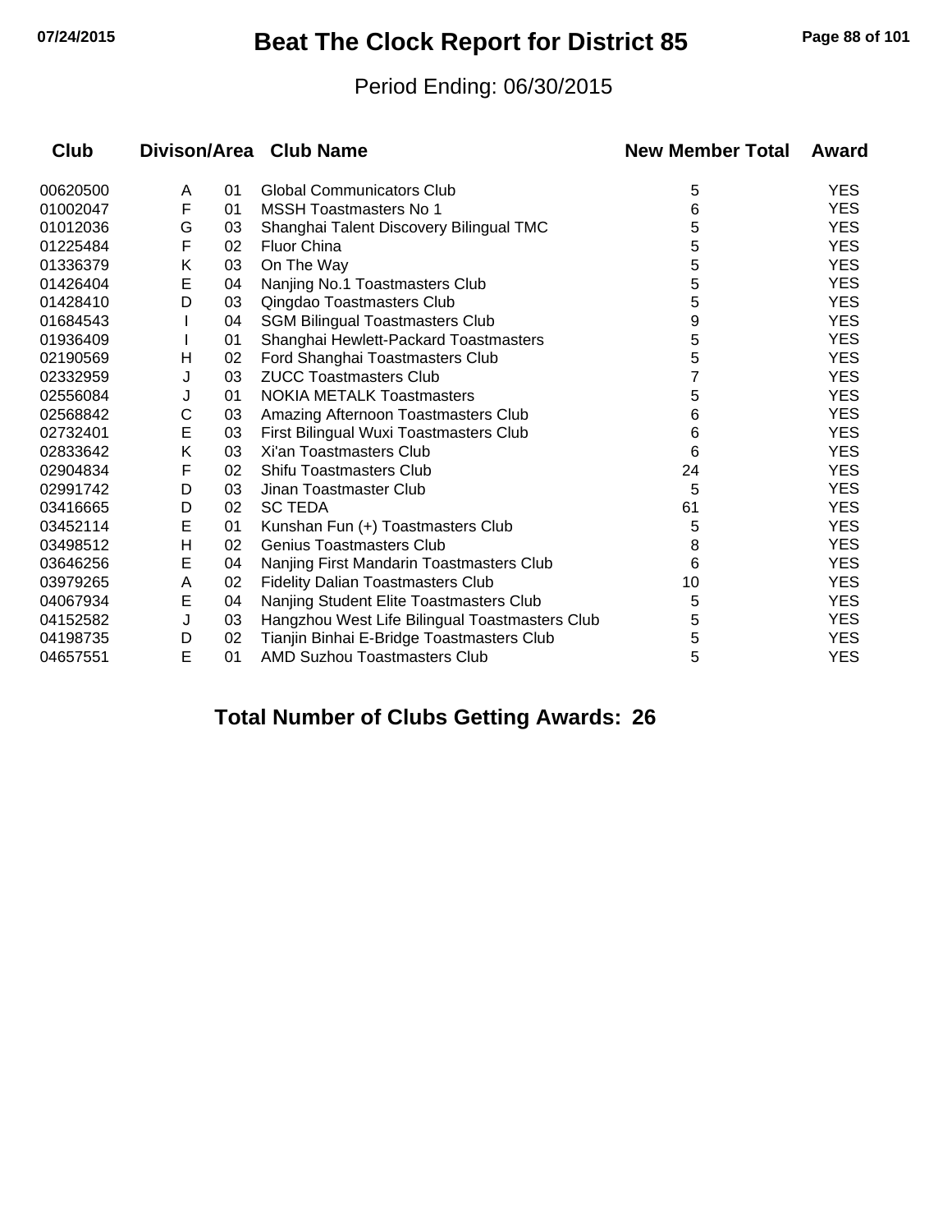# Beat The Clock Report for District 85

Period Ending: 06/30/2015

| Club | Divison/Area | | Club Name | New Member Total | Award |
|---|---|---|---|---|---|
| 00620500 | A | 01 | Global Communicators Club | 5 | YES |
| 01002047 | F | 01 | MSSH Toastmasters No 1 | 6 | YES |
| 01012036 | G | 03 | Shanghai Talent Discovery Bilingual TMC | 5 | YES |
| 01225484 | F | 02 | Fluor China | 5 | YES |
| 01336379 | K | 03 | On The Way | 5 | YES |
| 01426404 | E | 04 | Nanjing No.1 Toastmasters Club | 5 | YES |
| 01428410 | D | 03 | Qingdao Toastmasters Club | 5 | YES |
| 01684543 | I | 04 | SGM Bilingual Toastmasters Club | 9 | YES |
| 01936409 | I | 01 | Shanghai Hewlett-Packard Toastmasters | 5 | YES |
| 02190569 | H | 02 | Ford Shanghai Toastmasters Club | 5 | YES |
| 02332959 | J | 03 | ZUCC Toastmasters Club | 7 | YES |
| 02556084 | J | 01 | NOKIA METALK Toastmasters | 5 | YES |
| 02568842 | C | 03 | Amazing Afternoon Toastmasters Club | 6 | YES |
| 02732401 | E | 03 | First Bilingual Wuxi Toastmasters Club | 6 | YES |
| 02833642 | K | 03 | Xi'an Toastmasters Club | 6 | YES |
| 02904834 | F | 02 | Shifu Toastmasters Club | 24 | YES |
| 02991742 | D | 03 | Jinan Toastmaster Club | 5 | YES |
| 03416665 | D | 02 | SC TEDA | 61 | YES |
| 03452114 | E | 01 | Kunshan Fun (+) Toastmasters Club | 5 | YES |
| 03498512 | H | 02 | Genius Toastmasters Club | 8 | YES |
| 03646256 | E | 04 | Nanjing First Mandarin Toastmasters Club | 6 | YES |
| 03979265 | A | 02 | Fidelity Dalian Toastmasters Club | 10 | YES |
| 04067934 | E | 04 | Nanjing Student Elite Toastmasters Club | 5 | YES |
| 04152582 | J | 03 | Hangzhou West Life Bilingual Toastmasters Club | 5 | YES |
| 04198735 | D | 02 | Tianjin Binhai E-Bridge Toastmasters Club | 5 | YES |
| 04657551 | E | 01 | AMD Suzhou Toastmasters Club | 5 | YES |

**Total Number of Clubs Getting Awards: 26**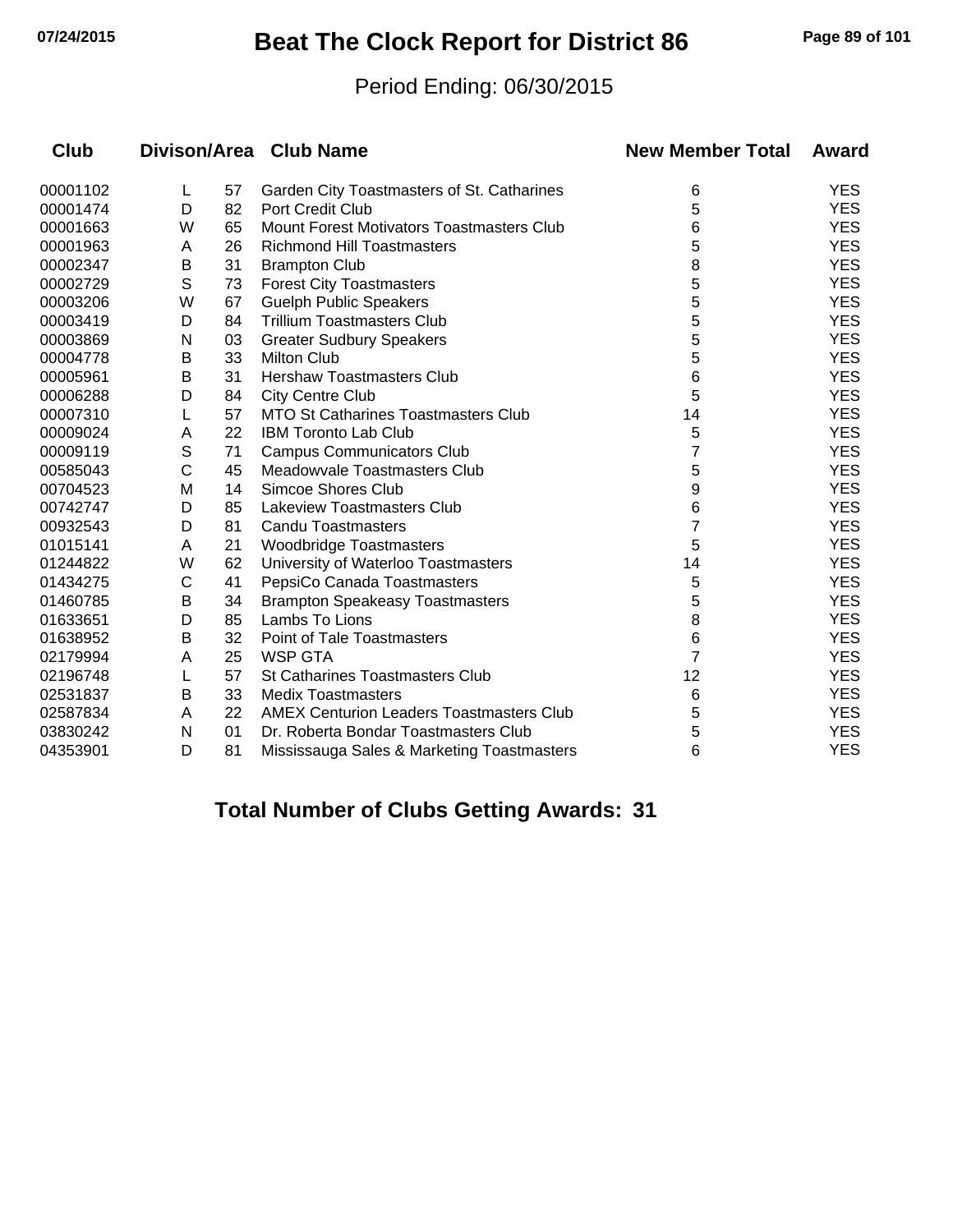# Beat The Clock Report for District 86

Period Ending: 06/30/2015

| Club | Divison/Area | | Club Name | New Member Total | Award |
|---|---|---|---|---|---|
| 00001102 | L | 57 | Garden City Toastmasters of St. Catharines | 6 | YES |
| 00001474 | D | 82 | Port Credit Club | 5 | YES |
| 00001663 | W | 65 | Mount Forest Motivators Toastmasters Club | 6 | YES |
| 00001963 | A | 26 | Richmond Hill Toastmasters | 5 | YES |
| 00002347 | B | 31 | Brampton Club | 8 | YES |
| 00002729 | S | 73 | Forest City Toastmasters | 5 | YES |
| 00003206 | W | 67 | Guelph Public Speakers | 5 | YES |
| 00003419 | D | 84 | Trillium Toastmasters Club | 5 | YES |
| 00003869 | N | 03 | Greater Sudbury Speakers | 5 | YES |
| 00004778 | B | 33 | Milton Club | 5 | YES |
| 00005961 | B | 31 | Hershaw Toastmasters Club | 6 | YES |
| 00006288 | D | 84 | City Centre Club | 5 | YES |
| 00007310 | L | 57 | MTO St Catharines Toastmasters Club | 14 | YES |
| 00009024 | A | 22 | IBM Toronto Lab Club | 5 | YES |
| 00009119 | S | 71 | Campus Communicators Club | 7 | YES |
| 00585043 | C | 45 | Meadowvale Toastmasters Club | 5 | YES |
| 00704523 | M | 14 | Simcoe Shores Club | 9 | YES |
| 00742747 | D | 85 | Lakeview Toastmasters Club | 6 | YES |
| 00932543 | D | 81 | Candu Toastmasters | 7 | YES |
| 01015141 | A | 21 | Woodbridge Toastmasters | 5 | YES |
| 01244822 | W | 62 | University of Waterloo Toastmasters | 14 | YES |
| 01434275 | C | 41 | PepsiCo Canada Toastmasters | 5 | YES |
| 01460785 | B | 34 | Brampton Speakeasy Toastmasters | 5 | YES |
| 01633651 | D | 85 | Lambs To Lions | 8 | YES |
| 01638952 | B | 32 | Point of Tale Toastmasters | 6 | YES |
| 02179994 | A | 25 | WSP GTA | 7 | YES |
| 02196748 | L | 57 | St Catharines Toastmasters Club | 12 | YES |
| 02531837 | B | 33 | Medix Toastmasters | 6 | YES |
| 02587834 | A | 22 | AMEX Centurion Leaders Toastmasters Club | 5 | YES |
| 03830242 | N | 01 | Dr. Roberta Bondar Toastmasters Club | 5 | YES |
| 04353901 | D | 81 | Mississauga Sales & Marketing Toastmasters | 6 | YES |

**Total Number of Clubs Getting Awards: 31**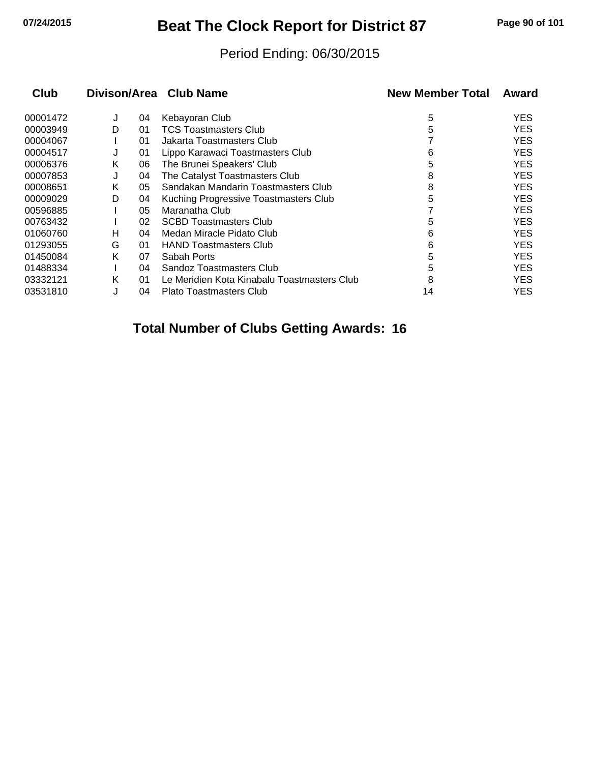# Beat The Clock Report for District 87

Period Ending: 06/30/2015

| Club | Divison | Area | Club Name | New Member Total | Award |
|---|---|---|---|---|---|
| 00001472 | J | 04 | Kebayoran Club | 5 | YES |
| 00003949 | D | 01 | TCS Toastmasters Club | 5 | YES |
| 00004067 | I | 01 | Jakarta Toastmasters Club | 7 | YES |
| 00004517 | J | 01 | Lippo Karawaci Toastmasters Club | 6 | YES |
| 00006376 | K | 06 | The Brunei Speakers' Club | 5 | YES |
| 00007853 | J | 04 | The Catalyst Toastmasters Club | 8 | YES |
| 00008651 | K | 05 | Sandakan Mandarin Toastmasters Club | 8 | YES |
| 00009029 | D | 04 | Kuching Progressive Toastmasters Club | 5 | YES |
| 00596885 | I | 05 | Maranatha Club | 7 | YES |
| 00763432 | I | 02 | SCBD Toastmasters Club | 5 | YES |
| 01060760 | H | 04 | Medan Miracle Pidato Club | 6 | YES |
| 01293055 | G | 01 | HAND Toastmasters Club | 6 | YES |
| 01450084 | K | 07 | Sabah Ports | 5 | YES |
| 01488334 | I | 04 | Sandoz Toastmasters Club | 5 | YES |
| 03332121 | K | 01 | Le Meridien Kota Kinabalu Toastmasters Club | 8 | YES |
| 03531810 | J | 04 | Plato Toastmasters Club | 14 | YES |

**Total Number of Clubs Getting Awards: 16**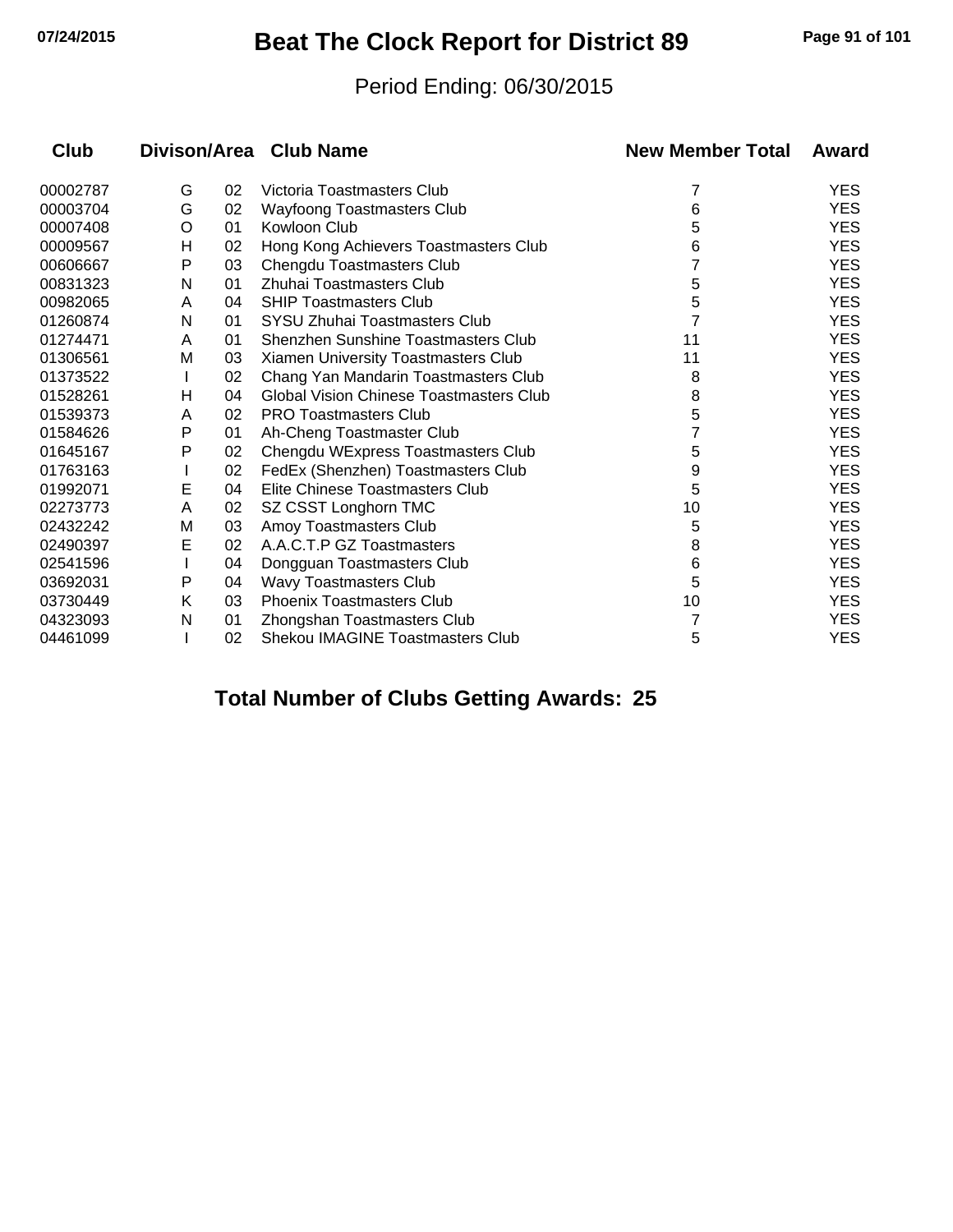# Beat The Clock Report for District 89

Period Ending: 06/30/2015

| Club | Divison/Area | | Club Name | New Member Total | Award |
|---|---|---|---|---|---|
| 00002787 | G | 02 | Victoria Toastmasters Club | 7 | YES |
| 00003704 | G | 02 | Wayfoong Toastmasters Club | 6 | YES |
| 00007408 | O | 01 | Kowloon Club | 5 | YES |
| 00009567 | H | 02 | Hong Kong Achievers Toastmasters Club | 6 | YES |
| 00606667 | P | 03 | Chengdu Toastmasters Club | 7 | YES |
| 00831323 | N | 01 | Zhuhai Toastmasters Club | 5 | YES |
| 00982065 | A | 04 | SHIP Toastmasters Club | 5 | YES |
| 01260874 | N | 01 | SYSU Zhuhai Toastmasters Club | 7 | YES |
| 01274471 | A | 01 | Shenzhen Sunshine Toastmasters Club | 11 | YES |
| 01306561 | M | 03 | Xiamen University Toastmasters Club | 11 | YES |
| 01373522 | I | 02 | Chang Yan Mandarin Toastmasters Club | 8 | YES |
| 01528261 | H | 04 | Global Vision Chinese Toastmasters Club | 8 | YES |
| 01539373 | A | 02 | PRO Toastmasters Club | 5 | YES |
| 01584626 | P | 01 | Ah-Cheng Toastmaster Club | 7 | YES |
| 01645167 | P | 02 | Chengdu WExpress Toastmasters Club | 5 | YES |
| 01763163 | I | 02 | FedEx (Shenzhen) Toastmasters Club | 9 | YES |
| 01992071 | E | 04 | Elite Chinese Toastmasters Club | 5 | YES |
| 02273773 | A | 02 | SZ CSST Longhorn TMC | 10 | YES |
| 02432242 | M | 03 | Amoy Toastmasters Club | 5 | YES |
| 02490397 | E | 02 | A.A.C.T.P GZ Toastmasters | 8 | YES |
| 02541596 | I | 04 | Dongguan Toastmasters Club | 6 | YES |
| 03692031 | P | 04 | Wavy Toastmasters Club | 5 | YES |
| 03730449 | K | 03 | Phoenix Toastmasters Club | 10 | YES |
| 04323093 | N | 01 | Zhongshan Toastmasters Club | 7 | YES |
| 04461099 | I | 02 | Shekou IMAGINE Toastmasters Club | 5 | YES |

**Total Number of Clubs Getting Awards: 25**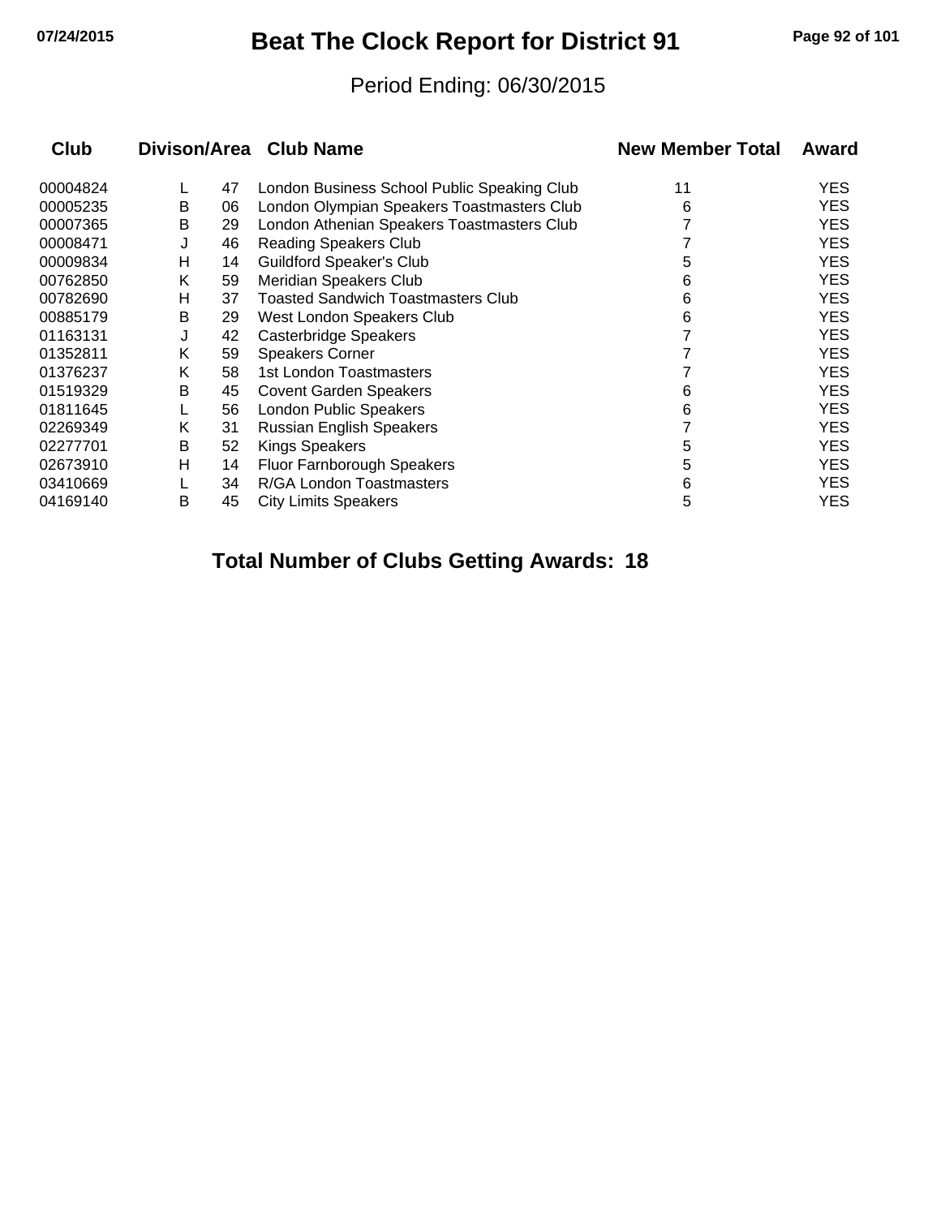# Beat The Clock Report for District 91

Period Ending: 06/30/2015

| Club | Divison/Area | | Club Name | New Member Total | Award |
|---|---|---|---|---|---|
| 00004824 | L | 47 | London Business School Public Speaking Club | 11 | YES |
| 00005235 | B | 06 | London Olympian Speakers Toastmasters Club | 6 | YES |
| 00007365 | B | 29 | London Athenian Speakers Toastmasters Club | 7 | YES |
| 00008471 | J | 46 | Reading Speakers Club | 7 | YES |
| 00009834 | H | 14 | Guildford Speaker's Club | 5 | YES |
| 00762850 | K | 59 | Meridian Speakers Club | 6 | YES |
| 00782690 | H | 37 | Toasted Sandwich Toastmasters Club | 6 | YES |
| 00885179 | B | 29 | West London Speakers Club | 6 | YES |
| 01163131 | J | 42 | Casterbridge Speakers | 7 | YES |
| 01352811 | K | 59 | Speakers Corner | 7 | YES |
| 01376237 | K | 58 | 1st London Toastmasters | 7 | YES |
| 01519329 | B | 45 | Covent Garden Speakers | 6 | YES |
| 01811645 | L | 56 | London Public Speakers | 6 | YES |
| 02269349 | K | 31 | Russian English Speakers | 7 | YES |
| 02277701 | B | 52 | Kings Speakers | 5 | YES |
| 02673910 | H | 14 | Fluor Farnborough Speakers | 5 | YES |
| 03410669 | L | 34 | R/GA London Toastmasters | 6 | YES |
| 04169140 | B | 45 | City Limits Speakers | 5 | YES |

**Total Number of Clubs Getting Awards: 18**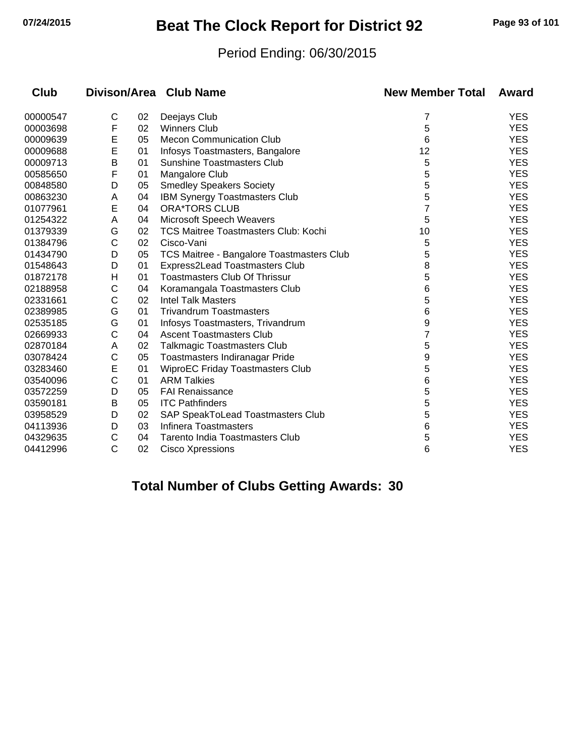# Beat The Clock Report for District 92

Period Ending: 06/30/2015

| Club | Divison/Area | | Club Name | New Member Total | Award |
|---|---|---|---|---|---|
| 00000547 | C | 02 | Deejays Club | 7 | YES |
| 00003698 | F | 02 | Winners Club | 5 | YES |
| 00009639 | E | 05 | Mecon Communication Club | 6 | YES |
| 00009688 | E | 01 | Infosys Toastmasters, Bangalore | 12 | YES |
| 00009713 | B | 01 | Sunshine Toastmasters Club | 5 | YES |
| 00585650 | F | 01 | Mangalore Club | 5 | YES |
| 00848580 | D | 05 | Smedley Speakers Society | 5 | YES |
| 00863230 | A | 04 | IBM Synergy Toastmasters Club | 5 | YES |
| 01077961 | E | 04 | ORA*TORS CLUB | 7 | YES |
| 01254322 | A | 04 | Microsoft Speech Weavers | 5 | YES |
| 01379339 | G | 02 | TCS Maitree Toastmasters Club: Kochi | 10 | YES |
| 01384796 | C | 02 | Cisco-Vani | 5 | YES |
| 01434790 | D | 05 | TCS Maitree - Bangalore Toastmasters Club | 5 | YES |
| 01548643 | D | 01 | Express2Lead Toastmasters Club | 8 | YES |
| 01872178 | H | 01 | Toastmasters Club Of Thrissur | 5 | YES |
| 02188958 | C | 04 | Koramangala Toastmasters Club | 6 | YES |
| 02331661 | C | 02 | Intel Talk Masters | 5 | YES |
| 02389985 | G | 01 | Trivandrum Toastmasters | 6 | YES |
| 02535185 | G | 01 | Infosys Toastmasters, Trivandrum | 9 | YES |
| 02669933 | C | 04 | Ascent Toastmasters Club | 7 | YES |
| 02870184 | A | 02 | Talkmagic Toastmasters Club | 5 | YES |
| 03078424 | C | 05 | Toastmasters Indiranagar Pride | 9 | YES |
| 03283460 | E | 01 | WiproEC Friday Toastmasters Club | 5 | YES |
| 03540096 | C | 01 | ARM Talkies | 6 | YES |
| 03572259 | D | 05 | FAI Renaissance | 5 | YES |
| 03590181 | B | 05 | ITC Pathfinders | 5 | YES |
| 03958529 | D | 02 | SAP SpeakToLead Toastmasters Club | 5 | YES |
| 04113936 | D | 03 | Infinera Toastmasters | 6 | YES |
| 04329635 | C | 04 | Tarento India Toastmasters Club | 5 | YES |
| 04412996 | C | 02 | Cisco Xpressions | 6 | YES |

**Total Number of Clubs Getting Awards: 30**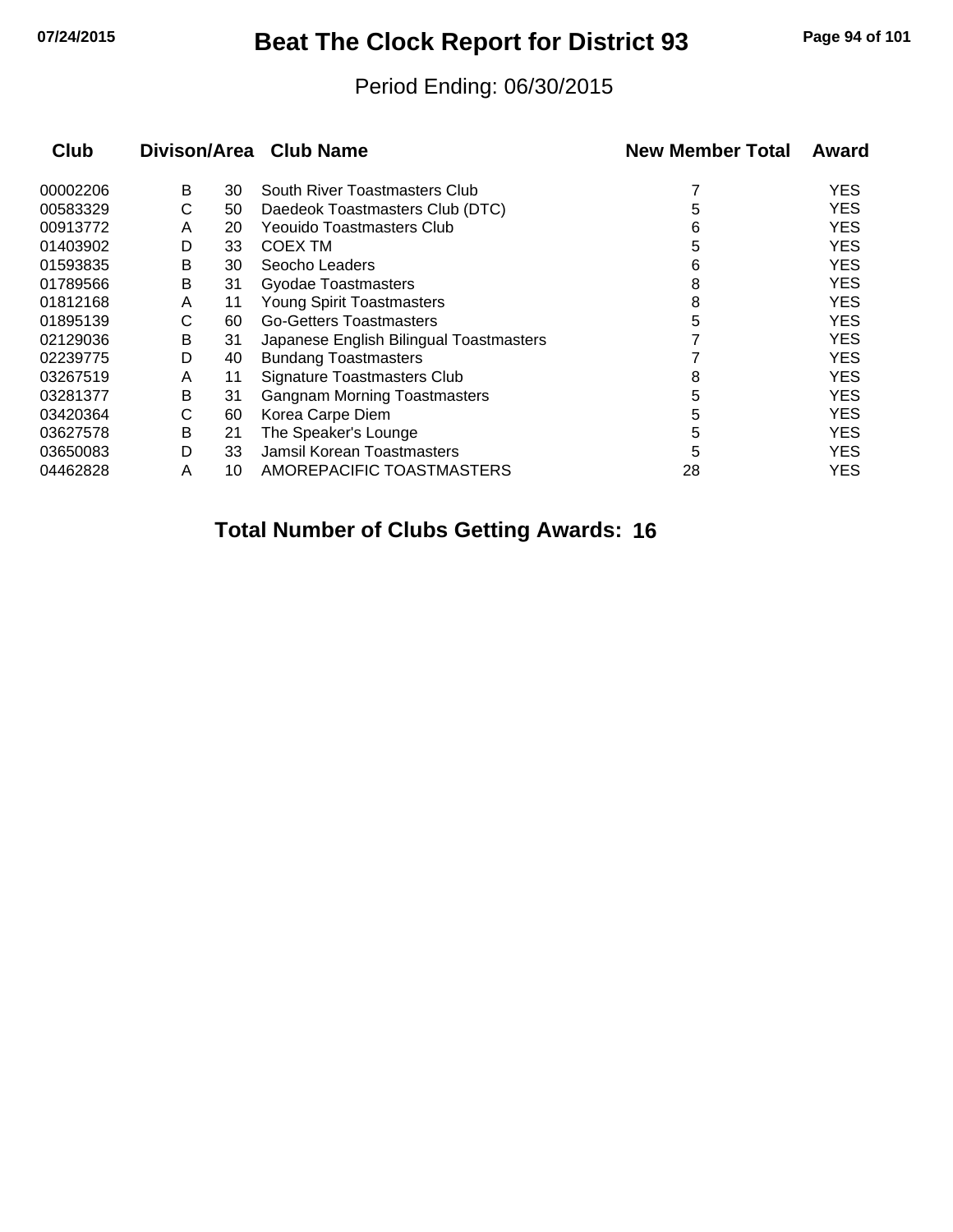# Beat The Clock Report for District 93

Period Ending: 06/30/2015

| Club | Divison | Area | Club Name | New Member Total | Award |
|---|---|---|---|---|---|
| 00002206 | B | 30 | South River Toastmasters Club | 7 | YES |
| 00583329 | C | 50 | Daedeok Toastmasters Club (DTC) | 5 | YES |
| 00913772 | A | 20 | Yeouido Toastmasters Club | 6 | YES |
| 01403902 | D | 33 | COEX TM | 5 | YES |
| 01593835 | B | 30 | Seocho Leaders | 6 | YES |
| 01789566 | B | 31 | Gyodae Toastmasters | 8 | YES |
| 01812168 | A | 11 | Young Spirit Toastmasters | 8 | YES |
| 01895139 | C | 60 | Go-Getters Toastmasters | 5 | YES |
| 02129036 | B | 31 | Japanese English Bilingual Toastmasters | 7 | YES |
| 02239775 | D | 40 | Bundang Toastmasters | 7 | YES |
| 03267519 | A | 11 | Signature Toastmasters Club | 8 | YES |
| 03281377 | B | 31 | Gangnam Morning Toastmasters | 5 | YES |
| 03420364 | C | 60 | Korea Carpe Diem | 5 | YES |
| 03627578 | B | 21 | The Speaker's Lounge | 5 | YES |
| 03650083 | D | 33 | Jamsil Korean Toastmasters | 5 | YES |
| 04462828 | A | 10 | AMOREPACIFIC TOASTMASTERS | 28 | YES |

**Total Number of Clubs Getting Awards: 16**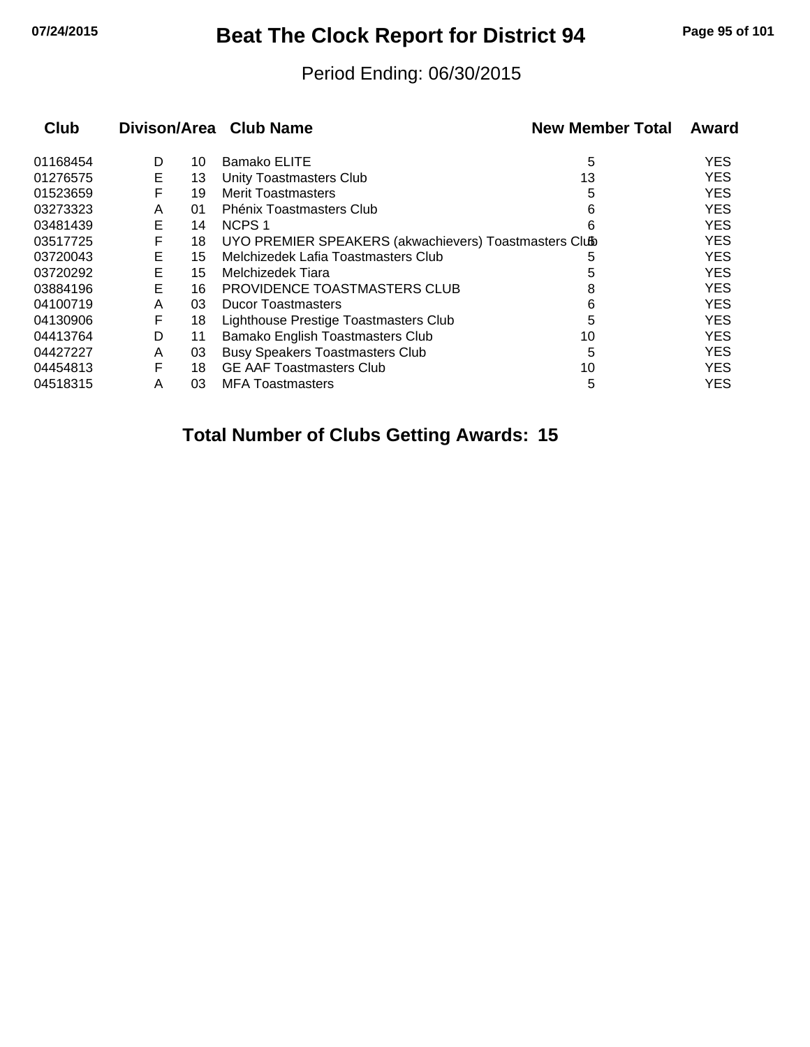# Beat The Clock Report for District 94

Period Ending: 06/30/2015

| Club | Divison | Area | Club Name | New Member Total | Award |
|---|---|---|---|---|---|
| 01168454 | D | 10 | Bamako ELITE | 5 | YES |
| 01276575 | E | 13 | Unity Toastmasters Club | 13 | YES |
| 01523659 | F | 19 | Merit Toastmasters | 5 | YES |
| 03273323 | A | 01 | Phénix Toastmasters Club | 6 | YES |
| 03481439 | E | 14 | NCPS 1 | 6 | YES |
| 03517725 | F | 18 | UYO PREMIER SPEAKERS (akwachievers) Toastmasters Club | 5 | YES |
| 03720043 | E | 15 | Melchizedek Lafia Toastmasters Club | 5 | YES |
| 03720292 | E | 15 | Melchizedek Tiara | 5 | YES |
| 03884196 | E | 16 | PROVIDENCE TOASTMASTERS CLUB | 8 | YES |
| 04100719 | A | 03 | Ducor Toastmasters | 6 | YES |
| 04130906 | F | 18 | Lighthouse Prestige Toastmasters Club | 5 | YES |
| 04413764 | D | 11 | Bamako English Toastmasters Club | 10 | YES |
| 04427227 | A | 03 | Busy Speakers Toastmasters Club | 5 | YES |
| 04454813 | F | 18 | GE AAF Toastmasters Club | 10 | YES |
| 04518315 | A | 03 | MFA Toastmasters | 5 | YES |

**Total Number of Clubs Getting Awards: 15**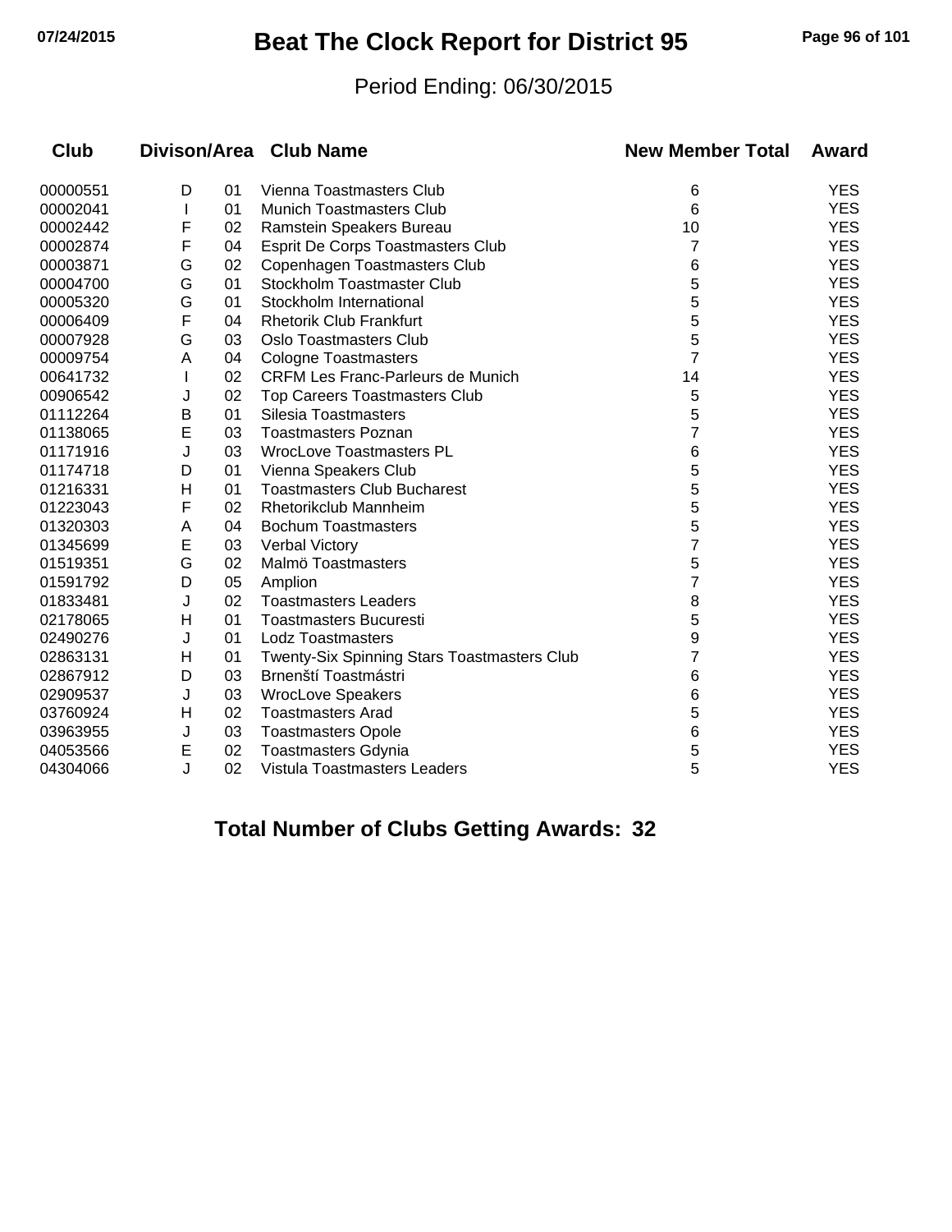# Beat The Clock Report for District 95

Period Ending: 06/30/2015

| Club | Divison/Area | | Club Name | New Member Total | Award |
|---|---|---|---|---|---|
| 00000551 | D | 01 | Vienna Toastmasters Club | 6 | YES |
| 00002041 | I | 01 | Munich Toastmasters Club | 6 | YES |
| 00002442 | F | 02 | Ramstein Speakers Bureau | 10 | YES |
| 00002874 | F | 04 | Esprit De Corps Toastmasters Club | 7 | YES |
| 00003871 | G | 02 | Copenhagen Toastmasters Club | 6 | YES |
| 00004700 | G | 01 | Stockholm Toastmaster Club | 5 | YES |
| 00005320 | G | 01 | Stockholm International | 5 | YES |
| 00006409 | F | 04 | Rhetorik Club Frankfurt | 5 | YES |
| 00007928 | G | 03 | Oslo Toastmasters Club | 5 | YES |
| 00009754 | A | 04 | Cologne Toastmasters | 7 | YES |
| 00641732 | I | 02 | CRFM Les Franc-Parleurs de Munich | 14 | YES |
| 00906542 | J | 02 | Top Careers Toastmasters Club | 5 | YES |
| 01112264 | B | 01 | Silesia Toastmasters | 5 | YES |
| 01138065 | E | 03 | Toastmasters Poznan | 7 | YES |
| 01171916 | J | 03 | WrocLove Toastmasters PL | 6 | YES |
| 01174718 | D | 01 | Vienna Speakers Club | 5 | YES |
| 01216331 | H | 01 | Toastmasters Club Bucharest | 5 | YES |
| 01223043 | F | 02 | Rhetorikclub Mannheim | 5 | YES |
| 01320303 | A | 04 | Bochum Toastmasters | 5 | YES |
| 01345699 | E | 03 | Verbal Victory | 7 | YES |
| 01519351 | G | 02 | Malmö Toastmasters | 5 | YES |
| 01591792 | D | 05 | Amplion | 7 | YES |
| 01833481 | J | 02 | Toastmasters Leaders | 8 | YES |
| 02178065 | H | 01 | Toastmasters Bucuresti | 5 | YES |
| 02490276 | J | 01 | Lodz Toastmasters | 9 | YES |
| 02863131 | H | 01 | Twenty-Six Spinning Stars Toastmasters Club | 7 | YES |
| 02867912 | D | 03 | Brnenští Toastmástri | 6 | YES |
| 02909537 | J | 03 | WrocLove Speakers | 6 | YES |
| 03760924 | H | 02 | Toastmasters Arad | 5 | YES |
| 03963955 | J | 03 | Toastmasters Opole | 6 | YES |
| 04053566 | E | 02 | Toastmasters Gdynia | 5 | YES |
| 04304066 | J | 02 | Vistula Toastmasters Leaders | 5 | YES |

**Total Number of Clubs Getting Awards: 32**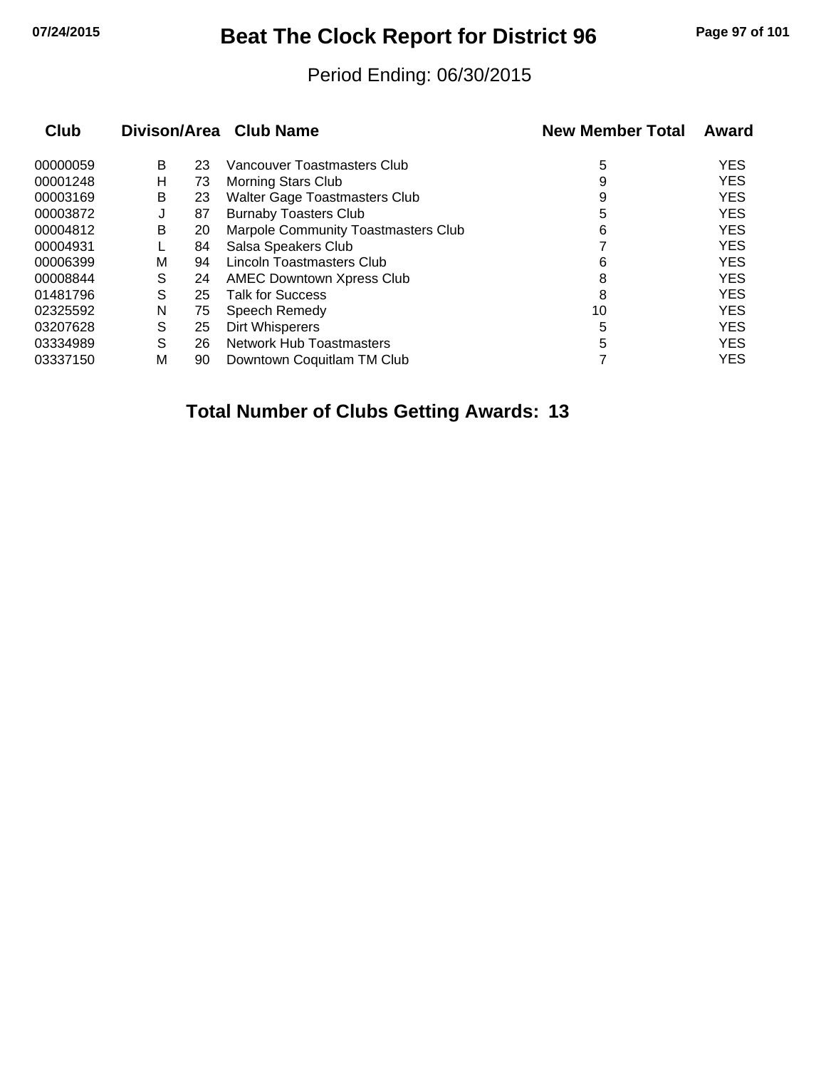# Beat The Clock Report for District 96

Period Ending: 06/30/2015

| Club | Divison/Area | | Club Name | New Member Total | Award |
|---|---|---|---|---|---|
| 00000059 | B | 23 | Vancouver Toastmasters Club | 5 | YES |
| 00001248 | H | 73 | Morning Stars Club | 9 | YES |
| 00003169 | B | 23 | Walter Gage Toastmasters Club | 9 | YES |
| 00003872 | J | 87 | Burnaby Toasters Club | 5 | YES |
| 00004812 | B | 20 | Marpole Community Toastmasters Club | 6 | YES |
| 00004931 | L | 84 | Salsa Speakers Club | 7 | YES |
| 00006399 | M | 94 | Lincoln Toastmasters Club | 6 | YES |
| 00008844 | S | 24 | AMEC Downtown Xpress Club | 8 | YES |
| 01481796 | S | 25 | Talk for Success | 8 | YES |
| 02325592 | N | 75 | Speech Remedy | 10 | YES |
| 03207628 | S | 25 | Dirt Whisperers | 5 | YES |
| 03334989 | S | 26 | Network Hub Toastmasters | 5 | YES |
| 03337150 | M | 90 | Downtown Coquitlam TM Club | 7 | YES |

**Total Number of Clubs Getting Awards: 13**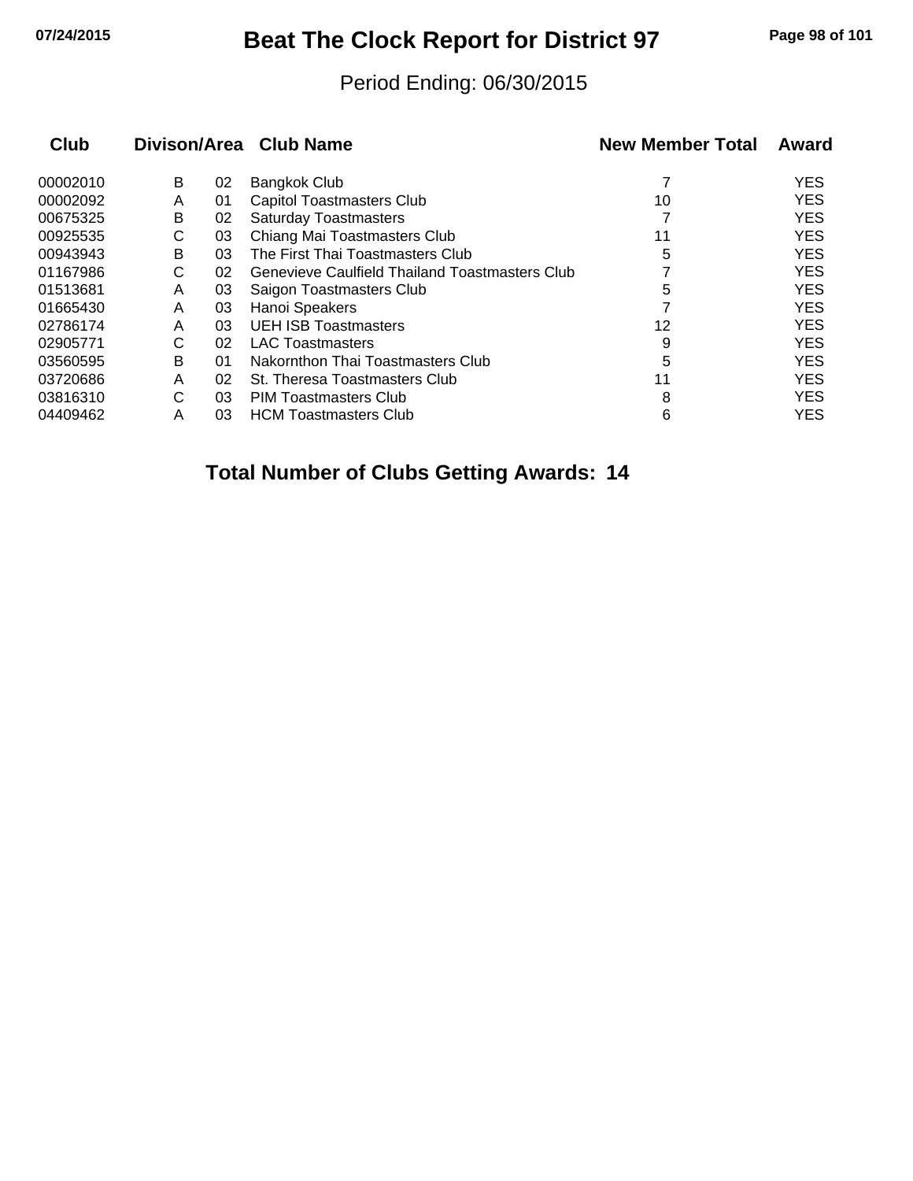# Beat The Clock Report for District 97

Period Ending: 06/30/2015

| Club | Divison/Area | | Club Name | New Member Total | Award |
|---|---|---|---|---|---|
| 00002010 | B | 02 | Bangkok Club | 7 | YES |
| 00002092 | A | 01 | Capitol Toastmasters Club | 10 | YES |
| 00675325 | B | 02 | Saturday Toastmasters | 7 | YES |
| 00925535 | C | 03 | Chiang Mai Toastmasters Club | 11 | YES |
| 00943943 | B | 03 | The First Thai Toastmasters Club | 5 | YES |
| 01167986 | C | 02 | Genevieve Caulfield Thailand Toastmasters Club | 7 | YES |
| 01513681 | A | 03 | Saigon Toastmasters Club | 5 | YES |
| 01665430 | A | 03 | Hanoi Speakers | 7 | YES |
| 02786174 | A | 03 | UEH ISB Toastmasters | 12 | YES |
| 02905771 | C | 02 | LAC Toastmasters | 9 | YES |
| 03560595 | B | 01 | Nakornthon Thai Toastmasters Club | 5 | YES |
| 03720686 | A | 02 | St. Theresa Toastmasters Club | 11 | YES |
| 03816310 | C | 03 | PIM Toastmasters Club | 8 | YES |
| 04409462 | A | 03 | HCM Toastmasters Club | 6 | YES |

**Total Number of Clubs Getting Awards: 14**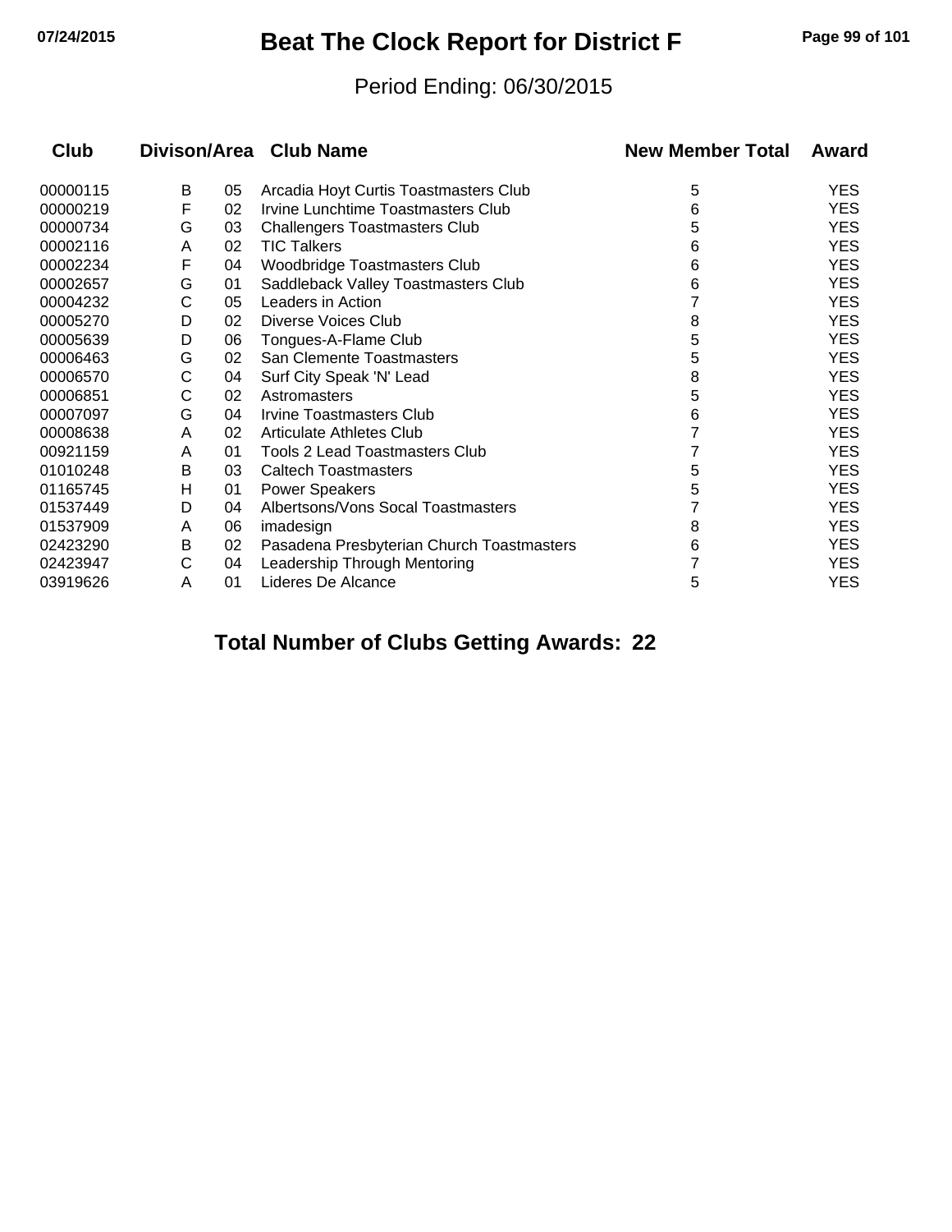# Beat The Clock Report for District F

Period Ending: 06/30/2015

| Club | Divison | Area | Club Name | New Member Total | Award |
|---|---|---|---|---|---|
| 00000115 | B | 05 | Arcadia Hoyt Curtis Toastmasters Club | 5 | YES |
| 00000219 | F | 02 | Irvine Lunchtime Toastmasters Club | 6 | YES |
| 00000734 | G | 03 | Challengers Toastmasters Club | 5 | YES |
| 00002116 | A | 02 | TIC Talkers | 6 | YES |
| 00002234 | F | 04 | Woodbridge Toastmasters Club | 6 | YES |
| 00002657 | G | 01 | Saddleback Valley Toastmasters Club | 6 | YES |
| 00004232 | C | 05 | Leaders in Action | 7 | YES |
| 00005270 | D | 02 | Diverse Voices Club | 8 | YES |
| 00005639 | D | 06 | Tongues-A-Flame Club | 5 | YES |
| 00006463 | G | 02 | San Clemente Toastmasters | 5 | YES |
| 00006570 | C | 04 | Surf City Speak 'N' Lead | 8 | YES |
| 00006851 | C | 02 | Astromasters | 5 | YES |
| 00007097 | G | 04 | Irvine Toastmasters Club | 6 | YES |
| 00008638 | A | 02 | Articulate Athletes Club | 7 | YES |
| 00921159 | A | 01 | Tools 2 Lead Toastmasters Club | 7 | YES |
| 01010248 | B | 03 | Caltech Toastmasters | 5 | YES |
| 01165745 | H | 01 | Power Speakers | 5 | YES |
| 01537449 | D | 04 | Albertsons/Vons Socal Toastmasters | 7 | YES |
| 01537909 | A | 06 | imadesign | 8 | YES |
| 02423290 | B | 02 | Pasadena Presbyterian Church Toastmasters | 6 | YES |
| 02423947 | C | 04 | Leadership Through Mentoring | 7 | YES |
| 03919626 | A | 01 | Lideres De Alcance | 5 | YES |

**Total Number of Clubs Getting Awards: 22**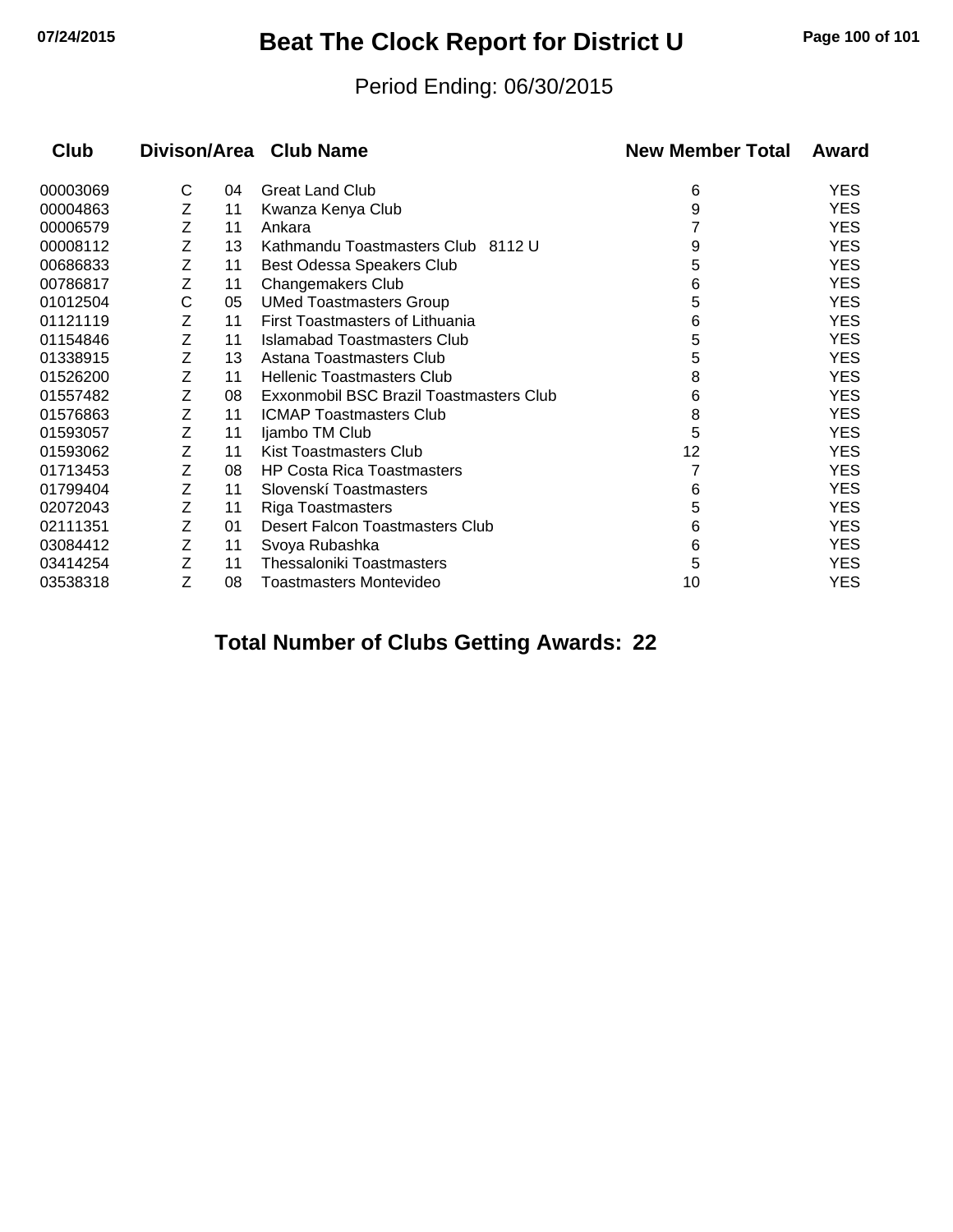# Beat The Clock Report for District U

Period Ending: 06/30/2015

| Club | Divison/Area | | Club Name | New Member Total | Award |
|---|---|---|---|---|---|
| 00003069 | C | 04 | Great Land Club | 6 | YES |
| 00004863 | Z | 11 | Kwanza Kenya Club | 9 | YES |
| 00006579 | Z | 11 | Ankara | 7 | YES |
| 00008112 | Z | 13 | Kathmandu Toastmasters Club 8112 U | 9 | YES |
| 00686833 | Z | 11 | Best Odessa Speakers Club | 5 | YES |
| 00786817 | Z | 11 | Changemakers Club | 6 | YES |
| 01012504 | C | 05 | UMed Toastmasters Group | 5 | YES |
| 01121119 | Z | 11 | First Toastmasters of Lithuania | 6 | YES |
| 01154846 | Z | 11 | Islamabad Toastmasters Club | 5 | YES |
| 01338915 | Z | 13 | Astana Toastmasters Club | 5 | YES |
| 01526200 | Z | 11 | Hellenic Toastmasters Club | 8 | YES |
| 01557482 | Z | 08 | Exxonmobil BSC Brazil Toastmasters Club | 6 | YES |
| 01576863 | Z | 11 | ICMAP Toastmasters Club | 8 | YES |
| 01593057 | Z | 11 | Ijambo TM Club | 5 | YES |
| 01593062 | Z | 11 | Kist Toastmasters Club | 12 | YES |
| 01713453 | Z | 08 | HP Costa Rica Toastmasters | 7 | YES |
| 01799404 | Z | 11 | Slovenskí Toastmasters | 6 | YES |
| 02072043 | Z | 11 | Riga Toastmasters | 5 | YES |
| 02111351 | Z | 01 | Desert Falcon Toastmasters Club | 6 | YES |
| 03084412 | Z | 11 | Svoya Rubashka | 6 | YES |
| 03414254 | Z | 11 | Thessaloniki Toastmasters | 5 | YES |
| 03538318 | Z | 08 | Toastmasters Montevideo | 10 | YES |

**Total Number of Clubs Getting Awards: 22**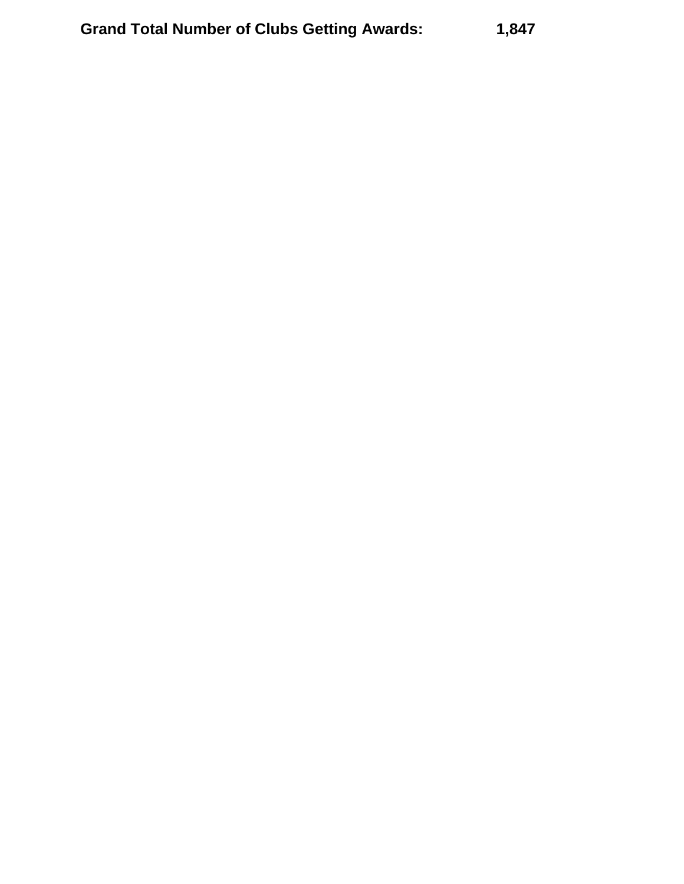**Grand Total Number of Clubs Getting Awards: 1,847**